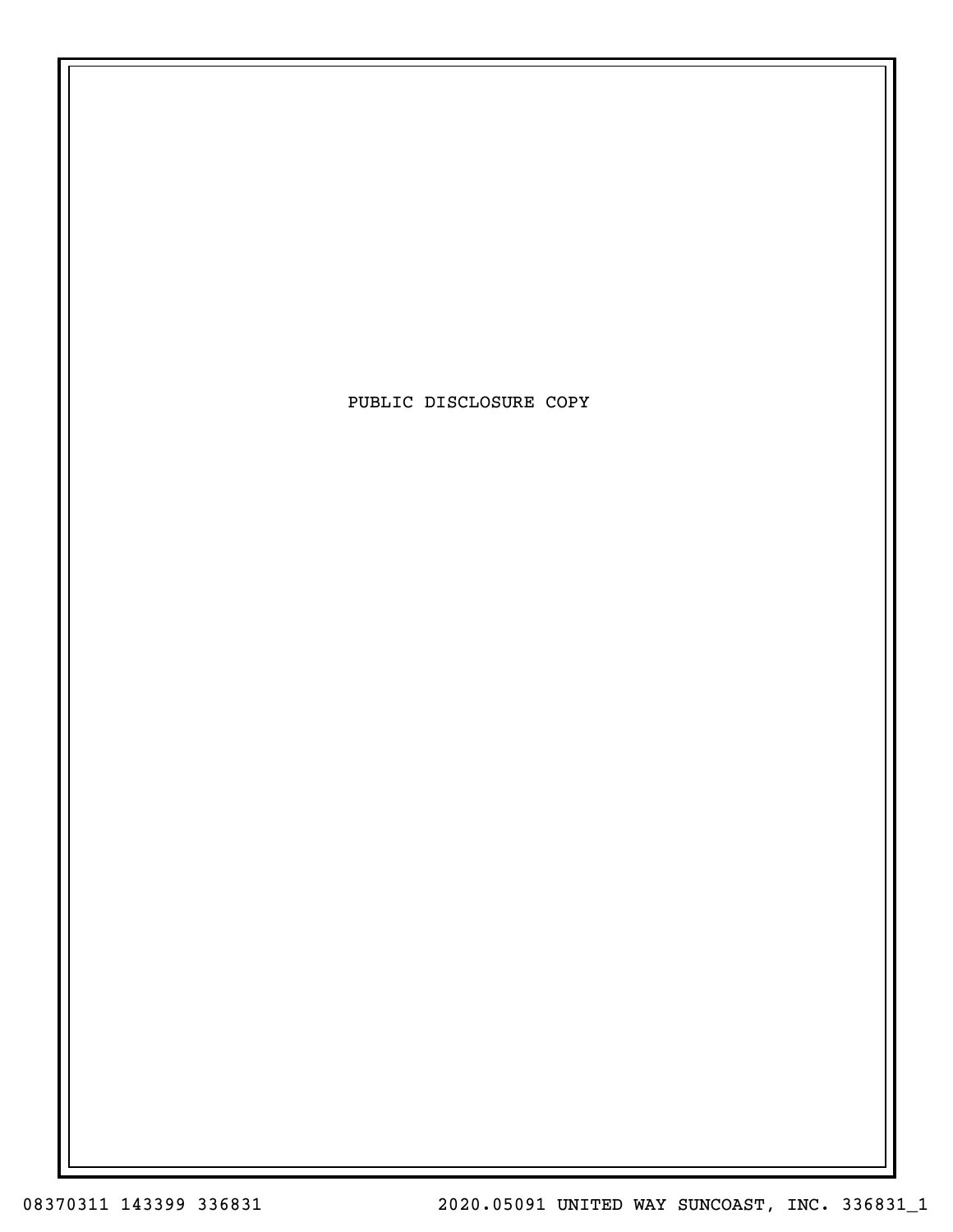PUBLIC DISCLOSURE COPY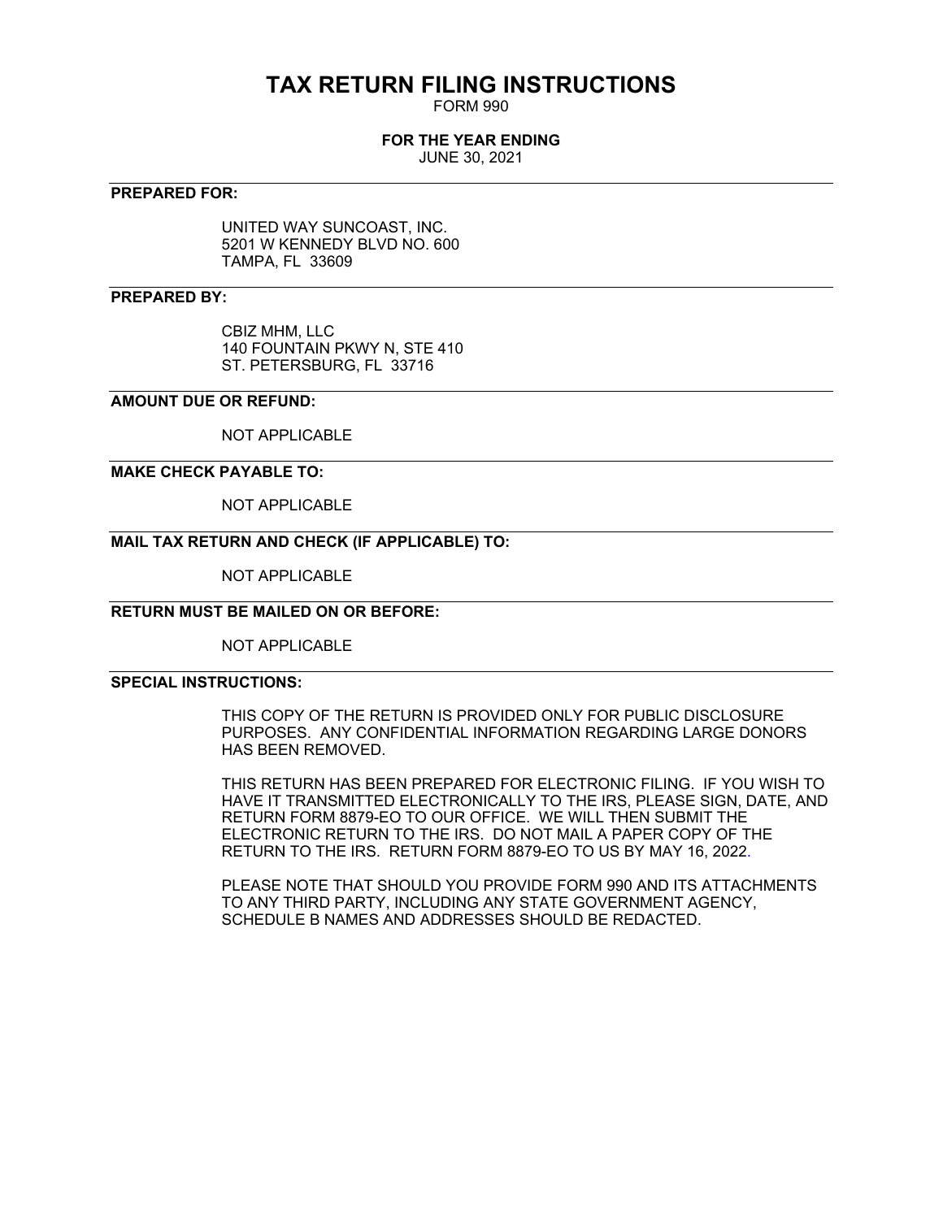# TAX RETURN FILING INSTRUCTIONS

FORM 990

**FOR THE YEAR ENDING**

JUNE 30, 2021

---

**PREPARED FOR:**

UNITED WAY SUNCOAST, INC.
5201 W KENNEDY BLVD NO. 600
TAMPA, FL 33609

---

**PREPARED BY:**

CBIZ MHM, LLC
140 FOUNTAIN PKWY N, STE 410
ST. PETERSBURG, FL 33716

---

**AMOUNT DUE OR REFUND:**

NOT APPLICABLE

---

**MAKE CHECK PAYABLE TO:**

NOT APPLICABLE

---

**MAIL TAX RETURN AND CHECK (IF APPLICABLE) TO:**

NOT APPLICABLE

---

**RETURN MUST BE MAILED ON OR BEFORE:**

NOT APPLICABLE

---

**SPECIAL INSTRUCTIONS:**

THIS COPY OF THE RETURN IS PROVIDED ONLY FOR PUBLIC DISCLOSURE PURPOSES. ANY CONFIDENTIAL INFORMATION REGARDING LARGE DONORS HAS BEEN REMOVED.

THIS RETURN HAS BEEN PREPARED FOR ELECTRONIC FILING. IF YOU WISH TO HAVE IT TRANSMITTED ELECTRONICALLY TO THE IRS, PLEASE SIGN, DATE, AND RETURN FORM 8879-EO TO OUR OFFICE. WE WILL THEN SUBMIT THE ELECTRONIC RETURN TO THE IRS. DO NOT MAIL A PAPER COPY OF THE RETURN TO THE IRS. RETURN FORM 8879-EO TO US BY MAY 16, 2022.

PLEASE NOTE THAT SHOULD YOU PROVIDE FORM 990 AND ITS ATTACHMENTS TO ANY THIRD PARTY, INCLUDING ANY STATE GOVERNMENT AGENCY, SCHEDULE B NAMES AND ADDRESSES SHOULD BE REDACTED.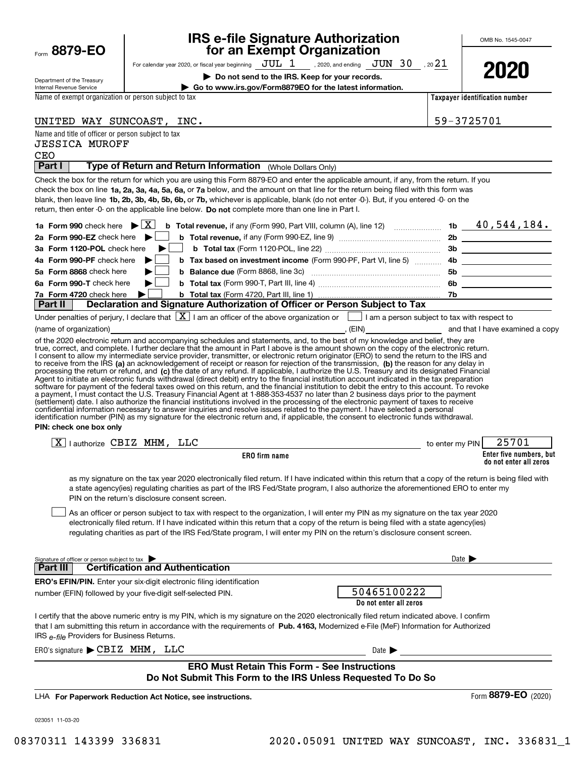Form **8879-EO**

Department of the Treasury
Internal Revenue Service

# IRS e-file Signature Authorization for an Exempt Organization

For calendar year 2020, or fiscal year beginning JUL 1, 2020, and ending JUN 30, 20 21

▶ **Do not send to the IRS. Keep for your records.**

▶ **Go to www.irs.gov/Form8879EO for the latest information.**

OMB No. 1545-0047

**2020**

Name of exempt organization or person subject to tax: UNITED WAY SUNCOAST, INC.

**Taxpayer identification number:** 59-3725701

Name and title of officer or person subject to tax:
JESSICA MUROFF
CEO

**Part I** **Type of Return and Return Information** (Whole Dollars Only)

Check the box for the return for which you are using this Form 8879-EO and enter the applicable amount, if any, from the return. If you check the box on line **1a, 2a, 3a, 4a, 5a, 6a,** or **7a** below, and the amount on that line for the return being filed with this form was blank, then leave line **1b, 2b, 3b, 4b, 5b, 6b,** or **7b,** whichever is applicable, blank (do not enter -0-). But, if you entered -0- on the return, then enter -0- on the applicable line below. **Do not** complete more than one line in Part I.

| | | | |
|---|---|---|---|
| **1a Form 990** check here ▶ [X] | **b Total revenue,** if any (Form 990, Part VIII, column (A), line 12) | 1b | 40,544,184. |
| **2a Form 990-EZ** check here ▶ [ ] | **b Total revenue,** if any (Form 990-EZ, line 9) | 2b | |
| **3a Form 1120-POL** check here ▶ [ ] | **b Total tax** (Form 1120-POL, line 22) | 3b | |
| **4a Form 990-PF** check here ▶ [ ] | **b Tax based on investment income** (Form 990-PF, Part VI, line 5) | 4b | |
| **5a Form 8868** check here ▶ [ ] | **b Balance due** (Form 8868, line 3c) | 5b | |
| **6a Form 990-T** check here ▶ [ ] | **b Total tax** (Form 990-T, Part III, line 4) | 6b | |
| **7a Form 4720** check here ▶ [ ] | **b Total tax** (Form 4720, Part III, line 1) | 7b | |

**Part II** **Declaration and Signature Authorization of Officer or Person Subject to Tax**

Under penalties of perjury, I declare that [X] I am an officer of the above organization or [ ] I am a person subject to tax with respect to (name of organization) ______________________, (EIN) ____________ and that I have examined a copy of the 2020 electronic return and accompanying schedules and statements, and, to the best of my knowledge and belief, they are true, correct, and complete. I further declare that the amount in Part I above is the amount shown on the copy of the electronic return. I consent to allow my intermediate service provider, transmitter, or electronic return originator (ERO) to send the return to the IRS and to receive from the IRS **(a)** an acknowledgement of receipt or reason for rejection of the transmission, **(b)** the reason for any delay in processing the return or refund, and **(c)** the date of any refund. If applicable, I authorize the U.S. Treasury and its designated Financial Agent to initiate an electronic funds withdrawal (direct debit) entry to the financial institution account indicated in the tax preparation software for payment of the federal taxes owed on this return, and the financial institution to debit the entry to this account. To revoke a payment, I must contact the U.S. Treasury Financial Agent at 1-888-353-4537 no later than 2 business days prior to the payment (settlement) date. I also authorize the financial institutions involved in the processing of the electronic payment of taxes to receive confidential information necessary to answer inquiries and resolve issues related to the payment. I have selected a personal identification number (PIN) as my signature for the electronic return and, if applicable, the consent to electronic funds withdrawal.

**PIN: check one box only**

[X] I authorize CBIZ MHM, LLC (ERO firm name) to enter my PIN 25701 (Enter five numbers, but do not enter all zeros)

as my signature on the tax year 2020 electronically filed return. If I have indicated within this return that a copy of the return is being filed with a state agency(ies) regulating charities as part of the IRS Fed/State program, I also authorize the aforementioned ERO to enter my PIN on the return's disclosure consent screen.

[ ] As an officer or person subject to tax with respect to the organization, I will enter my PIN as my signature on the tax year 2020 electronically filed return. If I have indicated within this return that a copy of the return is being filed with a state agency(ies) regulating charities as part of the IRS Fed/State program, I will enter my PIN on the return's disclosure consent screen.

Signature of officer or person subject to tax ▶ ____________________ Date ▶ ____________

**Part III** **Certification and Authentication**

**ERO's EFIN/PIN.** Enter your six-digit electronic filing identification number (EFIN) followed by your five-digit self-selected PIN.

50465100222
(Do not enter all zeros)

I certify that the above numeric entry is my PIN, which is my signature on the 2020 electronically filed return indicated above. I confirm that I am submitting this return in accordance with the requirements of **Pub. 4163,** Modernized e-File (MeF) Information for Authorized IRS *e-file* Providers for Business Returns.

ERO's signature ▶ CBIZ MHM, LLC Date ▶ ____________

**ERO Must Retain This Form - See Instructions**
**Do Not Submit This Form to the IRS Unless Requested To Do So**

LHA **For Paperwork Reduction Act Notice, see instructions.**

Form **8879-EO** (2020)

023051 11-03-20

08370311 143399 336831 2020.05091 UNITED WAY SUNCOAST, INC. 336831_1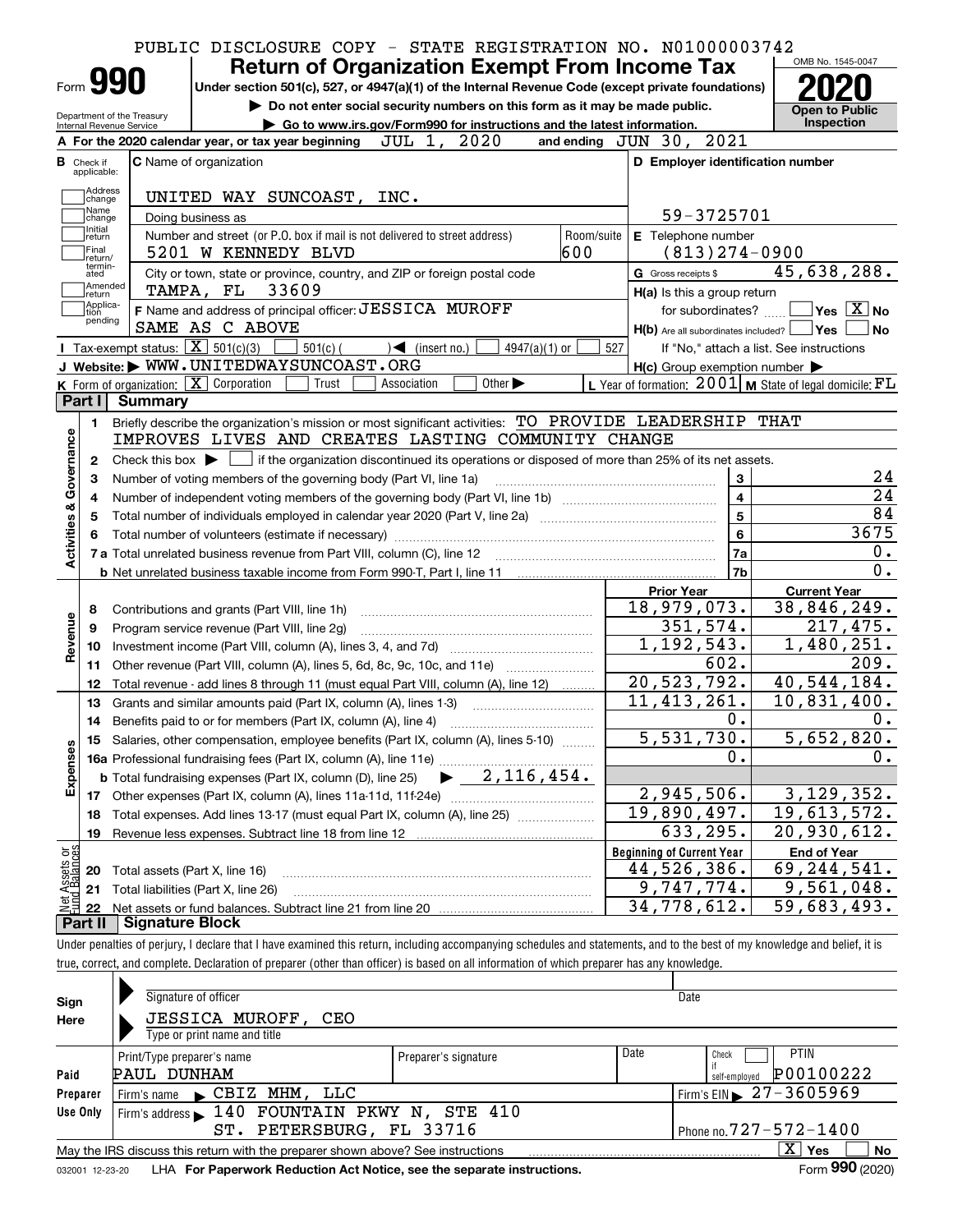PUBLIC DISCLOSURE COPY - STATE REGISTRATION NO. N01000003742

# Form 990 — Return of Organization Exempt From Income Tax — 2020

Under section 501(c), 527, or 4947(a)(1) of the Internal Revenue Code (except private foundations)

▶ Do not enter social security numbers on this form as it may be made public.

▶ Go to www.irs.gov/Form990 for instructions and the latest information.

Department of the Treasury
Internal Revenue Service

OMB No. 1545-0047

**Open to Public Inspection**

**A** For the 2020 calendar year, or tax year beginning JUL 1, 2020 and ending JUN 30, 2021

**B** Check if applicable: Address change, Name change, Initial return, Final return/terminated, Amended return, Application pending

**C** Name of organization: UNITED WAY SUNCOAST, INC.

Doing business as

Number and street (or P.O. box if mail is not delivered to street address): 5201 W KENNEDY BLVD — Room/suite: 600

City or town, state or province, country, and ZIP or foreign postal code: TAMPA, FL 33609

**D** Employer identification number: 59-3725701

**E** Telephone number: (813)274-0900

**G** Gross receipts $ 45,638,288.

**F** Name and address of principal officer: JESSICA MUROFF, SAME AS C ABOVE

**H(a)** Is this a group return for subordinates? ☐ Yes ☒ No

**H(b)** Are all subordinates included? ☐ Yes ☐ No — If "No," attach a list. See instructions

**H(c)** Group exemption number ▶

**I** Tax-exempt status: ☒ 501(c)(3) ☐ 501(c)( ) ◀ (insert no.) ☐ 4947(a)(1) or ☐ 527

**J** Website: ▶ WWW.UNITEDWAYSUNCOAST.ORG

**K** Form of organization: ☒ Corporation ☐ Trust ☐ Association ☐ Other ▶

**L** Year of formation: 2001 **M** State of legal domicile: FL

## Part I Summary

**Activities & Governance**

1. Briefly describe the organization's mission or most significant activities: TO PROVIDE LEADERSHIP THAT IMPROVES LIVES AND CREATES LASTING COMMUNITY CHANGE
2. Check this box ▶ ☐ if the organization discontinued its operations or disposed of more than 25% of its net assets.

| | | Line | Value |
|---|---|---|---|
| 3 | Number of voting members of the governing body (Part VI, line 1a) | 3 | 24 |
| 4 | Number of independent voting members of the governing body (Part VI, line 1b) | 4 | 24 |
| 5 | Total number of individuals employed in calendar year 2020 (Part V, line 2a) | 5 | 84 |
| 6 | Total number of volunteers (estimate if necessary) | 6 | 3675 |
| 7a | Total unrelated business revenue from Part VIII, column (C), line 12 | 7a | 0. |
| 7b | Net unrelated business taxable income from Form 990-T, Part I, line 11 | 7b | 0. |

| | | | Prior Year | Current Year |
|---|---|---|---|---|
| **Revenue** | 8 | Contributions and grants (Part VIII, line 1h) | 18,979,073. | 38,846,249. |
| | 9 | Program service revenue (Part VIII, line 2g) | 351,574. | 217,475. |
| | 10 | Investment income (Part VIII, column (A), lines 3, 4, and 7d) | 1,192,543. | 1,480,251. |
| | 11 | Other revenue (Part VIII, column (A), lines 5, 6d, 8c, 9c, 10c, and 11e) | 602. | 209. |
| | 12 | Total revenue - add lines 8 through 11 (must equal Part VIII, column (A), line 12) | 20,523,792. | 40,544,184. |
| **Expenses** | 13 | Grants and similar amounts paid (Part IX, column (A), lines 1-3) | 11,413,261. | 10,831,400. |
| | 14 | Benefits paid to or for members (Part IX, column (A), line 4) | 0. | 0. |
| | 15 | Salaries, other compensation, employee benefits (Part IX, column (A), lines 5-10) | 5,531,730. | 5,652,820. |
| | 16a | Professional fundraising fees (Part IX, column (A), line 11e) | 0. | 0. |
| | b | Total fundraising expenses (Part IX, column (D), line 25) ▶ 2,116,454. | | |
| | 17 | Other expenses (Part IX, column (A), lines 11a-11d, 11f-24e) | 2,945,506. | 3,129,352. |
| | 18 | Total expenses. Add lines 13-17 (must equal Part IX, column (A), line 25) | 19,890,497. | 19,613,572. |
| | 19 | Revenue less expenses. Subtract line 18 from line 12 | 633,295. | 20,930,612. |

| | | | Beginning of Current Year | End of Year |
|---|---|---|---|---|
| **Net Assets or Fund Balances** | 20 | Total assets (Part X, line 16) | 44,526,386. | 69,244,541. |
| | 21 | Total liabilities (Part X, line 26) | 9,747,774. | 9,561,048. |
| | 22 | Net assets or fund balances. Subtract line 21 from line 20 | 34,778,612. | 59,683,493. |

## Part II Signature Block

Under penalties of perjury, I declare that I have examined this return, including accompanying schedules and statements, and to the best of my knowledge and belief, it is true, correct, and complete. Declaration of preparer (other than officer) is based on all information of which preparer has any knowledge.

**Sign Here**

Signature of officer — Date

JESSICA MUROFF, CEO
Type or print name and title

**Paid Preparer Use Only**

| Print/Type preparer's name | Preparer's signature | Date | Check ☐ if self-employed | PTIN |
|---|---|---|---|---|
| PAUL DUNHAM | | | | P00100222 |

Firm's name ▶ CBIZ MHM, LLC — Firm's EIN ▶ 27-3605969

Firm's address ▶ 140 FOUNTAIN PKWY N, STE 410, ST. PETERSBURG, FL 33716 — Phone no. 727-572-1400

May the IRS discuss this return with the preparer shown above? See instructions ☒ Yes ☐ No

032001 12-23-20 LHA For Paperwork Reduction Act Notice, see the separate instructions. Form 990 (2020)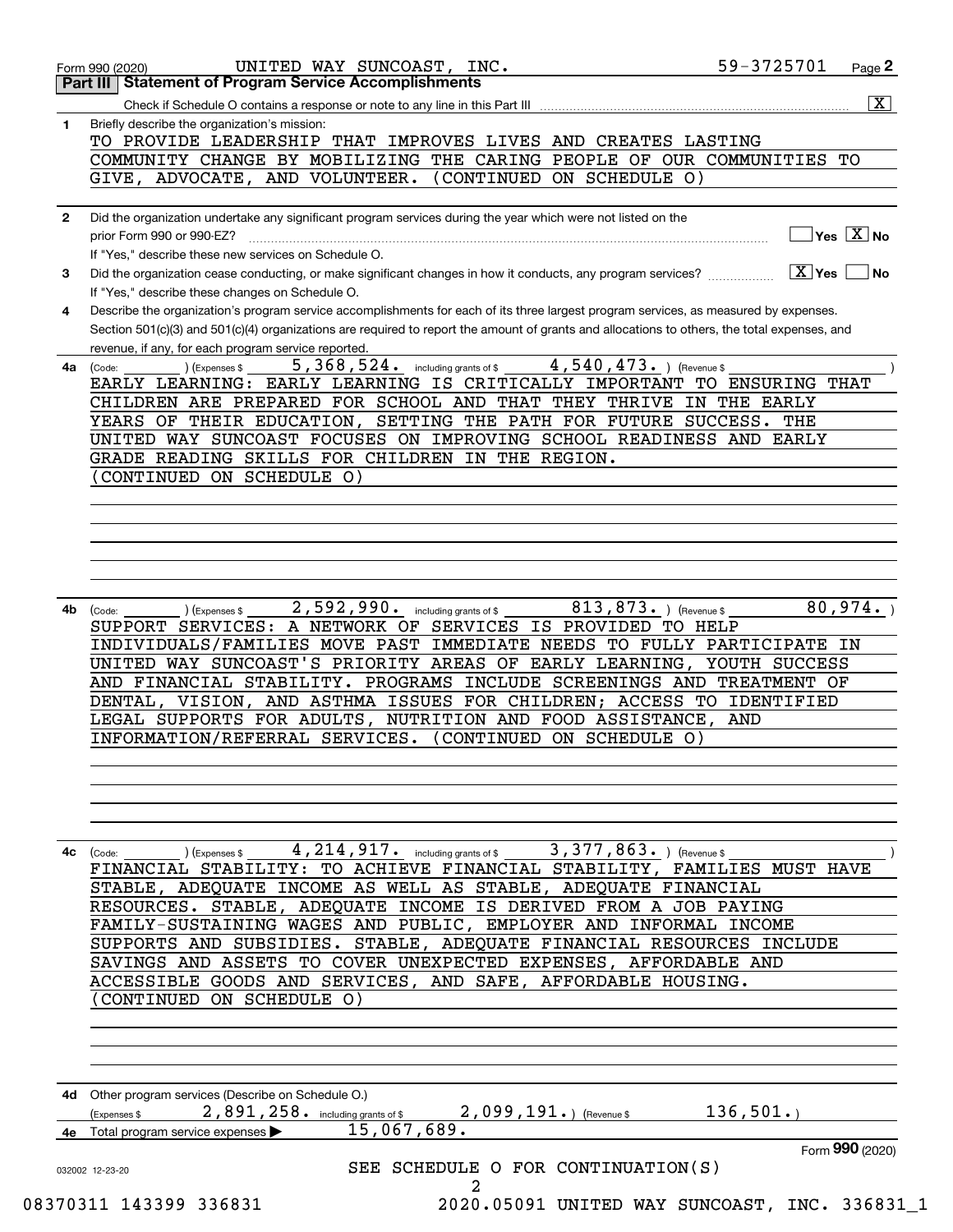Form 990 (2020) UNITED WAY SUNCOAST, INC. 59-3725701

## Part III Statement of Program Service Accomplishments

Check if Schedule O contains a response or note to any line in this Part III [X]

**1** Briefly describe the organization's mission:

TO PROVIDE LEADERSHIP THAT IMPROVES LIVES AND CREATES LASTING COMMUNITY CHANGE BY MOBILIZING THE CARING PEOPLE OF OUR COMMUNITIES TO GIVE, ADVOCATE, AND VOLUNTEER. (CONTINUED ON SCHEDULE O)

**2** Did the organization undertake any significant program services during the year which were not listed on the prior Form 990 or 990-EZ? [ ] Yes [X] No

If "Yes," describe these new services on Schedule O.

**3** Did the organization cease conducting, or make significant changes in how it conducts, any program services? [X] Yes [ ] No

If "Yes," describe these changes on Schedule O.

**4** Describe the organization's program service accomplishments for each of its three largest program services, as measured by expenses. Section 501(c)(3) and 501(c)(4) organizations are required to report the amount of grants and allocations to others, the total expenses, and revenue, if any, for each program service reported.

**4a** (Code: ) (Expenses $ 5,368,524. including grants of $ 4,540,473. ) (Revenue $ )

EARLY LEARNING: EARLY LEARNING IS CRITICALLY IMPORTANT TO ENSURING THAT CHILDREN ARE PREPARED FOR SCHOOL AND THAT THEY THRIVE IN THE EARLY YEARS OF THEIR EDUCATION, SETTING THE PATH FOR FUTURE SUCCESS. THE UNITED WAY SUNCOAST FOCUSES ON IMPROVING SCHOOL READINESS AND EARLY GRADE READING SKILLS FOR CHILDREN IN THE REGION.
(CONTINUED ON SCHEDULE O)

**4b** (Code: ) (Expenses $ 2,592,990. including grants of $ 813,873. ) (Revenue $ 80,974. )

SUPPORT SERVICES: A NETWORK OF SERVICES IS PROVIDED TO HELP INDIVIDUALS/FAMILIES MOVE PAST IMMEDIATE NEEDS TO FULLY PARTICIPATE IN UNITED WAY SUNCOAST'S PRIORITY AREAS OF EARLY LEARNING, YOUTH SUCCESS AND FINANCIAL STABILITY. PROGRAMS INCLUDE SCREENINGS AND TREATMENT OF DENTAL, VISION, AND ASTHMA ISSUES FOR CHILDREN; ACCESS TO IDENTIFIED LEGAL SUPPORTS FOR ADULTS, NUTRITION AND FOOD ASSISTANCE, AND INFORMATION/REFERRAL SERVICES. (CONTINUED ON SCHEDULE O)

**4c** (Code: ) (Expenses $ 4,214,917. including grants of $ 3,377,863. ) (Revenue $ )

FINANCIAL STABILITY: TO ACHIEVE FINANCIAL STABILITY, FAMILIES MUST HAVE STABLE, ADEQUATE INCOME AS WELL AS STABLE, ADEQUATE FINANCIAL RESOURCES. STABLE, ADEQUATE INCOME IS DERIVED FROM A JOB PAYING FAMILY-SUSTAINING WAGES AND PUBLIC, EMPLOYER AND INFORMAL INCOME SUPPORTS AND SUBSIDIES. STABLE, ADEQUATE FINANCIAL RESOURCES INCLUDE SAVINGS AND ASSETS TO COVER UNEXPECTED EXPENSES, AFFORDABLE AND ACCESSIBLE GOODS AND SERVICES, AND SAFE, AFFORDABLE HOUSING.
(CONTINUED ON SCHEDULE O)

**4d** Other program services (Describe on Schedule O.)
(Expenses $ 2,891,258. including grants of $ 2,099,191. ) (Revenue $ 136,501. )

**4e** Total program service expenses ▶ 15,067,689.

SEE SCHEDULE O FOR CONTINUATION(S)

Form **990** (2020)

032002 12-23-20

08370311 143399 336831 2020.05091 UNITED WAY SUNCOAST, INC. 336831_1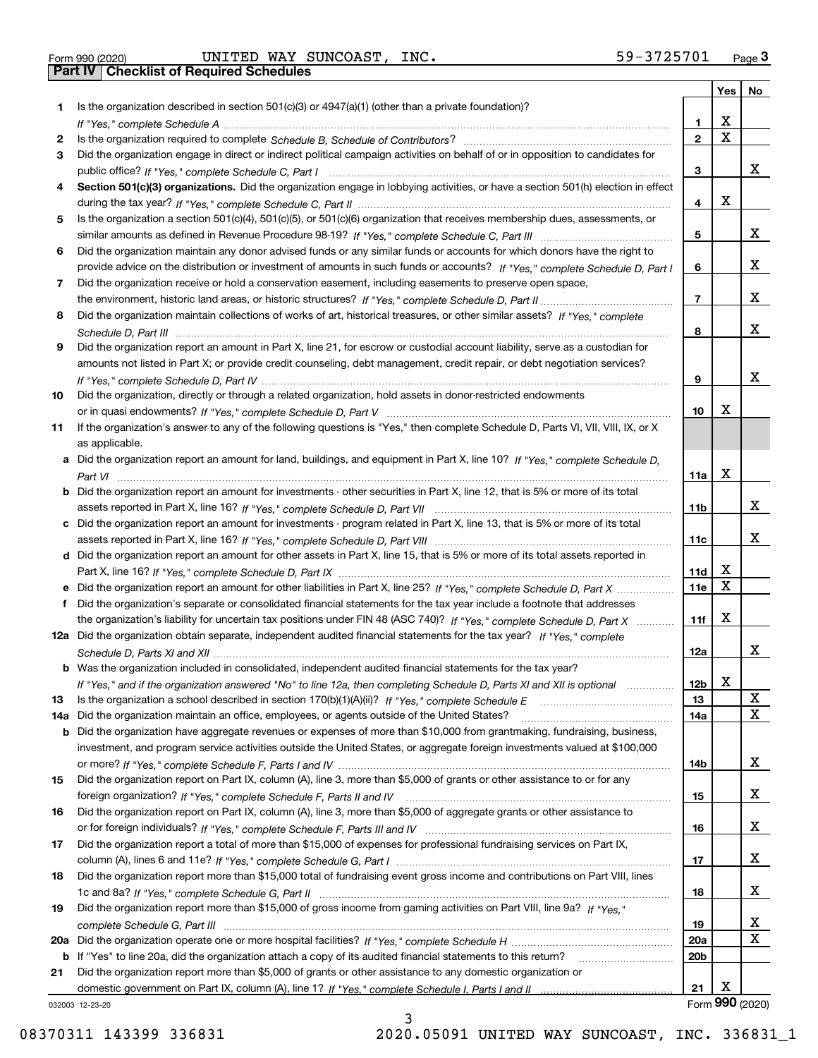Form 990 (2020) UNITED WAY SUNCOAST, INC. 59-3725701 Page 3

## Part IV Checklist of Required Schedules

| | | | Yes | No |
|---|---|---|---|---|
| 1 | Is the organization described in section 501(c)(3) or 4947(a)(1) (other than a private foundation)? *If "Yes," complete Schedule A* | 1 | X | |
| 2 | Is the organization required to complete *Schedule B, Schedule of Contributors*? | 2 | X | |
| 3 | Did the organization engage in direct or indirect political campaign activities on behalf of or in opposition to candidates for public office? *If "Yes," complete Schedule C, Part I* | 3 | | X |
| 4 | **Section 501(c)(3) organizations.** Did the organization engage in lobbying activities, or have a section 501(h) election in effect during the tax year? *If "Yes," complete Schedule C, Part II* | 4 | X | |
| 5 | Is the organization a section 501(c)(4), 501(c)(5), or 501(c)(6) organization that receives membership dues, assessments, or similar amounts as defined in Revenue Procedure 98-19? *If "Yes," complete Schedule C, Part III* | 5 | | X |
| 6 | Did the organization maintain any donor advised funds or any similar funds or accounts for which donors have the right to provide advice on the distribution or investment of amounts in such funds or accounts? *If "Yes," complete Schedule D, Part I* | 6 | | X |
| 7 | Did the organization receive or hold a conservation easement, including easements to preserve open space, the environment, historic land areas, or historic structures? *If "Yes," complete Schedule D, Part II* | 7 | | X |
| 8 | Did the organization maintain collections of works of art, historical treasures, or other similar assets? *If "Yes," complete Schedule D, Part III* | 8 | | X |
| 9 | Did the organization report an amount in Part X, line 21, for escrow or custodial account liability, serve as a custodian for amounts not listed in Part X; or provide credit counseling, debt management, credit repair, or debt negotiation services? *If "Yes," complete Schedule D, Part IV* | 9 | | X |
| 10 | Did the organization, directly or through a related organization, hold assets in donor-restricted endowments or in quasi endowments? *If "Yes," complete Schedule D, Part V* | 10 | X | |
| 11 | If the organization's answer to any of the following questions is "Yes," then complete Schedule D, Parts VI, VII, VIII, IX, or X as applicable. | | | |
| a | Did the organization report an amount for land, buildings, and equipment in Part X, line 10? *If "Yes," complete Schedule D, Part VI* | 11a | X | |
| b | Did the organization report an amount for investments - other securities in Part X, line 12, that is 5% or more of its total assets reported in Part X, line 16? *If "Yes," complete Schedule D, Part VII* | 11b | | X |
| c | Did the organization report an amount for investments - program related in Part X, line 13, that is 5% or more of its total assets reported in Part X, line 16? *If "Yes," complete Schedule D, Part VIII* | 11c | | X |
| d | Did the organization report an amount for other assets in Part X, line 15, that is 5% or more of its total assets reported in Part X, line 16? *If "Yes," complete Schedule D, Part IX* | 11d | X | |
| e | Did the organization report an amount for other liabilities in Part X, line 25? *If "Yes," complete Schedule D, Part X* | 11e | X | |
| f | Did the organization's separate or consolidated financial statements for the tax year include a footnote that addresses the organization's liability for uncertain tax positions under FIN 48 (ASC 740)? *If "Yes," complete Schedule D, Part X* | 11f | X | |
| 12a | Did the organization obtain separate, independent audited financial statements for the tax year? *If "Yes," complete Schedule D, Parts XI and XII* | 12a | | X |
| b | Was the organization included in consolidated, independent audited financial statements for the tax year? *If "Yes," and if the organization answered "No" to line 12a, then completing Schedule D, Parts XI and XII is optional* | 12b | X | |
| 13 | Is the organization a school described in section 170(b)(1)(A)(ii)? *If "Yes," complete Schedule E* | 13 | | X |
| 14a | Did the organization maintain an office, employees, or agents outside of the United States? | 14a | | X |
| b | Did the organization have aggregate revenues or expenses of more than $10,000 from grantmaking, fundraising, business, investment, and program service activities outside the United States, or aggregate foreign investments valued at $100,000 or more? *If "Yes," complete Schedule F, Parts I and IV* | 14b | | X |
| 15 | Did the organization report on Part IX, column (A), line 3, more than $5,000 of grants or other assistance to or for any foreign organization? *If "Yes," complete Schedule F, Parts II and IV* | 15 | | X |
| 16 | Did the organization report on Part IX, column (A), line 3, more than $5,000 of aggregate grants or other assistance to or for foreign individuals? *If "Yes," complete Schedule F, Parts III and IV* | 16 | | X |
| 17 | Did the organization report a total of more than $15,000 of expenses for professional fundraising services on Part IX, column (A), lines 6 and 11e? *If "Yes," complete Schedule G, Part I* | 17 | | X |
| 18 | Did the organization report more than $15,000 total of fundraising event gross income and contributions on Part VIII, lines 1c and 8a? *If "Yes," complete Schedule G, Part II* | 18 | | X |
| 19 | Did the organization report more than $15,000 of gross income from gaming activities on Part VIII, line 9a? *If "Yes," complete Schedule G, Part III* | 19 | | X |
| 20a | Did the organization operate one or more hospital facilities? *If "Yes," complete Schedule H* | 20a | | X |
| b | If "Yes" to line 20a, did the organization attach a copy of its audited financial statements to this return? | 20b | | |
| 21 | Did the organization report more than $5,000 of grants or other assistance to any domestic organization or domestic government on Part IX, column (A), line 1? *If "Yes," complete Schedule I, Parts I and II* | 21 | X | |

032003 12-23-20 Form **990** (2020)

08370311 143399 336831 2020.05091 UNITED WAY SUNCOAST, INC. 336831_1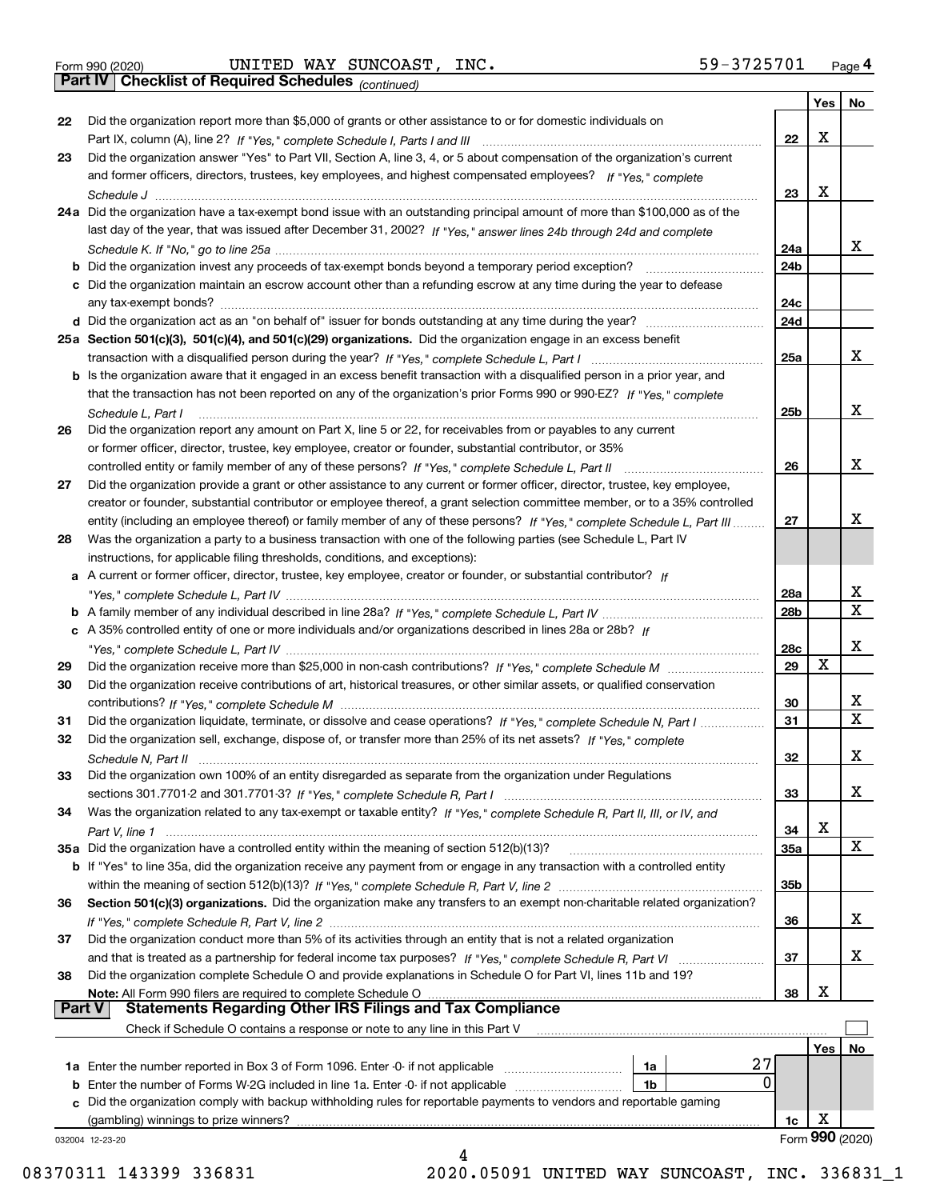Form 990 (2020) UNITED WAY SUNCOAST, INC. 59-3725701

## Part IV Checklist of Required Schedules *(continued)*

| | | | Yes | No |
|---|---|---|---|---|
| 22 | Did the organization report more than $5,000 of grants or other assistance to or for domestic individuals on Part IX, column (A), line 2? *If "Yes," complete Schedule I, Parts I and III* | 22 | X | |
| 23 | Did the organization answer "Yes" to Part VII, Section A, line 3, 4, or 5 about compensation of the organization's current and former officers, directors, trustees, key employees, and highest compensated employees? *If "Yes," complete Schedule J* | 23 | X | |
| 24a | Did the organization have a tax-exempt bond issue with an outstanding principal amount of more than $100,000 as of the last day of the year, that was issued after December 31, 2002? *If "Yes," answer lines 24b through 24d and complete Schedule K. If "No," go to line 25a* | 24a | | X |
| b | Did the organization invest any proceeds of tax-exempt bonds beyond a temporary period exception? | 24b | | |
| c | Did the organization maintain an escrow account other than a refunding escrow at any time during the year to defease any tax-exempt bonds? | 24c | | |
| d | Did the organization act as an "on behalf of" issuer for bonds outstanding at any time during the year? | 24d | | |
| 25a | **Section 501(c)(3), 501(c)(4), and 501(c)(29) organizations.** Did the organization engage in an excess benefit transaction with a disqualified person during the year? *If "Yes," complete Schedule L, Part I* | 25a | | X |
| b | Is the organization aware that it engaged in an excess benefit transaction with a disqualified person in a prior year, and that the transaction has not been reported on any of the organization's prior Forms 990 or 990-EZ? *If "Yes," complete Schedule L, Part I* | 25b | | X |
| 26 | Did the organization report any amount on Part X, line 5 or 22, for receivables from or payables to any current or former officer, director, trustee, key employee, creator or founder, substantial contributor, or 35% controlled entity or family member of any of these persons? *If "Yes," complete Schedule L, Part II* | 26 | | X |
| 27 | Did the organization provide a grant or other assistance to any current or former officer, director, trustee, key employee, creator or founder, substantial contributor or employee thereof, a grant selection committee member, or to a 35% controlled entity (including an employee thereof) or family member of any of these persons? *If "Yes," complete Schedule L, Part III* | 27 | | X |
| 28 | Was the organization a party to a business transaction with one of the following parties (see Schedule L, Part IV instructions, for applicable filing thresholds, conditions, and exceptions): | | | |
| a | A current or former officer, director, trustee, key employee, creator or founder, or substantial contributor? *If "Yes," complete Schedule L, Part IV* | 28a | | X |
| b | A family member of any individual described in line 28a? *If "Yes," complete Schedule L, Part IV* | 28b | | X |
| c | A 35% controlled entity of one or more individuals and/or organizations described in lines 28a or 28b? *If "Yes," complete Schedule L, Part IV* | 28c | | X |
| 29 | Did the organization receive more than $25,000 in non-cash contributions? *If "Yes," complete Schedule M* | 29 | X | |
| 30 | Did the organization receive contributions of art, historical treasures, or other similar assets, or qualified conservation contributions? *If "Yes," complete Schedule M* | 30 | | X |
| 31 | Did the organization liquidate, terminate, or dissolve and cease operations? *If "Yes," complete Schedule N, Part I* | 31 | | X |
| 32 | Did the organization sell, exchange, dispose of, or transfer more than 25% of its net assets? *If "Yes," complete Schedule N, Part II* | 32 | | X |
| 33 | Did the organization own 100% of an entity disregarded as separate from the organization under Regulations sections 301.7701-2 and 301.7701-3? *If "Yes," complete Schedule R, Part I* | 33 | | X |
| 34 | Was the organization related to any tax-exempt or taxable entity? *If "Yes," complete Schedule R, Part II, III, or IV, and Part V, line 1* | 34 | X | |
| 35a | Did the organization have a controlled entity within the meaning of section 512(b)(13)? | 35a | | X |
| b | If "Yes" to line 35a, did the organization receive any payment from or engage in any transaction with a controlled entity within the meaning of section 512(b)(13)? *If "Yes," complete Schedule R, Part V, line 2* | 35b | | |
| 36 | **Section 501(c)(3) organizations.** Did the organization make any transfers to an exempt non-charitable related organization? *If "Yes," complete Schedule R, Part V, line 2* | 36 | | X |
| 37 | Did the organization conduct more than 5% of its activities through an entity that is not a related organization and that is treated as a partnership for federal income tax purposes? *If "Yes," complete Schedule R, Part VI* | 37 | | X |
| 38 | Did the organization complete Schedule O and provide explanations in Schedule O for Part VI, lines 11b and 19? **Note:** All Form 990 filers are required to complete Schedule O | 38 | X | |

## Part V Statements Regarding Other IRS Filings and Tax Compliance

Check if Schedule O contains a response or note to any line in this Part V ☐

| | | | | | Yes | No |
|---|---|---|---|---|---|---|
| 1a | Enter the number reported in Box 3 of Form 1096. Enter -0- if not applicable | 1a | 27 | | | |
| b | Enter the number of Forms W-2G included in line 1a. Enter -0- if not applicable | 1b | 0 | | | |
| c | Did the organization comply with backup withholding rules for reportable payments to vendors and reportable gaming (gambling) winnings to prize winners? | | | 1c | X | |

032004 12-23-20 Form **990** (2020)

08370311 143399 336831 2020.05091 UNITED WAY SUNCOAST, INC. 336831_1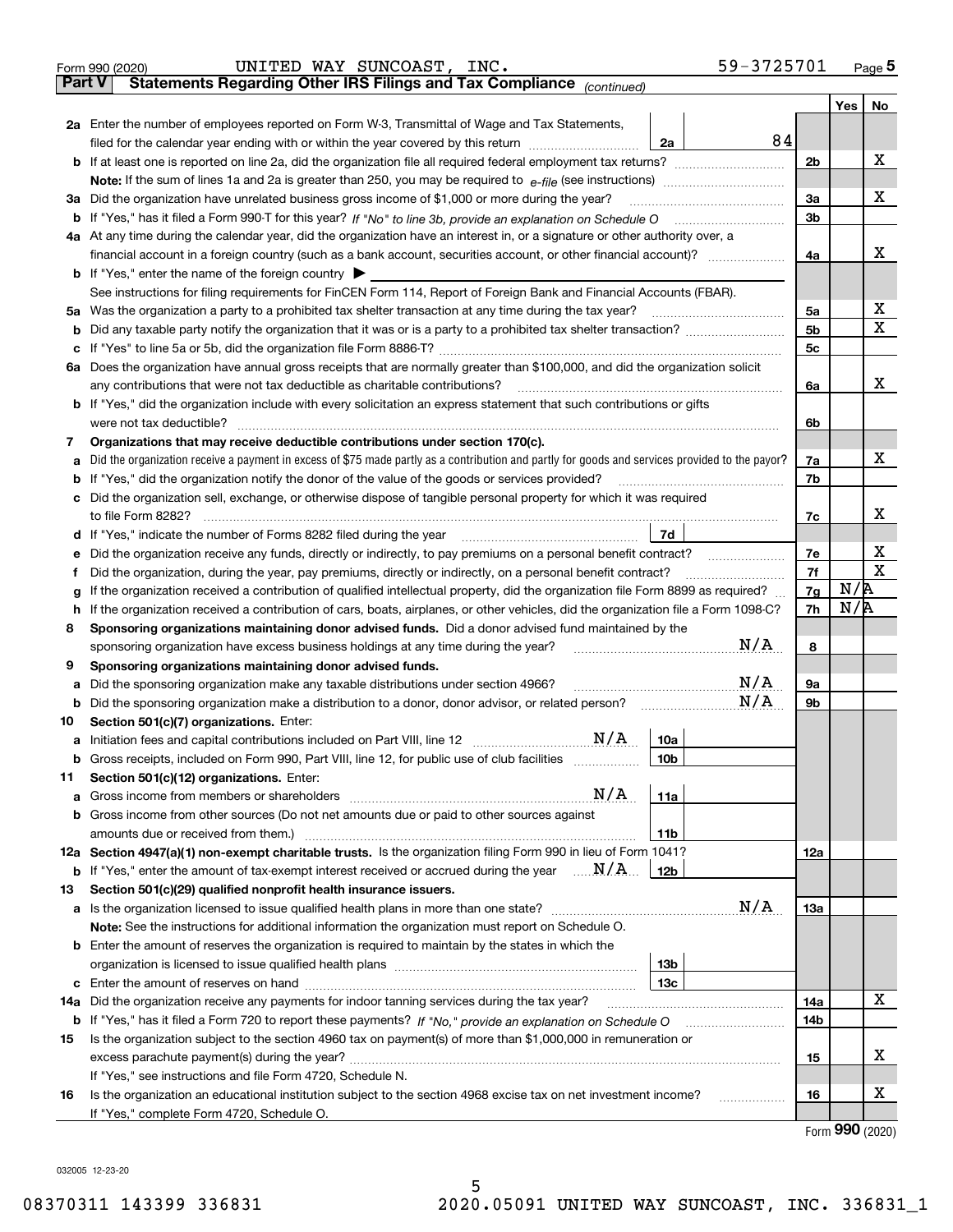Form 990 (2020) UNITED WAY SUNCOAST, INC. 59-3725701 Page **5**

**Part V Statements Regarding Other IRS Filings and Tax Compliance** *(continued)*

| | | | | Yes | No |
|---|---|---|---|---|---|
| **2a** | Enter the number of employees reported on Form W-3, Transmittal of Wage and Tax Statements, filed for the calendar year ending with or within the year covered by this return | 2a | 84 | | |
| **b** | If at least one is reported on line 2a, did the organization file all required federal employment tax returns? | | 2b | | X |
| | **Note:** If the sum of lines 1a and 2a is greater than 250, you may be required to *e-file* (see instructions) | | | | |
| **3a** | Did the organization have unrelated business gross income of $1,000 or more during the year? | | 3a | | X |
| **b** | If "Yes," has it filed a Form 990-T for this year? *If "No" to line 3b, provide an explanation on Schedule O* | | 3b | | |
| **4a** | At any time during the calendar year, did the organization have an interest in, or a signature or other authority over, a financial account in a foreign country (such as a bank account, securities account, or other financial account)? | | 4a | | X |
| **b** | If "Yes," enter the name of the foreign country ▶ | | | | |
| | See instructions for filing requirements for FinCEN Form 114, Report of Foreign Bank and Financial Accounts (FBAR). | | | | |
| **5a** | Was the organization a party to a prohibited tax shelter transaction at any time during the tax year? | | 5a | | X |
| **b** | Did any taxable party notify the organization that it was or is a party to a prohibited tax shelter transaction? | | 5b | | X |
| **c** | If "Yes" to line 5a or 5b, did the organization file Form 8886-T? | | 5c | | |
| **6a** | Does the organization have annual gross receipts that are normally greater than $100,000, and did the organization solicit any contributions that were not tax deductible as charitable contributions? | | 6a | | X |
| **b** | If "Yes," did the organization include with every solicitation an express statement that such contributions or gifts were not tax deductible? | | 6b | | |
| **7** | **Organizations that may receive deductible contributions under section 170(c).** | | | | |
| **a** | Did the organization receive a payment in excess of $75 made partly as a contribution and partly for goods and services provided to the payor? | | 7a | | X |
| **b** | If "Yes," did the organization notify the donor of the value of the goods or services provided? | | 7b | | |
| **c** | Did the organization sell, exchange, or otherwise dispose of tangible personal property for which it was required to file Form 8282? | | 7c | | X |
| **d** | If "Yes," indicate the number of Forms 8282 filed during the year | 7d | | | |
| **e** | Did the organization receive any funds, directly or indirectly, to pay premiums on a personal benefit contract? | | 7e | | X |
| **f** | Did the organization, during the year, pay premiums, directly or indirectly, on a personal benefit contract? | | 7f | | X |
| **g** | If the organization received a contribution of qualified intellectual property, did the organization file Form 8899 as required? | | 7g | N/A | |
| **h** | If the organization received a contribution of cars, boats, airplanes, or other vehicles, did the organization file a Form 1098-C? | | 7h | N/A | |
| **8** | **Sponsoring organizations maintaining donor advised funds.** Did a donor advised fund maintained by the sponsoring organization have excess business holdings at any time during the year? N/A | | 8 | | |
| **9** | **Sponsoring organizations maintaining donor advised funds.** | | | | |
| **a** | Did the sponsoring organization make any taxable distributions under section 4966? N/A | | 9a | | |
| **b** | Did the sponsoring organization make a distribution to a donor, donor advisor, or related person? N/A | | 9b | | |
| **10** | **Section 501(c)(7) organizations.** Enter: | | | | |
| **a** | Initiation fees and capital contributions included on Part VIII, line 12 N/A | 10a | | | |
| **b** | Gross receipts, included on Form 990, Part VIII, line 12, for public use of club facilities | 10b | | | |
| **11** | **Section 501(c)(12) organizations.** Enter: | | | | |
| **a** | Gross income from members or shareholders N/A | 11a | | | |
| **b** | Gross income from other sources (Do not net amounts due or paid to other sources against amounts due or received from them.) | 11b | | | |
| **12a** | **Section 4947(a)(1) non-exempt charitable trusts.** Is the organization filing Form 990 in lieu of Form 1041? | | 12a | | |
| **b** | If "Yes," enter the amount of tax-exempt interest received or accrued during the year N/A | 12b | | | |
| **13** | **Section 501(c)(29) qualified nonprofit health insurance issuers.** | | | | |
| **a** | Is the organization licensed to issue qualified health plans in more than one state? N/A | | 13a | | |
| | **Note:** See the instructions for additional information the organization must report on Schedule O. | | | | |
| **b** | Enter the amount of reserves the organization is required to maintain by the states in which the organization is licensed to issue qualified health plans | 13b | | | |
| **c** | Enter the amount of reserves on hand | 13c | | | |
| **14a** | Did the organization receive any payments for indoor tanning services during the tax year? | | 14a | | X |
| **b** | If "Yes," has it filed a Form 720 to report these payments? *If "No," provide an explanation on Schedule O* | | 14b | | |
| **15** | Is the organization subject to the section 4960 tax on payment(s) of more than $1,000,000 in remuneration or excess parachute payment(s) during the year? | | 15 | | X |
| | If "Yes," see instructions and file Form 4720, Schedule N. | | | | |
| **16** | Is the organization an educational institution subject to the section 4968 excise tax on net investment income? | | 16 | | X |
| | If "Yes," complete Form 4720, Schedule O. | | | | |

Form **990** (2020)

032005 12-23-20

08370311 143399 336831 2020.05091 UNITED WAY SUNCOAST, INC. 336831_1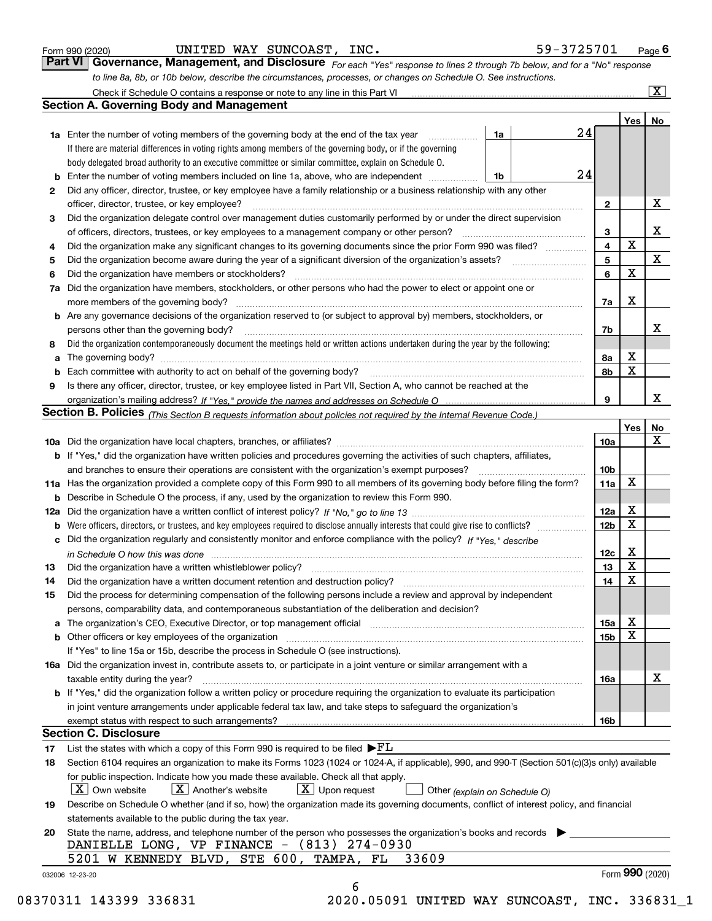Form 990 (2020) UNITED WAY SUNCOAST, INC. 59-3725701 Page **6**

## Part VI Governance, Management, and Disclosure

*For each "Yes" response to lines 2 through 7b below, and for a "No" response to line 8a, 8b, or 10b below, describe the circumstances, processes, or changes on Schedule O. See instructions.*

Check if Schedule O contains a response or note to any line in this Part VI .... [X]

### Section A. Governing Body and Management

| | | | | Yes | No |
|---|---|---|---|---|---|
| **1a** | Enter the number of voting members of the governing body at the end of the tax year .... **1a** 24 | | | | |
| | If there are material differences in voting rights among members of the governing body, or if the governing body delegated broad authority to an executive committee or similar committee, explain on Schedule O. | | | | |
| **b** | Enter the number of voting members included on line 1a, above, who are independent .... **1b** 24 | | | | |
| **2** | Did any officer, director, trustee, or key employee have a family relationship or a business relationship with any other officer, director, trustee, or key employee? | | **2** | | X |
| **3** | Did the organization delegate control over management duties customarily performed by or under the direct supervision of officers, directors, trustees, or key employees to a management company or other person? | | **3** | | X |
| **4** | Did the organization make any significant changes to its governing documents since the prior Form 990 was filed? | | **4** | X | |
| **5** | Did the organization become aware during the year of a significant diversion of the organization's assets? | | **5** | | X |
| **6** | Did the organization have members or stockholders? | | **6** | X | |
| **7a** | Did the organization have members, stockholders, or other persons who had the power to elect or appoint one or more members of the governing body? | | **7a** | X | |
| **b** | Are any governance decisions of the organization reserved to (or subject to approval by) members, stockholders, or persons other than the governing body? | | **7b** | | X |
| **8** | Did the organization contemporaneously document the meetings held or written actions undertaken during the year by the following: | | | | |
| **a** | The governing body? | | **8a** | X | |
| **b** | Each committee with authority to act on behalf of the governing body? | | **8b** | X | |
| **9** | Is there any officer, director, trustee, or key employee listed in Part VII, Section A, who cannot be reached at the organization's mailing address? *If "Yes," provide the names and addresses on Schedule O* | | **9** | | X |

### Section B. Policies *(This Section B requests information about policies not required by the Internal Revenue Code.)*

| | | | Yes | No |
|---|---|---|---|---|
| **10a** | Did the organization have local chapters, branches, or affiliates? | **10a** | | X |
| **b** | If "Yes," did the organization have written policies and procedures governing the activities of such chapters, affiliates, and branches to ensure their operations are consistent with the organization's exempt purposes? | **10b** | | |
| **11a** | Has the organization provided a complete copy of this Form 990 to all members of its governing body before filing the form? | **11a** | X | |
| **b** | Describe in Schedule O the process, if any, used by the organization to review this Form 990. | | | |
| **12a** | Did the organization have a written conflict of interest policy? *If "No," go to line 13* | **12a** | X | |
| **b** | Were officers, directors, or trustees, and key employees required to disclose annually interests that could give rise to conflicts? | **12b** | X | |
| **c** | Did the organization regularly and consistently monitor and enforce compliance with the policy? *If "Yes," describe in Schedule O how this was done* | **12c** | X | |
| **13** | Did the organization have a written whistleblower policy? | **13** | X | |
| **14** | Did the organization have a written document retention and destruction policy? | **14** | X | |
| **15** | Did the process for determining compensation of the following persons include a review and approval by independent persons, comparability data, and contemporaneous substantiation of the deliberation and decision? | | | |
| **a** | The organization's CEO, Executive Director, or top management official | **15a** | X | |
| **b** | Other officers or key employees of the organization | **15b** | X | |
| | If "Yes" to line 15a or 15b, describe the process in Schedule O (see instructions). | | | |
| **16a** | Did the organization invest in, contribute assets to, or participate in a joint venture or similar arrangement with a taxable entity during the year? | **16a** | | X |
| **b** | If "Yes," did the organization follow a written policy or procedure requiring the organization to evaluate its participation in joint venture arrangements under applicable federal tax law, and take steps to safeguard the organization's exempt status with respect to such arrangements? | **16b** | | |

### Section C. Disclosure

**17** List the states with which a copy of this Form 990 is required to be filed ▶FL

**18** Section 6104 requires an organization to make its Forms 1023 (1024 or 1024-A, if applicable), 990, and 990-T (Section 501(c)(3)s only) available for public inspection. Indicate how you made these available. Check all that apply.

[X] Own website [X] Another's website [X] Upon request [ ] Other *(explain on Schedule O)*

**19** Describe on Schedule O whether (and if so, how) the organization made its governing documents, conflict of interest policy, and financial statements available to the public during the tax year.

**20** State the name, address, and telephone number of the person who possesses the organization's books and records ▶

DANIELLE LONG, VP FINANCE - (813) 274-0930
5201 W KENNEDY BLVD, STE 600, TAMPA, FL 33609

032006 12-23-20 Form **990** (2020)

08370311 143399 336831 2020.05091 UNITED WAY SUNCOAST, INC. 336831_1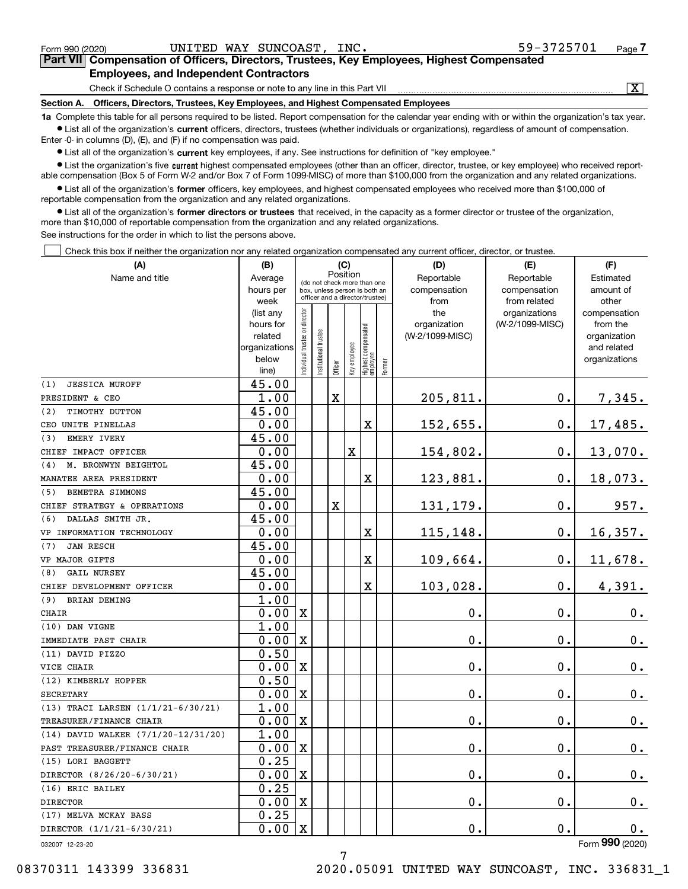Form 990 (2020) UNITED WAY SUNCOAST, INC. 59-3725701 Page 7

## Part VII Compensation of Officers, Directors, Trustees, Key Employees, Highest Compensated Employees, and Independent Contractors

Check if Schedule O contains a response or note to any line in this Part VII [X]

### Section A. Officers, Directors, Trustees, Key Employees, and Highest Compensated Employees

**1a** Complete this table for all persons required to be listed. Report compensation for the calendar year ending with or within the organization's tax year.

- List all of the organization's **current** officers, directors, trustees (whether individuals or organizations), regardless of amount of compensation. Enter -0- in columns (D), (E), and (F) if no compensation was paid.
- List all of the organization's **current** key employees, if any. See instructions for definition of "key employee."
- List the organization's five **current** highest compensated employees (other than an officer, director, trustee, or key employee) who received reportable compensation (Box 5 of Form W-2 and/or Box 7 of Form 1099-MISC) of more than $100,000 from the organization and any related organizations.
- List all of the organization's **former** officers, key employees, and highest compensated employees who received more than $100,000 of reportable compensation from the organization and any related organizations.
- List all of the organization's **former directors or trustees** that received, in the capacity as a former director or trustee of the organization, more than $10,000 of reportable compensation from the organization and any related organizations.

See instructions for the order in which to list the persons above.

[ ] Check this box if neither the organization nor any related organization compensated any current officer, director, or trustee.

| (A) Name and title | (B) Average hours per week (list any hours for related organizations below line) | (C) Position: Individual trustee or director | Institutional trustee | Officer | Key employee | Highest compensated employee | Former | (D) Reportable compensation from the organization (W-2/1099-MISC) | (E) Reportable compensation from related organizations (W-2/1099-MISC) | (F) Estimated amount of other compensation from the organization and related organizations |
|---|---|---|---|---|---|---|---|---|---|---|
| (1) JESSICA MUROFF<br>PRESIDENT & CEO | 45.00<br>1.00 | | | X | | | | 205,811. | 0. | 7,345. |
| (2) TIMOTHY DUTTON<br>CEO UNITE PINELLAS | 45.00<br>0.00 | | | | | X | | 152,655. | 0. | 17,485. |
| (3) EMERY IVERY<br>CHIEF IMPACT OFFICER | 45.00<br>0.00 | | | | X | | | 154,802. | 0. | 13,070. |
| (4) M. BRONWYN BEIGHTOL<br>MANATEE AREA PRESIDENT | 45.00<br>0.00 | | | | | X | | 123,881. | 0. | 18,073. |
| (5) BEMETRA SIMMONS<br>CHIEF STRATEGY & OPERATIONS | 45.00<br>0.00 | | | X | | | | 131,179. | 0. | 957. |
| (6) DALLAS SMITH JR.<br>VP INFORMATION TECHNOLOGY | 45.00<br>0.00 | | | | | X | | 115,148. | 0. | 16,357. |
| (7) JAN RESCH<br>VP MAJOR GIFTS | 45.00<br>0.00 | | | | | X | | 109,664. | 0. | 11,678. |
| (8) GAIL NURSEY<br>CHIEF DEVELOPMENT OFFICER | 45.00<br>0.00 | | | | | X | | 103,028. | 0. | 4,391. |
| (9) BRIAN DEMING<br>CHAIR | 1.00<br>0.00 | X | | | | | | 0. | 0. | 0. |
| (10) DAN VIGNE<br>IMMEDIATE PAST CHAIR | 1.00<br>0.00 | X | | | | | | 0. | 0. | 0. |
| (11) DAVID PIZZO<br>VICE CHAIR | 0.50<br>0.00 | X | | | | | | 0. | 0. | 0. |
| (12) KIMBERLY HOPPER<br>SECRETARY | 0.50<br>0.00 | X | | | | | | 0. | 0. | 0. |
| (13) TRACI LARSEN (1/1/21-6/30/21)<br>TREASURER/FINANCE CHAIR | 1.00<br>0.00 | X | | | | | | 0. | 0. | 0. |
| (14) DAVID WALKER (7/1/20-12/31/20)<br>PAST TREASURER/FINANCE CHAIR | 1.00<br>0.00 | X | | | | | | 0. | 0. | 0. |
| (15) LORI BAGGETT<br>DIRECTOR (8/26/20-6/30/21) | 0.25<br>0.00 | X | | | | | | 0. | 0. | 0. |
| (16) ERIC BAILEY<br>DIRECTOR | 0.25<br>0.00 | X | | | | | | 0. | 0. | 0. |
| (17) MELVA MCKAY BASS<br>DIRECTOR (1/1/21-6/30/21) | 0.25<br>0.00 | X | | | | | | 0. | 0. | 0. |

032007 12-23-20 Form 990 (2020)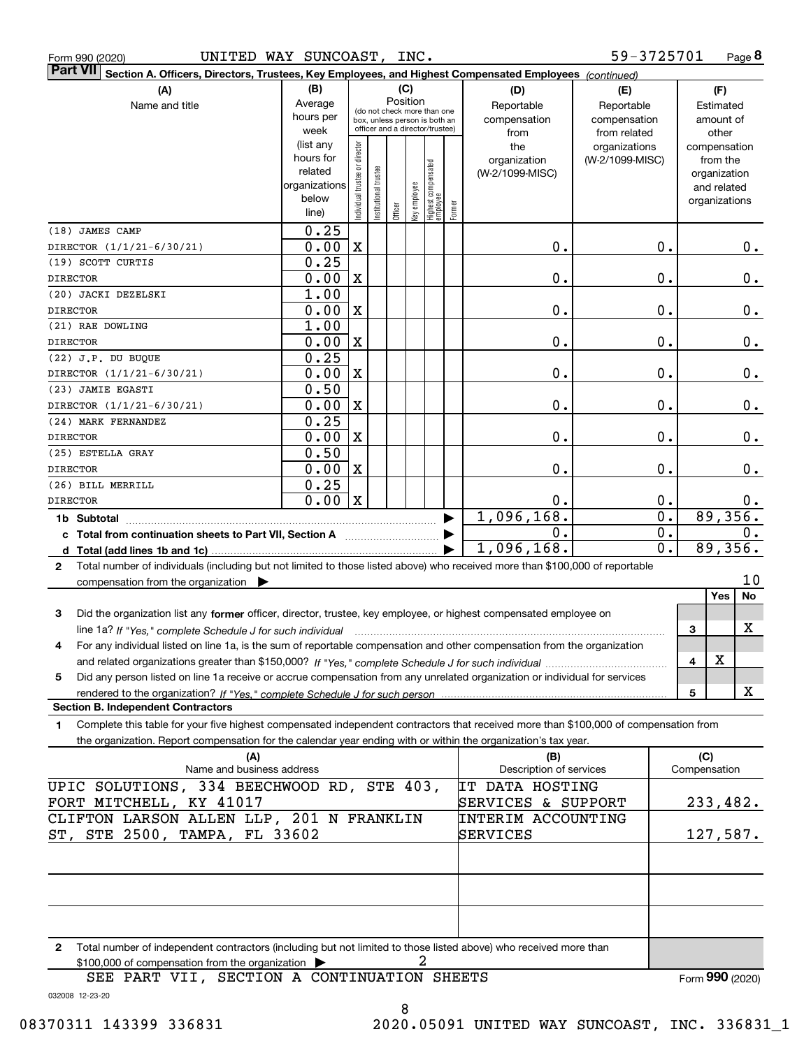Form 990 (2020) UNITED WAY SUNCOAST, INC. 59-3725701 Page 8

**Part VII Section A. Officers, Directors, Trustees, Key Employees, and Highest Compensated Employees** *(continued)*

| (A) Name and title | (B) Average hours per week (list any hours for related organizations below line) | (C) Position: Individual trustee or director | Institutional trustee | Officer | Key employee | Highest compensated employee | Former | (D) Reportable compensation from the organization (W-2/1099-MISC) | (E) Reportable compensation from related organizations (W-2/1099-MISC) | (F) Estimated amount of other compensation from the organization and related organizations |
|---|---|---|---|---|---|---|---|---|---|---|
| (18) JAMES CAMP<br>DIRECTOR (1/1/21-6/30/21) | 0.25<br>0.00 | X | | | | | | 0. | 0. | 0. |
| (19) SCOTT CURTIS<br>DIRECTOR | 0.25<br>0.00 | X | | | | | | 0. | 0. | 0. |
| (20) JACKI DEZELSKI<br>DIRECTOR | 1.00<br>0.00 | X | | | | | | 0. | 0. | 0. |
| (21) RAE DOWLING<br>DIRECTOR | 1.00<br>0.00 | X | | | | | | 0. | 0. | 0. |
| (22) J.P. DU BUQUE<br>DIRECTOR (1/1/21-6/30/21) | 0.25<br>0.00 | X | | | | | | 0. | 0. | 0. |
| (23) JAMIE EGASTI<br>DIRECTOR (1/1/21-6/30/21) | 0.50<br>0.00 | X | | | | | | 0. | 0. | 0. |
| (24) MARK FERNANDEZ<br>DIRECTOR | 0.25<br>0.00 | X | | | | | | 0. | 0. | 0. |
| (25) ESTELLA GRAY<br>DIRECTOR | 0.50<br>0.00 | X | | | | | | 0. | 0. | 0. |
| (26) BILL MERRILL<br>DIRECTOR | 0.25<br>0.00 | X | | | | | | 0. | 0. | 0. |
| **1b Subtotal** | | | | | | | | 1,096,168. | 0. | 89,356. |
| **c Total from continuation sheets to Part VII, Section A** | | | | | | | | 0. | 0. | 0. |
| **d Total (add lines 1b and 1c)** | | | | | | | | 1,096,168. | 0. | 89,356. |

**2** Total number of individuals (including but not limited to those listed above) who received more than $100,000 of reportable compensation from the organization ▶ 10

| | | Yes | No |
|---|---|---|---|
| **3** Did the organization list any **former** officer, director, trustee, key employee, or highest compensated employee on line 1a? *If "Yes," complete Schedule J for such individual* | 3 | | X |
| **4** For any individual listed on line 1a, is the sum of reportable compensation and other compensation from the organization and related organizations greater than $150,000? *If "Yes," complete Schedule J for such individual* | 4 | X | |
| **5** Did any person listed on line 1a receive or accrue compensation from any unrelated organization or individual for services rendered to the organization? *If "Yes," complete Schedule J for such person* | 5 | | X |

**Section B. Independent Contractors**

**1** Complete this table for your five highest compensated independent contractors that received more than $100,000 of compensation from the organization. Report compensation for the calendar year ending with or within the organization's tax year.

| (A) Name and business address | (B) Description of services | (C) Compensation |
|---|---|---|
| UPIC SOLUTIONS, 334 BEECHWOOD RD, STE 403, FORT MITCHELL, KY 41017 | IT DATA HOSTING SERVICES & SUPPORT | 233,482. |
| CLIFTON LARSON ALLEN LLP, 201 N FRANKLIN ST, STE 2500, TAMPA, FL 33602 | INTERIM ACCOUNTING SERVICES | 127,587. |
| | | |
| | | |
| | | |

**2** Total number of independent contractors (including but not limited to those listed above) who received more than $100,000 of compensation from the organization ▶ 2

SEE PART VII, SECTION A CONTINUATION SHEETS

Form **990** (2020)

032008 12-23-20

08370311 143399 336831 2020.05091 UNITED WAY SUNCOAST, INC. 336831_1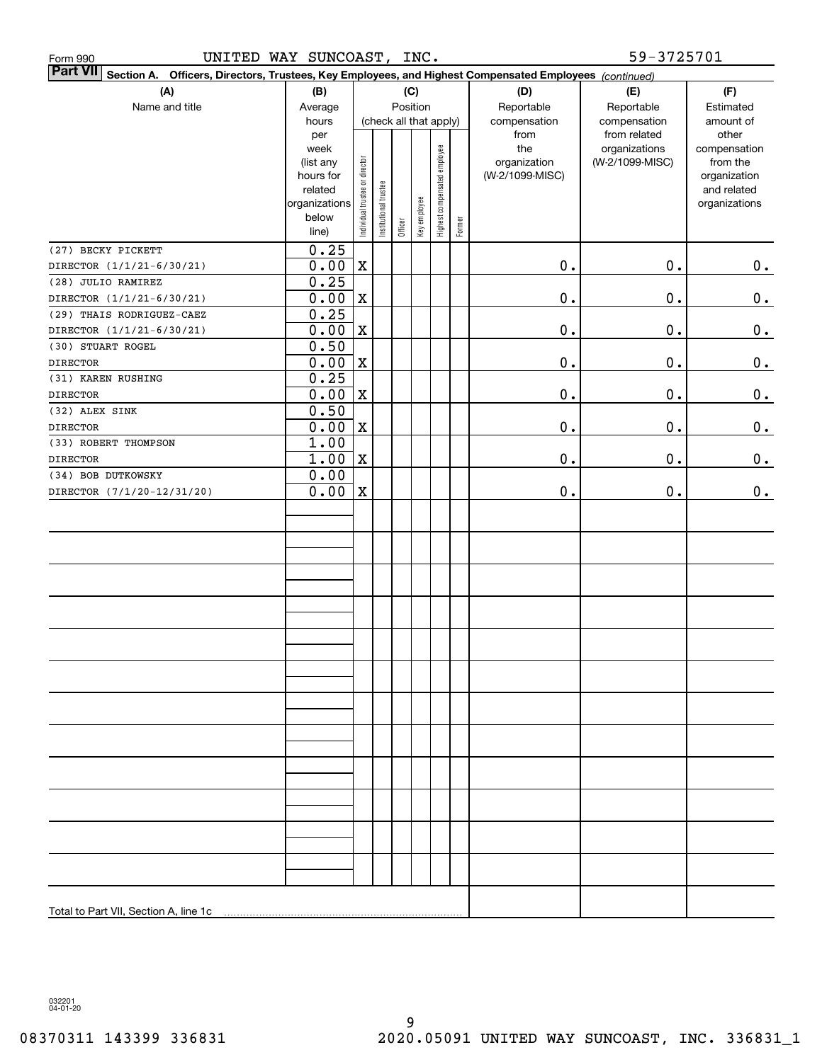Form 990 UNITED WAY SUNCOAST, INC. 59-3725701

**Part VII Section A. Officers, Directors, Trustees, Key Employees, and Highest Compensated Employees** *(continued)*

| (A) Name and title | (B) Average hours per week (list any hours for related organizations below line) | (C) Individual trustee or director | Institutional trustee | Officer | Key employee | Highest compensated employee | Former | (D) Reportable compensation from the organization (W-2/1099-MISC) | (E) Reportable compensation from related organizations (W-2/1099-MISC) | (F) Estimated amount of other compensation from the organization and related organizations |
|---|---|---|---|---|---|---|---|---|---|---|
| (27) BECKY PICKETT<br>DIRECTOR (1/1/21-6/30/21) | 0.25<br>0.00 | X | | | | | | 0. | 0. | 0. |
| (28) JULIO RAMIREZ<br>DIRECTOR (1/1/21-6/30/21) | 0.25<br>0.00 | X | | | | | | 0. | 0. | 0. |
| (29) THAIS RODRIGUEZ-CAEZ<br>DIRECTOR (1/1/21-6/30/21) | 0.25<br>0.00 | X | | | | | | 0. | 0. | 0. |
| (30) STUART ROGEL<br>DIRECTOR | 0.50<br>0.00 | X | | | | | | 0. | 0. | 0. |
| (31) KAREN RUSHING<br>DIRECTOR | 0.25<br>0.00 | X | | | | | | 0. | 0. | 0. |
| (32) ALEX SINK<br>DIRECTOR | 0.50<br>0.00 | X | | | | | | 0. | 0. | 0. |
| (33) ROBERT THOMPSON<br>DIRECTOR | 1.00<br>1.00 | X | | | | | | 0. | 0. | 0. |
| (34) BOB DUTKOWSKY<br>DIRECTOR (7/1/20-12/31/20) | 0.00<br>0.00 | X | | | | | | 0. | 0. | 0. |
| Total to Part VII, Section A, line 1c | | | | | | | | | | |

032201 04-01-20

08370311 143399 336831 2020.05091 UNITED WAY SUNCOAST, INC. 336831_1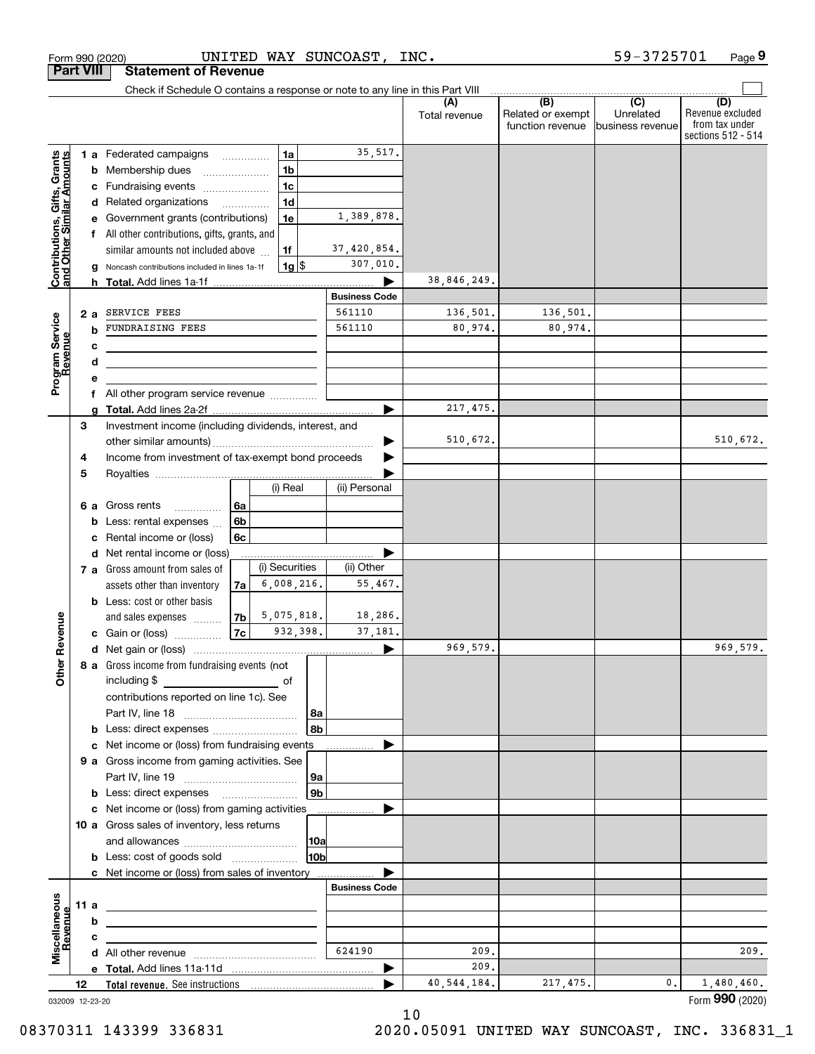Form 990 (2020) UNITED WAY SUNCOAST, INC. 59-3725701 Page 9

## Part VIII Statement of Revenue

Check if Schedule O contains a response or note to any line in this Part VIII

| | | | | (A) Total revenue | (B) Related or exempt function revenue | (C) Unrelated business revenue | (D) Revenue excluded from tax under sections 512 - 514 |
|---|---|---|---|---|---|---|---|
| **Contributions, Gifts, Grants and Other Similar Amounts** | 1 a Federated campaigns | 1a | 35,517. | | | | |
| | b Membership dues | 1b | | | | | |
| | c Fundraising events | 1c | | | | | |
| | d Related organizations | 1d | | | | | |
| | e Government grants (contributions) | 1e | 1,389,878. | | | | |
| | f All other contributions, gifts, grants, and similar amounts not included above | 1f | 37,420,854. | | | | |
| | g Noncash contributions included in lines 1a-1f | 1g $ | 307,010. | | | | |
| | h **Total.** Add lines 1a-1f | | | 38,846,249. | | | |
| **Program Service Revenue** | | | **Business Code** | | | | |
| | 2 a SERVICE FEES | | 561110 | 136,501. | 136,501. | | |
| | b FUNDRAISING FEES | | 561110 | 80,974. | 80,974. | | |
| | c | | | | | | |
| | d | | | | | | |
| | e | | | | | | |
| | f All other program service revenue | | | | | | |
| | g **Total.** Add lines 2a-2f | | | 217,475. | | | |
| **Other Revenue** | 3 Investment income (including dividends, interest, and other similar amounts) | | | 510,672. | | | 510,672. |
| | 4 Income from investment of tax-exempt bond proceeds | | | | | | |
| | 5 Royalties | | | | | | |
| | | (i) Real | (ii) Personal | | | | |
| | 6 a Gross rents 6a | | | | | | |
| | b Less: rental expenses 6b | | | | | | |
| | c Rental income or (loss) 6c | | | | | | |
| | d Net rental income or (loss) | | | | | | |
| | | (i) Securities | (ii) Other | | | | |
| | 7 a Gross amount from sales of assets other than inventory 7a | 6,008,216. | 55,467. | | | | |
| | b Less: cost or other basis and sales expenses 7b | 5,075,818. | 18,286. | | | | |
| | c Gain or (loss) 7c | 932,398. | 37,181. | | | | |
| | d Net gain or (loss) | | | 969,579. | | | 969,579. |
| | 8 a Gross income from fundraising events (not including $ ___ of contributions reported on line 1c). See Part IV, line 18 | 8a | | | | | |
| | b Less: direct expenses | 8b | | | | | |
| | c Net income or (loss) from fundraising events | | | | | | |
| | 9 a Gross income from gaming activities. See Part IV, line 19 | 9a | | | | | |
| | b Less: direct expenses | 9b | | | | | |
| | c Net income or (loss) from gaming activities | | | | | | |
| | 10 a Gross sales of inventory, less returns and allowances | 10a | | | | | |
| | b Less: cost of goods sold | 10b | | | | | |
| | c Net income or (loss) from sales of inventory | | | | | | |
| **Miscellaneous Revenue** | | | **Business Code** | | | | |
| | 11 a | | | | | | |
| | b | | | | | | |
| | c | | | | | | |
| | d All other revenue | | 624190 | 209. | | | 209. |
| | e **Total.** Add lines 11a-11d | | | 209. | | | |
| | 12 **Total revenue.** See instructions | | | 40,544,184. | 217,475. | 0. | 1,480,460. |

032009 12-23-20 Form **990** (2020)

08370311 143399 336831 2020.05091 UNITED WAY SUNCOAST, INC. 336831_1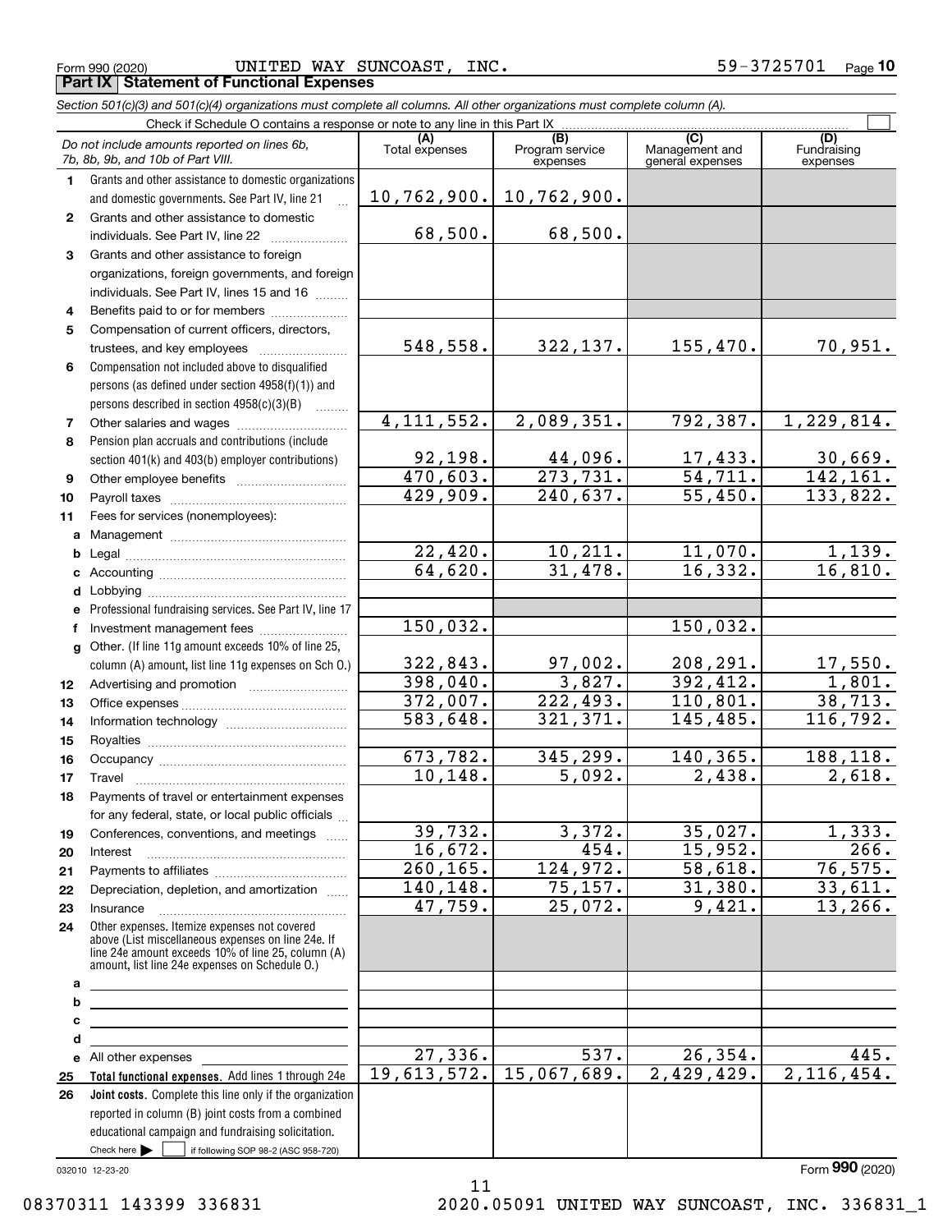Form 990 (2020) UNITED WAY SUNCOAST, INC. 59-3725701 Page **10**

## Part IX Statement of Functional Expenses

*Section 501(c)(3) and 501(c)(4) organizations must complete all columns. All other organizations must complete column (A).*

Check if Schedule O contains a response or note to any line in this Part IX ☐

| | *Do not include amounts reported on lines 6b, 7b, 8b, 9b, and 10b of Part VIII.* | (A) Total expenses | (B) Program service expenses | (C) Management and general expenses | (D) Fundraising expenses |
|---|---|---|---|---|---|
| 1 | Grants and other assistance to domestic organizations and domestic governments. See Part IV, line 21 | 10,762,900. | 10,762,900. | | |
| 2 | Grants and other assistance to domestic individuals. See Part IV, line 22 | 68,500. | 68,500. | | |
| 3 | Grants and other assistance to foreign organizations, foreign governments, and foreign individuals. See Part IV, lines 15 and 16 | | | | |
| 4 | Benefits paid to or for members | | | | |
| 5 | Compensation of current officers, directors, trustees, and key employees | 548,558. | 322,137. | 155,470. | 70,951. |
| 6 | Compensation not included above to disqualified persons (as defined under section 4958(f)(1)) and persons described in section 4958(c)(3)(B) | | | | |
| 7 | Other salaries and wages | 4,111,552. | 2,089,351. | 792,387. | 1,229,814. |
| 8 | Pension plan accruals and contributions (include section 401(k) and 403(b) employer contributions) | 92,198. | 44,096. | 17,433. | 30,669. |
| 9 | Other employee benefits | 470,603. | 273,731. | 54,711. | 142,161. |
| 10 | Payroll taxes | 429,909. | 240,637. | 55,450. | 133,822. |
| 11 | Fees for services (nonemployees): | | | | |
| a | Management | | | | |
| b | Legal | 22,420. | 10,211. | 11,070. | 1,139. |
| c | Accounting | 64,620. | 31,478. | 16,332. | 16,810. |
| d | Lobbying | | | | |
| e | Professional fundraising services. See Part IV, line 17 | | | | |
| f | Investment management fees | 150,032. | | 150,032. | |
| g | Other. (If line 11g amount exceeds 10% of line 25, column (A) amount, list line 11g expenses on Sch O.) | 322,843. | 97,002. | 208,291. | 17,550. |
| 12 | Advertising and promotion | 398,040. | 3,827. | 392,412. | 1,801. |
| 13 | Office expenses | 372,007. | 222,493. | 110,801. | 38,713. |
| 14 | Information technology | 583,648. | 321,371. | 145,485. | 116,792. |
| 15 | Royalties | | | | |
| 16 | Occupancy | 673,782. | 345,299. | 140,365. | 188,118. |
| 17 | Travel | 10,148. | 5,092. | 2,438. | 2,618. |
| 18 | Payments of travel or entertainment expenses for any federal, state, or local public officials | | | | |
| 19 | Conferences, conventions, and meetings | 39,732. | 3,372. | 35,027. | 1,333. |
| 20 | Interest | 16,672. | 454. | 15,952. | 266. |
| 21 | Payments to affiliates | 260,165. | 124,972. | 58,618. | 76,575. |
| 22 | Depreciation, depletion, and amortization | 140,148. | 75,157. | 31,380. | 33,611. |
| 23 | Insurance | 47,759. | 25,072. | 9,421. | 13,266. |
| 24 | Other expenses. Itemize expenses not covered above (List miscellaneous expenses on line 24e. If line 24e amount exceeds 10% of line 25, column (A) amount, list line 24e expenses on Schedule O.) | | | | |
| a | | | | | |
| b | | | | | |
| c | | | | | |
| d | | | | | |
| e | All other expenses | 27,336. | 537. | 26,354. | 445. |
| 25 | **Total functional expenses.** Add lines 1 through 24e | 19,613,572. | 15,067,689. | 2,429,429. | 2,116,454. |
| 26 | **Joint costs.** Complete this line only if the organization reported in column (B) joint costs from a combined educational campaign and fundraising solicitation. Check here ☐ if following SOP 98-2 (ASC 958-720) | | | | |

032010 12-23-20

Form **990** (2020)

08370311 143399 336831 2020.05091 UNITED WAY SUNCOAST, INC. 336831_1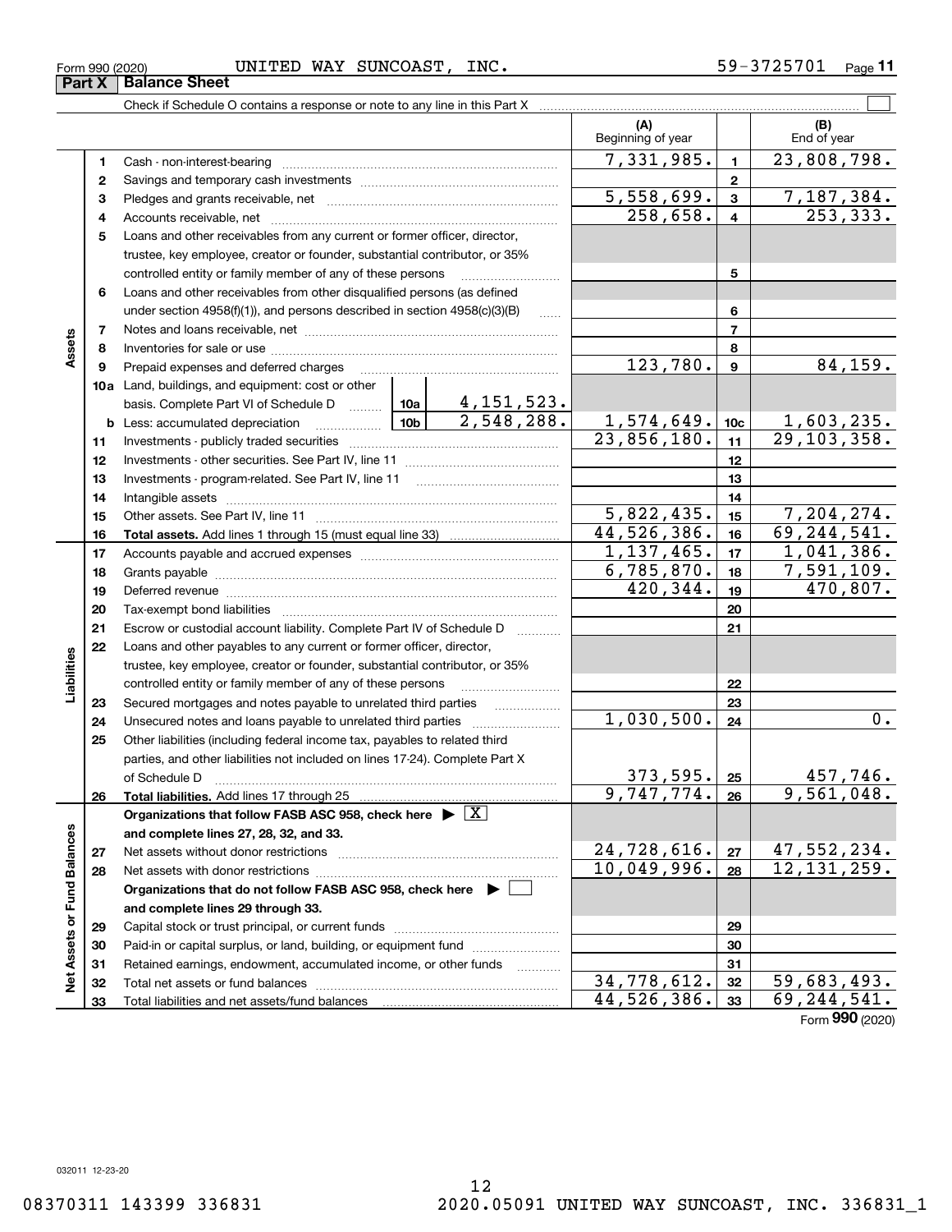Form 990 (2020) UNITED WAY SUNCOAST, INC. 59-3725701 Page 11

**Part X | Balance Sheet**

Check if Schedule O contains a response or note to any line in this Part X

| | | | | (A) Beginning of year | | (B) End of year |
|---|---|---|---|---|---|---|
| Assets | 1 | Cash - non-interest-bearing | | 7,331,985. | 1 | 23,808,798. |
| | 2 | Savings and temporary cash investments | | | 2 | |
| | 3 | Pledges and grants receivable, net | | 5,558,699. | 3 | 7,187,384. |
| | 4 | Accounts receivable, net | | 258,658. | 4 | 253,333. |
| | 5 | Loans and other receivables from any current or former officer, director, trustee, key employee, creator or founder, substantial contributor, or 35% controlled entity or family member of any of these persons | | | 5 | |
| | 6 | Loans and other receivables from other disqualified persons (as defined under section 4958(f)(1)), and persons described in section 4958(c)(3)(B) | | | 6 | |
| | 7 | Notes and loans receivable, net | | | 7 | |
| | 8 | Inventories for sale or use | | | 8 | |
| | 9 | Prepaid expenses and deferred charges | | 123,780. | 9 | 84,159. |
| | 10a | Land, buildings, and equipment: cost or other basis. Complete Part VI of Schedule D | 10a 4,151,523. | | | |
| | b | Less: accumulated depreciation | 10b 2,548,288. | 1,574,649. | 10c | 1,603,235. |
| | 11 | Investments - publicly traded securities | | 23,856,180. | 11 | 29,103,358. |
| | 12 | Investments - other securities. See Part IV, line 11 | | | 12 | |
| | 13 | Investments - program-related. See Part IV, line 11 | | | 13 | |
| | 14 | Intangible assets | | | 14 | |
| | 15 | Other assets. See Part IV, line 11 | | 5,822,435. | 15 | 7,204,274. |
| | 16 | **Total assets.** Add lines 1 through 15 (must equal line 33) | | 44,526,386. | 16 | 69,244,541. |
| Liabilities | 17 | Accounts payable and accrued expenses | | 1,137,465. | 17 | 1,041,386. |
| | 18 | Grants payable | | 6,785,870. | 18 | 7,591,109. |
| | 19 | Deferred revenue | | 420,344. | 19 | 470,807. |
| | 20 | Tax-exempt bond liabilities | | | 20 | |
| | 21 | Escrow or custodial account liability. Complete Part IV of Schedule D | | | 21 | |
| | 22 | Loans and other payables to any current or former officer, director, trustee, key employee, creator or founder, substantial contributor, or 35% controlled entity or family member of any of these persons | | | 22 | |
| | 23 | Secured mortgages and notes payable to unrelated third parties | | | 23 | |
| | 24 | Unsecured notes and loans payable to unrelated third parties | | 1,030,500. | 24 | 0. |
| | 25 | Other liabilities (including federal income tax, payables to related third parties, and other liabilities not included on lines 17-24). Complete Part X of Schedule D | | 373,595. | 25 | 457,746. |
| | 26 | **Total liabilities.** Add lines 17 through 25 | | 9,747,774. | 26 | 9,561,048. |
| Net Assets or Fund Balances | | **Organizations that follow FASB ASC 958, check here** ▶ [X] **and complete lines 27, 28, 32, and 33.** | | | | |
| | 27 | Net assets without donor restrictions | | 24,728,616. | 27 | 47,552,234. |
| | 28 | Net assets with donor restrictions | | 10,049,996. | 28 | 12,131,259. |
| | | **Organizations that do not follow FASB ASC 958, check here** ▶ [ ] **and complete lines 29 through 33.** | | | | |
| | 29 | Capital stock or trust principal, or current funds | | | 29 | |
| | 30 | Paid-in or capital surplus, or land, building, or equipment fund | | | 30 | |
| | 31 | Retained earnings, endowment, accumulated income, or other funds | | | 31 | |
| | 32 | Total net assets or fund balances | | 34,778,612. | 32 | 59,683,493. |
| | 33 | Total liabilities and net assets/fund balances | | 44,526,386. | 33 | 69,244,541. |

Form **990** (2020)

032011 12-23-20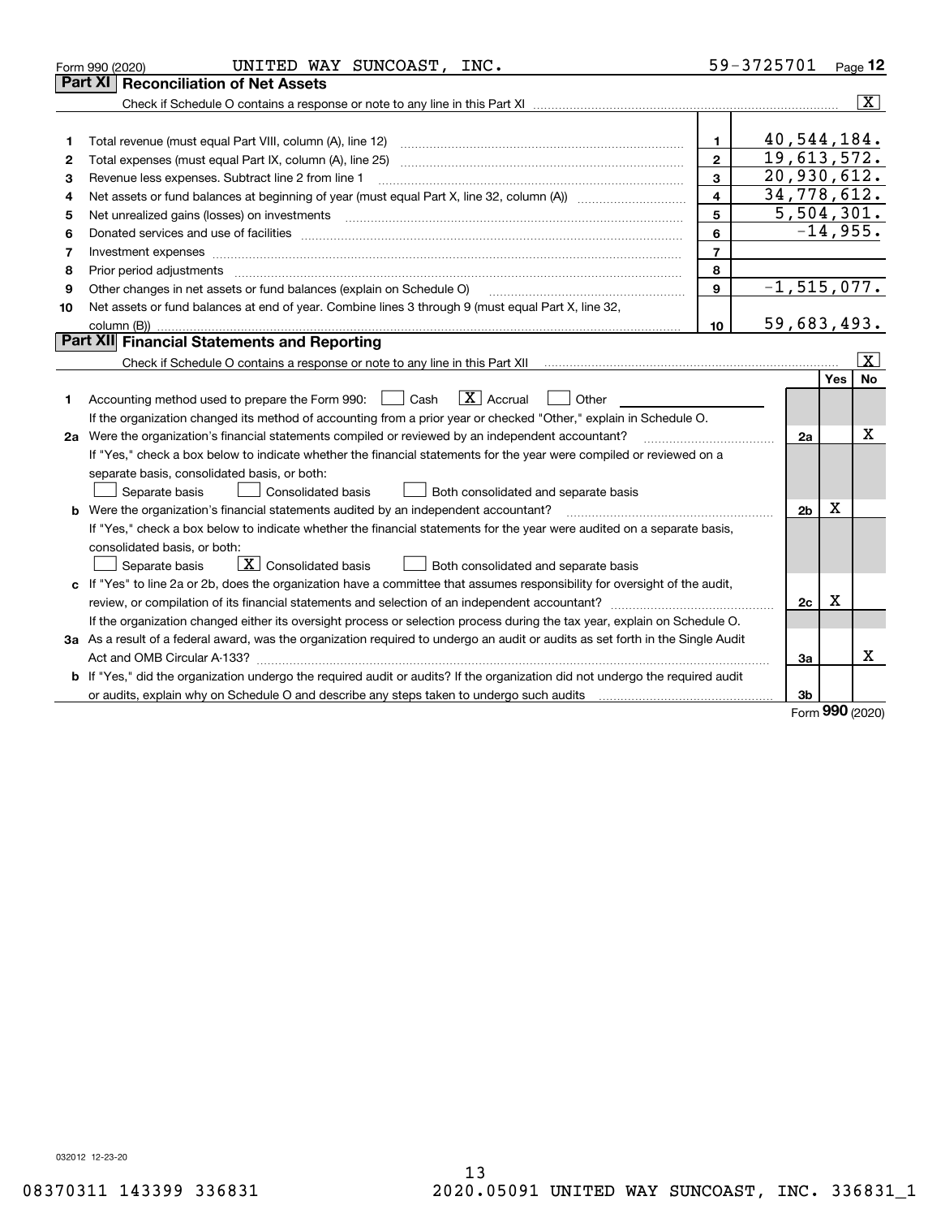Form 990 (2020) UNITED WAY SUNCOAST, INC. 59-3725701 Page **12**

## Part XI Reconciliation of Net Assets

Check if Schedule O contains a response or note to any line in this Part XI .......... [X]

| | | | |
|---|---|---|---|
| 1 | Total revenue (must equal Part VIII, column (A), line 12) | 1 | 40,544,184. |
| 2 | Total expenses (must equal Part IX, column (A), line 25) | 2 | 19,613,572. |
| 3 | Revenue less expenses. Subtract line 2 from line 1 | 3 | 20,930,612. |
| 4 | Net assets or fund balances at beginning of year (must equal Part X, line 32, column (A)) | 4 | 34,778,612. |
| 5 | Net unrealized gains (losses) on investments | 5 | 5,504,301. |
| 6 | Donated services and use of facilities | 6 | -14,955. |
| 7 | Investment expenses | 7 | |
| 8 | Prior period adjustments | 8 | |
| 9 | Other changes in net assets or fund balances (explain on Schedule O) | 9 | -1,515,077. |
| 10 | Net assets or fund balances at end of year. Combine lines 3 through 9 (must equal Part X, line 32, column (B)) | 10 | 59,683,493. |

## Part XII Financial Statements and Reporting

Check if Schedule O contains a response or note to any line in this Part XII .......... [X]

| | | | Yes | No |
|---|---|---|---|---|
| 1 | Accounting method used to prepare the Form 990: [ ] Cash [X] Accrual [ ] Other<br>If the organization changed its method of accounting from a prior year or checked "Other," explain in Schedule O. | | | |
| 2a | Were the organization's financial statements compiled or reviewed by an independent accountant?<br>If "Yes," check a box below to indicate whether the financial statements for the year were compiled or reviewed on a separate basis, consolidated basis, or both:<br>[ ] Separate basis [ ] Consolidated basis [ ] Both consolidated and separate basis | 2a | | X |
| b | Were the organization's financial statements audited by an independent accountant?<br>If "Yes," check a box below to indicate whether the financial statements for the year were audited on a separate basis, consolidated basis, or both:<br>[ ] Separate basis [X] Consolidated basis [ ] Both consolidated and separate basis | 2b | X | |
| c | If "Yes" to line 2a or 2b, does the organization have a committee that assumes responsibility for oversight of the audit, review, or compilation of its financial statements and selection of an independent accountant?<br>If the organization changed either its oversight process or selection process during the tax year, explain on Schedule O. | 2c | X | |
| 3a | As a result of a federal award, was the organization required to undergo an audit or audits as set forth in the Single Audit Act and OMB Circular A-133? | 3a | | X |
| b | If "Yes," did the organization undergo the required audit or audits? If the organization did not undergo the required audit or audits, explain why on Schedule O and describe any steps taken to undergo such audits | 3b | | |

Form **990** (2020)

032012 12-23-20

08370311 143399 336831 2020.05091 UNITED WAY SUNCOAST, INC. 336831_1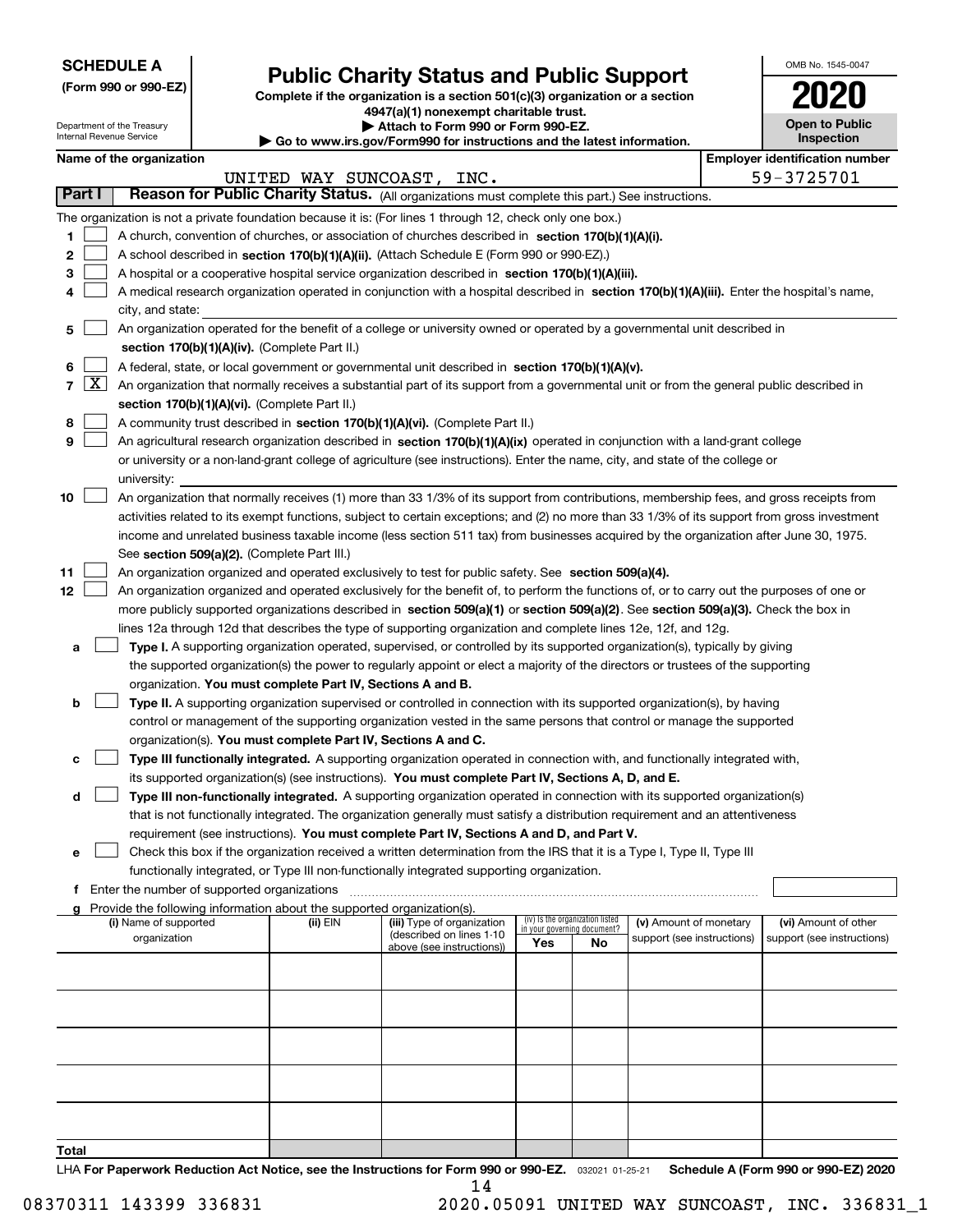**SCHEDULE A**
**(Form 990 or 990-EZ)**

Department of the Treasury
Internal Revenue Service

# Public Charity Status and Public Support

**Complete if the organization is a section 501(c)(3) organization or a section 4947(a)(1) nonexempt charitable trust.**
**▶ Attach to Form 990 or Form 990-EZ.**
**▶ Go to www.irs.gov/Form990 for instructions and the latest information.**

OMB No. 1545-0047

**2020**

**Open to Public Inspection**

**Name of the organization:** UNITED WAY SUNCOAST, INC.
**Employer identification number:** 59-3725701

## Part I — Reason for Public Charity Status. (All organizations must complete this part.) See instructions.

The organization is not a private foundation because it is: (For lines 1 through 12, check only one box.)

1. [ ] A church, convention of churches, or association of churches described in **section 170(b)(1)(A)(i).**
2. [ ] A school described in **section 170(b)(1)(A)(ii).** (Attach Schedule E (Form 990 or 990-EZ).)
3. [ ] A hospital or a cooperative hospital service organization described in **section 170(b)(1)(A)(iii).**
4. [ ] A medical research organization operated in conjunction with a hospital described in **section 170(b)(1)(A)(iii).** Enter the hospital's name, city, and state:
5. [ ] An organization operated for the benefit of a college or university owned or operated by a governmental unit described in **section 170(b)(1)(A)(iv).** (Complete Part II.)
6. [ ] A federal, state, or local government or governmental unit described in **section 170(b)(1)(A)(v).**
7. [X] An organization that normally receives a substantial part of its support from a governmental unit or from the general public described in **section 170(b)(1)(A)(vi).** (Complete Part II.)
8. [ ] A community trust described in **section 170(b)(1)(A)(vi).** (Complete Part II.)
9. [ ] An agricultural research organization described in **section 170(b)(1)(A)(ix)** operated in conjunction with a land-grant college or university or a non-land-grant college of agriculture (see instructions). Enter the name, city, and state of the college or university:
10. [ ] An organization that normally receives (1) more than 33 1/3% of its support from contributions, membership fees, and gross receipts from activities related to its exempt functions, subject to certain exceptions; and (2) no more than 33 1/3% of its support from gross investment income and unrelated business taxable income (less section 511 tax) from businesses acquired by the organization after June 30, 1975. See **section 509(a)(2).** (Complete Part III.)
11. [ ] An organization organized and operated exclusively to test for public safety. See **section 509(a)(4).**
12. [ ] An organization organized and operated exclusively for the benefit of, to perform the functions of, or to carry out the purposes of one or more publicly supported organizations described in **section 509(a)(1)** or **section 509(a)(2).** See **section 509(a)(3).** Check the box in lines 12a through 12d that describes the type of supporting organization and complete lines 12e, 12f, and 12g.
   - **a** [ ] **Type I.** A supporting organization operated, supervised, or controlled by its supported organization(s), typically by giving the supported organization(s) the power to regularly appoint or elect a majority of the directors or trustees of the supporting organization. **You must complete Part IV, Sections A and B.**
   - **b** [ ] **Type II.** A supporting organization supervised or controlled in connection with its supported organization(s), by having control or management of the supporting organization vested in the same persons that control or manage the supported organization(s). **You must complete Part IV, Sections A and C.**
   - **c** [ ] **Type III functionally integrated.** A supporting organization operated in connection with, and functionally integrated with, its supported organization(s) (see instructions). **You must complete Part IV, Sections A, D, and E.**
   - **d** [ ] **Type III non-functionally integrated.** A supporting organization operated in connection with its supported organization(s) that is not functionally integrated. The organization generally must satisfy a distribution requirement and an attentiveness requirement (see instructions). **You must complete Part IV, Sections A and D, and Part V.**
   - **e** [ ] Check this box if the organization received a written determination from the IRS that it is a Type I, Type II, Type III functionally integrated, or Type III non-functionally integrated supporting organization.
   - **f** Enter the number of supported organizations
   - **g** Provide the following information about the supported organization(s).

| (i) Name of supported organization | (ii) EIN | (iii) Type of organization (described on lines 1-10 above (see instructions)) | (iv) Is the organization listed in your governing document? Yes | No | (v) Amount of monetary support (see instructions) | (vi) Amount of other support (see instructions) |
|---|---|---|---|---|---|---|
| | | | | | | |
| | | | | | | |
| | | | | | | |
| | | | | | | |
| | | | | | | |
| **Total** | | | | | | |

LHA **For Paperwork Reduction Act Notice, see the Instructions for Form 990 or 990-EZ.** 032021 01-25-21 **Schedule A (Form 990 or 990-EZ) 2020**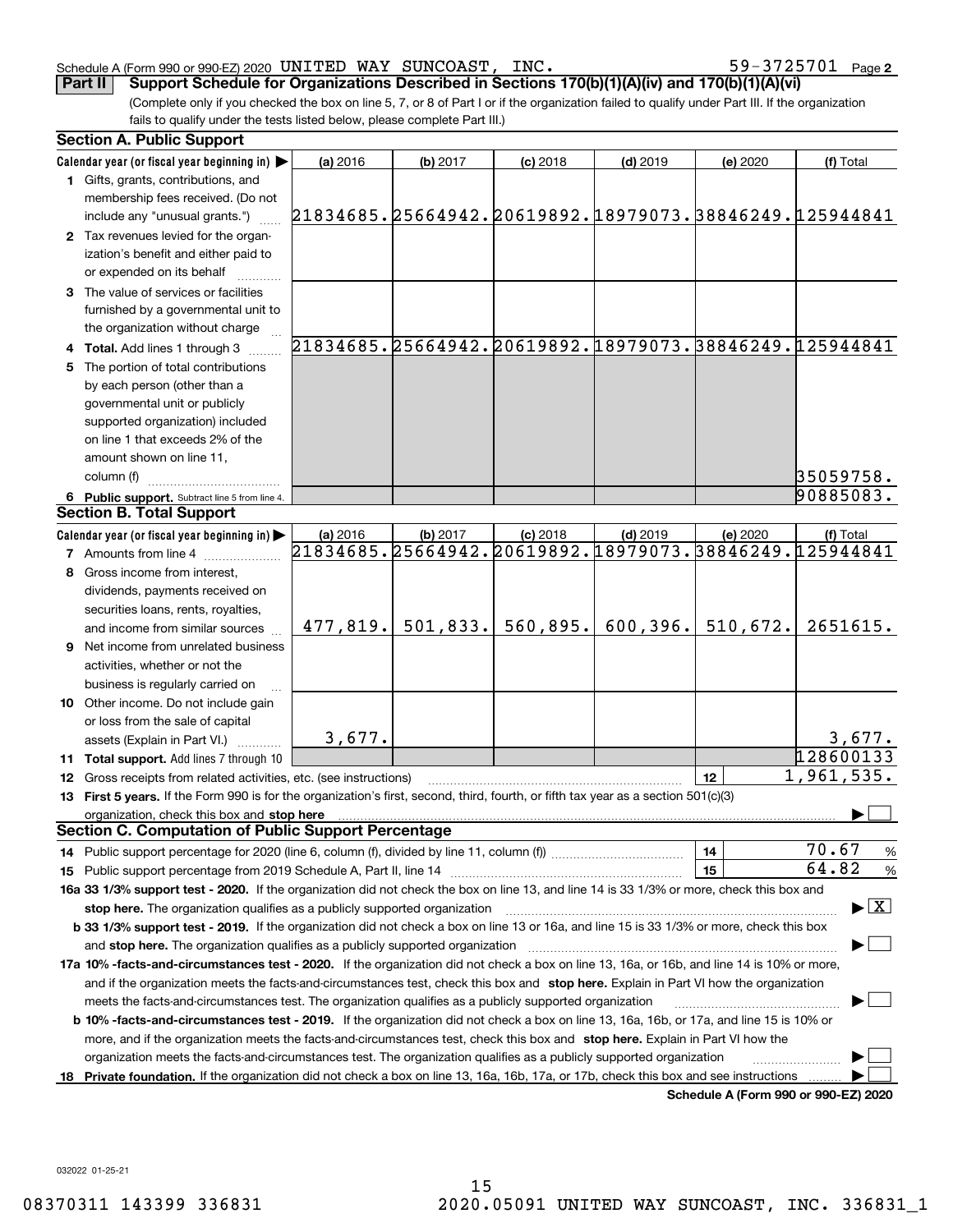Schedule A (Form 990 or 990-EZ) 2020 UNITED WAY SUNCOAST, INC. 59-3725701 Page 2

**Part II Support Schedule for Organizations Described in Sections 170(b)(1)(A)(iv) and 170(b)(1)(A)(vi)**

(Complete only if you checked the box on line 5, 7, or 8 of Part I or if the organization failed to qualify under Part III. If the organization fails to qualify under the tests listed below, please complete Part III.)

## Section A. Public Support

| Calendar year (or fiscal year beginning in) ▶ | (a) 2016 | (b) 2017 | (c) 2018 | (d) 2019 | (e) 2020 | (f) Total |
|---|---|---|---|---|---|---|
| 1 Gifts, grants, contributions, and membership fees received. (Do not include any "unusual grants.") | 21834685. | 25664942. | 20619892. | 18979073. | 38846249. | 125944841 |
| 2 Tax revenues levied for the organization's benefit and either paid to or expended on its behalf | | | | | | |
| 3 The value of services or facilities furnished by a governmental unit to the organization without charge | | | | | | |
| 4 Total. Add lines 1 through 3 | 21834685. | 25664942. | 20619892. | 18979073. | 38846249. | 125944841 |
| 5 The portion of total contributions by each person (other than a governmental unit or publicly supported organization) included on line 1 that exceeds 2% of the amount shown on line 11, column (f) | | | | | | 35059758. |
| 6 Public support. Subtract line 5 from line 4. | | | | | | 90885083. |

## Section B. Total Support

| Calendar year (or fiscal year beginning in) ▶ | (a) 2016 | (b) 2017 | (c) 2018 | (d) 2019 | (e) 2020 | (f) Total |
|---|---|---|---|---|---|---|
| 7 Amounts from line 4 | 21834685. | 25664942. | 20619892. | 18979073. | 38846249. | 125944841 |
| 8 Gross income from interest, dividends, payments received on securities loans, rents, royalties, and income from similar sources | 477,819. | 501,833. | 560,895. | 600,396. | 510,672. | 2651615. |
| 9 Net income from unrelated business activities, whether or not the business is regularly carried on | | | | | | |
| 10 Other income. Do not include gain or loss from the sale of capital assets (Explain in Part VI.) | 3,677. | | | | | 3,677. |
| 11 Total support. Add lines 7 through 10 | | | | | | 128600133 |
| 12 Gross receipts from related activities, etc. (see instructions) | | | | | 12 | 1,961,535. |

13 **First 5 years.** If the Form 990 is for the organization's first, second, third, fourth, or fifth tax year as a section 501(c)(3) organization, check this box and **stop here** ▶ ☐

## Section C. Computation of Public Support Percentage

| | | |
|---|---|---|
| 14 Public support percentage for 2020 (line 6, column (f), divided by line 11, column (f)) | 14 | 70.67 % |
| 15 Public support percentage from 2019 Schedule A, Part II, line 14 | 15 | 64.82 % |

**16a 33 1/3% support test - 2020.** If the organization did not check the box on line 13, and line 14 is 33 1/3% or more, check this box and **stop here.** The organization qualifies as a publicly supported organization ▶ ☒

**b 33 1/3% support test - 2019.** If the organization did not check a box on line 13 or 16a, and line 15 is 33 1/3% or more, check this box and **stop here.** The organization qualifies as a publicly supported organization ▶ ☐

**17a 10% -facts-and-circumstances test - 2020.** If the organization did not check a box on line 13, 16a, or 16b, and line 14 is 10% or more, and if the organization meets the facts-and-circumstances test, check this box and **stop here.** Explain in Part VI how the organization meets the facts-and-circumstances test. The organization qualifies as a publicly supported organization ▶ ☐

**b 10% -facts-and-circumstances test - 2019.** If the organization did not check a box on line 13, 16a, 16b, or 17a, and line 15 is 10% or more, and if the organization meets the facts-and-circumstances test, check this box and **stop here.** Explain in Part VI how the organization meets the facts-and-circumstances test. The organization qualifies as a publicly supported organization ▶ ☐

**18 Private foundation.** If the organization did not check a box on line 13, 16a, 16b, 17a, or 17b, check this box and see instructions ▶ ☐

**Schedule A (Form 990 or 990-EZ) 2020**

032022 01-25-21

08370311 143399 336831 2020.05091 UNITED WAY SUNCOAST, INC. 336831_1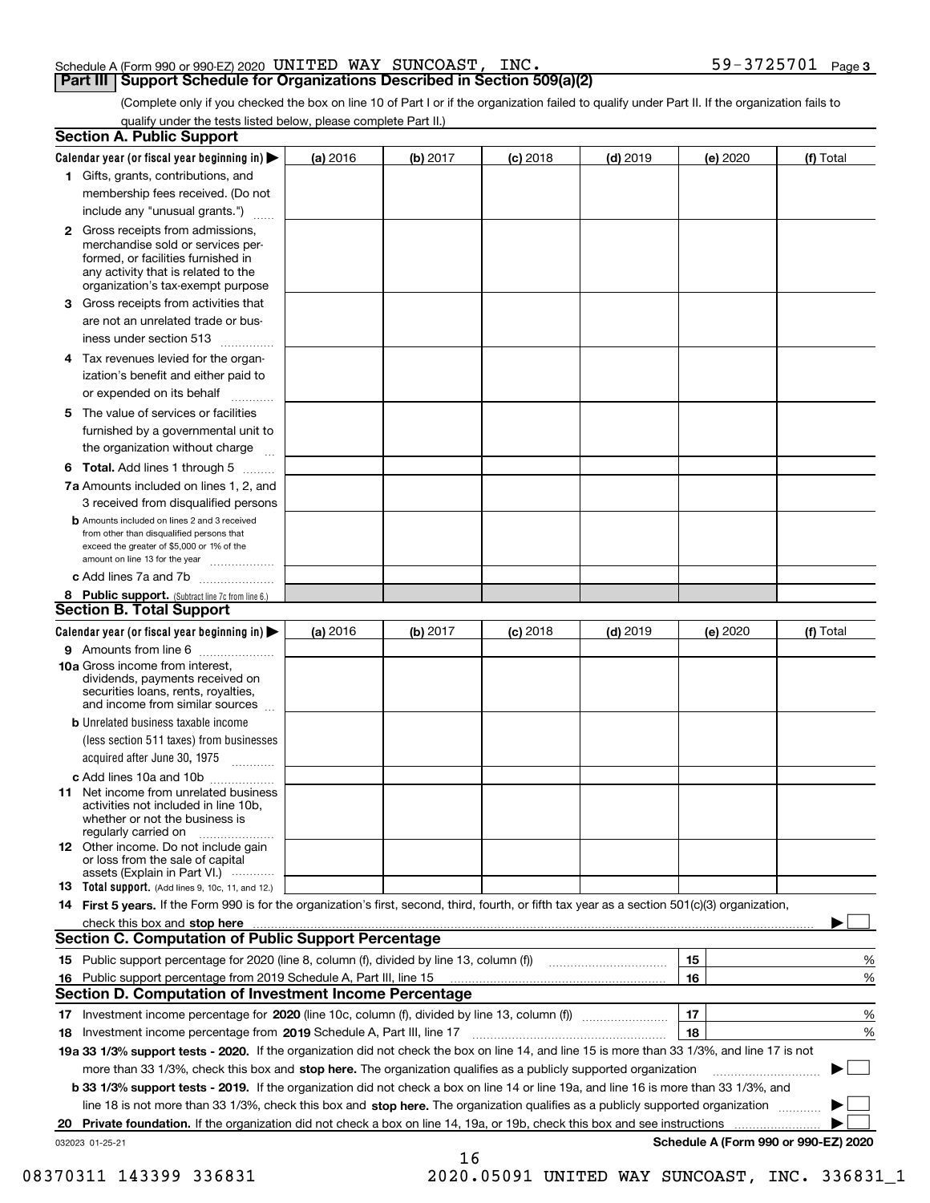Schedule A (Form 990 or 990-EZ) 2020 UNITED WAY SUNCOAST, INC. 59-3725701 Page 3

## Part III Support Schedule for Organizations Described in Section 509(a)(2)

(Complete only if you checked the box on line 10 of Part I or if the organization failed to qualify under Part II. If the organization fails to qualify under the tests listed below, please complete Part II.)

### Section A. Public Support

| Calendar year (or fiscal year beginning in) ▶ | (a) 2016 | (b) 2017 | (c) 2018 | (d) 2019 | (e) 2020 | (f) Total |
|---|---|---|---|---|---|---|
| **1** Gifts, grants, contributions, and membership fees received. (Do not include any "unusual grants.") | | | | | | |
| **2** Gross receipts from admissions, merchandise sold or services performed, or facilities furnished in any activity that is related to the organization's tax-exempt purpose | | | | | | |
| **3** Gross receipts from activities that are not an unrelated trade or business under section 513 | | | | | | |
| **4** Tax revenues levied for the organization's benefit and either paid to or expended on its behalf | | | | | | |
| **5** The value of services or facilities furnished by a governmental unit to the organization without charge | | | | | | |
| **6 Total.** Add lines 1 through 5 | | | | | | |
| **7a** Amounts included on lines 1, 2, and 3 received from disqualified persons | | | | | | |
| **b** Amounts included on lines 2 and 3 received from other than disqualified persons that exceed the greater of $5,000 or 1% of the amount on line 13 for the year | | | | | | |
| **c** Add lines 7a and 7b | | | | | | |
| **8 Public support.** (Subtract line 7c from line 6.) | | | | | | |

### Section B. Total Support

| Calendar year (or fiscal year beginning in) ▶ | (a) 2016 | (b) 2017 | (c) 2018 | (d) 2019 | (e) 2020 | (f) Total |
|---|---|---|---|---|---|---|
| **9** Amounts from line 6 | | | | | | |
| **10a** Gross income from interest, dividends, payments received on securities loans, rents, royalties, and income from similar sources | | | | | | |
| **b** Unrelated business taxable income (less section 511 taxes) from businesses acquired after June 30, 1975 | | | | | | |
| **c** Add lines 10a and 10b | | | | | | |
| **11** Net income from unrelated business activities not included in line 10b, whether or not the business is regularly carried on | | | | | | |
| **12** Other income. Do not include gain or loss from the sale of capital assets (Explain in Part VI.) | | | | | | |
| **13 Total support.** (Add lines 9, 10c, 11, and 12.) | | | | | | |

**14 First 5 years.** If the Form 990 is for the organization's first, second, third, fourth, or fifth tax year as a section 501(c)(3) organization, check this box and **stop here** ▶ ☐

### Section C. Computation of Public Support Percentage

| | | | |
|---|---|---|---|
| **15** Public support percentage for 2020 (line 8, column (f), divided by line 13, column (f)) | 15 | | % |
| **16** Public support percentage from 2019 Schedule A, Part III, line 15 | 16 | | % |

### Section D. Computation of Investment Income Percentage

| | | | |
|---|---|---|---|
| **17** Investment income percentage for **2020** (line 10c, column (f), divided by line 13, column (f)) | 17 | | % |
| **18** Investment income percentage from **2019** Schedule A, Part III, line 17 | 18 | | % |

**19a 33 1/3% support tests - 2020.** If the organization did not check the box on line 14, and line 15 is more than 33 1/3%, and line 17 is not more than 33 1/3%, check this box and **stop here.** The organization qualifies as a publicly supported organization ▶ ☐

**b 33 1/3% support tests - 2019.** If the organization did not check a box on line 14 or line 19a, and line 16 is more than 33 1/3%, and line 18 is not more than 33 1/3%, check this box and **stop here.** The organization qualifies as a publicly supported organization ▶ ☐

**20 Private foundation.** If the organization did not check a box on line 14, 19a, or 19b, check this box and see instructions ▶ ☐

032023 01-25-21 **Schedule A (Form 990 or 990-EZ) 2020**

08370311 143399 336831 2020.05091 UNITED WAY SUNCOAST, INC. 336831_1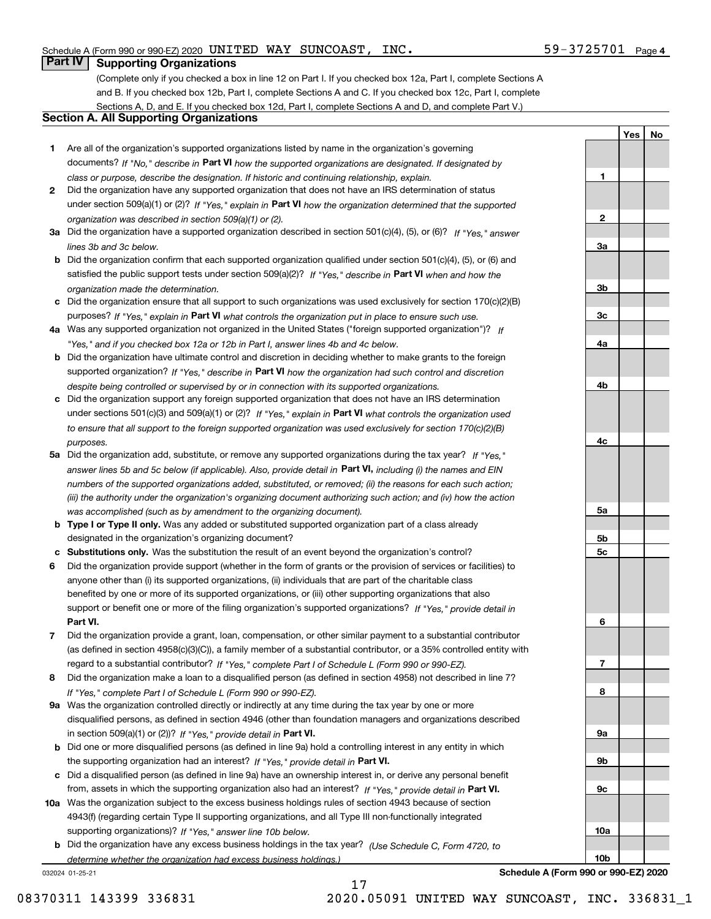Schedule A (Form 990 or 990-EZ) 2020 UNITED WAY SUNCOAST, INC. 59-3725701 Page 4

## Part IV Supporting Organizations

(Complete only if you checked a box in line 12 on Part I. If you checked box 12a, Part I, complete Sections A and B. If you checked box 12b, Part I, complete Sections A and C. If you checked box 12c, Part I, complete Sections A, D, and E. If you checked box 12d, Part I, complete Sections A and D, and complete Part V.)

### Section A. All Supporting Organizations

| | | | Yes | No |
|---|---|---|---|---|
| 1 | Are all of the organization's supported organizations listed by name in the organization's governing documents? *If "No," describe in* **Part VI** *how the supported organizations are designated. If designated by class or purpose, describe the designation. If historic and continuing relationship, explain.* | 1 | | |
| 2 | Did the organization have any supported organization that does not have an IRS determination of status under section 509(a)(1) or (2)? *If "Yes," explain in* **Part VI** *how the organization determined that the supported organization was described in section 509(a)(1) or (2).* | 2 | | |
| 3a | Did the organization have a supported organization described in section 501(c)(4), (5), or (6)? *If "Yes," answer lines 3b and 3c below.* | 3a | | |
| b | Did the organization confirm that each supported organization qualified under section 501(c)(4), (5), or (6) and satisfied the public support tests under section 509(a)(2)? *If "Yes," describe in* **Part VI** *when and how the organization made the determination.* | 3b | | |
| c | Did the organization ensure that all support to such organizations was used exclusively for section 170(c)(2)(B) purposes? *If "Yes," explain in* **Part VI** *what controls the organization put in place to ensure such use.* | 3c | | |
| 4a | Was any supported organization not organized in the United States ("foreign supported organization")? *If "Yes," and if you checked box 12a or 12b in Part I, answer lines 4b and 4c below.* | 4a | | |
| b | Did the organization have ultimate control and discretion in deciding whether to make grants to the foreign supported organization? *If "Yes," describe in* **Part VI** *how the organization had such control and discretion despite being controlled or supervised by or in connection with its supported organizations.* | 4b | | |
| c | Did the organization support any foreign supported organization that does not have an IRS determination under sections 501(c)(3) and 509(a)(1) or (2)? *If "Yes," explain in* **Part VI** *what controls the organization used to ensure that all support to the foreign supported organization was used exclusively for section 170(c)(2)(B) purposes.* | 4c | | |
| 5a | Did the organization add, substitute, or remove any supported organizations during the tax year? *If "Yes," answer lines 5b and 5c below (if applicable). Also, provide detail in* **Part VI,** *including (i) the names and EIN numbers of the supported organizations added, substituted, or removed; (ii) the reasons for each such action; (iii) the authority under the organization's organizing document authorizing such action; and (iv) how the action was accomplished (such as by amendment to the organizing document).* | 5a | | |
| b | **Type I or Type II only.** Was any added or substituted supported organization part of a class already designated in the organization's organizing document? | 5b | | |
| c | **Substitutions only.** Was the substitution the result of an event beyond the organization's control? | 5c | | |
| 6 | Did the organization provide support (whether in the form of grants or the provision of services or facilities) to anyone other than (i) its supported organizations, (ii) individuals that are part of the charitable class benefited by one or more of its supported organizations, or (iii) other supporting organizations that also support or benefit one or more of the filing organization's supported organizations? *If "Yes," provide detail in* **Part VI.** | 6 | | |
| 7 | Did the organization provide a grant, loan, compensation, or other similar payment to a substantial contributor (as defined in section 4958(c)(3)(C)), a family member of a substantial contributor, or a 35% controlled entity with regard to a substantial contributor? *If "Yes," complete Part I of Schedule L (Form 990 or 990-EZ).* | 7 | | |
| 8 | Did the organization make a loan to a disqualified person (as defined in section 4958) not described in line 7? *If "Yes," complete Part I of Schedule L (Form 990 or 990-EZ).* | 8 | | |
| 9a | Was the organization controlled directly or indirectly at any time during the tax year by one or more disqualified persons, as defined in section 4946 (other than foundation managers and organizations described in section 509(a)(1) or (2))? *If "Yes," provide detail in* **Part VI.** | 9a | | |
| b | Did one or more disqualified persons (as defined in line 9a) hold a controlling interest in any entity in which the supporting organization had an interest? *If "Yes," provide detail in* **Part VI.** | 9b | | |
| c | Did a disqualified person (as defined in line 9a) have an ownership interest in, or derive any personal benefit from, assets in which the supporting organization also had an interest? *If "Yes," provide detail in* **Part VI.** | 9c | | |
| 10a | Was the organization subject to the excess business holdings rules of section 4943 because of section 4943(f) (regarding certain Type II supporting organizations, and all Type III non-functionally integrated supporting organizations)? *If "Yes," answer line 10b below.* | 10a | | |
| b | Did the organization have any excess business holdings in the tax year? *(Use Schedule C, Form 4720, to determine whether the organization had excess business holdings.)* | 10b | | |

032024 01-25-21 **Schedule A (Form 990 or 990-EZ) 2020**

08370311 143399 336831 2020.05091 UNITED WAY SUNCOAST, INC. 336831_1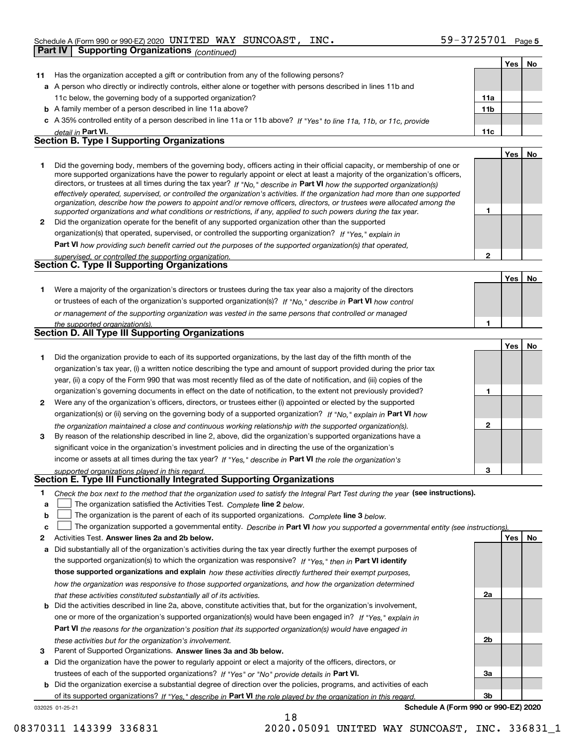Schedule A (Form 990 or 990-EZ) 2020 UNITED WAY SUNCOAST, INC. 59-3725701 Page 5

**Part IV | Supporting Organizations** *(continued)*

| | | | Yes | No |
|---|---|---|---|---|
| **11** | Has the organization accepted a gift or contribution from any of the following persons? | | | |
| **a** | A person who directly or indirectly controls, either alone or together with persons described in lines 11b and 11c below, the governing body of a supported organization? | **11a** | | |
| **b** | A family member of a person described in line 11a above? | **11b** | | |
| **c** | A 35% controlled entity of a person described in line 11a or 11b above? *If "Yes" to line 11a, 11b, or 11c, provide detail in* **Part VI.** | **11c** | | |

## Section B. Type I Supporting Organizations

| | | | Yes | No |
|---|---|---|---|---|
| **1** | Did the governing body, members of the governing body, officers acting in their official capacity, or membership of one or more supported organizations have the power to regularly appoint or elect at least a majority of the organization's officers, directors, or trustees at all times during the tax year? *If "No," describe in* **Part VI** *how the supported organization(s) effectively operated, supervised, or controlled the organization's activities. If the organization had more than one supported organization, describe how the powers to appoint and/or remove officers, directors, or trustees were allocated among the supported organizations and what conditions or restrictions, if any, applied to such powers during the tax year.* | **1** | | |
| **2** | Did the organization operate for the benefit of any supported organization other than the supported organization(s) that operated, supervised, or controlled the supporting organization? *If "Yes," explain in* **Part VI** *how providing such benefit carried out the purposes of the supported organization(s) that operated, supervised, or controlled the supporting organization.* | **2** | | |

## Section C. Type II Supporting Organizations

| | | | Yes | No |
|---|---|---|---|---|
| **1** | Were a majority of the organization's directors or trustees during the tax year also a majority of the directors or trustees of each of the organization's supported organization(s)? *If "No," describe in* **Part VI** *how control or management of the supporting organization was vested in the same persons that controlled or managed the supported organization(s).* | **1** | | |

## Section D. All Type III Supporting Organizations

| | | | Yes | No |
|---|---|---|---|---|
| **1** | Did the organization provide to each of its supported organizations, by the last day of the fifth month of the organization's tax year, (i) a written notice describing the type and amount of support provided during the prior tax year, (ii) a copy of the Form 990 that was most recently filed as of the date of notification, and (iii) copies of the organization's governing documents in effect on the date of notification, to the extent not previously provided? | **1** | | |
| **2** | Were any of the organization's officers, directors, or trustees either (i) appointed or elected by the supported organization(s) or (ii) serving on the governing body of a supported organization? *If "No," explain in* **Part VI** *how the organization maintained a close and continuous working relationship with the supported organization(s).* | **2** | | |
| **3** | By reason of the relationship described in line 2, above, did the organization's supported organizations have a significant voice in the organization's investment policies and in directing the use of the organization's income or assets at all times during the tax year? *If "Yes," describe in* **Part VI** *the role the organization's supported organizations played in this regard.* | **3** | | |

## Section E. Type III Functionally Integrated Supporting Organizations

**1** *Check the box next to the method that the organization used to satisfy the Integral Part Test during the year* **(see instructions).**

- **a** ☐ The organization satisfied the Activities Test. *Complete* **line 2** *below.*
- **b** ☐ The organization is the parent of each of its supported organizations. *Complete* **line 3** *below.*
- **c** ☐ The organization supported a governmental entity. *Describe in* **Part VI** *how you supported a governmental entity (see instructions).*

| | | | Yes | No |
|---|---|---|---|---|
| **2** | Activities Test. **Answer lines 2a and 2b below.** | | | |
| **a** | Did substantially all of the organization's activities during the tax year directly further the exempt purposes of the supported organization(s) to which the organization was responsive? *If "Yes," then in* **Part VI identify those supported organizations and explain** *how these activities directly furthered their exempt purposes, how the organization was responsive to those supported organizations, and how the organization determined that these activities constituted substantially all of its activities.* | **2a** | | |
| **b** | Did the activities described in line 2a, above, constitute activities that, but for the organization's involvement, one or more of the organization's supported organization(s) would have been engaged in? *If "Yes," explain in* **Part VI** *the reasons for the organization's position that its supported organization(s) would have engaged in these activities but for the organization's involvement.* | **2b** | | |
| **3** | Parent of Supported Organizations. **Answer lines 3a and 3b below.** | | | |
| **a** | Did the organization have the power to regularly appoint or elect a majority of the officers, directors, or trustees of each of the supported organizations? *If "Yes" or "No" provide details in* **Part VI.** | **3a** | | |
| **b** | Did the organization exercise a substantial degree of direction over the policies, programs, and activities of each of its supported organizations? *If "Yes," describe in* **Part VI** *the role played by the organization in this regard.* | **3b** | | |

032025 01-25-21 **Schedule A (Form 990 or 990-EZ) 2020**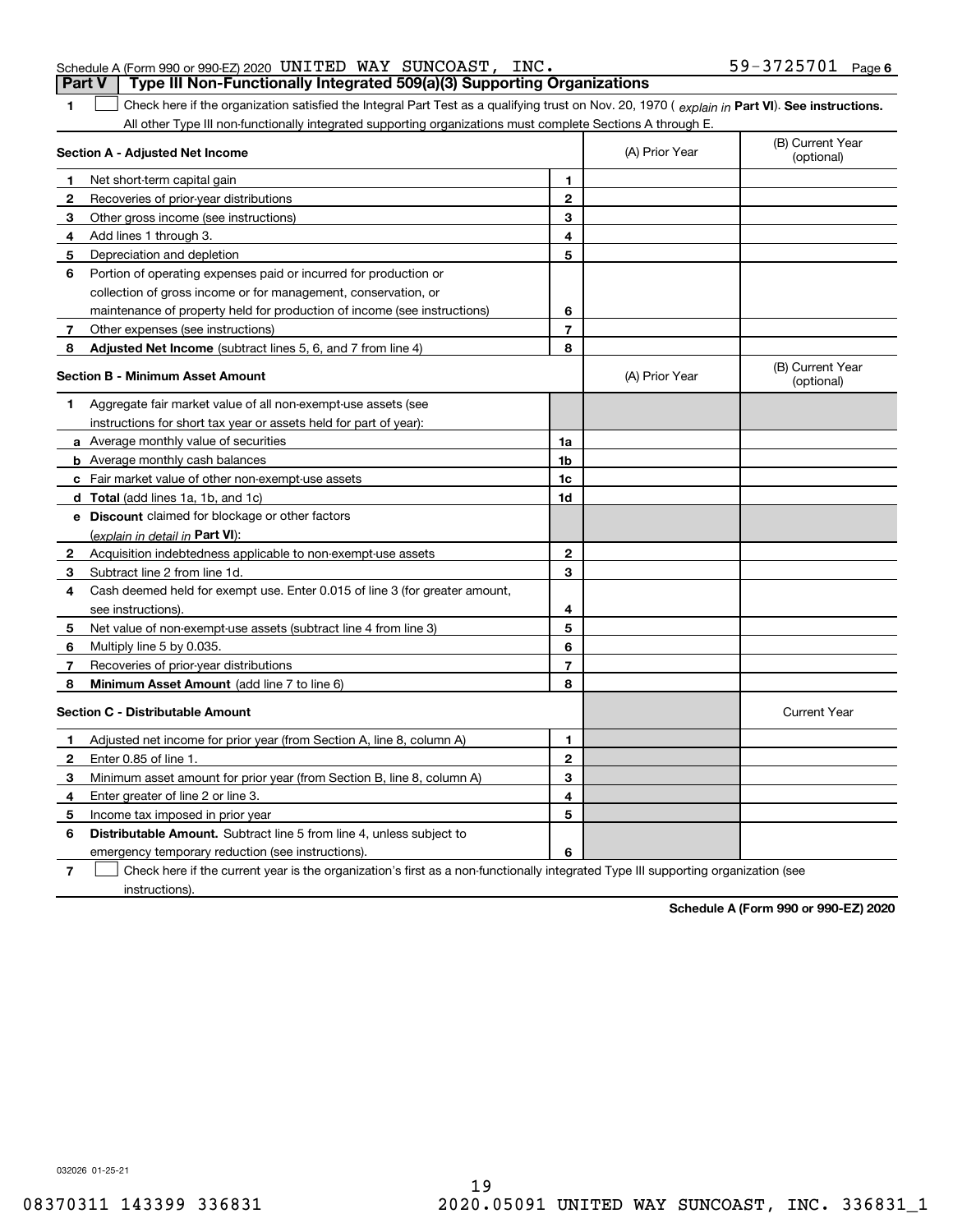Schedule A (Form 990 or 990-EZ) 2020 UNITED WAY SUNCOAST, INC. 59-3725701 Page 6

**Part V | Type III Non-Functionally Integrated 509(a)(3) Supporting Organizations**

**1** ☐ Check here if the organization satisfied the Integral Part Test as a qualifying trust on Nov. 20, 1970 ( *explain in* **Part VI**). **See instructions.** All other Type III non-functionally integrated supporting organizations must complete Sections A through E.

| **Section A - Adjusted Net Income** | | (A) Prior Year | (B) Current Year (optional) |
|---|---|---|---|
| **1** Net short-term capital gain | 1 | | |
| **2** Recoveries of prior-year distributions | 2 | | |
| **3** Other gross income (see instructions) | 3 | | |
| **4** Add lines 1 through 3. | 4 | | |
| **5** Depreciation and depletion | 5 | | |
| **6** Portion of operating expenses paid or incurred for production or collection of gross income or for management, conservation, or maintenance of property held for production of income (see instructions) | 6 | | |
| **7** Other expenses (see instructions) | 7 | | |
| **8** **Adjusted Net Income** (subtract lines 5, 6, and 7 from line 4) | 8 | | |

| **Section B - Minimum Asset Amount** | | (A) Prior Year | (B) Current Year (optional) |
|---|---|---|---|
| **1** Aggregate fair market value of all non-exempt-use assets (see instructions for short tax year or assets held for part of year): | | | |
| **a** Average monthly value of securities | 1a | | |
| **b** Average monthly cash balances | 1b | | |
| **c** Fair market value of other non-exempt-use assets | 1c | | |
| **d** **Total** (add lines 1a, 1b, and 1c) | 1d | | |
| **e** **Discount** claimed for blockage or other factors (*explain in detail in* **Part VI**): | | | |
| **2** Acquisition indebtedness applicable to non-exempt-use assets | 2 | | |
| **3** Subtract line 2 from line 1d. | 3 | | |
| **4** Cash deemed held for exempt use. Enter 0.015 of line 3 (for greater amount, see instructions). | 4 | | |
| **5** Net value of non-exempt-use assets (subtract line 4 from line 3) | 5 | | |
| **6** Multiply line 5 by 0.035. | 6 | | |
| **7** Recoveries of prior-year distributions | 7 | | |
| **8** **Minimum Asset Amount** (add line 7 to line 6) | 8 | | |

| **Section C - Distributable Amount** | | | Current Year |
|---|---|---|---|
| **1** Adjusted net income for prior year (from Section A, line 8, column A) | 1 | | |
| **2** Enter 0.85 of line 1. | 2 | | |
| **3** Minimum asset amount for prior year (from Section B, line 8, column A) | 3 | | |
| **4** Enter greater of line 2 or line 3. | 4 | | |
| **5** Income tax imposed in prior year | 5 | | |
| **6** **Distributable Amount.** Subtract line 5 from line 4, unless subject to emergency temporary reduction (see instructions). | 6 | | |

**7** ☐ Check here if the current year is the organization's first as a non-functionally integrated Type III supporting organization (see instructions).

**Schedule A (Form 990 or 990-EZ) 2020**

032026 01-25-21

08370311 143399 336831 2020.05091 UNITED WAY SUNCOAST, INC. 336831_1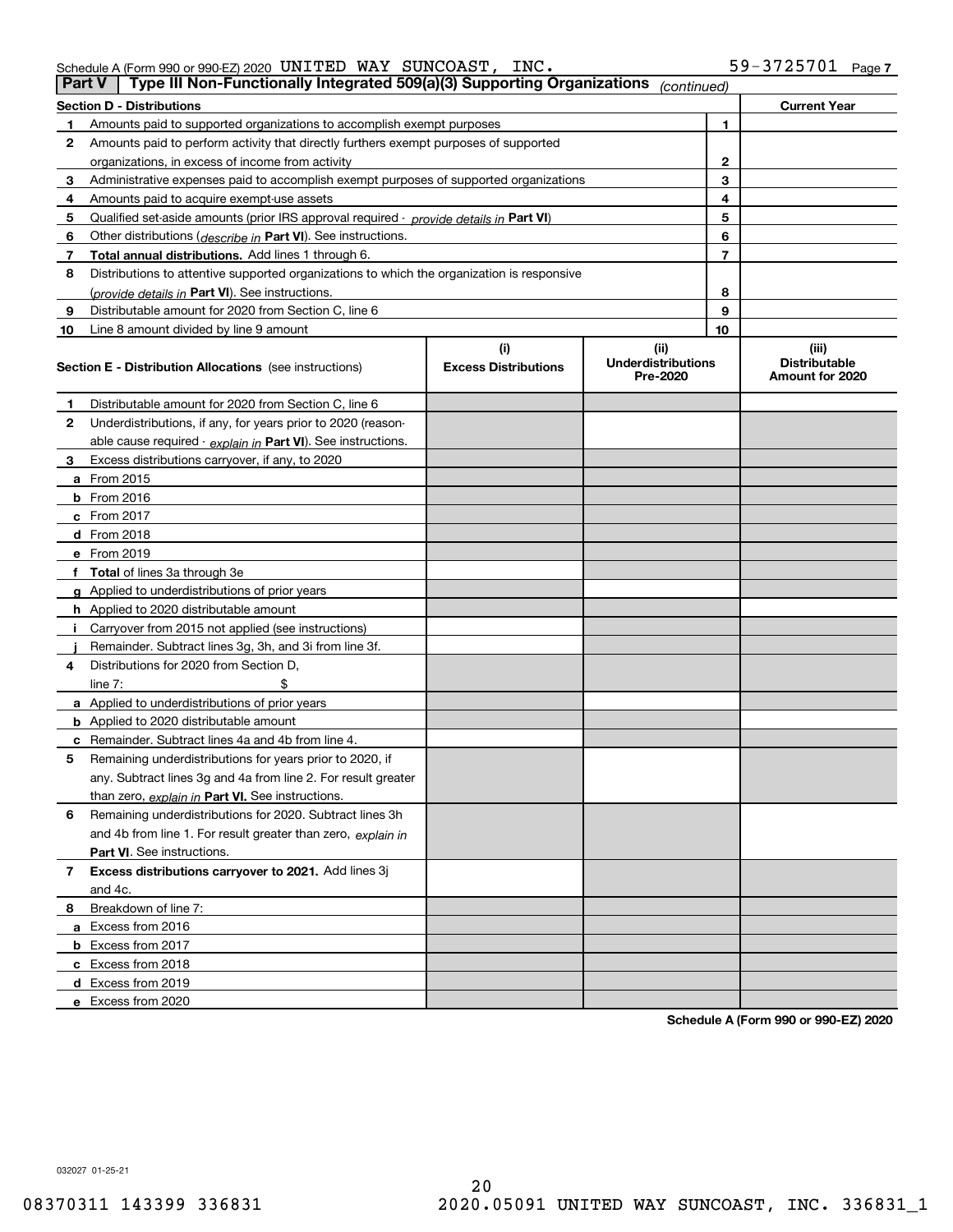Schedule A (Form 990 or 990-EZ) 2020 UNITED WAY SUNCOAST, INC. 59-3725701 Page 7

## Part V | Type III Non-Functionally Integrated 509(a)(3) Supporting Organizations *(continued)*

| Section D - Distributions | | Current Year |
|---|---|---|
| **1** Amounts paid to supported organizations to accomplish exempt purposes | 1 | |
| **2** Amounts paid to perform activity that directly furthers exempt purposes of supported organizations, in excess of income from activity | 2 | |
| **3** Administrative expenses paid to accomplish exempt purposes of supported organizations | 3 | |
| **4** Amounts paid to acquire exempt-use assets | 4 | |
| **5** Qualified set-aside amounts (prior IRS approval required - *provide details in* **Part VI**) | 5 | |
| **6** Other distributions (*describe in* **Part VI**). See instructions. | 6 | |
| **7** **Total annual distributions.** Add lines 1 through 6. | 7 | |
| **8** Distributions to attentive supported organizations to which the organization is responsive (*provide details in* **Part VI**). See instructions. | 8 | |
| **9** Distributable amount for 2020 from Section C, line 6 | 9 | |
| **10** Line 8 amount divided by line 9 amount | 10 | |

| **Section E - Distribution Allocations** (see instructions) | (i) Excess Distributions | (ii) Underdistributions Pre-2020 | (iii) Distributable Amount for 2020 |
|---|---|---|---|
| **1** Distributable amount for 2020 from Section C, line 6 | | | |
| **2** Underdistributions, if any, for years prior to 2020 (reasonable cause required - *explain in* **Part VI**). See instructions. | | | |
| **3** Excess distributions carryover, if any, to 2020 | | | |
| **a** From 2015 | | | |
| **b** From 2016 | | | |
| **c** From 2017 | | | |
| **d** From 2018 | | | |
| **e** From 2019 | | | |
| **f** **Total** of lines 3a through 3e | | | |
| **g** Applied to underdistributions of prior years | | | |
| **h** Applied to 2020 distributable amount | | | |
| **i** Carryover from 2015 not applied (see instructions) | | | |
| **j** Remainder. Subtract lines 3g, 3h, and 3i from line 3f. | | | |
| **4** Distributions for 2020 from Section D, line 7: $ | | | |
| **a** Applied to underdistributions of prior years | | | |
| **b** Applied to 2020 distributable amount | | | |
| **c** Remainder. Subtract lines 4a and 4b from line 4. | | | |
| **5** Remaining underdistributions for years prior to 2020, if any. Subtract lines 3g and 4a from line 2. For result greater than zero, *explain in* **Part VI.** See instructions. | | | |
| **6** Remaining underdistributions for 2020. Subtract lines 3h and 4b from line 1. For result greater than zero, *explain in* **Part VI**. See instructions. | | | |
| **7** **Excess distributions carryover to 2021.** Add lines 3j and 4c. | | | |
| **8** Breakdown of line 7: | | | |
| **a** Excess from 2016 | | | |
| **b** Excess from 2017 | | | |
| **c** Excess from 2018 | | | |
| **d** Excess from 2019 | | | |
| **e** Excess from 2020 | | | |

**Schedule A (Form 990 or 990-EZ) 2020**

032027 01-25-21

08370311 143399 336831 2020.05091 UNITED WAY SUNCOAST, INC. 336831_1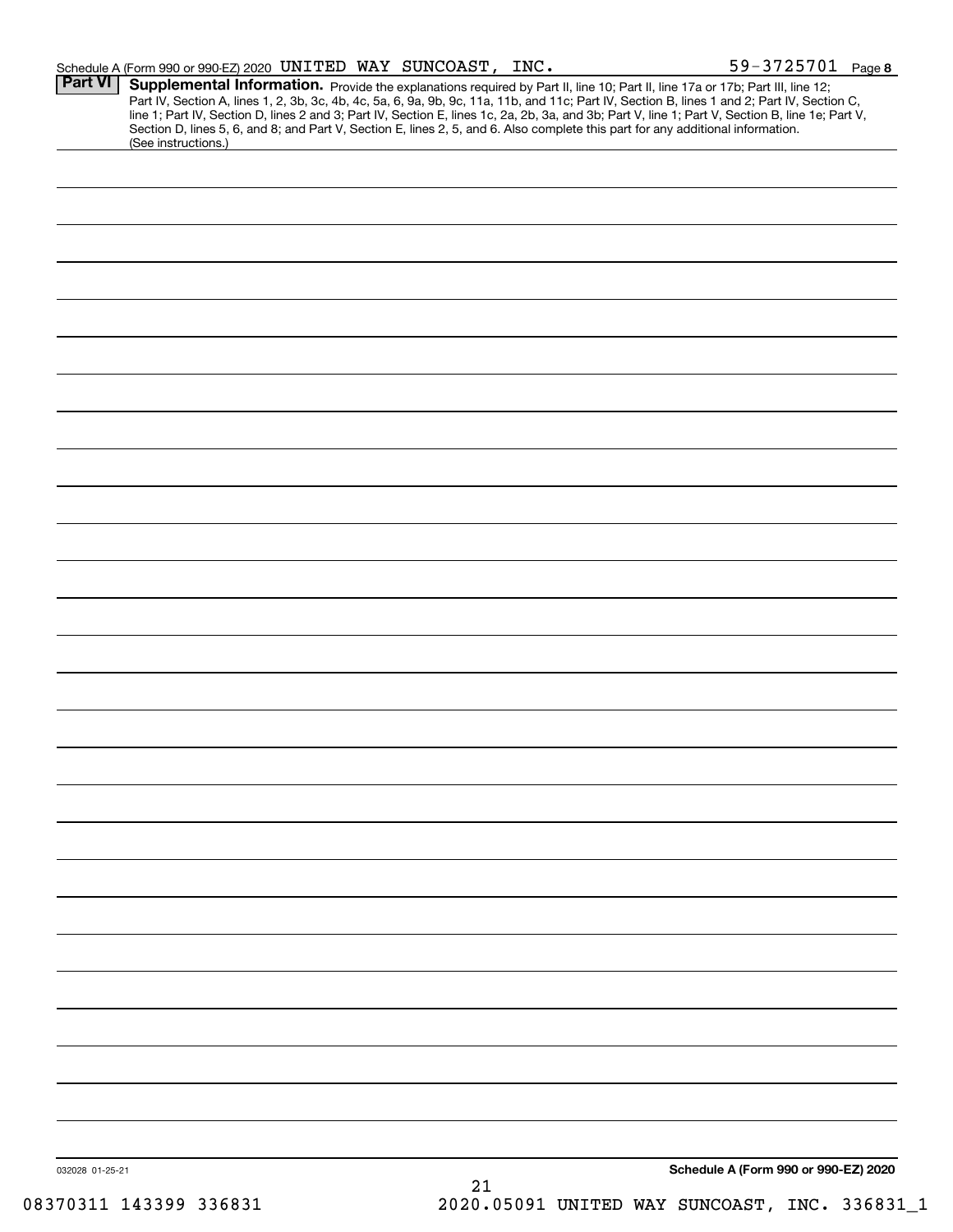Schedule A (Form 990 or 990-EZ) 2020 UNITED WAY SUNCOAST, INC. 59-3725701 Page 8

**Part VI** **Supplemental Information.** Provide the explanations required by Part II, line 10; Part II, line 17a or 17b; Part III, line 12; Part IV, Section A, lines 1, 2, 3b, 3c, 4b, 4c, 5a, 6, 9a, 9b, 9c, 11a, 11b, and 11c; Part IV, Section B, lines 1 and 2; Part IV, Section C, line 1; Part IV, Section D, lines 2 and 3; Part IV, Section E, lines 1c, 2a, 2b, 3a, and 3b; Part V, line 1; Part V, Section B, line 1e; Part V, Section D, lines 5, 6, and 8; and Part V, Section E, lines 2, 5, and 6. Also complete this part for any additional information. (See instructions.)

032028 01-25-21

**Schedule A (Form 990 or 990-EZ) 2020**

08370311 143399 336831 2020.05091 UNITED WAY SUNCOAST, INC. 336831_1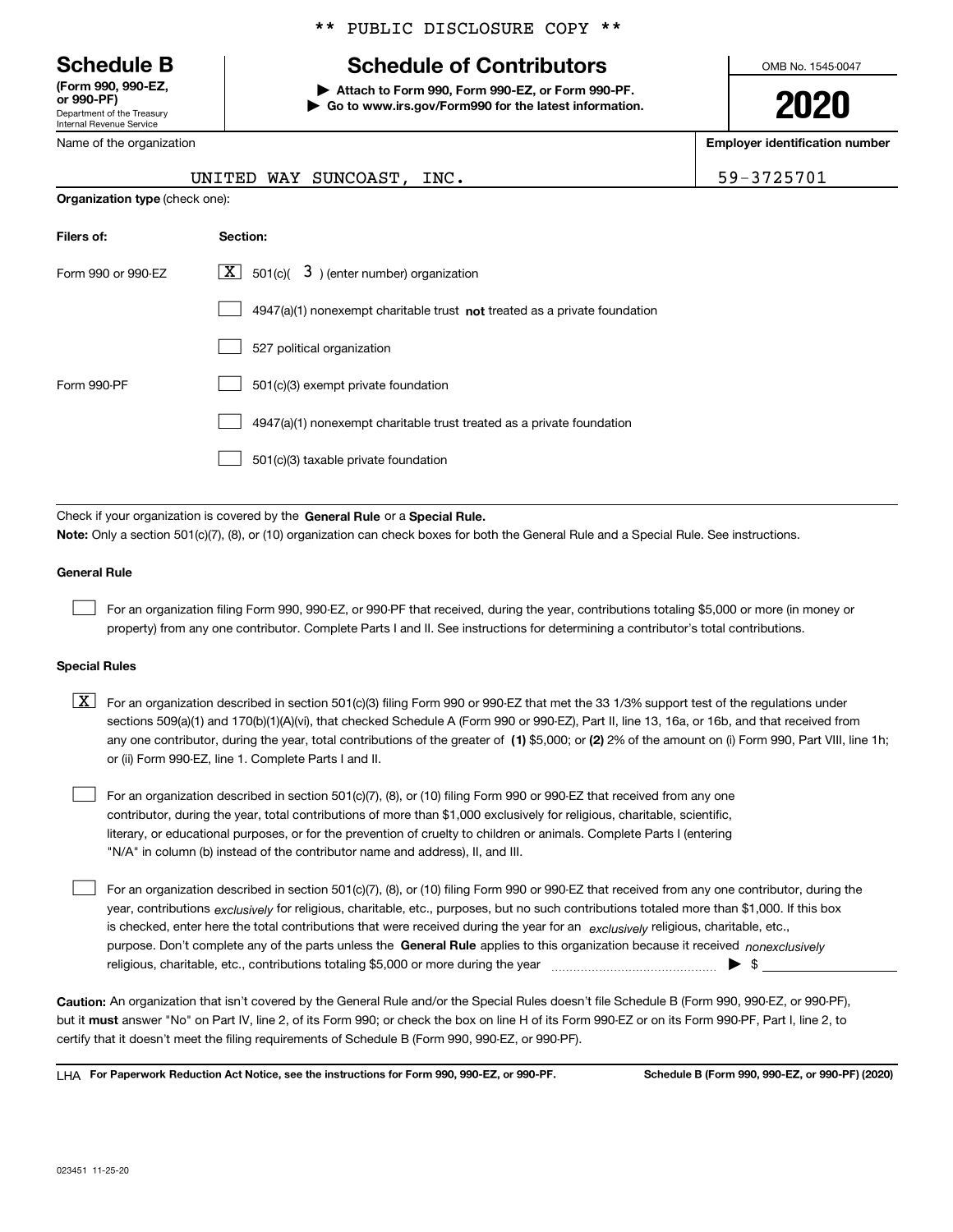** PUBLIC DISCLOSURE COPY **

# Schedule B

**(Form 990, 990-EZ, or 990-PF)**
Department of the Treasury
Internal Revenue Service

## Schedule of Contributors

**▶ Attach to Form 990, Form 990-EZ, or Form 990-PF.**
**▶ Go to www.irs.gov/Form990 for the latest information.**

OMB No. 1545-0047

**2020**

| Name of the organization | Employer identification number |
|---|---|
| UNITED WAY SUNCOAST, INC. | 59-3725701 |

**Organization type** (check one):

| Filers of: | Section: |
|---|---|
| Form 990 or 990-EZ | [X] 501(c)( 3 ) (enter number) organization |
| | [ ] 4947(a)(1) nonexempt charitable trust **not** treated as a private foundation |
| | [ ] 527 political organization |
| Form 990-PF | [ ] 501(c)(3) exempt private foundation |
| | [ ] 4947(a)(1) nonexempt charitable trust treated as a private foundation |
| | [ ] 501(c)(3) taxable private foundation |

Check if your organization is covered by the **General Rule** or a **Special Rule.**

**Note:** Only a section 501(c)(7), (8), or (10) organization can check boxes for both the General Rule and a Special Rule. See instructions.

**General Rule**

[ ] For an organization filing Form 990, 990-EZ, or 990-PF that received, during the year, contributions totaling $5,000 or more (in money or property) from any one contributor. Complete Parts I and II. See instructions for determining a contributor's total contributions.

**Special Rules**

[X] For an organization described in section 501(c)(3) filing Form 990 or 990-EZ that met the 33 1/3% support test of the regulations under sections 509(a)(1) and 170(b)(1)(A)(vi), that checked Schedule A (Form 990 or 990-EZ), Part II, line 13, 16a, or 16b, and that received from any one contributor, during the year, total contributions of the greater of **(1)** $5,000; or **(2)** 2% of the amount on (i) Form 990, Part VIII, line 1h; or (ii) Form 990-EZ, line 1. Complete Parts I and II.

[ ] For an organization described in section 501(c)(7), (8), or (10) filing Form 990 or 990-EZ that received from any one contributor, during the year, total contributions of more than $1,000 exclusively for religious, charitable, scientific, literary, or educational purposes, or for the prevention of cruelty to children or animals. Complete Parts I (entering "N/A" in column (b) instead of the contributor name and address), II, and III.

[ ] For an organization described in section 501(c)(7), (8), or (10) filing Form 990 or 990-EZ that received from any one contributor, during the year, contributions *exclusively* for religious, charitable, etc., purposes, but no such contributions totaled more than $1,000. If this box is checked, enter here the total contributions that were received during the year for an *exclusively* religious, charitable, etc., purpose. Don't complete any of the parts unless the **General Rule** applies to this organization because it received *nonexclusively* religious, charitable, etc., contributions totaling $5,000 or more during the year ▶ $

**Caution:** An organization that isn't covered by the General Rule and/or the Special Rules doesn't file Schedule B (Form 990, 990-EZ, or 990-PF), but it **must** answer "No" on Part IV, line 2, of its Form 990; or check the box on line H of its Form 990-EZ or on its Form 990-PF, Part I, line 2, to certify that it doesn't meet the filing requirements of Schedule B (Form 990, 990-EZ, or 990-PF).

LHA **For Paperwork Reduction Act Notice, see the instructions for Form 990, 990-EZ, or 990-PF.** **Schedule B (Form 990, 990-EZ, or 990-PF) (2020)**

023451 11-25-20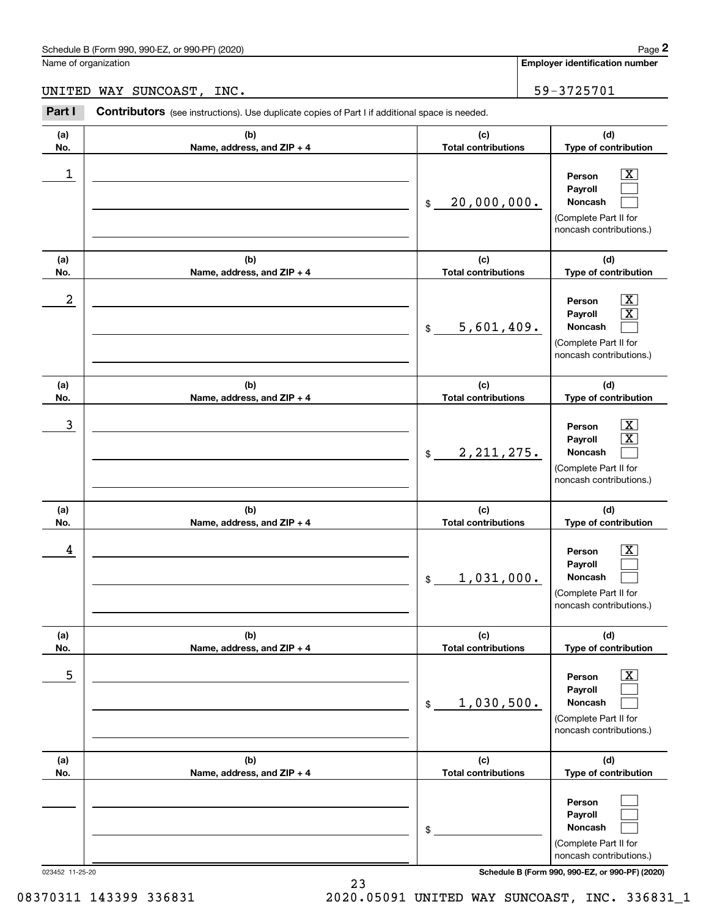Name of organization

UNITED WAY SUNCOAST, INC.

**Employer identification number**

59-3725701

**Part I** **Contributors** (see instructions). Use duplicate copies of Part I if additional space is needed.

| (a) No. | (b) Name, address, and ZIP + 4 | (c) Total contributions | (d) Type of contribution |
|---|---|---|---|
| 1 | | $ 20,000,000. | Person [X] Payroll [ ] Noncash [ ] (Complete Part II for noncash contributions.) |
| 2 | | $ 5,601,409. | Person [X] Payroll [X] Noncash [ ] (Complete Part II for noncash contributions.) |
| 3 | | $ 2,211,275. | Person [X] Payroll [X] Noncash [ ] (Complete Part II for noncash contributions.) |
| 4 | | $ 1,031,000. | Person [X] Payroll [ ] Noncash [ ] (Complete Part II for noncash contributions.) |
| 5 | | $ 1,030,500. | Person [X] Payroll [ ] Noncash [ ] (Complete Part II for noncash contributions.) |
| | | $ | Person [ ] Payroll [ ] Noncash [ ] (Complete Part II for noncash contributions.) |

023452 11-25-20

**Schedule B (Form 990, 990-EZ, or 990-PF) (2020)**

08370311 143399 336831 2020.05091 UNITED WAY SUNCOAST, INC. 336831_1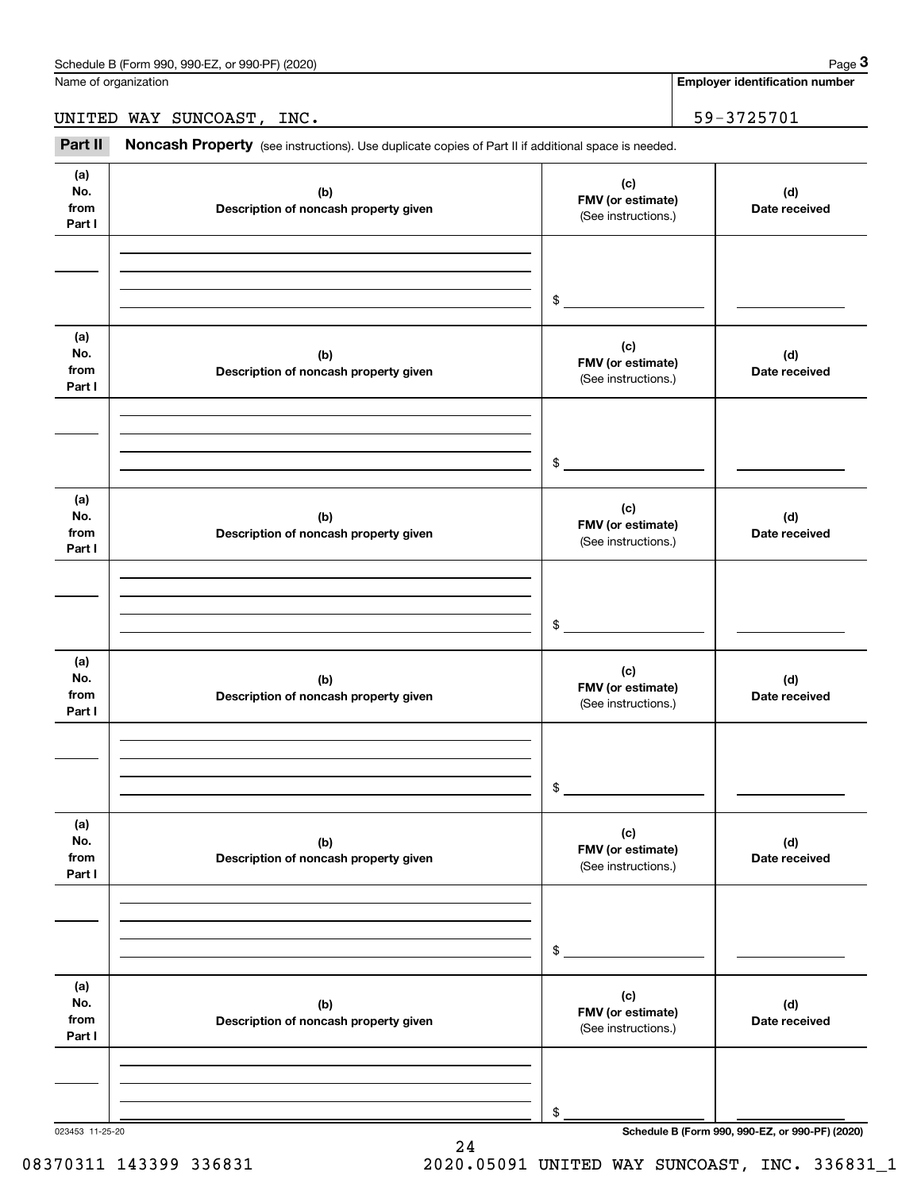Name of organization

UNITED WAY SUNCOAST, INC.

**Employer identification number**

59-3725701

**Part II** **Noncash Property** (see instructions). Use duplicate copies of Part II if additional space is needed.

| (a) No. from Part I | (b) Description of noncash property given | (c) FMV (or estimate) (See instructions.) | (d) Date received |
|---|---|---|---|
| | | $ | |

| (a) No. from Part I | (b) Description of noncash property given | (c) FMV (or estimate) (See instructions.) | (d) Date received |
|---|---|---|---|
| | | $ | |

| (a) No. from Part I | (b) Description of noncash property given | (c) FMV (or estimate) (See instructions.) | (d) Date received |
|---|---|---|---|
| | | $ | |

| (a) No. from Part I | (b) Description of noncash property given | (c) FMV (or estimate) (See instructions.) | (d) Date received |
|---|---|---|---|
| | | $ | |

| (a) No. from Part I | (b) Description of noncash property given | (c) FMV (or estimate) (See instructions.) | (d) Date received |
|---|---|---|---|
| | | $ | |

| (a) No. from Part I | (b) Description of noncash property given | (c) FMV (or estimate) (See instructions.) | (d) Date received |
|---|---|---|---|
| | | $ | |

023453 11-25-20

**Schedule B (Form 990, 990-EZ, or 990-PF) (2020)**

08370311 143399 336831 2020.05091 UNITED WAY SUNCOAST, INC. 336831_1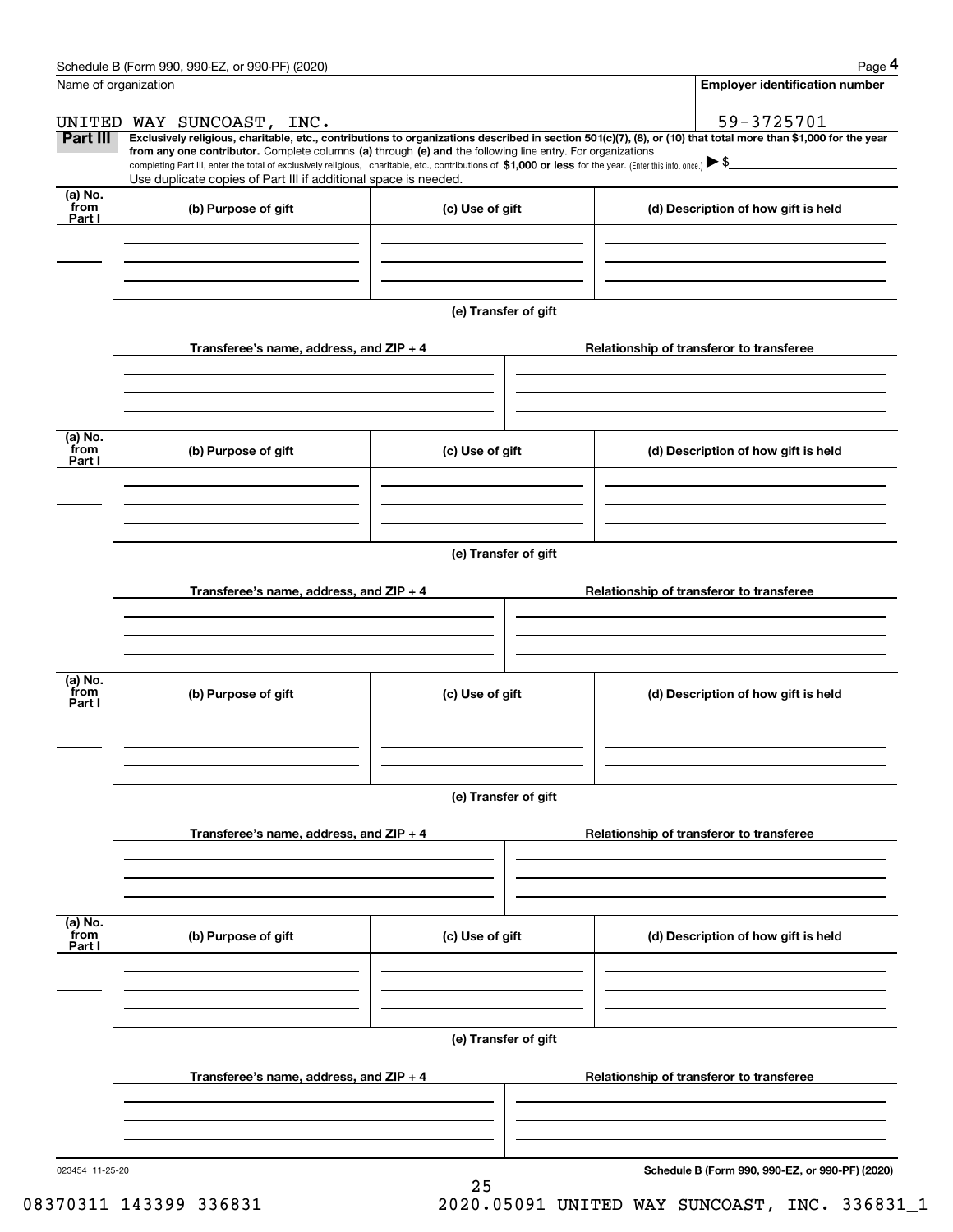Schedule B (Form 990, 990-EZ, or 990-PF) (2020)

Name of organization: UNITED WAY SUNCOAST, INC.

Employer identification number: 59-3725701

**Part III** **Exclusively religious, charitable, etc., contributions to organizations described in section 501(c)(7), (8), or (10) that total more than $1,000 for the year from any one contributor.** Complete columns **(a)** through **(e) and** the following line entry. For organizations completing Part III, enter the total of exclusively religious, charitable, etc., contributions of **$1,000 or less** for the year. (Enter this info. once.) ▶ $

Use duplicate copies of Part III if additional space is needed.

| (a) No. from Part I | (b) Purpose of gift | (c) Use of gift | (d) Description of how gift is held |
|---|---|---|---|
| | | | |

**(e) Transfer of gift**

| Transferee's name, address, and ZIP + 4 | Relationship of transferor to transferee |
|---|---|
| | |

| (a) No. from Part I | (b) Purpose of gift | (c) Use of gift | (d) Description of how gift is held |
|---|---|---|---|
| | | | |

**(e) Transfer of gift**

| Transferee's name, address, and ZIP + 4 | Relationship of transferor to transferee |
|---|---|
| | |

| (a) No. from Part I | (b) Purpose of gift | (c) Use of gift | (d) Description of how gift is held |
|---|---|---|---|
| | | | |

**(e) Transfer of gift**

| Transferee's name, address, and ZIP + 4 | Relationship of transferor to transferee |
|---|---|
| | |

| (a) No. from Part I | (b) Purpose of gift | (c) Use of gift | (d) Description of how gift is held |
|---|---|---|---|
| | | | |

**(e) Transfer of gift**

| Transferee's name, address, and ZIP + 4 | Relationship of transferor to transferee |
|---|---|
| | |

023454 11-25-20

**Schedule B (Form 990, 990-EZ, or 990-PF) (2020)**

08370311 143399 336831 2020.05091 UNITED WAY SUNCOAST, INC. 336831_1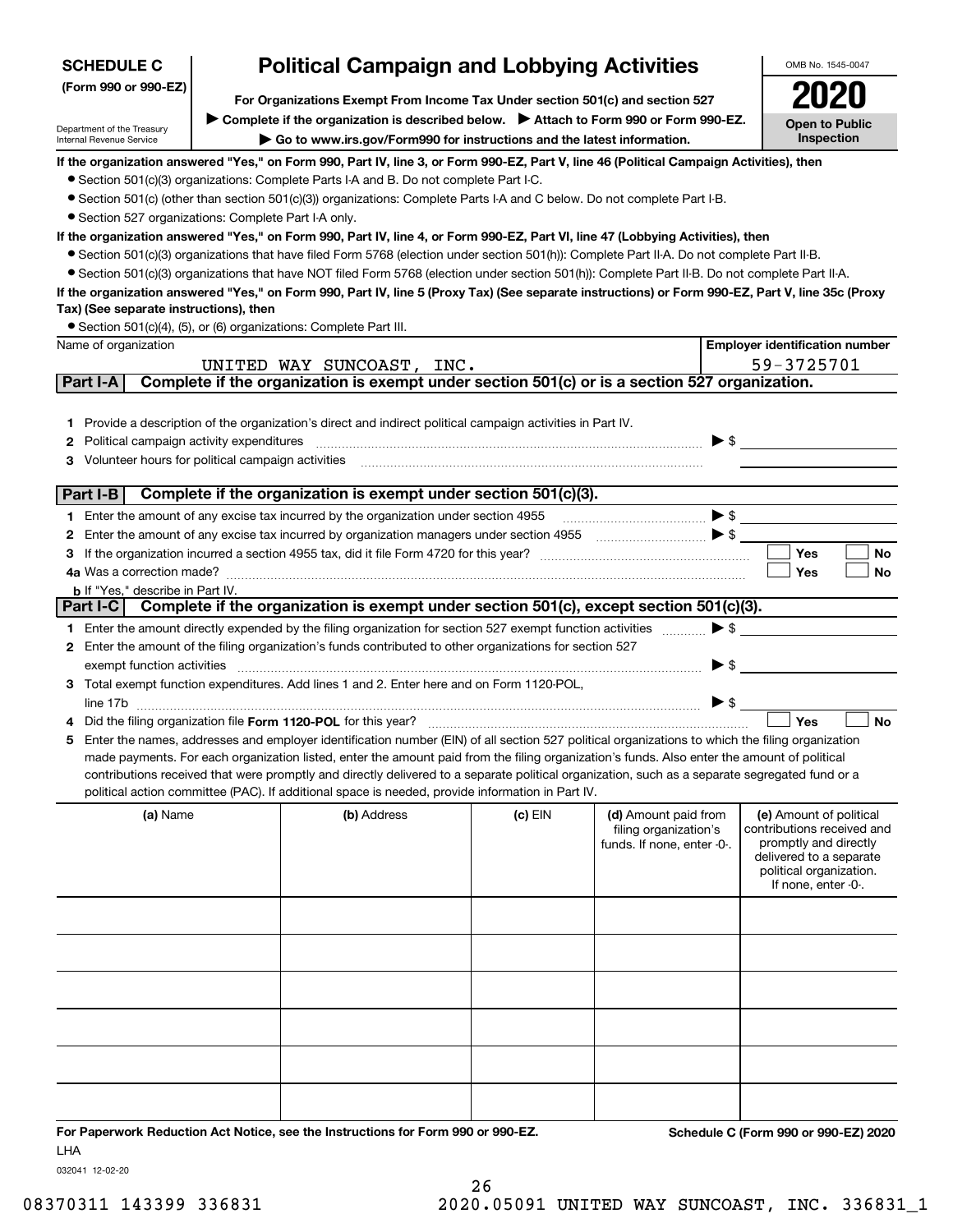**SCHEDULE C**
**(Form 990 or 990-EZ)**

Department of the Treasury
Internal Revenue Service

# Political Campaign and Lobbying Activities

**For Organizations Exempt From Income Tax Under section 501(c) and section 527**

▶ **Complete if the organization is described below.** ▶ **Attach to Form 990 or Form 990-EZ.**

▶ **Go to www.irs.gov/Form990 for instructions and the latest information.**

OMB No. 1545-0047

**2020**

**Open to Public Inspection**

**If the organization answered "Yes," on Form 990, Part IV, line 3, or Form 990-EZ, Part V, line 46 (Political Campaign Activities), then**

- Section 501(c)(3) organizations: Complete Parts I-A and B. Do not complete Part I-C.
- Section 501(c) (other than section 501(c)(3)) organizations: Complete Parts I-A and C below. Do not complete Part I-B.
- Section 527 organizations: Complete Part I-A only.

**If the organization answered "Yes," on Form 990, Part IV, line 4, or Form 990-EZ, Part VI, line 47 (Lobbying Activities), then**

- Section 501(c)(3) organizations that have filed Form 5768 (election under section 501(h)): Complete Part II-A. Do not complete Part II-B.
- Section 501(c)(3) organizations that have NOT filed Form 5768 (election under section 501(h)): Complete Part II-B. Do not complete Part II-A.

**If the organization answered "Yes," on Form 990, Part IV, line 5 (Proxy Tax) (See separate instructions) or Form 990-EZ, Part V, line 35c (Proxy Tax) (See separate instructions), then**

- Section 501(c)(4), (5), or (6) organizations: Complete Part III.

| Name of organization | Employer identification number |
|---|---|
| UNITED WAY SUNCOAST, INC. | 59-3725701 |

## Part I-A Complete if the organization is exempt under section 501(c) or is a section 527 organization.

1. Provide a description of the organization's direct and indirect political campaign activities in Part IV.
2. Political campaign activity expenditures ▶ $
3. Volunteer hours for political campaign activities

## Part I-B Complete if the organization is exempt under section 501(c)(3).

1. Enter the amount of any excise tax incurred by the organization under section 4955 ▶ $
2. Enter the amount of any excise tax incurred by organization managers under section 4955 ▶ $
3. If the organization incurred a section 4955 tax, did it file Form 4720 for this year? ☐ Yes ☐ No

4a. Was a correction made? ☐ Yes ☐ No

b. If "Yes," describe in Part IV.

## Part I-C Complete if the organization is exempt under section 501(c), except section 501(c)(3).

1. Enter the amount directly expended by the filing organization for section 527 exempt function activities ▶ $
2. Enter the amount of the filing organization's funds contributed to other organizations for section 527 exempt function activities ▶ $
3. Total exempt function expenditures. Add lines 1 and 2. Enter here and on Form 1120-POL, line 17b ▶ $
4. Did the filing organization file **Form 1120-POL** for this year? ☐ Yes ☐ No
5. Enter the names, addresses and employer identification number (EIN) of all section 527 political organizations to which the filing organization made payments. For each organization listed, enter the amount paid from the filing organization's funds. Also enter the amount of political contributions received that were promptly and directly delivered to a separate political organization, such as a separate segregated fund or a political action committee (PAC). If additional space is needed, provide information in Part IV.

| (a) Name | (b) Address | (c) EIN | (d) Amount paid from filing organization's funds. If none, enter -0-. | (e) Amount of political contributions received and promptly and directly delivered to a separate political organization. If none, enter -0-. |
|---|---|---|---|---|
| | | | | |
| | | | | |
| | | | | |
| | | | | |
| | | | | |
| | | | | |

**For Paperwork Reduction Act Notice, see the Instructions for Form 990 or 990-EZ.** **Schedule C (Form 990 or 990-EZ) 2020**

LHA

032041 12-02-20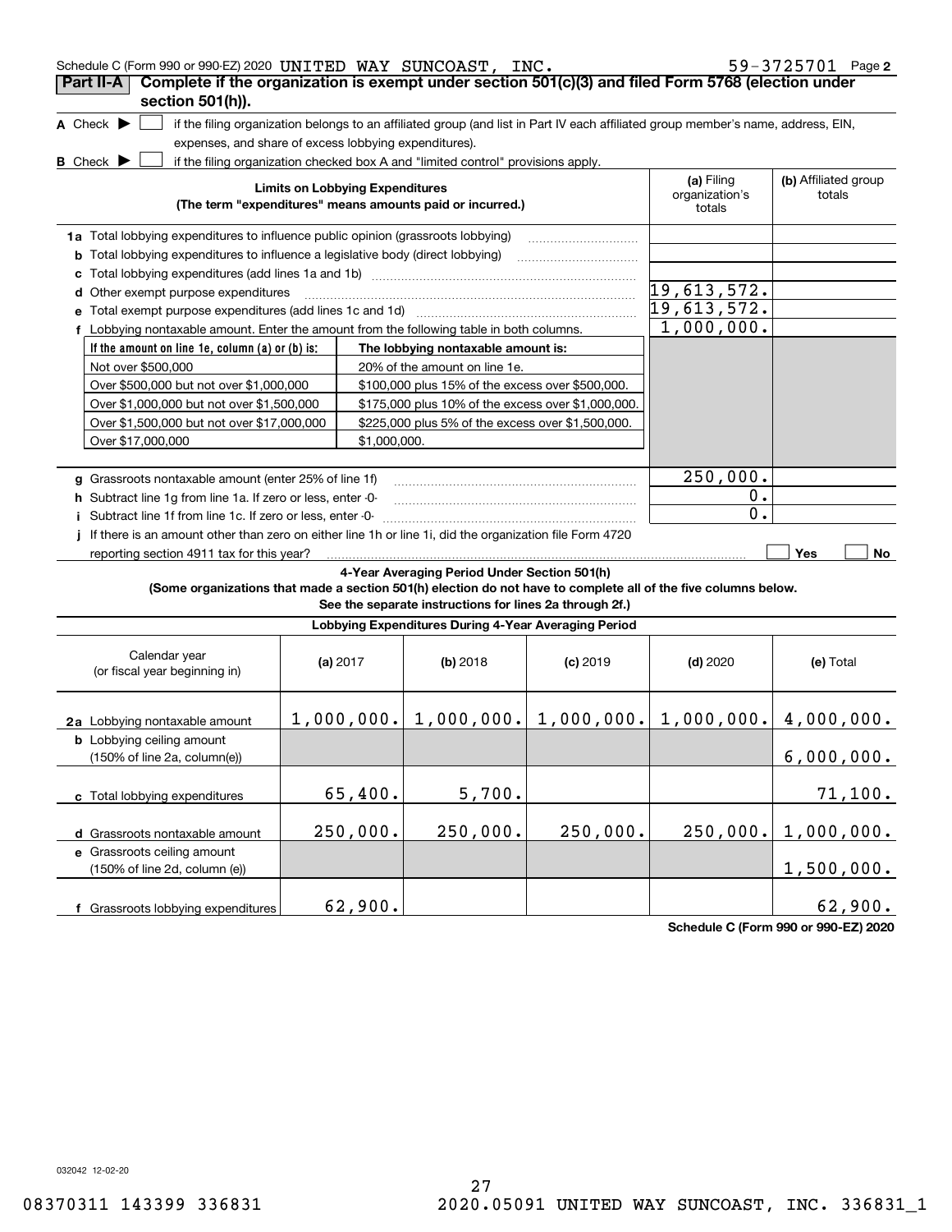Schedule C (Form 990 or 990-EZ) 2020 UNITED WAY SUNCOAST, INC. 59-3725701 Page 2

## Part II-A Complete if the organization is exempt under section 501(c)(3) and filed Form 5768 (election under section 501(h)).

**A** Check ▶ ☐ if the filing organization belongs to an affiliated group (and list in Part IV each affiliated group member's name, address, EIN, expenses, and share of excess lobbying expenditures).

**B** Check ▶ ☐ if the filing organization checked box A and "limited control" provisions apply.

| Limits on Lobbying Expenditures (The term "expenditures" means amounts paid or incurred.) | (a) Filing organization's totals | (b) Affiliated group totals |
|---|---|---|
| **1a** Total lobbying expenditures to influence public opinion (grassroots lobbying) | | |
| **b** Total lobbying expenditures to influence a legislative body (direct lobbying) | | |
| **c** Total lobbying expenditures (add lines 1a and 1b) | | |
| **d** Other exempt purpose expenditures | 19,613,572. | |
| **e** Total exempt purpose expenditures (add lines 1c and 1d) | 19,613,572. | |
| **f** Lobbying nontaxable amount. Enter the amount from the following table in both columns. | 1,000,000. | |

| If the amount on line 1e, column (a) or (b) is: | The lobbying nontaxable amount is: |
|---|---|
| Not over $500,000 | 20% of the amount on line 1e. |
| Over $500,000 but not over $1,000,000 | $100,000 plus 15% of the excess over $500,000. |
| Over $1,000,000 but not over $1,500,000 | $175,000 plus 10% of the excess over $1,000,000. |
| Over $1,500,000 but not over $17,000,000 | $225,000 plus 5% of the excess over $1,500,000. |
| Over $17,000,000 | $1,000,000. |

| | (a) Filing organization's totals | (b) Affiliated group totals |
|---|---|---|
| **g** Grassroots nontaxable amount (enter 25% of line 1f) | 250,000. | |
| **h** Subtract line 1g from line 1a. If zero or less, enter -0- | 0. | |
| **i** Subtract line 1f from line 1c. If zero or less, enter -0- | 0. | |
| **j** If there is an amount other than zero on either line 1h or line 1i, did the organization file Form 4720 reporting section 4911 tax for this year? | ☐ Yes | ☐ No |

### 4-Year Averaging Period Under Section 501(h)

**(Some organizations that made a section 501(h) election do not have to complete all of the five columns below. See the separate instructions for lines 2a through 2f.)**

**Lobbying Expenditures During 4-Year Averaging Period**

| Calendar year (or fiscal year beginning in) | (a) 2017 | (b) 2018 | (c) 2019 | (d) 2020 | (e) Total |
|---|---|---|---|---|---|
| **2a** Lobbying nontaxable amount | 1,000,000. | 1,000,000. | 1,000,000. | 1,000,000. | 4,000,000. |
| **b** Lobbying ceiling amount (150% of line 2a, column(e)) | | | | | 6,000,000. |
| **c** Total lobbying expenditures | 65,400. | 5,700. | | | 71,100. |
| **d** Grassroots nontaxable amount | 250,000. | 250,000. | 250,000. | 250,000. | 1,000,000. |
| **e** Grassroots ceiling amount (150% of line 2d, column (e)) | | | | | 1,500,000. |
| **f** Grassroots lobbying expenditures | 62,900. | | | | 62,900. |

**Schedule C (Form 990 or 990-EZ) 2020**

032042 12-02-20

08370311 143399 336831 2020.05091 UNITED WAY SUNCOAST, INC. 336831_1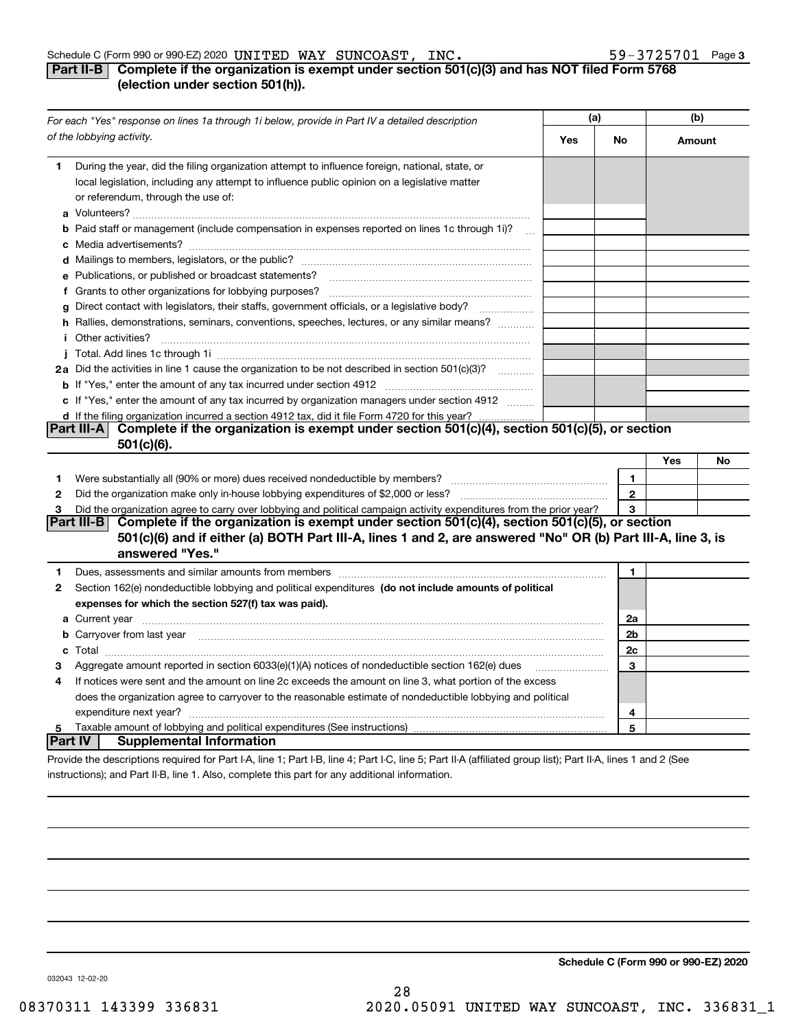Schedule C (Form 990 or 990-EZ) 2020 UNITED WAY SUNCOAST, INC. 59-3725701

## Part II-B Complete if the organization is exempt under section 501(c)(3) and has NOT filed Form 5768 (election under section 501(h)).

| *For each "Yes" response on lines 1a through 1i below, provide in Part IV a detailed description of the lobbying activity.* | (a) Yes | (a) No | (b) Amount |
|---|---|---|---|
| **1** During the year, did the filing organization attempt to influence foreign, national, state, or local legislation, including any attempt to influence public opinion on a legislative matter or referendum, through the use of: | | | |
| **a** Volunteers? | | | |
| **b** Paid staff or management (include compensation in expenses reported on lines 1c through 1i)? | | | |
| **c** Media advertisements? | | | |
| **d** Mailings to members, legislators, or the public? | | | |
| **e** Publications, or published or broadcast statements? | | | |
| **f** Grants to other organizations for lobbying purposes? | | | |
| **g** Direct contact with legislators, their staffs, government officials, or a legislative body? | | | |
| **h** Rallies, demonstrations, seminars, conventions, speeches, lectures, or any similar means? | | | |
| **i** Other activities? | | | |
| **j** Total. Add lines 1c through 1i | | | |
| **2a** Did the activities in line 1 cause the organization to be not described in section 501(c)(3)? | | | |
| **b** If "Yes," enter the amount of any tax incurred under section 4912 | | | |
| **c** If "Yes," enter the amount of any tax incurred by organization managers under section 4912 | | | |
| **d** If the filing organization incurred a section 4912 tax, did it file Form 4720 for this year? | | | |

## Part III-A Complete if the organization is exempt under section 501(c)(4), section 501(c)(5), or section 501(c)(6).

| | | | Yes | No |
|---|---|---|---|---|
| **1** | Were substantially all (90% or more) dues received nondeductible by members? | 1 | | |
| **2** | Did the organization make only in-house lobbying expenditures of $2,000 or less? | 2 | | |
| **3** | Did the organization agree to carry over lobbying and political campaign activity expenditures from the prior year? | 3 | | |

## Part III-B Complete if the organization is exempt under section 501(c)(4), section 501(c)(5), or section 501(c)(6) and if either (a) BOTH Part III-A, lines 1 and 2, are answered "No" OR (b) Part III-A, line 3, is answered "Yes."

| | | | |
|---|---|---|---|
| **1** | Dues, assessments and similar amounts from members | 1 | |
| **2** | Section 162(e) nondeductible lobbying and political expenditures **(do not include amounts of political expenses for which the section 527(f) tax was paid).** | | |
| **a** | Current year | 2a | |
| **b** | Carryover from last year | 2b | |
| **c** | Total | 2c | |
| **3** | Aggregate amount reported in section 6033(e)(1)(A) notices of nondeductible section 162(e) dues | 3 | |
| **4** | If notices were sent and the amount on line 2c exceeds the amount on line 3, what portion of the excess does the organization agree to carryover to the reasonable estimate of nondeductible lobbying and political expenditure next year? | 4 | |
| **5** | Taxable amount of lobbying and political expenditures (See instructions) | 5 | |

## Part IV Supplemental Information

Provide the descriptions required for Part I-A, line 1; Part I-B, line 4; Part I-C, line 5; Part II-A (affiliated group list); Part II-A, lines 1 and 2 (See instructions); and Part II-B, line 1. Also, complete this part for any additional information.

**Schedule C (Form 990 or 990-EZ) 2020**

032043 12-02-20

08370311 143399 336831 2020.05091 UNITED WAY SUNCOAST, INC. 336831_1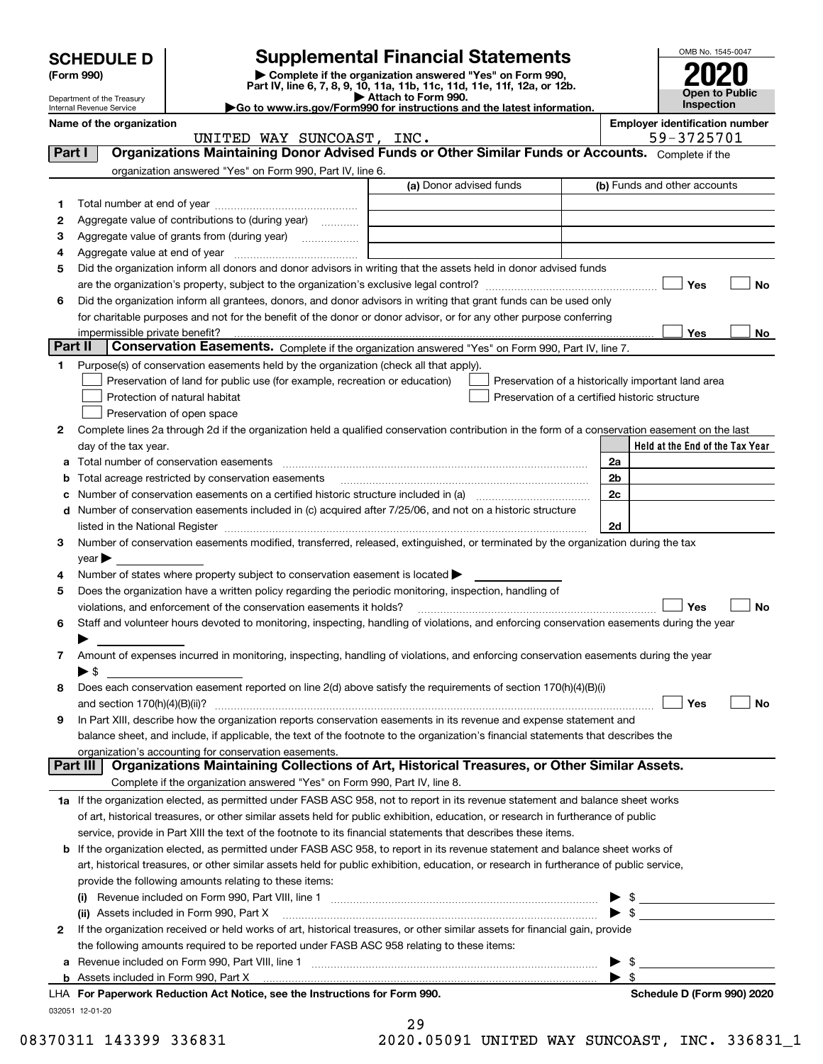# SCHEDULE D (Form 990)

Department of the Treasury
Internal Revenue Service

## Supplemental Financial Statements

▶ Complete if the organization answered "Yes" on Form 990, Part IV, line 6, 7, 8, 9, 10, 11a, 11b, 11c, 11d, 11e, 11f, 12a, or 12b.
▶ Attach to Form 990.
▶Go to www.irs.gov/Form990 for instructions and the latest information.

OMB No. 1545-0047
**2020**
**Open to Public Inspection**

**Name of the organization:** UNITED WAY SUNCOAST, INC.
**Employer identification number:** 59-3725701

### Part I — Organizations Maintaining Donor Advised Funds or Other Similar Funds or Accounts.
Complete if the organization answered "Yes" on Form 990, Part IV, line 6.

| | | (a) Donor advised funds | (b) Funds and other accounts |
|---|---|---|---|
| 1 | Total number at end of year | | |
| 2 | Aggregate value of contributions to (during year) | | |
| 3 | Aggregate value of grants from (during year) | | |
| 4 | Aggregate value at end of year | | |

5 Did the organization inform all donors and donor advisors in writing that the assets held in donor advised funds are the organization's property, subject to the organization's exclusive legal control? ☐ Yes ☐ No

6 Did the organization inform all grantees, donors, and donor advisors in writing that grant funds can be used only for charitable purposes and not for the benefit of the donor or donor advisor, or for any other purpose conferring impermissible private benefit? ☐ Yes ☐ No

### Part II — Conservation Easements.
Complete if the organization answered "Yes" on Form 990, Part IV, line 7.

1 Purpose(s) of conservation easements held by the organization (check all that apply).
- ☐ Preservation of land for public use (for example, recreation or education)
- ☐ Protection of natural habitat
- ☐ Preservation of open space
- ☐ Preservation of a historically important land area
- ☐ Preservation of a certified historic structure

2 Complete lines 2a through 2d if the organization held a qualified conservation contribution in the form of a conservation easement on the last day of the tax year.

| | | | Held at the End of the Tax Year |
|---|---|---|---|
| a | Total number of conservation easements | 2a | |
| b | Total acreage restricted by conservation easements | 2b | |
| c | Number of conservation easements on a certified historic structure included in (a) | 2c | |
| d | Number of conservation easements included in (c) acquired after 7/25/06, and not on a historic structure listed in the National Register | 2d | |

3 Number of conservation easements modified, transferred, released, extinguished, or terminated by the organization during the tax year ▶

4 Number of states where property subject to conservation easement is located ▶

5 Does the organization have a written policy regarding the periodic monitoring, inspection, handling of violations, and enforcement of the conservation easements it holds? ☐ Yes ☐ No

6 Staff and volunteer hours devoted to monitoring, inspecting, handling of violations, and enforcing conservation easements during the year ▶

7 Amount of expenses incurred in monitoring, inspecting, handling of violations, and enforcing conservation easements during the year ▶ $

8 Does each conservation easement reported on line 2(d) above satisfy the requirements of section 170(h)(4)(B)(i) and section 170(h)(4)(B)(ii)? ☐ Yes ☐ No

9 In Part XIII, describe how the organization reports conservation easements in its revenue and expense statement and balance sheet, and include, if applicable, the text of the footnote to the organization's financial statements that describes the organization's accounting for conservation easements.

### Part III — Organizations Maintaining Collections of Art, Historical Treasures, or Other Similar Assets.
Complete if the organization answered "Yes" on Form 990, Part IV, line 8.

1a If the organization elected, as permitted under FASB ASC 958, not to report in its revenue statement and balance sheet works of art, historical treasures, or other similar assets held for public exhibition, education, or research in furtherance of public service, provide in Part XIII the text of the footnote to its financial statements that describes these items.

b If the organization elected, as permitted under FASB ASC 958, to report in its revenue statement and balance sheet works of art, historical treasures, or other similar assets held for public exhibition, education, or research in furtherance of public service, provide the following amounts relating to these items:

(i) Revenue included on Form 990, Part VIII, line 1 ▶ $

(ii) Assets included in Form 990, Part X ▶ $

2 If the organization received or held works of art, historical treasures, or other similar assets for financial gain, provide the following amounts required to be reported under FASB ASC 958 relating to these items:

a Revenue included on Form 990, Part VIII, line 1 ▶ $

b Assets included in Form 990, Part X ▶ $

LHA For Paperwork Reduction Act Notice, see the Instructions for Form 990. Schedule D (Form 990) 2020

032051 12-01-20

08370311 143399 336831 2020.05091 UNITED WAY SUNCOAST, INC. 336831_1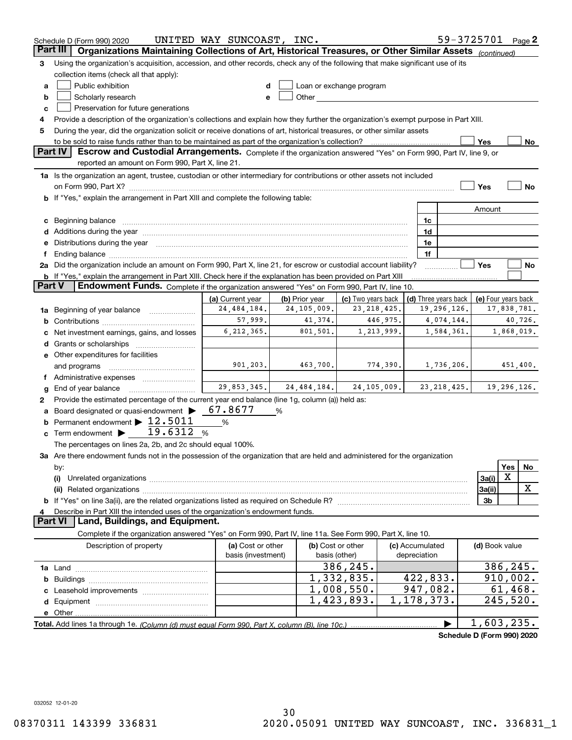Schedule D (Form 990) 2020 UNITED WAY SUNCOAST, INC. 59-3725701 Page 2

## Part III Organizations Maintaining Collections of Art, Historical Treasures, or Other Similar Assets *(continued)*

3 Using the organization's acquisition, accession, and other records, check any of the following that make significant use of its collection items (check all that apply):

- a ☐ Public exhibition
- b ☐ Scholarly research
- c ☐ Preservation for future generations
- d ☐ Loan or exchange program
- e ☐ Other

4 Provide a description of the organization's collections and explain how they further the organization's exempt purpose in Part XIII.

5 During the year, did the organization solicit or receive donations of art, historical treasures, or other similar assets to be sold to raise funds rather than to be maintained as part of the organization's collection? ☐ Yes ☐ No

## Part IV Escrow and Custodial Arrangements.

Complete if the organization answered "Yes" on Form 990, Part IV, line 9, or reported an amount on Form 990, Part X, line 21.

1a Is the organization an agent, trustee, custodian or other intermediary for contributions or other assets not included on Form 990, Part X? ☐ Yes ☐ No

b If "Yes," explain the arrangement in Part XIII and complete the following table:

| | | Amount |
|---|---|---|
| c Beginning balance | 1c | |
| d Additions during the year | 1d | |
| e Distributions during the year | 1e | |
| f Ending balance | 1f | |

2a Did the organization include an amount on Form 990, Part X, line 21, for escrow or custodial account liability? ☐ Yes ☐ No

b If "Yes," explain the arrangement in Part XIII. Check here if the explanation has been provided on Part XIII ☐

## Part V Endowment Funds.

Complete if the organization answered "Yes" on Form 990, Part IV, line 10.

| | (a) Current year | (b) Prior year | (c) Two years back | (d) Three years back | (e) Four years back |
|---|---|---|---|---|---|
| 1a Beginning of year balance | 24,484,184. | 24,105,009. | 23,218,425. | 19,296,126. | 17,838,781. |
| b Contributions | 57,999. | 41,374. | 446,975. | 4,074,144. | 40,726. |
| c Net investment earnings, gains, and losses | 6,212,365. | 801,501. | 1,213,999. | 1,584,361. | 1,868,019. |
| d Grants or scholarships | | | | | |
| e Other expenditures for facilities and programs | 901,203. | 463,700. | 774,390. | 1,736,206. | 451,400. |
| f Administrative expenses | | | | | |
| g End of year balance | 29,853,345. | 24,484,184. | 24,105,009. | 23,218,425. | 19,296,126. |

2 Provide the estimated percentage of the current year end balance (line 1g, column (a)) held as:

a Board designated or quasi-endowment ▶ 67.8677 %

b Permanent endowment ▶ 12.5011 %

c Term endowment ▶ 19.6312 %

The percentages on lines 2a, 2b, and 2c should equal 100%.

3a Are there endowment funds not in the possession of the organization that are held and administered for the organization by:

| | | Yes | No |
|---|---|---|---|
| (i) Unrelated organizations | 3a(i) | X | |
| (ii) Related organizations | 3a(ii) | | X |
| b If "Yes" on line 3a(ii), are the related organizations listed as required on Schedule R? | 3b | | |

4 Describe in Part XIII the intended uses of the organization's endowment funds.

## Part VI Land, Buildings, and Equipment.

Complete if the organization answered "Yes" on Form 990, Part IV, line 11a. See Form 990, Part X, line 10.

| Description of property | (a) Cost or other basis (investment) | (b) Cost or other basis (other) | (c) Accumulated depreciation | (d) Book value |
|---|---|---|---|---|
| 1a Land | | 386,245. | | 386,245. |
| b Buildings | | 1,332,835. | 422,833. | 910,002. |
| c Leasehold improvements | | 1,008,550. | 947,082. | 61,468. |
| d Equipment | | 1,423,893. | 1,178,373. | 245,520. |
| e Other | | | | |
| **Total.** Add lines 1a through 1e. *(Column (d) must equal Form 990, Part X, column (B), line 10c.)* | | | ▶ | 1,603,235. |

**Schedule D (Form 990) 2020**

032052 12-01-20

08370311 143399 336831 2020.05091 UNITED WAY SUNCOAST, INC. 336831_1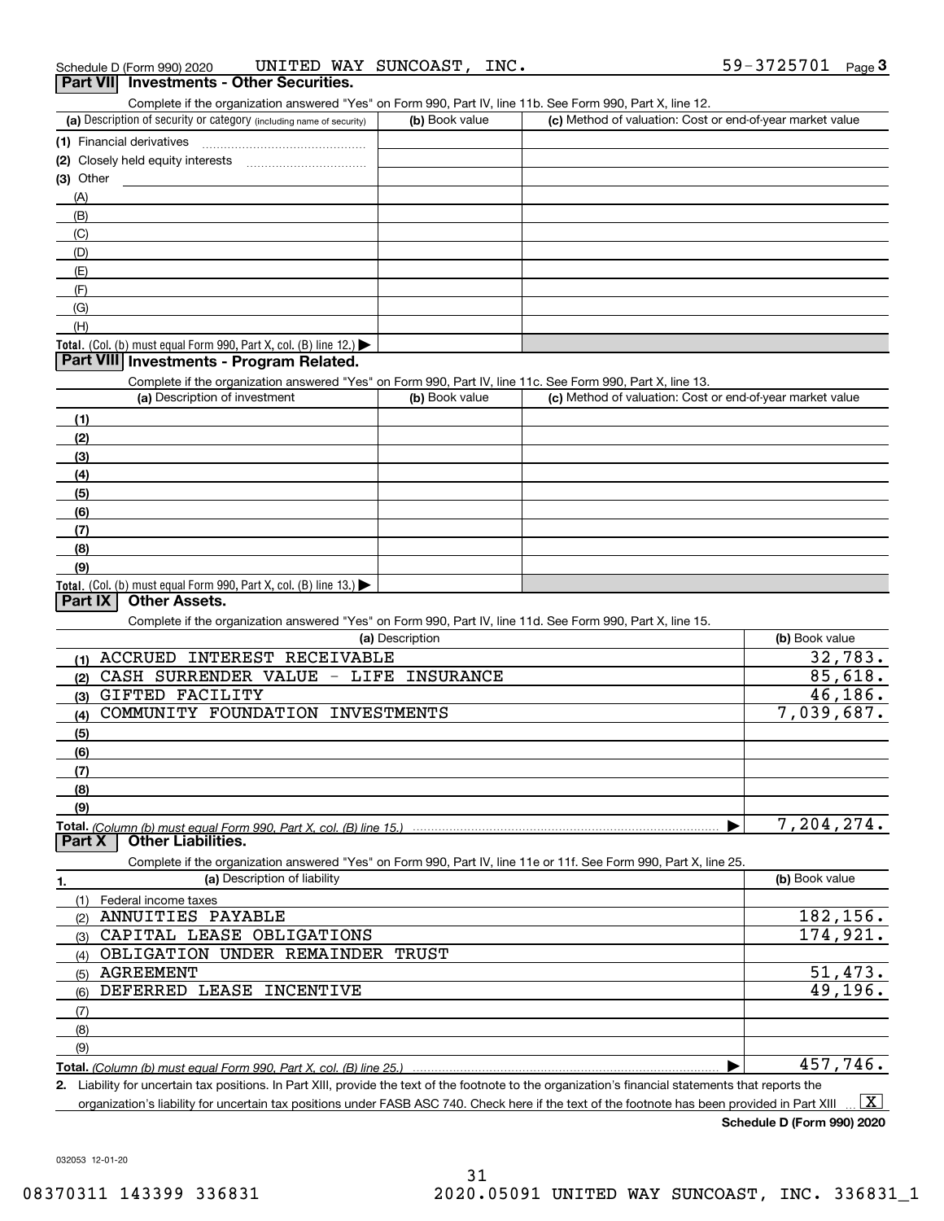Schedule D (Form 990) 2020 UNITED WAY SUNCOAST, INC. 59-3725701 Page 3

## Part VII Investments - Other Securities.

Complete if the organization answered "Yes" on Form 990, Part IV, line 11b. See Form 990, Part X, line 12.

| (a) Description of security or category (including name of security) | (b) Book value | (c) Method of valuation: Cost or end-of-year market value |
|---|---|---|
| (1) Financial derivatives | | |
| (2) Closely held equity interests | | |
| (3) Other | | |
| (A) | | |
| (B) | | |
| (C) | | |
| (D) | | |
| (E) | | |
| (F) | | |
| (G) | | |
| (H) | | |
| **Total.** (Col. (b) must equal Form 990, Part X, col. (B) line 12.) ▶ | | |

## Part VIII Investments - Program Related.

Complete if the organization answered "Yes" on Form 990, Part IV, line 11c. See Form 990, Part X, line 13.

| (a) Description of investment | (b) Book value | (c) Method of valuation: Cost or end-of-year market value |
|---|---|---|
| (1) | | |
| (2) | | |
| (3) | | |
| (4) | | |
| (5) | | |
| (6) | | |
| (7) | | |
| (8) | | |
| (9) | | |
| **Total.** (Col. (b) must equal Form 990, Part X, col. (B) line 13.) ▶ | | |

## Part IX Other Assets.

Complete if the organization answered "Yes" on Form 990, Part IV, line 11d. See Form 990, Part X, line 15.

| (a) Description | (b) Book value |
|---|---|
| (1) ACCRUED INTEREST RECEIVABLE | 32,783. |
| (2) CASH SURRENDER VALUE - LIFE INSURANCE | 85,618. |
| (3) GIFTED FACILITY | 46,186. |
| (4) COMMUNITY FOUNDATION INVESTMENTS | 7,039,687. |
| (5) | |
| (6) | |
| (7) | |
| (8) | |
| (9) | |
| **Total.** *(Column (b) must equal Form 990, Part X, col. (B) line 15.)* ▶ | 7,204,274. |

## Part X Other Liabilities.

Complete if the organization answered "Yes" on Form 990, Part IV, line 11e or 11f. See Form 990, Part X, line 25.

| 1. (a) Description of liability | (b) Book value |
|---|---|
| (1) Federal income taxes | |
| (2) ANNUITIES PAYABLE | 182,156. |
| (3) CAPITAL LEASE OBLIGATIONS | 174,921. |
| (4) OBLIGATION UNDER REMAINDER TRUST | |
| (5) AGREEMENT | 51,473. |
| (6) DEFERRED LEASE INCENTIVE | 49,196. |
| (7) | |
| (8) | |
| (9) | |
| **Total.** *(Column (b) must equal Form 990, Part X, col. (B) line 25.)* ▶ | 457,746. |

**2.** Liability for uncertain tax positions. In Part XIII, provide the text of the footnote to the organization's financial statements that reports the organization's liability for uncertain tax positions under FASB ASC 740. Check here if the text of the footnote has been provided in Part XIII ... [X]

**Schedule D (Form 990) 2020**

032053 12-01-20

08370311 143399 336831 2020.05091 UNITED WAY SUNCOAST, INC. 336831_1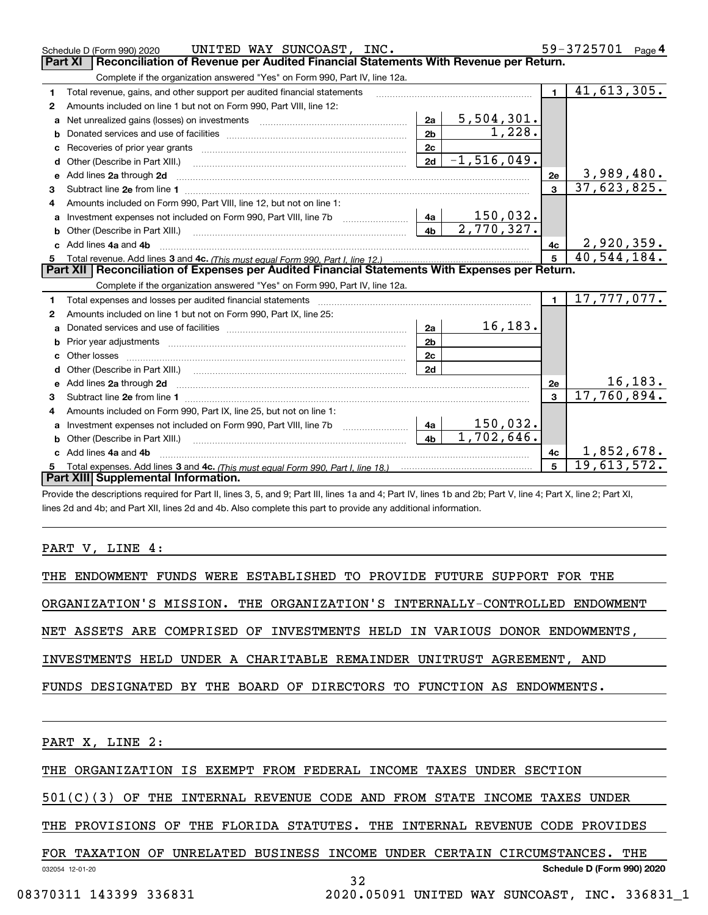Schedule D (Form 990) 2020 UNITED WAY SUNCOAST, INC. 59-3725701 Page 4

## Part XI Reconciliation of Revenue per Audited Financial Statements With Revenue per Return.

Complete if the organization answered "Yes" on Form 990, Part IV, line 12a.

| | | | | | |
|---|---|---|---|---|---|
| 1 | Total revenue, gains, and other support per audited financial statements | | | 1 | 41,613,305. |
| 2 | Amounts included on line 1 but not on Form 990, Part VIII, line 12: | | | | |
| a | Net unrealized gains (losses) on investments | 2a | 5,504,301. | | |
| b | Donated services and use of facilities | 2b | 1,228. | | |
| c | Recoveries of prior year grants | 2c | | | |
| d | Other (Describe in Part XIII.) | 2d | -1,516,049. | | |
| e | Add lines 2a through 2d | | | 2e | 3,989,480. |
| 3 | Subtract line 2e from line 1 | | | 3 | 37,623,825. |
| 4 | Amounts included on Form 990, Part VIII, line 12, but not on line 1: | | | | |
| a | Investment expenses not included on Form 990, Part VIII, line 7b | 4a | 150,032. | | |
| b | Other (Describe in Part XIII.) | 4b | 2,770,327. | | |
| c | Add lines 4a and 4b | | | 4c | 2,920,359. |
| 5 | Total revenue. Add lines 3 and 4c. *(This must equal Form 990, Part I, line 12.)* | | | 5 | 40,544,184. |

## Part XII Reconciliation of Expenses per Audited Financial Statements With Expenses per Return.

Complete if the organization answered "Yes" on Form 990, Part IV, line 12a.

| | | | | | |
|---|---|---|---|---|---|
| 1 | Total expenses and losses per audited financial statements | | | 1 | 17,777,077. |
| 2 | Amounts included on line 1 but not on Form 990, Part IX, line 25: | | | | |
| a | Donated services and use of facilities | 2a | 16,183. | | |
| b | Prior year adjustments | 2b | | | |
| c | Other losses | 2c | | | |
| d | Other (Describe in Part XIII.) | 2d | | | |
| e | Add lines 2a through 2d | | | 2e | 16,183. |
| 3 | Subtract line 2e from line 1 | | | 3 | 17,760,894. |
| 4 | Amounts included on Form 990, Part IX, line 25, but not on line 1: | | | | |
| a | Investment expenses not included on Form 990, Part VIII, line 7b | 4a | 150,032. | | |
| b | Other (Describe in Part XIII.) | 4b | 1,702,646. | | |
| c | Add lines 4a and 4b | | | 4c | 1,852,678. |
| 5 | Total expenses. Add lines 3 and 4c. *(This must equal Form 990, Part I, line 18.)* | | | 5 | 19,613,572. |

## Part XIII Supplemental Information.

Provide the descriptions required for Part II, lines 3, 5, and 9; Part III, lines 1a and 4; Part IV, lines 1b and 2b; Part V, line 4; Part X, line 2; Part XI, lines 2d and 4b; and Part XII, lines 2d and 4b. Also complete this part to provide any additional information.

PART V, LINE 4:

THE ENDOWMENT FUNDS WERE ESTABLISHED TO PROVIDE FUTURE SUPPORT FOR THE ORGANIZATION'S MISSION. THE ORGANIZATION'S INTERNALLY-CONTROLLED ENDOWMENT NET ASSETS ARE COMPRISED OF INVESTMENTS HELD IN VARIOUS DONOR ENDOWMENTS, INVESTMENTS HELD UNDER A CHARITABLE REMAINDER UNITRUST AGREEMENT, AND FUNDS DESIGNATED BY THE BOARD OF DIRECTORS TO FUNCTION AS ENDOWMENTS.

PART X, LINE 2:

THE ORGANIZATION IS EXEMPT FROM FEDERAL INCOME TAXES UNDER SECTION 501(C)(3) OF THE INTERNAL REVENUE CODE AND FROM STATE INCOME TAXES UNDER THE PROVISIONS OF THE FLORIDA STATUTES. THE INTERNAL REVENUE CODE PROVIDES FOR TAXATION OF UNRELATED BUSINESS INCOME UNDER CERTAIN CIRCUMSTANCES. THE

032054 12-01-20 Schedule D (Form 990) 2020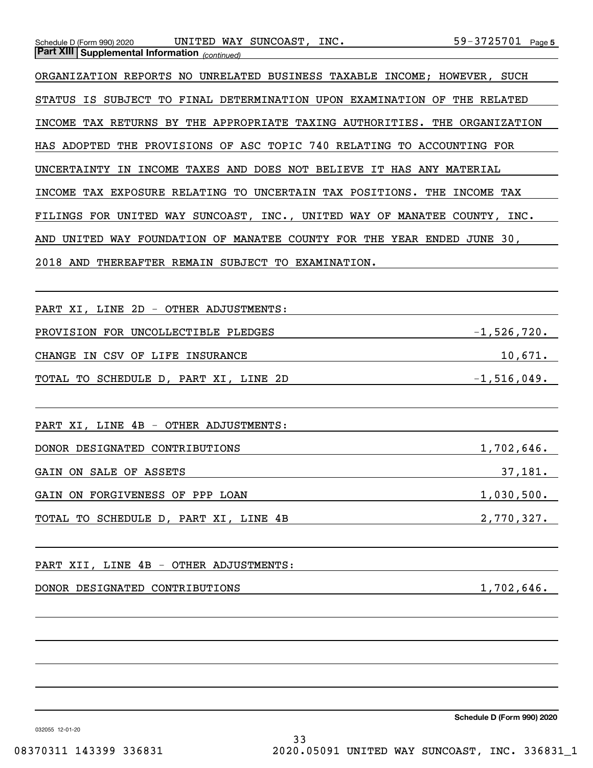**Part XIII** **Supplemental Information** *(continued)*

ORGANIZATION REPORTS NO UNRELATED BUSINESS TAXABLE INCOME; HOWEVER, SUCH STATUS IS SUBJECT TO FINAL DETERMINATION UPON EXAMINATION OF THE RELATED INCOME TAX RETURNS BY THE APPROPRIATE TAXING AUTHORITIES. THE ORGANIZATION HAS ADOPTED THE PROVISIONS OF ASC TOPIC 740 RELATING TO ACCOUNTING FOR UNCERTAINTY IN INCOME TAXES AND DOES NOT BELIEVE IT HAS ANY MATERIAL INCOME TAX EXPOSURE RELATING TO UNCERTAIN TAX POSITIONS. THE INCOME TAX FILINGS FOR UNITED WAY SUNCOAST, INC., UNITED WAY OF MANATEE COUNTY, INC. AND UNITED WAY FOUNDATION OF MANATEE COUNTY FOR THE YEAR ENDED JUNE 30, 2018 AND THEREAFTER REMAIN SUBJECT TO EXAMINATION.

PART XI, LINE 2D - OTHER ADJUSTMENTS:

| | |
|---|---|
| PROVISION FOR UNCOLLECTIBLE PLEDGES | -1,526,720. |
| CHANGE IN CSV OF LIFE INSURANCE | 10,671. |
| TOTAL TO SCHEDULE D, PART XI, LINE 2D | -1,516,049. |

PART XI, LINE 4B - OTHER ADJUSTMENTS:

| | |
|---|---|
| DONOR DESIGNATED CONTRIBUTIONS | 1,702,646. |
| GAIN ON SALE OF ASSETS | 37,181. |
| GAIN ON FORGIVENESS OF PPP LOAN | 1,030,500. |
| TOTAL TO SCHEDULE D, PART XI, LINE 4B | 2,770,327. |

PART XII, LINE 4B - OTHER ADJUSTMENTS:

| | |
|---|---|
| DONOR DESIGNATED CONTRIBUTIONS | 1,702,646. |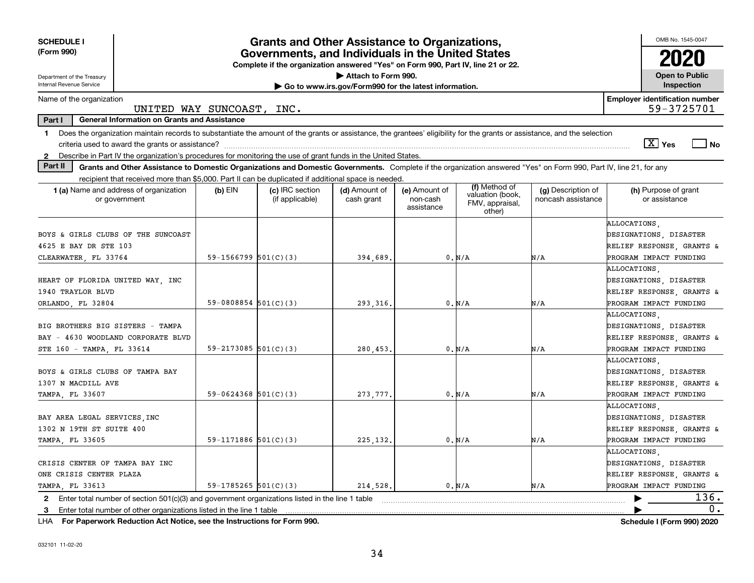**SCHEDULE I** (Form 990)

Department of the Treasury
Internal Revenue Service

# Grants and Other Assistance to Organizations, Governments, and Individuals in the United States

**Complete if the organization answered "Yes" on Form 990, Part IV, line 21 or 22.**

▶ Attach to Form 990.

▶ Go to www.irs.gov/Form990 for the latest information.

OMB No. 1545-0047

**2020**

**Open to Public Inspection**

Name of the organization: UNITED WAY SUNCOAST, INC.

Employer identification number: 59-3725701

**Part I — General Information on Grants and Assistance**

1 Does the organization maintain records to substantiate the amount of the grants or assistance, the grantees' eligibility for the grants or assistance, and the selection criteria used to award the grants or assistance? [X] Yes [ ] No

2 Describe in Part IV the organization's procedures for monitoring the use of grant funds in the United States.

**Part II — Grants and Other Assistance to Domestic Organizations and Domestic Governments.** Complete if the organization answered "Yes" on Form 990, Part IV, line 21, for any recipient that received more than $5,000. Part II can be duplicated if additional space is needed.

| 1 (a) Name and address of organization or government | (b) EIN | (c) IRC section (if applicable) | (d) Amount of cash grant | (e) Amount of non-cash assistance | (f) Method of valuation (book, FMV, appraisal, other) | (g) Description of noncash assistance | (h) Purpose of grant or assistance |
|---|---|---|---|---|---|---|---|
| BOYS & GIRLS CLUBS OF THE SUNCOAST 4625 E BAY DR STE 103 CLEARWATER, FL 33764 | 59-1566799 | 501(C)(3) | 394,689. | 0. | N/A | N/A | ALLOCATIONS, DESIGNATIONS, DISASTER RELIEF RESPONSE, GRANTS & PROGRAM IMPACT FUNDING |
| HEART OF FLORIDA UNITED WAY, INC 1940 TRAYLOR BLVD ORLANDO, FL 32804 | 59-0808854 | 501(C)(3) | 293,316. | 0. | N/A | N/A | ALLOCATIONS, DESIGNATIONS, DISASTER RELIEF RESPONSE, GRANTS & PROGRAM IMPACT FUNDING |
| BIG BROTHERS BIG SISTERS - TAMPA BAY - 4630 WOODLAND CORPORATE BLVD STE 160 - TAMPA, FL 33614 | 59-2173085 | 501(C)(3) | 280,453. | 0. | N/A | N/A | ALLOCATIONS, DESIGNATIONS, DISASTER RELIEF RESPONSE, GRANTS & PROGRAM IMPACT FUNDING |
| BOYS & GIRLS CLUBS OF TAMPA BAY 1307 N MACDILL AVE TAMPA, FL 33607 | 59-0624368 | 501(C)(3) | 273,777. | 0. | N/A | N/A | ALLOCATIONS, DESIGNATIONS, DISASTER RELIEF RESPONSE, GRANTS & PROGRAM IMPACT FUNDING |
| BAY AREA LEGAL SERVICES,INC 1302 N 19TH ST SUITE 400 TAMPA, FL 33605 | 59-1171886 | 501(C)(3) | 225,132. | 0. | N/A | N/A | ALLOCATIONS, DESIGNATIONS, DISASTER RELIEF RESPONSE, GRANTS & PROGRAM IMPACT FUNDING |
| CRISIS CENTER OF TAMPA BAY INC ONE CRISIS CENTER PLAZA TAMPA, FL 33613 | 59-1785265 | 501(C)(3) | 214,528. | 0. | N/A | N/A | ALLOCATIONS, DESIGNATIONS, DISASTER RELIEF RESPONSE, GRANTS & PROGRAM IMPACT FUNDING |

2 Enter total number of section 501(c)(3) and government organizations listed in the line 1 table ▶ 136.

3 Enter total number of other organizations listed in the line 1 table ▶ 0.

LHA **For Paperwork Reduction Act Notice, see the Instructions for Form 990.** **Schedule I (Form 990) 2020**

032101 11-02-20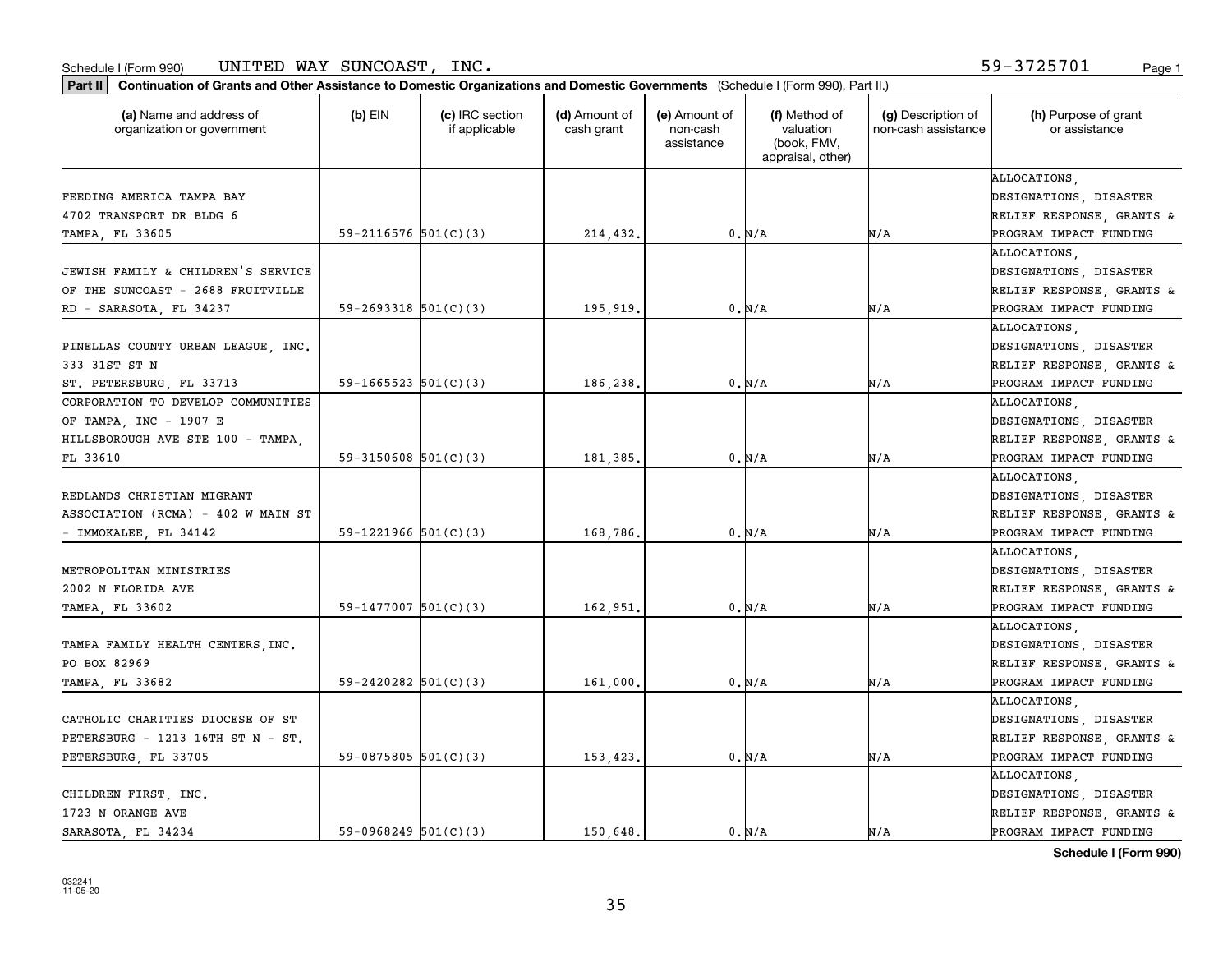Schedule I (Form 990) UNITED WAY SUNCOAST, INC. 59-3725701

**Part II** **Continuation of Grants and Other Assistance to Domestic Organizations and Domestic Governments** (Schedule I (Form 990), Part II.)

| (a) Name and address of organization or government | (b) EIN | (c) IRC section if applicable | (d) Amount of cash grant | (e) Amount of non-cash assistance | (f) Method of valuation (book, FMV, appraisal, other) | (g) Description of non-cash assistance | (h) Purpose of grant or assistance |
|---|---|---|---|---|---|---|---|
| FEEDING AMERICA TAMPA BAY 4702 TRANSPORT DR BLDG 6 TAMPA, FL 33605 | 59-2116576 | 501(C)(3) | 214,432. | 0. | N/A | N/A | ALLOCATIONS, DESIGNATIONS, DISASTER RELIEF RESPONSE, GRANTS & PROGRAM IMPACT FUNDING |
| JEWISH FAMILY & CHILDREN'S SERVICE OF THE SUNCOAST - 2688 FRUITVILLE RD - SARASOTA, FL 34237 | 59-2693318 | 501(C)(3) | 195,919. | 0. | N/A | N/A | ALLOCATIONS, DESIGNATIONS, DISASTER RELIEF RESPONSE, GRANTS & PROGRAM IMPACT FUNDING |
| PINELLAS COUNTY URBAN LEAGUE, INC. 333 31ST ST N ST. PETERSBURG, FL 33713 | 59-1665523 | 501(C)(3) | 186,238. | 0. | N/A | N/A | ALLOCATIONS, DESIGNATIONS, DISASTER RELIEF RESPONSE, GRANTS & PROGRAM IMPACT FUNDING |
| CORPORATION TO DEVELOP COMMUNITIES OF TAMPA, INC - 1907 E HILLSBOROUGH AVE STE 100 - TAMPA, FL 33610 | 59-3150608 | 501(C)(3) | 181,385. | 0. | N/A | N/A | ALLOCATIONS, DESIGNATIONS, DISASTER RELIEF RESPONSE, GRANTS & PROGRAM IMPACT FUNDING |
| REDLANDS CHRISTIAN MIGRANT ASSOCIATION (RCMA) - 402 W MAIN ST - IMMOKALEE, FL 34142 | 59-1221966 | 501(C)(3) | 168,786. | 0. | N/A | N/A | ALLOCATIONS, DESIGNATIONS, DISASTER RELIEF RESPONSE, GRANTS & PROGRAM IMPACT FUNDING |
| METROPOLITAN MINISTRIES 2002 N FLORIDA AVE TAMPA, FL 33602 | 59-1477007 | 501(C)(3) | 162,951. | 0. | N/A | N/A | ALLOCATIONS, DESIGNATIONS, DISASTER RELIEF RESPONSE, GRANTS & PROGRAM IMPACT FUNDING |
| TAMPA FAMILY HEALTH CENTERS,INC. PO BOX 82969 TAMPA, FL 33682 | 59-2420282 | 501(C)(3) | 161,000. | 0. | N/A | N/A | ALLOCATIONS, DESIGNATIONS, DISASTER RELIEF RESPONSE, GRANTS & PROGRAM IMPACT FUNDING |
| CATHOLIC CHARITIES DIOCESE OF ST PETERSBURG - 1213 16TH ST N - ST. PETERSBURG, FL 33705 | 59-0875805 | 501(C)(3) | 153,423. | 0. | N/A | N/A | ALLOCATIONS, DESIGNATIONS, DISASTER RELIEF RESPONSE, GRANTS & PROGRAM IMPACT FUNDING |
| CHILDREN FIRST, INC. 1723 N ORANGE AVE SARASOTA, FL 34234 | 59-0968249 | 501(C)(3) | 150,648. | 0. | N/A | N/A | ALLOCATIONS, DESIGNATIONS, DISASTER RELIEF RESPONSE, GRANTS & PROGRAM IMPACT FUNDING |

**Schedule I (Form 990)**

032241 11-05-20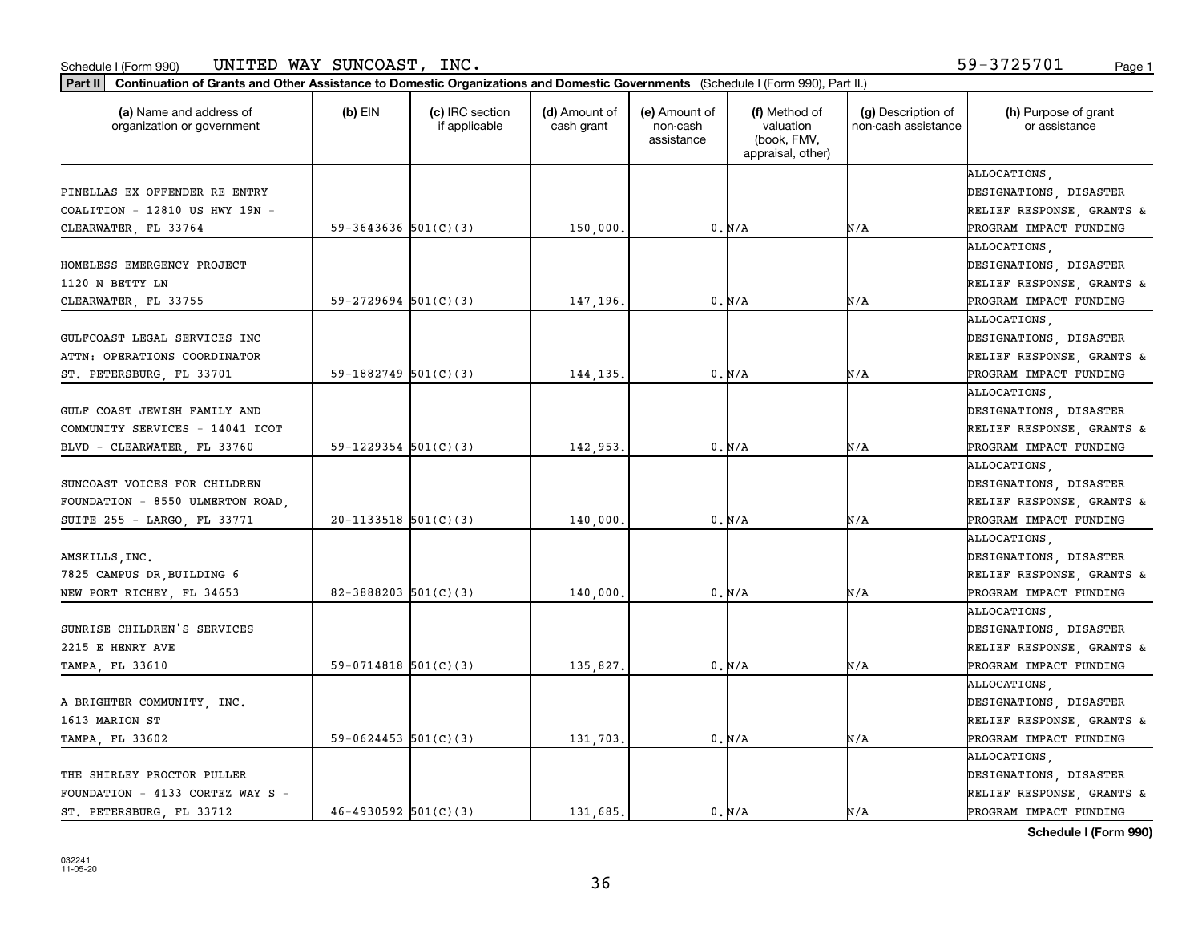Schedule I (Form 990) UNITED WAY SUNCOAST, INC. 59-3725701

**Part II** **Continuation of Grants and Other Assistance to Domestic Organizations and Domestic Governments** (Schedule I (Form 990), Part II.)

| (a) Name and address of organization or government | (b) EIN | (c) IRC section if applicable | (d) Amount of cash grant | (e) Amount of non-cash assistance | (f) Method of valuation (book, FMV, appraisal, other) | (g) Description of non-cash assistance | (h) Purpose of grant or assistance |
|---|---|---|---|---|---|---|---|
| PINELLAS EX OFFENDER RE ENTRY COALITION - 12810 US HWY 19N - CLEARWATER, FL 33764 | 59-3643636 | 501(C)(3) | 150,000. | 0. | N/A | N/A | ALLOCATIONS, DESIGNATIONS, DISASTER RELIEF RESPONSE, GRANTS & PROGRAM IMPACT FUNDING |
| HOMELESS EMERGENCY PROJECT 1120 N BETTY LN CLEARWATER, FL 33755 | 59-2729694 | 501(C)(3) | 147,196. | 0. | N/A | N/A | ALLOCATIONS, DESIGNATIONS, DISASTER RELIEF RESPONSE, GRANTS & PROGRAM IMPACT FUNDING |
| GULFCOAST LEGAL SERVICES INC ATTN: OPERATIONS COORDINATOR ST. PETERSBURG, FL 33701 | 59-1882749 | 501(C)(3) | 144,135. | 0. | N/A | N/A | ALLOCATIONS, DESIGNATIONS, DISASTER RELIEF RESPONSE, GRANTS & PROGRAM IMPACT FUNDING |
| GULF COAST JEWISH FAMILY AND COMMUNITY SERVICES - 14041 ICOT BLVD - CLEARWATER, FL 33760 | 59-1229354 | 501(C)(3) | 142,953. | 0. | N/A | N/A | ALLOCATIONS, DESIGNATIONS, DISASTER RELIEF RESPONSE, GRANTS & PROGRAM IMPACT FUNDING |
| SUNCOAST VOICES FOR CHILDREN FOUNDATION - 8550 ULMERTON ROAD, SUITE 255 - LARGO, FL 33771 | 20-1133518 | 501(C)(3) | 140,000. | 0. | N/A | N/A | ALLOCATIONS, DESIGNATIONS, DISASTER RELIEF RESPONSE, GRANTS & PROGRAM IMPACT FUNDING |
| AMSKILLS,INC. 7825 CAMPUS DR,BUILDING 6 NEW PORT RICHEY, FL 34653 | 82-3888203 | 501(C)(3) | 140,000. | 0. | N/A | N/A | ALLOCATIONS, DESIGNATIONS, DISASTER RELIEF RESPONSE, GRANTS & PROGRAM IMPACT FUNDING |
| SUNRISE CHILDREN'S SERVICES 2215 E HENRY AVE TAMPA, FL 33610 | 59-0714818 | 501(C)(3) | 135,827. | 0. | N/A | N/A | ALLOCATIONS, DESIGNATIONS, DISASTER RELIEF RESPONSE, GRANTS & PROGRAM IMPACT FUNDING |
| A BRIGHTER COMMUNITY, INC. 1613 MARION ST TAMPA, FL 33602 | 59-0624453 | 501(C)(3) | 131,703. | 0. | N/A | N/A | ALLOCATIONS, DESIGNATIONS, DISASTER RELIEF RESPONSE, GRANTS & PROGRAM IMPACT FUNDING |
| THE SHIRLEY PROCTOR PULLER FOUNDATION - 4133 CORTEZ WAY S - ST. PETERSBURG, FL 33712 | 46-4930592 | 501(C)(3) | 131,685. | 0. | N/A | N/A | ALLOCATIONS, DESIGNATIONS, DISASTER RELIEF RESPONSE, GRANTS & PROGRAM IMPACT FUNDING |

**Schedule I (Form 990)**

032241 11-05-20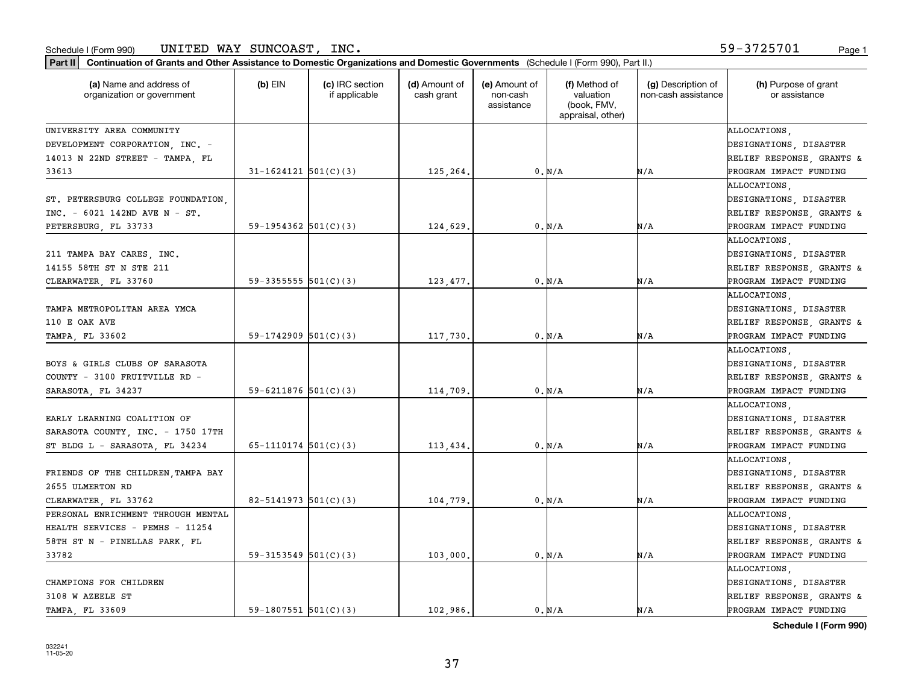Schedule I (Form 990) UNITED WAY SUNCOAST, INC. 59-3725701

**Part II Continuation of Grants and Other Assistance to Domestic Organizations and Domestic Governments** (Schedule I (Form 990), Part II.)

| (a) Name and address of organization or government | (b) EIN | (c) IRC section if applicable | (d) Amount of cash grant | (e) Amount of non-cash assistance | (f) Method of valuation (book, FMV, appraisal, other) | (g) Description of non-cash assistance | (h) Purpose of grant or assistance |
|---|---|---|---|---|---|---|---|
| UNIVERSITY AREA COMMUNITY DEVELOPMENT CORPORATION, INC. - 14013 N 22ND STREET - TAMPA, FL 33613 | 31-1624121 | 501(C)(3) | 125,264. | 0. | N/A | N/A | ALLOCATIONS, DESIGNATIONS, DISASTER RELIEF RESPONSE, GRANTS & PROGRAM IMPACT FUNDING |
| ST. PETERSBURG COLLEGE FOUNDATION, INC. - 6021 142ND AVE N - ST. PETERSBURG, FL 33733 | 59-1954362 | 501(C)(3) | 124,629. | 0. | N/A | N/A | ALLOCATIONS, DESIGNATIONS, DISASTER RELIEF RESPONSE, GRANTS & PROGRAM IMPACT FUNDING |
| 211 TAMPA BAY CARES, INC. 14155 58TH ST N STE 211 CLEARWATER, FL 33760 | 59-3355555 | 501(C)(3) | 123,477. | 0. | N/A | N/A | ALLOCATIONS, DESIGNATIONS, DISASTER RELIEF RESPONSE, GRANTS & PROGRAM IMPACT FUNDING |
| TAMPA METROPOLITAN AREA YMCA 110 E OAK AVE TAMPA, FL 33602 | 59-1742909 | 501(C)(3) | 117,730. | 0. | N/A | N/A | ALLOCATIONS, DESIGNATIONS, DISASTER RELIEF RESPONSE, GRANTS & PROGRAM IMPACT FUNDING |
| BOYS & GIRLS CLUBS OF SARASOTA COUNTY - 3100 FRUITVILLE RD - SARASOTA, FL 34237 | 59-6211876 | 501(C)(3) | 114,709. | 0. | N/A | N/A | ALLOCATIONS, DESIGNATIONS, DISASTER RELIEF RESPONSE, GRANTS & PROGRAM IMPACT FUNDING |
| EARLY LEARNING COALITION OF SARASOTA COUNTY, INC. - 1750 17TH ST BLDG L - SARASOTA, FL 34234 | 65-1110174 | 501(C)(3) | 113,434. | 0. | N/A | N/A | ALLOCATIONS, DESIGNATIONS, DISASTER RELIEF RESPONSE, GRANTS & PROGRAM IMPACT FUNDING |
| FRIENDS OF THE CHILDREN,TAMPA BAY 2655 ULMERTON RD CLEARWATER, FL 33762 | 82-5141973 | 501(C)(3) | 104,779. | 0. | N/A | N/A | ALLOCATIONS, DESIGNATIONS, DISASTER RELIEF RESPONSE, GRANTS & PROGRAM IMPACT FUNDING |
| PERSONAL ENRICHMENT THROUGH MENTAL HEALTH SERVICES - PEMHS - 11254 58TH ST N - PINELLAS PARK, FL 33782 | 59-3153549 | 501(C)(3) | 103,000. | 0. | N/A | N/A | ALLOCATIONS, DESIGNATIONS, DISASTER RELIEF RESPONSE, GRANTS & PROGRAM IMPACT FUNDING |
| CHAMPIONS FOR CHILDREN 3108 W AZEELE ST TAMPA, FL 33609 | 59-1807551 | 501(C)(3) | 102,986. | 0. | N/A | N/A | ALLOCATIONS, DESIGNATIONS, DISASTER RELIEF RESPONSE, GRANTS & PROGRAM IMPACT FUNDING |

**Schedule I (Form 990)**

032241 11-05-20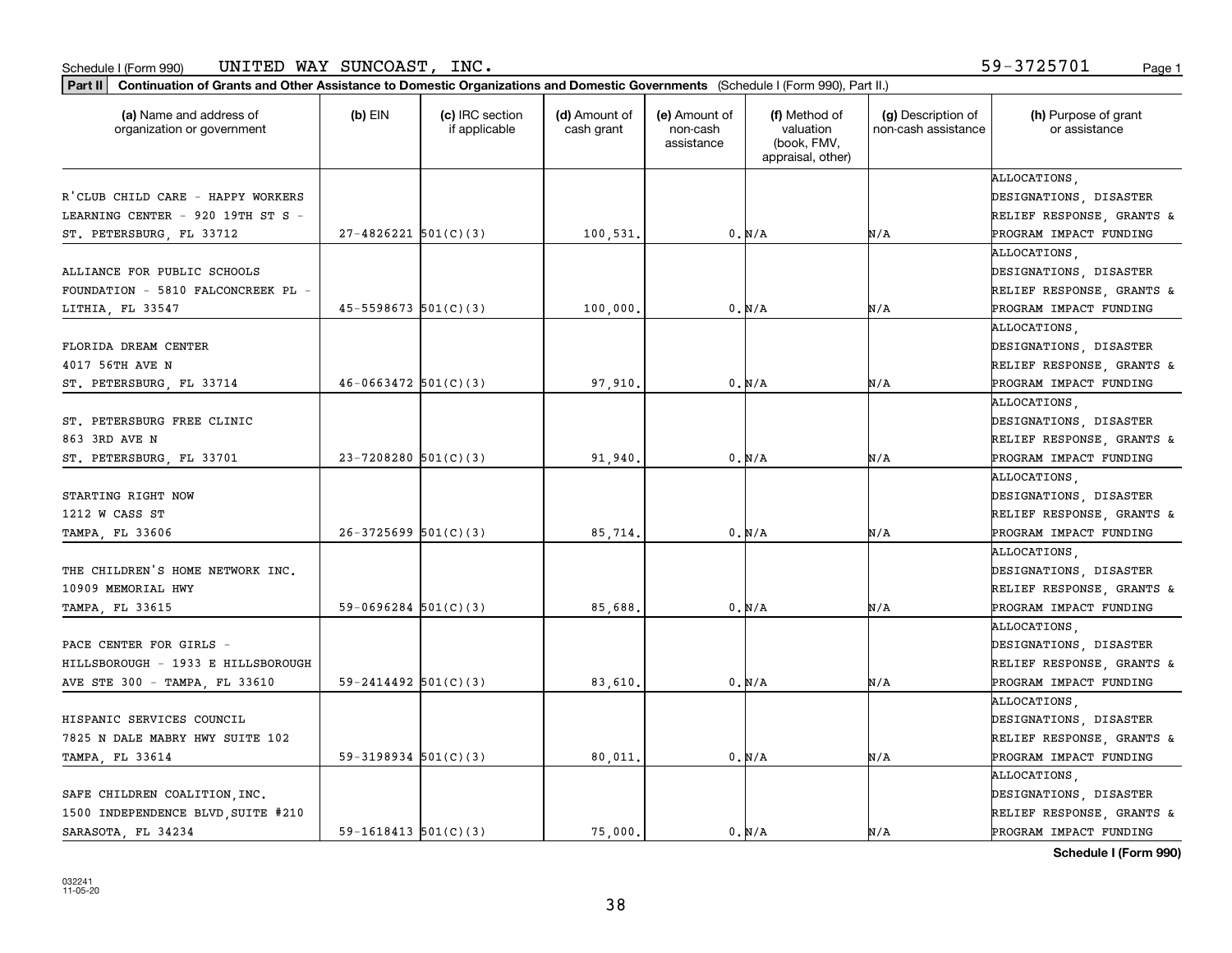Schedule I (Form 990) UNITED WAY SUNCOAST, INC. 59-3725701

**Part II Continuation of Grants and Other Assistance to Domestic Organizations and Domestic Governments** (Schedule I (Form 990), Part II.)

| (a) Name and address of organization or government | (b) EIN | (c) IRC section if applicable | (d) Amount of cash grant | (e) Amount of non-cash assistance | (f) Method of valuation (book, FMV, appraisal, other) | (g) Description of non-cash assistance | (h) Purpose of grant or assistance |
|---|---|---|---|---|---|---|---|
| R'CLUB CHILD CARE - HAPPY WORKERS LEARNING CENTER - 920 19TH ST S - ST. PETERSBURG, FL 33712 | 27-4826221 | 501(C)(3) | 100,531. | 0. | N/A | N/A | ALLOCATIONS, DESIGNATIONS, DISASTER RELIEF RESPONSE, GRANTS & PROGRAM IMPACT FUNDING |
| ALLIANCE FOR PUBLIC SCHOOLS FOUNDATION - 5810 FALCONCREEK PL - LITHIA, FL 33547 | 45-5598673 | 501(C)(3) | 100,000. | 0. | N/A | N/A | ALLOCATIONS, DESIGNATIONS, DISASTER RELIEF RESPONSE, GRANTS & PROGRAM IMPACT FUNDING |
| FLORIDA DREAM CENTER 4017 56TH AVE N ST. PETERSBURG, FL 33714 | 46-0663472 | 501(C)(3) | 97,910. | 0. | N/A | N/A | ALLOCATIONS, DESIGNATIONS, DISASTER RELIEF RESPONSE, GRANTS & PROGRAM IMPACT FUNDING |
| ST. PETERSBURG FREE CLINIC 863 3RD AVE N ST. PETERSBURG, FL 33701 | 23-7208280 | 501(C)(3) | 91,940. | 0. | N/A | N/A | ALLOCATIONS, DESIGNATIONS, DISASTER RELIEF RESPONSE, GRANTS & PROGRAM IMPACT FUNDING |
| STARTING RIGHT NOW 1212 W CASS ST TAMPA, FL 33606 | 26-3725699 | 501(C)(3) | 85,714. | 0. | N/A | N/A | ALLOCATIONS, DESIGNATIONS, DISASTER RELIEF RESPONSE, GRANTS & PROGRAM IMPACT FUNDING |
| THE CHILDREN'S HOME NETWORK INC. 10909 MEMORIAL HWY TAMPA, FL 33615 | 59-0696284 | 501(C)(3) | 85,688. | 0. | N/A | N/A | ALLOCATIONS, DESIGNATIONS, DISASTER RELIEF RESPONSE, GRANTS & PROGRAM IMPACT FUNDING |
| PACE CENTER FOR GIRLS - HILLSBOROUGH - 1933 E HILLSBOROUGH AVE STE 300 - TAMPA, FL 33610 | 59-2414492 | 501(C)(3) | 83,610. | 0. | N/A | N/A | ALLOCATIONS, DESIGNATIONS, DISASTER RELIEF RESPONSE, GRANTS & PROGRAM IMPACT FUNDING |
| HISPANIC SERVICES COUNCIL 7825 N DALE MABRY HWY SUITE 102 TAMPA, FL 33614 | 59-3198934 | 501(C)(3) | 80,011. | 0. | N/A | N/A | ALLOCATIONS, DESIGNATIONS, DISASTER RELIEF RESPONSE, GRANTS & PROGRAM IMPACT FUNDING |
| SAFE CHILDREN COALITION,INC. 1500 INDEPENDENCE BLVD,SUITE #210 SARASOTA, FL 34234 | 59-1618413 | 501(C)(3) | 75,000. | 0. | N/A | N/A | ALLOCATIONS, DESIGNATIONS, DISASTER RELIEF RESPONSE, GRANTS & PROGRAM IMPACT FUNDING |

**Schedule I (Form 990)**

032241 11-05-20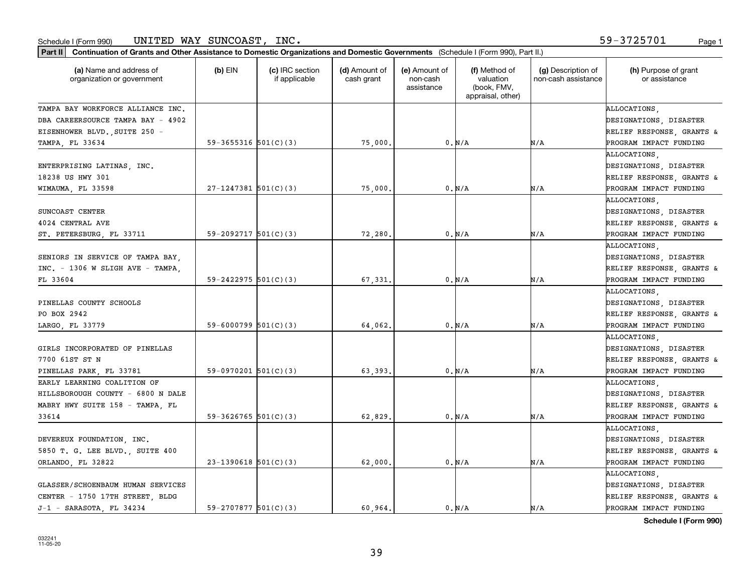Schedule I (Form 990) UNITED WAY SUNCOAST, INC. 59-3725701

**Part II Continuation of Grants and Other Assistance to Domestic Organizations and Domestic Governments** (Schedule I (Form 990), Part II.)

| (a) Name and address of organization or government | (b) EIN | (c) IRC section if applicable | (d) Amount of cash grant | (e) Amount of non-cash assistance | (f) Method of valuation (book, FMV, appraisal, other) | (g) Description of non-cash assistance | (h) Purpose of grant or assistance |
|---|---|---|---|---|---|---|---|
| TAMPA BAY WORKFORCE ALLIANCE INC. DBA CAREERSOURCE TAMPA BAY - 4902 EISENHOWER BLVD., SUITE 250 - TAMPA, FL 33634 | 59-3655316 | 501(C)(3) | 75,000. | 0. | N/A | N/A | ALLOCATIONS, DESIGNATIONS, DISASTER RELIEF RESPONSE, GRANTS & PROGRAM IMPACT FUNDING |
| ENTERPRISING LATINAS, INC. 18238 US HWY 301 WIMAUMA, FL 33598 | 27-1247381 | 501(C)(3) | 75,000. | 0. | N/A | N/A | ALLOCATIONS, DESIGNATIONS, DISASTER RELIEF RESPONSE, GRANTS & PROGRAM IMPACT FUNDING |
| SUNCOAST CENTER 4024 CENTRAL AVE ST. PETERSBURG, FL 33711 | 59-2092717 | 501(C)(3) | 72,280. | 0. | N/A | N/A | ALLOCATIONS, DESIGNATIONS, DISASTER RELIEF RESPONSE, GRANTS & PROGRAM IMPACT FUNDING |
| SENIORS IN SERVICE OF TAMPA BAY, INC. - 1306 W SLIGH AVE - TAMPA, FL 33604 | 59-2422975 | 501(C)(3) | 67,331. | 0. | N/A | N/A | ALLOCATIONS, DESIGNATIONS, DISASTER RELIEF RESPONSE, GRANTS & PROGRAM IMPACT FUNDING |
| PINELLAS COUNTY SCHOOLS PO BOX 2942 LARGO, FL 33779 | 59-6000799 | 501(C)(3) | 64,062. | 0. | N/A | N/A | ALLOCATIONS, DESIGNATIONS, DISASTER RELIEF RESPONSE, GRANTS & PROGRAM IMPACT FUNDING |
| GIRLS INCORPORATED OF PINELLAS 7700 61ST ST N PINELLAS PARK, FL 33781 | 59-0970201 | 501(C)(3) | 63,393. | 0. | N/A | N/A | ALLOCATIONS, DESIGNATIONS, DISASTER RELIEF RESPONSE, GRANTS & PROGRAM IMPACT FUNDING |
| EARLY LEARNING COALITION OF HILLSBOROUGH COUNTY - 6800 N DALE MABRY HWY SUITE 158 - TAMPA, FL 33614 | 59-3626765 | 501(C)(3) | 62,829. | 0. | N/A | N/A | ALLOCATIONS, DESIGNATIONS, DISASTER RELIEF RESPONSE, GRANTS & PROGRAM IMPACT FUNDING |
| DEVEREUX FOUNDATION, INC. 5850 T. G. LEE BLVD., SUITE 400 ORLANDO, FL 32822 | 23-1390618 | 501(C)(3) | 62,000. | 0. | N/A | N/A | ALLOCATIONS, DESIGNATIONS, DISASTER RELIEF RESPONSE, GRANTS & PROGRAM IMPACT FUNDING |
| GLASSER/SCHOENBAUM HUMAN SERVICES CENTER - 1750 17TH STREET, BLDG J-1 - SARASOTA, FL 34234 | 59-2707877 | 501(C)(3) | 60,964. | 0. | N/A | N/A | ALLOCATIONS, DESIGNATIONS, DISASTER RELIEF RESPONSE, GRANTS & PROGRAM IMPACT FUNDING |

**Schedule I (Form 990)**

032241 11-05-20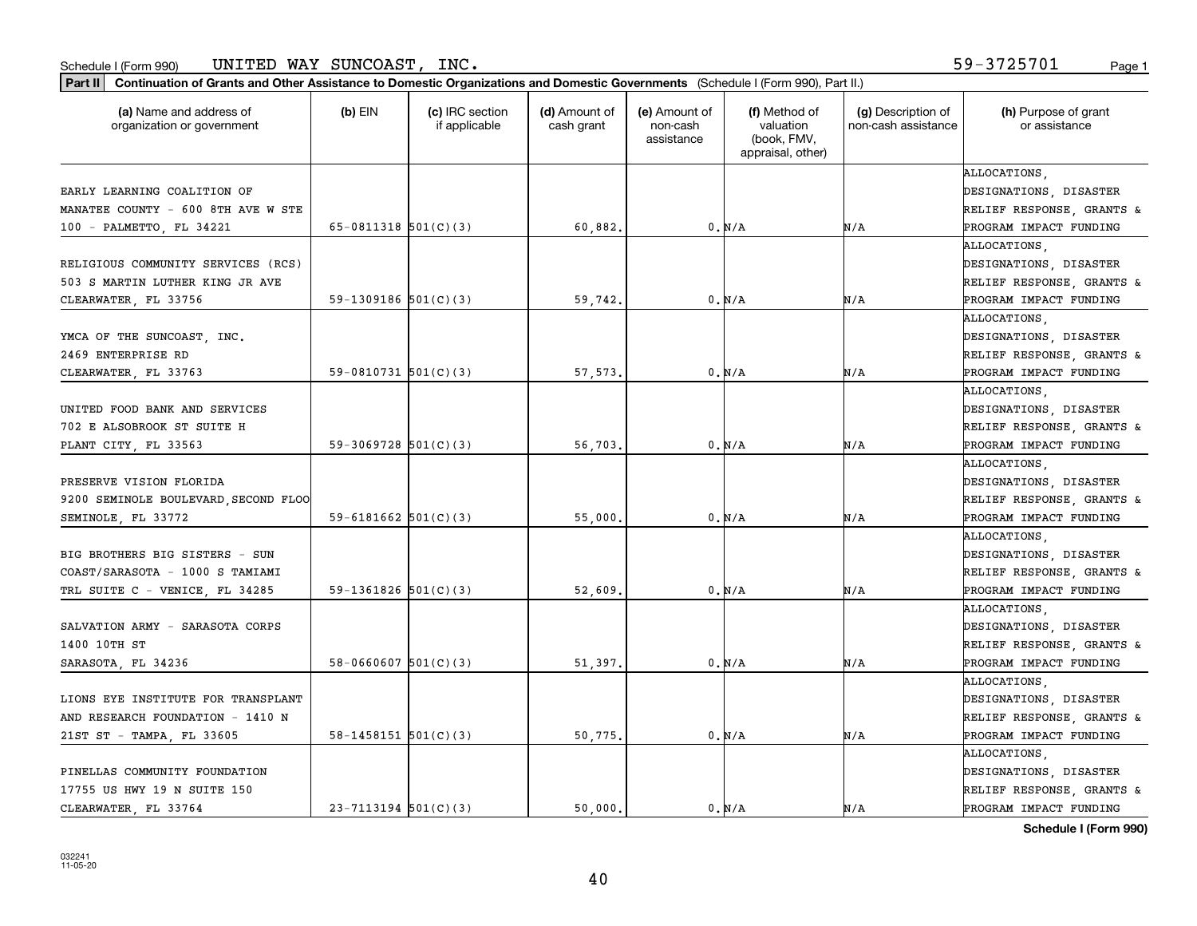Schedule I (Form 990) UNITED WAY SUNCOAST, INC. 59-3725701

**Part II** **Continuation of Grants and Other Assistance to Domestic Organizations and Domestic Governments** (Schedule I (Form 990), Part II.)

| (a) Name and address of organization or government | (b) EIN | (c) IRC section if applicable | (d) Amount of cash grant | (e) Amount of non-cash assistance | (f) Method of valuation (book, FMV, appraisal, other) | (g) Description of non-cash assistance | (h) Purpose of grant or assistance |
|---|---|---|---|---|---|---|---|
| EARLY LEARNING COALITION OF MANATEE COUNTY - 600 8TH AVE W STE 100 - PALMETTO, FL 34221 | 65-0811318 | 501(C)(3) | 60,882. | 0. | N/A | N/A | ALLOCATIONS, DESIGNATIONS, DISASTER RELIEF RESPONSE, GRANTS & PROGRAM IMPACT FUNDING |
| RELIGIOUS COMMUNITY SERVICES (RCS) 503 S MARTIN LUTHER KING JR AVE CLEARWATER, FL 33756 | 59-1309186 | 501(C)(3) | 59,742. | 0. | N/A | N/A | ALLOCATIONS, DESIGNATIONS, DISASTER RELIEF RESPONSE, GRANTS & PROGRAM IMPACT FUNDING |
| YMCA OF THE SUNCOAST, INC. 2469 ENTERPRISE RD CLEARWATER, FL 33763 | 59-0810731 | 501(C)(3) | 57,573. | 0. | N/A | N/A | ALLOCATIONS, DESIGNATIONS, DISASTER RELIEF RESPONSE, GRANTS & PROGRAM IMPACT FUNDING |
| UNITED FOOD BANK AND SERVICES 702 E ALSOBROOK ST SUITE H PLANT CITY, FL 33563 | 59-3069728 | 501(C)(3) | 56,703. | 0. | N/A | N/A | ALLOCATIONS, DESIGNATIONS, DISASTER RELIEF RESPONSE, GRANTS & PROGRAM IMPACT FUNDING |
| PRESERVE VISION FLORIDA 9200 SEMINOLE BOULEVARD, SECOND FLOO SEMINOLE, FL 33772 | 59-6181662 | 501(C)(3) | 55,000. | 0. | N/A | N/A | ALLOCATIONS, DESIGNATIONS, DISASTER RELIEF RESPONSE, GRANTS & PROGRAM IMPACT FUNDING |
| BIG BROTHERS BIG SISTERS - SUN COAST/SARASOTA - 1000 S TAMIAMI TRL SUITE C - VENICE, FL 34285 | 59-1361826 | 501(C)(3) | 52,609. | 0. | N/A | N/A | ALLOCATIONS, DESIGNATIONS, DISASTER RELIEF RESPONSE, GRANTS & PROGRAM IMPACT FUNDING |
| SALVATION ARMY - SARASOTA CORPS 1400 10TH ST SARASOTA, FL 34236 | 58-0660607 | 501(C)(3) | 51,397. | 0. | N/A | N/A | ALLOCATIONS, DESIGNATIONS, DISASTER RELIEF RESPONSE, GRANTS & PROGRAM IMPACT FUNDING |
| LIONS EYE INSTITUTE FOR TRANSPLANT AND RESEARCH FOUNDATION - 1410 N 21ST ST - TAMPA, FL 33605 | 58-1458151 | 501(C)(3) | 50,775. | 0. | N/A | N/A | ALLOCATIONS, DESIGNATIONS, DISASTER RELIEF RESPONSE, GRANTS & PROGRAM IMPACT FUNDING |
| PINELLAS COMMUNITY FOUNDATION 17755 US HWY 19 N SUITE 150 CLEARWATER, FL 33764 | 23-7113194 | 501(C)(3) | 50,000. | 0. | N/A | N/A | ALLOCATIONS, DESIGNATIONS, DISASTER RELIEF RESPONSE, GRANTS & PROGRAM IMPACT FUNDING |

**Schedule I (Form 990)**

032241
11-05-20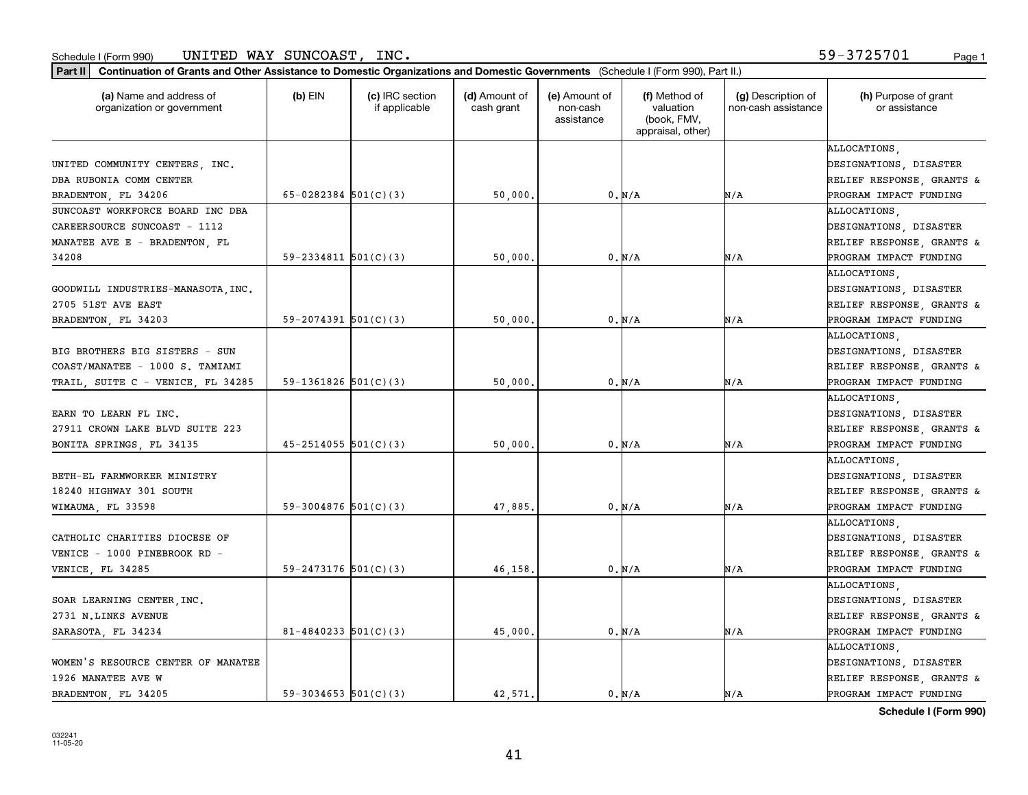Schedule I (Form 990) UNITED WAY SUNCOAST, INC. 59-3725701

**Part II** **Continuation of Grants and Other Assistance to Domestic Organizations and Domestic Governments** (Schedule I (Form 990), Part II.)

| (a) Name and address of organization or government | (b) EIN | (c) IRC section if applicable | (d) Amount of cash grant | (e) Amount of non-cash assistance | (f) Method of valuation (book, FMV, appraisal, other) | (g) Description of non-cash assistance | (h) Purpose of grant or assistance |
|---|---|---|---|---|---|---|---|
| UNITED COMMUNITY CENTERS, INC. DBA RUBONIA COMM CENTER BRADENTON, FL 34206 | 65-0282384 | 501(C)(3) | 50,000. | 0. | N/A | N/A | ALLOCATIONS, DESIGNATIONS, DISASTER RELIEF RESPONSE, GRANTS & PROGRAM IMPACT FUNDING |
| SUNCOAST WORKFORCE BOARD INC DBA CAREERSOURCE SUNCOAST - 1112 MANATEE AVE E - BRADENTON, FL 34208 | 59-2334811 | 501(C)(3) | 50,000. | 0. | N/A | N/A | ALLOCATIONS, DESIGNATIONS, DISASTER RELIEF RESPONSE, GRANTS & PROGRAM IMPACT FUNDING |
| GOODWILL INDUSTRIES-MANASOTA,INC. 2705 51ST AVE EAST BRADENTON, FL 34203 | 59-2074391 | 501(C)(3) | 50,000. | 0. | N/A | N/A | ALLOCATIONS, DESIGNATIONS, DISASTER RELIEF RESPONSE, GRANTS & PROGRAM IMPACT FUNDING |
| BIG BROTHERS BIG SISTERS - SUN COAST/MANATEE - 1000 S. TAMIAMI TRAIL, SUITE C - VENICE, FL 34285 | 59-1361826 | 501(C)(3) | 50,000. | 0. | N/A | N/A | ALLOCATIONS, DESIGNATIONS, DISASTER RELIEF RESPONSE, GRANTS & PROGRAM IMPACT FUNDING |
| EARN TO LEARN FL INC. 27911 CROWN LAKE BLVD SUITE 223 BONITA SPRINGS, FL 34135 | 45-2514055 | 501(C)(3) | 50,000. | 0. | N/A | N/A | ALLOCATIONS, DESIGNATIONS, DISASTER RELIEF RESPONSE, GRANTS & PROGRAM IMPACT FUNDING |
| BETH-EL FARMWORKER MINISTRY 18240 HIGHWAY 301 SOUTH WIMAUMA, FL 33598 | 59-3004876 | 501(C)(3) | 47,885. | 0. | N/A | N/A | ALLOCATIONS, DESIGNATIONS, DISASTER RELIEF RESPONSE, GRANTS & PROGRAM IMPACT FUNDING |
| CATHOLIC CHARITIES DIOCESE OF VENICE - 1000 PINEBROOK RD - VENICE, FL 34285 | 59-2473176 | 501(C)(3) | 46,158. | 0. | N/A | N/A | ALLOCATIONS, DESIGNATIONS, DISASTER RELIEF RESPONSE, GRANTS & PROGRAM IMPACT FUNDING |
| SOAR LEARNING CENTER,INC. 2731 N.LINKS AVENUE SARASOTA, FL 34234 | 81-4840233 | 501(C)(3) | 45,000. | 0. | N/A | N/A | ALLOCATIONS, DESIGNATIONS, DISASTER RELIEF RESPONSE, GRANTS & PROGRAM IMPACT FUNDING |
| WOMEN'S RESOURCE CENTER OF MANATEE 1926 MANATEE AVE W BRADENTON, FL 34205 | 59-3034653 | 501(C)(3) | 42,571. | 0. | N/A | N/A | ALLOCATIONS, DESIGNATIONS, DISASTER RELIEF RESPONSE, GRANTS & PROGRAM IMPACT FUNDING |

**Schedule I (Form 990)**

032241
11-05-20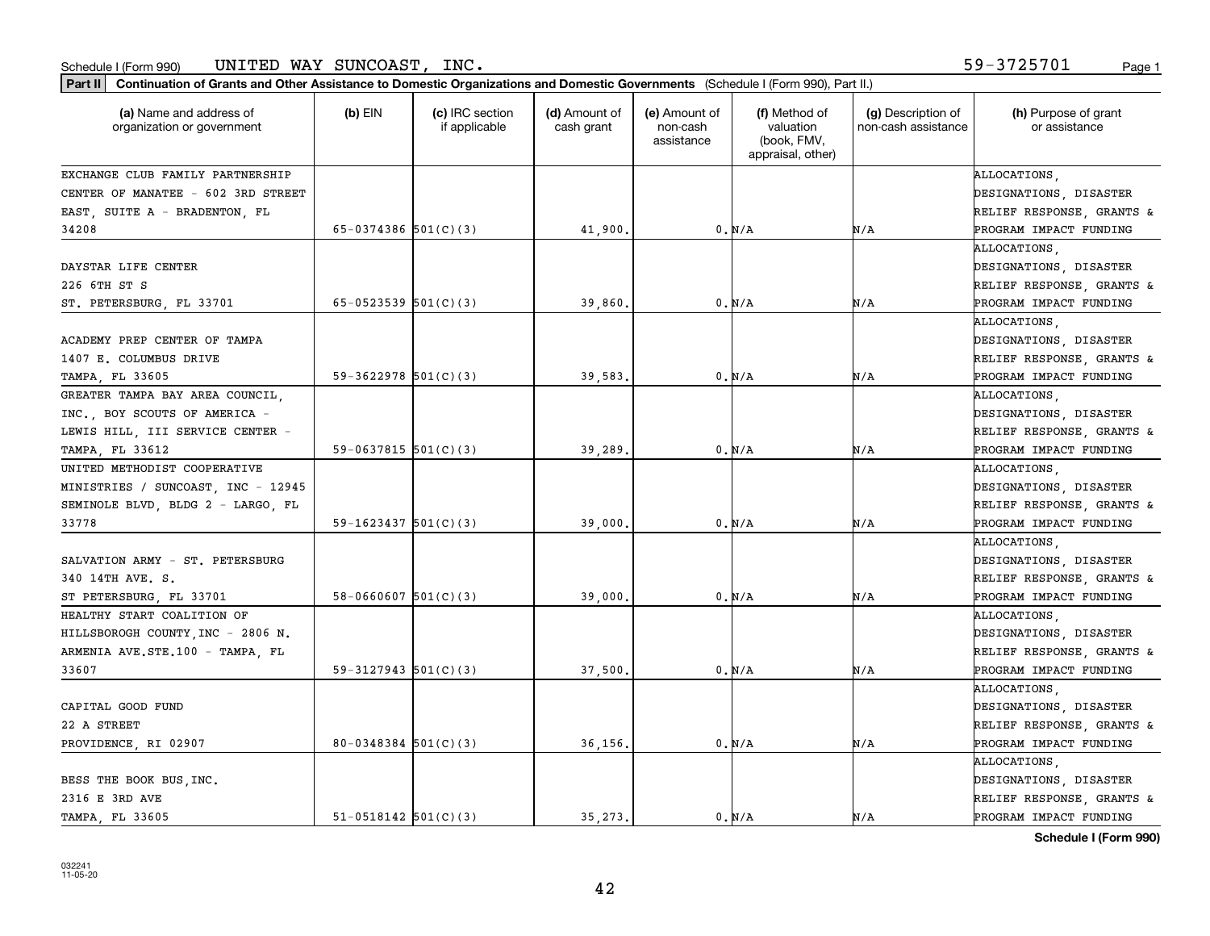Schedule I (Form 990) UNITED WAY SUNCOAST, INC. 59-3725701

**Part II** **Continuation of Grants and Other Assistance to Domestic Organizations and Domestic Governments** (Schedule I (Form 990), Part II.)

| (a) Name and address of organization or government | (b) EIN | (c) IRC section if applicable | (d) Amount of cash grant | (e) Amount of non-cash assistance | (f) Method of valuation (book, FMV, appraisal, other) | (g) Description of non-cash assistance | (h) Purpose of grant or assistance |
|---|---|---|---|---|---|---|---|
| EXCHANGE CLUB FAMILY PARTNERSHIP CENTER OF MANATEE - 602 3RD STREET EAST, SUITE A - BRADENTON, FL 34208 | 65-0374386 | 501(C)(3) | 41,900. | 0. | N/A | N/A | ALLOCATIONS, DESIGNATIONS, DISASTER RELIEF RESPONSE, GRANTS & PROGRAM IMPACT FUNDING |
| DAYSTAR LIFE CENTER 226 6TH ST S ST. PETERSBURG, FL 33701 | 65-0523539 | 501(C)(3) | 39,860. | 0. | N/A | N/A | ALLOCATIONS, DESIGNATIONS, DISASTER RELIEF RESPONSE, GRANTS & PROGRAM IMPACT FUNDING |
| ACADEMY PREP CENTER OF TAMPA 1407 E. COLUMBUS DRIVE TAMPA, FL 33605 | 59-3622978 | 501(C)(3) | 39,583. | 0. | N/A | N/A | ALLOCATIONS, DESIGNATIONS, DISASTER RELIEF RESPONSE, GRANTS & PROGRAM IMPACT FUNDING |
| GREATER TAMPA BAY AREA COUNCIL, INC., BOY SCOUTS OF AMERICA - LEWIS HILL, III SERVICE CENTER - TAMPA, FL 33612 | 59-0637815 | 501(C)(3) | 39,289. | 0. | N/A | N/A | ALLOCATIONS, DESIGNATIONS, DISASTER RELIEF RESPONSE, GRANTS & PROGRAM IMPACT FUNDING |
| UNITED METHODIST COOPERATIVE MINISTRIES / SUNCOAST, INC - 12945 SEMINOLE BLVD, BLDG 2 - LARGO, FL 33778 | 59-1623437 | 501(C)(3) | 39,000. | 0. | N/A | N/A | ALLOCATIONS, DESIGNATIONS, DISASTER RELIEF RESPONSE, GRANTS & PROGRAM IMPACT FUNDING |
| SALVATION ARMY - ST. PETERSBURG 340 14TH AVE. S. ST PETERSBURG, FL 33701 | 58-0660607 | 501(C)(3) | 39,000. | 0. | N/A | N/A | ALLOCATIONS, DESIGNATIONS, DISASTER RELIEF RESPONSE, GRANTS & PROGRAM IMPACT FUNDING |
| HEALTHY START COALITION OF HILLSBOROGH COUNTY,INC - 2806 N. ARMENIA AVE.STE.100 - TAMPA, FL 33607 | 59-3127943 | 501(C)(3) | 37,500. | 0. | N/A | N/A | ALLOCATIONS, DESIGNATIONS, DISASTER RELIEF RESPONSE, GRANTS & PROGRAM IMPACT FUNDING |
| CAPITAL GOOD FUND 22 A STREET PROVIDENCE, RI 02907 | 80-0348384 | 501(C)(3) | 36,156. | 0. | N/A | N/A | ALLOCATIONS, DESIGNATIONS, DISASTER RELIEF RESPONSE, GRANTS & PROGRAM IMPACT FUNDING |
| BESS THE BOOK BUS,INC. 2316 E 3RD AVE TAMPA, FL 33605 | 51-0518142 | 501(C)(3) | 35,273. | 0. | N/A | N/A | ALLOCATIONS, DESIGNATIONS, DISASTER RELIEF RESPONSE, GRANTS & PROGRAM IMPACT FUNDING |

**Schedule I (Form 990)**

032241 11-05-20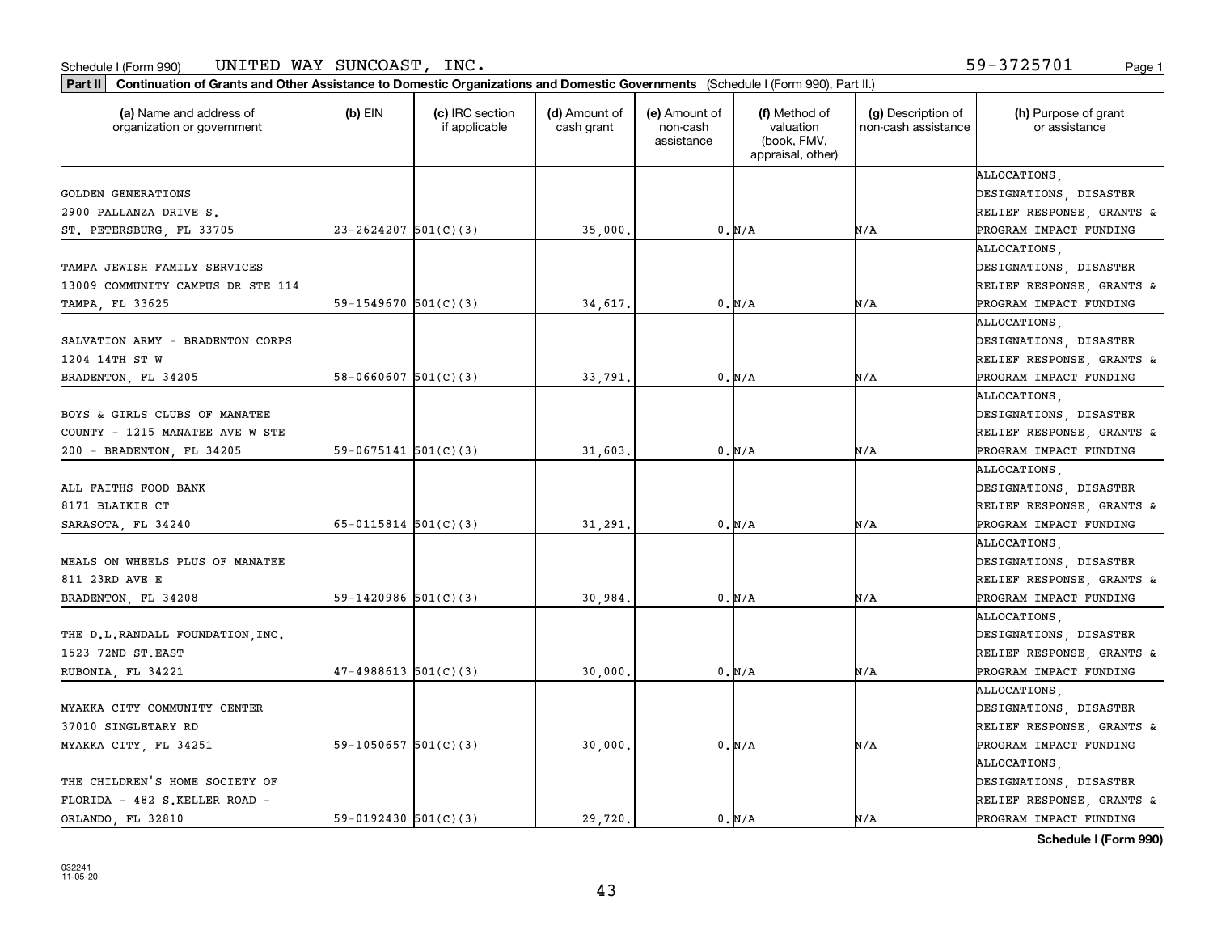Schedule I (Form 990) UNITED WAY SUNCOAST, INC. 59-3725701

**Part II Continuation of Grants and Other Assistance to Domestic Organizations and Domestic Governments** (Schedule I (Form 990), Part II.)

| (a) Name and address of organization or government | (b) EIN | (c) IRC section if applicable | (d) Amount of cash grant | (e) Amount of non-cash assistance | (f) Method of valuation (book, FMV, appraisal, other) | (g) Description of non-cash assistance | (h) Purpose of grant or assistance |
|---|---|---|---|---|---|---|---|
| GOLDEN GENERATIONS 2900 PALLANZA DRIVE S. ST. PETERSBURG, FL 33705 | 23-2624207 | 501(C)(3) | 35,000. | 0. | N/A | N/A | ALLOCATIONS, DESIGNATIONS, DISASTER RELIEF RESPONSE, GRANTS & PROGRAM IMPACT FUNDING |
| TAMPA JEWISH FAMILY SERVICES 13009 COMMUNITY CAMPUS DR STE 114 TAMPA, FL 33625 | 59-1549670 | 501(C)(3) | 34,617. | 0. | N/A | N/A | ALLOCATIONS, DESIGNATIONS, DISASTER RELIEF RESPONSE, GRANTS & PROGRAM IMPACT FUNDING |
| SALVATION ARMY - BRADENTON CORPS 1204 14TH ST W BRADENTON, FL 34205 | 58-0660607 | 501(C)(3) | 33,791. | 0. | N/A | N/A | ALLOCATIONS, DESIGNATIONS, DISASTER RELIEF RESPONSE, GRANTS & PROGRAM IMPACT FUNDING |
| BOYS & GIRLS CLUBS OF MANATEE COUNTY - 1215 MANATEE AVE W STE 200 - BRADENTON, FL 34205 | 59-0675141 | 501(C)(3) | 31,603. | 0. | N/A | N/A | ALLOCATIONS, DESIGNATIONS, DISASTER RELIEF RESPONSE, GRANTS & PROGRAM IMPACT FUNDING |
| ALL FAITHS FOOD BANK 8171 BLAIKIE CT SARASOTA, FL 34240 | 65-0115814 | 501(C)(3) | 31,291. | 0. | N/A | N/A | ALLOCATIONS, DESIGNATIONS, DISASTER RELIEF RESPONSE, GRANTS & PROGRAM IMPACT FUNDING |
| MEALS ON WHEELS PLUS OF MANATEE 811 23RD AVE E BRADENTON, FL 34208 | 59-1420986 | 501(C)(3) | 30,984. | 0. | N/A | N/A | ALLOCATIONS, DESIGNATIONS, DISASTER RELIEF RESPONSE, GRANTS & PROGRAM IMPACT FUNDING |
| THE D.L.RANDALL FOUNDATION,INC. 1523 72ND ST.EAST RUBONIA, FL 34221 | 47-4988613 | 501(C)(3) | 30,000. | 0. | N/A | N/A | ALLOCATIONS, DESIGNATIONS, DISASTER RELIEF RESPONSE, GRANTS & PROGRAM IMPACT FUNDING |
| MYAKKA CITY COMMUNITY CENTER 37010 SINGLETARY RD MYAKKA CITY, FL 34251 | 59-1050657 | 501(C)(3) | 30,000. | 0. | N/A | N/A | ALLOCATIONS, DESIGNATIONS, DISASTER RELIEF RESPONSE, GRANTS & PROGRAM IMPACT FUNDING |
| THE CHILDREN'S HOME SOCIETY OF FLORIDA - 482 S.KELLER ROAD - ORLANDO, FL 32810 | 59-0192430 | 501(C)(3) | 29,720. | 0. | N/A | N/A | ALLOCATIONS, DESIGNATIONS, DISASTER RELIEF RESPONSE, GRANTS & PROGRAM IMPACT FUNDING |

**Schedule I (Form 990)**

032241 11-05-20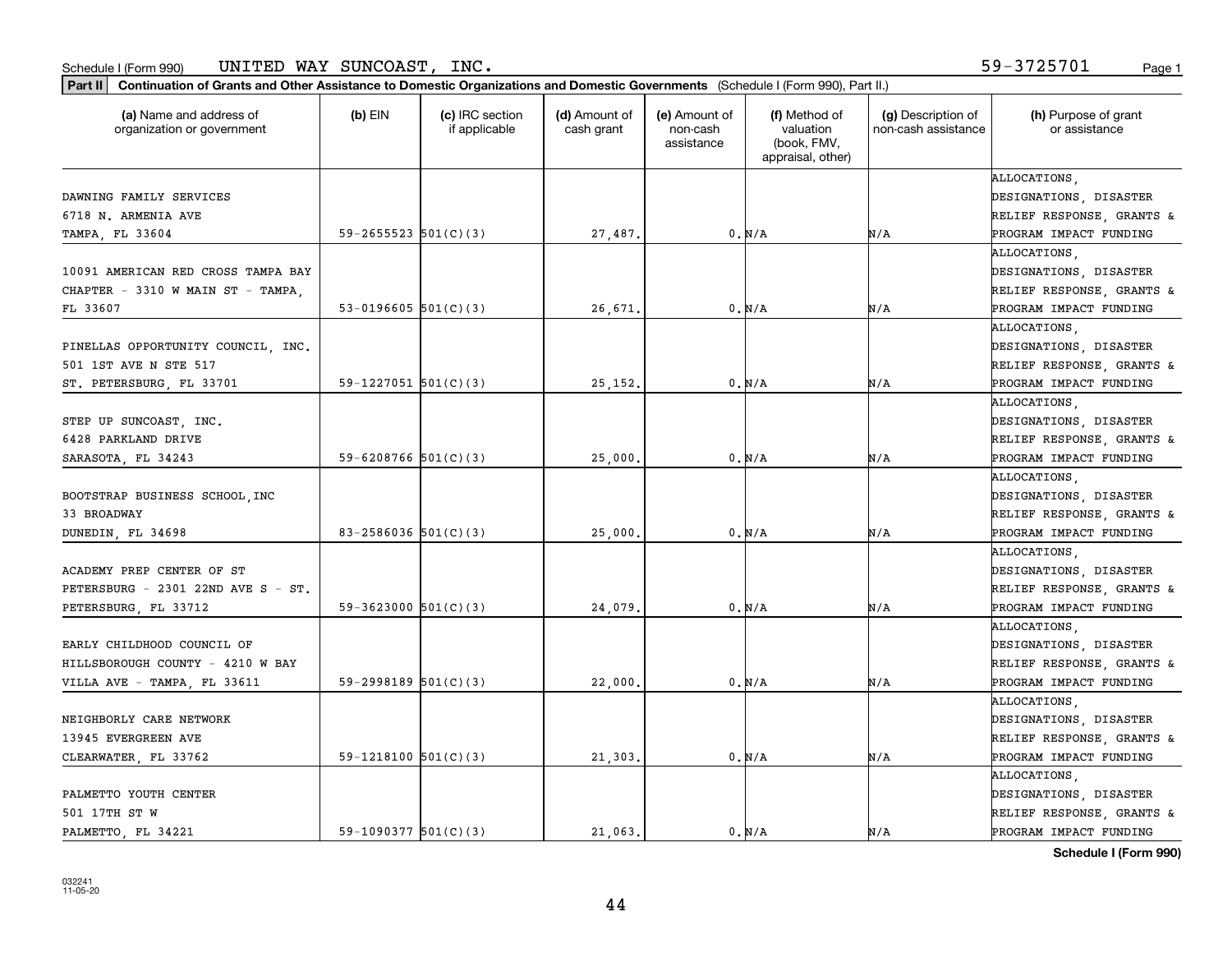Schedule I (Form 990) UNITED WAY SUNCOAST, INC. 59-3725701

**Part II** **Continuation of Grants and Other Assistance to Domestic Organizations and Domestic Governments** (Schedule I (Form 990), Part II.)

| (a) Name and address of organization or government | (b) EIN | (c) IRC section if applicable | (d) Amount of cash grant | (e) Amount of non-cash assistance | (f) Method of valuation (book, FMV, appraisal, other) | (g) Description of non-cash assistance | (h) Purpose of grant or assistance |
|---|---|---|---|---|---|---|---|
| DAWNING FAMILY SERVICES 6718 N. ARMENIA AVE TAMPA, FL 33604 | 59-2655523 | 501(C)(3) | 27,487. | 0. | N/A | N/A | ALLOCATIONS, DESIGNATIONS, DISASTER RELIEF RESPONSE, GRANTS & PROGRAM IMPACT FUNDING |
| 10091 AMERICAN RED CROSS TAMPA BAY CHAPTER - 3310 W MAIN ST - TAMPA, FL 33607 | 53-0196605 | 501(C)(3) | 26,671. | 0. | N/A | N/A | ALLOCATIONS, DESIGNATIONS, DISASTER RELIEF RESPONSE, GRANTS & PROGRAM IMPACT FUNDING |
| PINELLAS OPPORTUNITY COUNCIL, INC. 501 1ST AVE N STE 517 ST. PETERSBURG, FL 33701 | 59-1227051 | 501(C)(3) | 25,152. | 0. | N/A | N/A | ALLOCATIONS, DESIGNATIONS, DISASTER RELIEF RESPONSE, GRANTS & PROGRAM IMPACT FUNDING |
| STEP UP SUNCOAST, INC. 6428 PARKLAND DRIVE SARASOTA, FL 34243 | 59-6208766 | 501(C)(3) | 25,000. | 0. | N/A | N/A | ALLOCATIONS, DESIGNATIONS, DISASTER RELIEF RESPONSE, GRANTS & PROGRAM IMPACT FUNDING |
| BOOTSTRAP BUSINESS SCHOOL,INC 33 BROADWAY DUNEDIN, FL 34698 | 83-2586036 | 501(C)(3) | 25,000. | 0. | N/A | N/A | ALLOCATIONS, DESIGNATIONS, DISASTER RELIEF RESPONSE, GRANTS & PROGRAM IMPACT FUNDING |
| ACADEMY PREP CENTER OF ST PETERSBURG - 2301 22ND AVE S - ST. PETERSBURG, FL 33712 | 59-3623000 | 501(C)(3) | 24,079. | 0. | N/A | N/A | ALLOCATIONS, DESIGNATIONS, DISASTER RELIEF RESPONSE, GRANTS & PROGRAM IMPACT FUNDING |
| EARLY CHILDHOOD COUNCIL OF HILLSBOROUGH COUNTY - 4210 W BAY VILLA AVE - TAMPA, FL 33611 | 59-2998189 | 501(C)(3) | 22,000. | 0. | N/A | N/A | ALLOCATIONS, DESIGNATIONS, DISASTER RELIEF RESPONSE, GRANTS & PROGRAM IMPACT FUNDING |
| NEIGHBORLY CARE NETWORK 13945 EVERGREEN AVE CLEARWATER, FL 33762 | 59-1218100 | 501(C)(3) | 21,303. | 0. | N/A | N/A | ALLOCATIONS, DESIGNATIONS, DISASTER RELIEF RESPONSE, GRANTS & PROGRAM IMPACT FUNDING |
| PALMETTO YOUTH CENTER 501 17TH ST W PALMETTO, FL 34221 | 59-1090377 | 501(C)(3) | 21,063. | 0. | N/A | N/A | ALLOCATIONS, DESIGNATIONS, DISASTER RELIEF RESPONSE, GRANTS & PROGRAM IMPACT FUNDING |

**Schedule I (Form 990)**

032241
11-05-20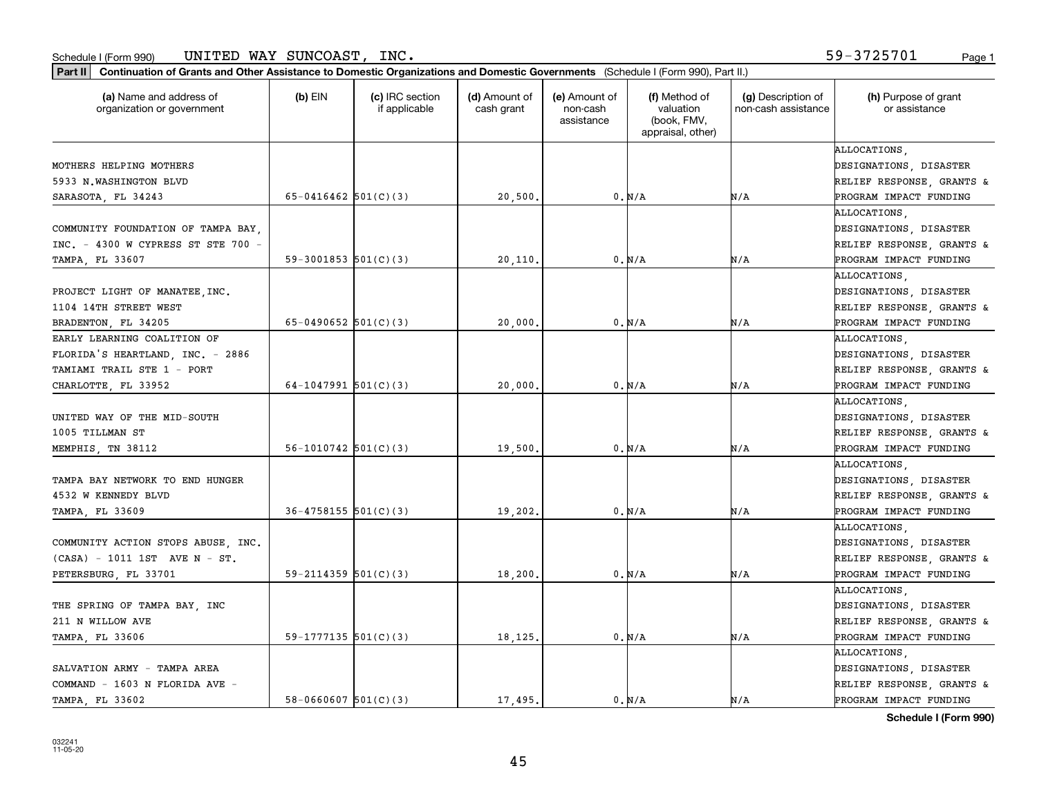Schedule I (Form 990) UNITED WAY SUNCOAST, INC. 59-3725701

**Part II Continuation of Grants and Other Assistance to Domestic Organizations and Domestic Governments** (Schedule I (Form 990), Part II.)

| (a) Name and address of organization or government | (b) EIN | (c) IRC section if applicable | (d) Amount of cash grant | (e) Amount of non-cash assistance | (f) Method of valuation (book, FMV, appraisal, other) | (g) Description of non-cash assistance | (h) Purpose of grant or assistance |
|---|---|---|---|---|---|---|---|
| MOTHERS HELPING MOTHERS 5933 N.WASHINGTON BLVD SARASOTA, FL 34243 | 65-0416462 | 501(C)(3) | 20,500. | 0. | N/A | N/A | ALLOCATIONS, DESIGNATIONS, DISASTER RELIEF RESPONSE, GRANTS & PROGRAM IMPACT FUNDING |
| COMMUNITY FOUNDATION OF TAMPA BAY, INC. - 4300 W CYPRESS ST STE 700 - TAMPA, FL 33607 | 59-3001853 | 501(C)(3) | 20,110. | 0. | N/A | N/A | ALLOCATIONS, DESIGNATIONS, DISASTER RELIEF RESPONSE, GRANTS & PROGRAM IMPACT FUNDING |
| PROJECT LIGHT OF MANATEE,INC. 1104 14TH STREET WEST BRADENTON, FL 34205 | 65-0490652 | 501(C)(3) | 20,000. | 0. | N/A | N/A | ALLOCATIONS, DESIGNATIONS, DISASTER RELIEF RESPONSE, GRANTS & PROGRAM IMPACT FUNDING |
| EARLY LEARNING COALITION OF FLORIDA'S HEARTLAND, INC. - 2886 TAMIAMI TRAIL STE 1 - PORT CHARLOTTE, FL 33952 | 64-1047991 | 501(C)(3) | 20,000. | 0. | N/A | N/A | ALLOCATIONS, DESIGNATIONS, DISASTER RELIEF RESPONSE, GRANTS & PROGRAM IMPACT FUNDING |
| UNITED WAY OF THE MID-SOUTH 1005 TILLMAN ST MEMPHIS, TN 38112 | 56-1010742 | 501(C)(3) | 19,500. | 0. | N/A | N/A | ALLOCATIONS, DESIGNATIONS, DISASTER RELIEF RESPONSE, GRANTS & PROGRAM IMPACT FUNDING |
| TAMPA BAY NETWORK TO END HUNGER 4532 W KENNEDY BLVD TAMPA, FL 33609 | 36-4758155 | 501(C)(3) | 19,202. | 0. | N/A | N/A | ALLOCATIONS, DESIGNATIONS, DISASTER RELIEF RESPONSE, GRANTS & PROGRAM IMPACT FUNDING |
| COMMUNITY ACTION STOPS ABUSE, INC. (CASA) - 1011 1ST AVE N - ST. PETERSBURG, FL 33701 | 59-2114359 | 501(C)(3) | 18,200. | 0. | N/A | N/A | ALLOCATIONS, DESIGNATIONS, DISASTER RELIEF RESPONSE, GRANTS & PROGRAM IMPACT FUNDING |
| THE SPRING OF TAMPA BAY, INC 211 N WILLOW AVE TAMPA, FL 33606 | 59-1777135 | 501(C)(3) | 18,125. | 0. | N/A | N/A | ALLOCATIONS, DESIGNATIONS, DISASTER RELIEF RESPONSE, GRANTS & PROGRAM IMPACT FUNDING |
| SALVATION ARMY - TAMPA AREA COMMAND - 1603 N FLORIDA AVE - TAMPA, FL 33602 | 58-0660607 | 501(C)(3) | 17,495. | 0. | N/A | N/A | ALLOCATIONS, DESIGNATIONS, DISASTER RELIEF RESPONSE, GRANTS & PROGRAM IMPACT FUNDING |

**Schedule I (Form 990)**

032241 11-05-20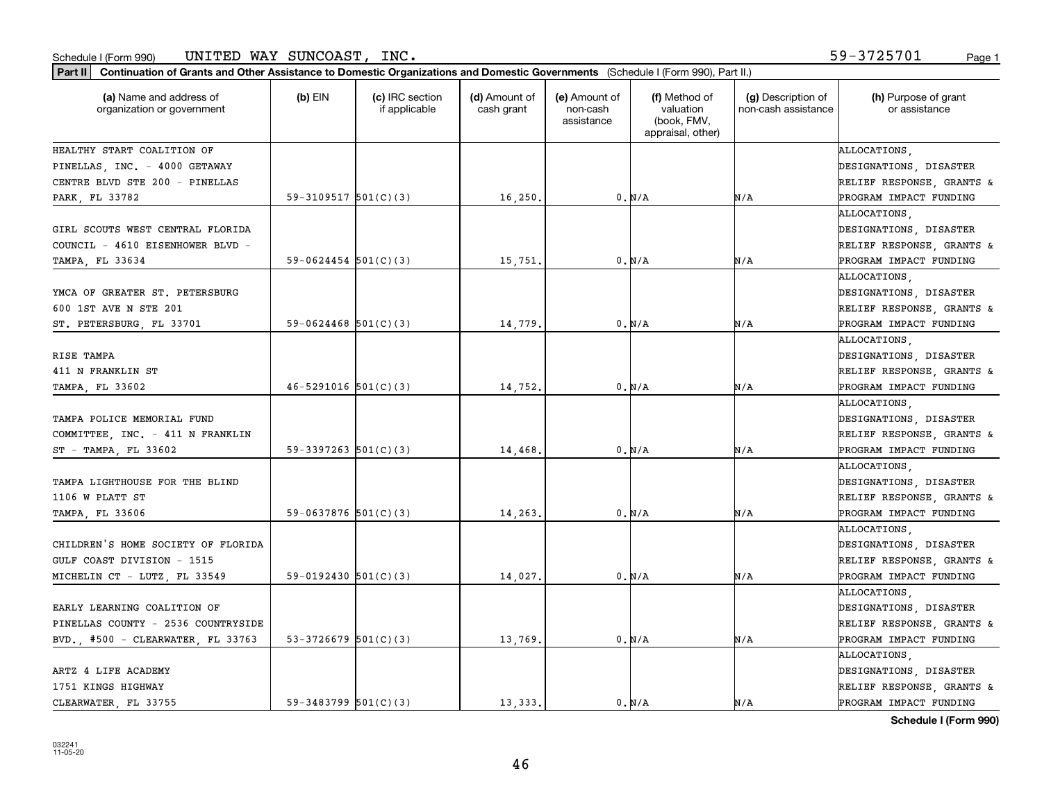Schedule I (Form 990) UNITED WAY SUNCOAST, INC. 59-3725701

**Part II** **Continuation of Grants and Other Assistance to Domestic Organizations and Domestic Governments** (Schedule I (Form 990), Part II.)

| (a) Name and address of organization or government | (b) EIN | (c) IRC section if applicable | (d) Amount of cash grant | (e) Amount of non-cash assistance | (f) Method of valuation (book, FMV, appraisal, other) | (g) Description of non-cash assistance | (h) Purpose of grant or assistance |
|---|---|---|---|---|---|---|---|
| HEALTHY START COALITION OF PINELLAS, INC. - 4000 GETAWAY CENTRE BLVD STE 200 - PINELLAS PARK, FL 33782 | 59-3109517 | 501(C)(3) | 16,250. | 0. | N/A | N/A | ALLOCATIONS, DESIGNATIONS, DISASTER RELIEF RESPONSE, GRANTS & PROGRAM IMPACT FUNDING |
| GIRL SCOUTS WEST CENTRAL FLORIDA COUNCIL - 4610 EISENHOWER BLVD - TAMPA, FL 33634 | 59-0624454 | 501(C)(3) | 15,751. | 0. | N/A | N/A | ALLOCATIONS, DESIGNATIONS, DISASTER RELIEF RESPONSE, GRANTS & PROGRAM IMPACT FUNDING |
| YMCA OF GREATER ST. PETERSBURG 600 1ST AVE N STE 201 ST. PETERSBURG, FL 33701 | 59-0624468 | 501(C)(3) | 14,779. | 0. | N/A | N/A | ALLOCATIONS, DESIGNATIONS, DISASTER RELIEF RESPONSE, GRANTS & PROGRAM IMPACT FUNDING |
| RISE TAMPA 411 N FRANKLIN ST TAMPA, FL 33602 | 46-5291016 | 501(C)(3) | 14,752. | 0. | N/A | N/A | ALLOCATIONS, DESIGNATIONS, DISASTER RELIEF RESPONSE, GRANTS & PROGRAM IMPACT FUNDING |
| TAMPA POLICE MEMORIAL FUND COMMITTEE, INC. - 411 N FRANKLIN ST - TAMPA, FL 33602 | 59-3397263 | 501(C)(3) | 14,468. | 0. | N/A | N/A | ALLOCATIONS, DESIGNATIONS, DISASTER RELIEF RESPONSE, GRANTS & PROGRAM IMPACT FUNDING |
| TAMPA LIGHTHOUSE FOR THE BLIND 1106 W PLATT ST TAMPA, FL 33606 | 59-0637876 | 501(C)(3) | 14,263. | 0. | N/A | N/A | ALLOCATIONS, DESIGNATIONS, DISASTER RELIEF RESPONSE, GRANTS & PROGRAM IMPACT FUNDING |
| CHILDREN'S HOME SOCIETY OF FLORIDA GULF COAST DIVISION - 1515 MICHELIN CT - LUTZ, FL 33549 | 59-0192430 | 501(C)(3) | 14,027. | 0. | N/A | N/A | ALLOCATIONS, DESIGNATIONS, DISASTER RELIEF RESPONSE, GRANTS & PROGRAM IMPACT FUNDING |
| EARLY LEARNING COALITION OF PINELLAS COUNTY - 2536 COUNTRYSIDE BVD., #500 - CLEARWATER, FL 33763 | 53-3726679 | 501(C)(3) | 13,769. | 0. | N/A | N/A | ALLOCATIONS, DESIGNATIONS, DISASTER RELIEF RESPONSE, GRANTS & PROGRAM IMPACT FUNDING |
| ARTZ 4 LIFE ACADEMY 1751 KINGS HIGHWAY CLEARWATER, FL 33755 | 59-3483799 | 501(C)(3) | 13,333. | 0. | N/A | N/A | ALLOCATIONS, DESIGNATIONS, DISASTER RELIEF RESPONSE, GRANTS & PROGRAM IMPACT FUNDING |

**Schedule I (Form 990)**

032241 11-05-20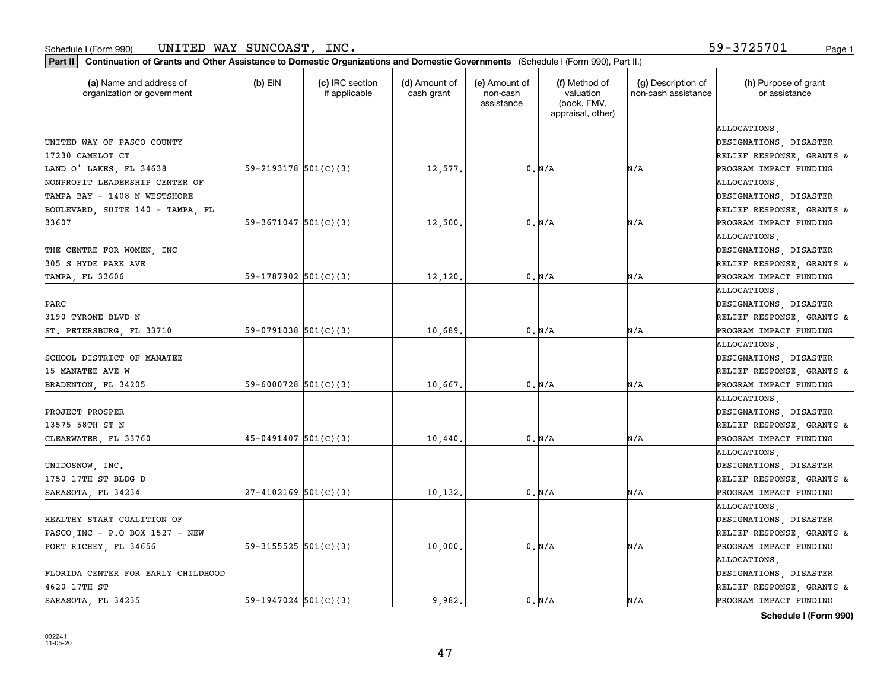Schedule I (Form 990) UNITED WAY SUNCOAST, INC. 59-3725701

**Part II** **Continuation of Grants and Other Assistance to Domestic Organizations and Domestic Governments** (Schedule I (Form 990), Part II.)

| (a) Name and address of organization or government | (b) EIN | (c) IRC section if applicable | (d) Amount of cash grant | (e) Amount of non-cash assistance | (f) Method of valuation (book, FMV, appraisal, other) | (g) Description of non-cash assistance | (h) Purpose of grant or assistance |
|---|---|---|---|---|---|---|---|
| UNITED WAY OF PASCO COUNTY 17230 CAMELOT CT LAND O' LAKES, FL 34638 | 59-2193178 | 501(C)(3) | 12,577. | 0. | N/A | N/A | ALLOCATIONS, DESIGNATIONS, DISASTER RELIEF RESPONSE, GRANTS & PROGRAM IMPACT FUNDING |
| NONPROFIT LEADERSHIP CENTER OF TAMPA BAY - 1408 N WESTSHORE BOULEVARD, SUITE 140 - TAMPA, FL 33607 | 59-3671047 | 501(C)(3) | 12,500. | 0. | N/A | N/A | ALLOCATIONS, DESIGNATIONS, DISASTER RELIEF RESPONSE, GRANTS & PROGRAM IMPACT FUNDING |
| THE CENTRE FOR WOMEN, INC 305 S HYDE PARK AVE TAMPA, FL 33606 | 59-1787902 | 501(C)(3) | 12,120. | 0. | N/A | N/A | ALLOCATIONS, DESIGNATIONS, DISASTER RELIEF RESPONSE, GRANTS & PROGRAM IMPACT FUNDING |
| PARC 3190 TYRONE BLVD N ST. PETERSBURG, FL 33710 | 59-0791038 | 501(C)(3) | 10,689. | 0. | N/A | N/A | ALLOCATIONS, DESIGNATIONS, DISASTER RELIEF RESPONSE, GRANTS & PROGRAM IMPACT FUNDING |
| SCHOOL DISTRICT OF MANATEE 15 MANATEE AVE W BRADENTON, FL 34205 | 59-6000728 | 501(C)(3) | 10,667. | 0. | N/A | N/A | ALLOCATIONS, DESIGNATIONS, DISASTER RELIEF RESPONSE, GRANTS & PROGRAM IMPACT FUNDING |
| PROJECT PROSPER 13575 58TH ST N CLEARWATER, FL 33760 | 45-0491407 | 501(C)(3) | 10,440. | 0. | N/A | N/A | ALLOCATIONS, DESIGNATIONS, DISASTER RELIEF RESPONSE, GRANTS & PROGRAM IMPACT FUNDING |
| UNIDOSNOW, INC. 1750 17TH ST BLDG D SARASOTA, FL 34234 | 27-4102169 | 501(C)(3) | 10,132. | 0. | N/A | N/A | ALLOCATIONS, DESIGNATIONS, DISASTER RELIEF RESPONSE, GRANTS & PROGRAM IMPACT FUNDING |
| HEALTHY START COALITION OF PASCO,INC - P.O BOX 1527 - NEW PORT RICHEY, FL 34656 | 59-3155525 | 501(C)(3) | 10,000. | 0. | N/A | N/A | ALLOCATIONS, DESIGNATIONS, DISASTER RELIEF RESPONSE, GRANTS & PROGRAM IMPACT FUNDING |
| FLORIDA CENTER FOR EARLY CHILDHOOD 4620 17TH ST SARASOTA, FL 34235 | 59-1947024 | 501(C)(3) | 9,982. | 0. | N/A | N/A | ALLOCATIONS, DESIGNATIONS, DISASTER RELIEF RESPONSE, GRANTS & PROGRAM IMPACT FUNDING |

**Schedule I (Form 990)**

032241 11-05-20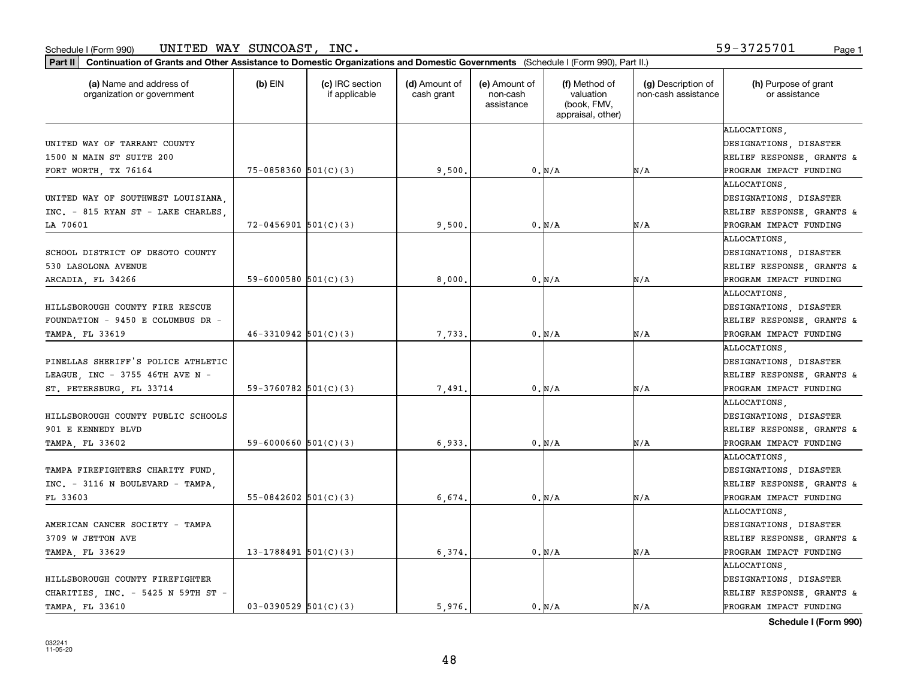Schedule I (Form 990) UNITED WAY SUNCOAST, INC. 59-3725701

**Part II** **Continuation of Grants and Other Assistance to Domestic Organizations and Domestic Governments** (Schedule I (Form 990), Part II.)

| (a) Name and address of organization or government | (b) EIN | (c) IRC section if applicable | (d) Amount of cash grant | (e) Amount of non-cash assistance | (f) Method of valuation (book, FMV, appraisal, other) | (g) Description of non-cash assistance | (h) Purpose of grant or assistance |
|---|---|---|---|---|---|---|---|
| UNITED WAY OF TARRANT COUNTY 1500 N MAIN ST SUITE 200 FORT WORTH, TX 76164 | 75-0858360 | 501(C)(3) | 9,500. | 0. | N/A | N/A | ALLOCATIONS, DESIGNATIONS, DISASTER RELIEF RESPONSE, GRANTS & PROGRAM IMPACT FUNDING |
| UNITED WAY OF SOUTHWEST LOUISIANA, INC. - 815 RYAN ST - LAKE CHARLES, LA 70601 | 72-0456901 | 501(C)(3) | 9,500. | 0. | N/A | N/A | ALLOCATIONS, DESIGNATIONS, DISASTER RELIEF RESPONSE, GRANTS & PROGRAM IMPACT FUNDING |
| SCHOOL DISTRICT OF DESOTO COUNTY 530 LASOLONA AVENUE ARCADIA, FL 34266 | 59-6000580 | 501(C)(3) | 8,000. | 0. | N/A | N/A | ALLOCATIONS, DESIGNATIONS, DISASTER RELIEF RESPONSE, GRANTS & PROGRAM IMPACT FUNDING |
| HILLSBOROUGH COUNTY FIRE RESCUE FOUNDATION - 9450 E COLUMBUS DR - TAMPA, FL 33619 | 46-3310942 | 501(C)(3) | 7,733. | 0. | N/A | N/A | ALLOCATIONS, DESIGNATIONS, DISASTER RELIEF RESPONSE, GRANTS & PROGRAM IMPACT FUNDING |
| PINELLAS SHERIFF'S POLICE ATHLETIC LEAGUE, INC - 3755 46TH AVE N - ST. PETERSBURG, FL 33714 | 59-3760782 | 501(C)(3) | 7,491. | 0. | N/A | N/A | ALLOCATIONS, DESIGNATIONS, DISASTER RELIEF RESPONSE, GRANTS & PROGRAM IMPACT FUNDING |
| HILLSBOROUGH COUNTY PUBLIC SCHOOLS 901 E KENNEDY BLVD TAMPA, FL 33602 | 59-6000660 | 501(C)(3) | 6,933. | 0. | N/A | N/A | ALLOCATIONS, DESIGNATIONS, DISASTER RELIEF RESPONSE, GRANTS & PROGRAM IMPACT FUNDING |
| TAMPA FIREFIGHTERS CHARITY FUND, INC. - 3116 N BOULEVARD - TAMPA, FL 33603 | 55-0842602 | 501(C)(3) | 6,674. | 0. | N/A | N/A | ALLOCATIONS, DESIGNATIONS, DISASTER RELIEF RESPONSE, GRANTS & PROGRAM IMPACT FUNDING |
| AMERICAN CANCER SOCIETY - TAMPA 3709 W JETTON AVE TAMPA, FL 33629 | 13-1788491 | 501(C)(3) | 6,374. | 0. | N/A | N/A | ALLOCATIONS, DESIGNATIONS, DISASTER RELIEF RESPONSE, GRANTS & PROGRAM IMPACT FUNDING |
| HILLSBOROUGH COUNTY FIREFIGHTER CHARITIES, INC. - 5425 N 59TH ST - TAMPA, FL 33610 | 03-0390529 | 501(C)(3) | 5,976. | 0. | N/A | N/A | ALLOCATIONS, DESIGNATIONS, DISASTER RELIEF RESPONSE, GRANTS & PROGRAM IMPACT FUNDING |

**Schedule I (Form 990)**

032241 11-05-20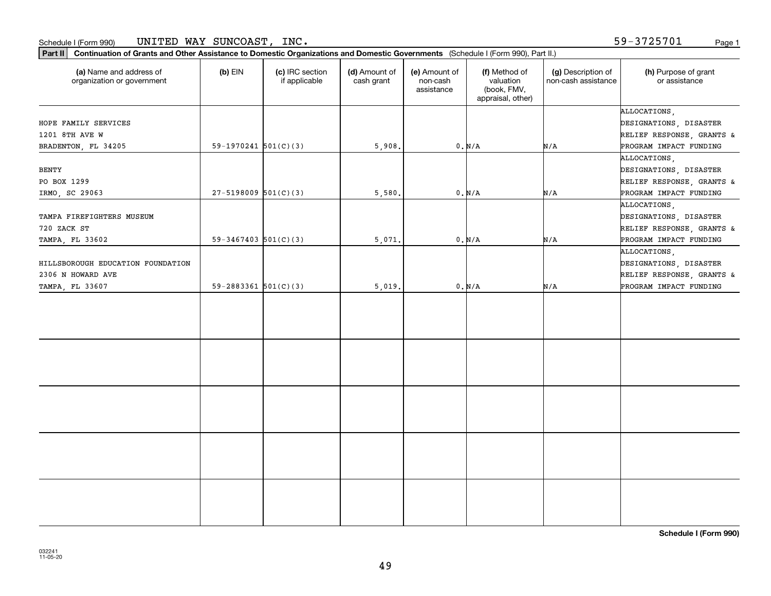Schedule I (Form 990) UNITED WAY SUNCOAST, INC. 59-3725701

**Part II** **Continuation of Grants and Other Assistance to Domestic Organizations and Domestic Governments** (Schedule I (Form 990), Part II.)

| (a) Name and address of organization or government | (b) EIN | (c) IRC section if applicable | (d) Amount of cash grant | (e) Amount of non-cash assistance | (f) Method of valuation (book, FMV, appraisal, other) | (g) Description of non-cash assistance | (h) Purpose of grant or assistance |
|---|---|---|---|---|---|---|---|
| HOPE FAMILY SERVICES 1201 8TH AVE W BRADENTON, FL 34205 | 59-1970241 | 501(C)(3) | 5,908. | 0. | N/A | N/A | ALLOCATIONS, DESIGNATIONS, DISASTER RELIEF RESPONSE, GRANTS & PROGRAM IMPACT FUNDING |
| BENTY PO BOX 1299 IRMO, SC 29063 | 27-5198009 | 501(C)(3) | 5,580. | 0. | N/A | N/A | ALLOCATIONS, DESIGNATIONS, DISASTER RELIEF RESPONSE, GRANTS & PROGRAM IMPACT FUNDING |
| TAMPA FIREFIGHTERS MUSEUM 720 ZACK ST TAMPA, FL 33602 | 59-3467403 | 501(C)(3) | 5,071. | 0. | N/A | N/A | ALLOCATIONS, DESIGNATIONS, DISASTER RELIEF RESPONSE, GRANTS & PROGRAM IMPACT FUNDING |
| HILLSBOROUGH EDUCATION FOUNDATION 2306 N HOWARD AVE TAMPA, FL 33607 | 59-2883361 | 501(C)(3) | 5,019. | 0. | N/A | N/A | ALLOCATIONS, DESIGNATIONS, DISASTER RELIEF RESPONSE, GRANTS & PROGRAM IMPACT FUNDING |

**Schedule I (Form 990)**

032241 11-05-20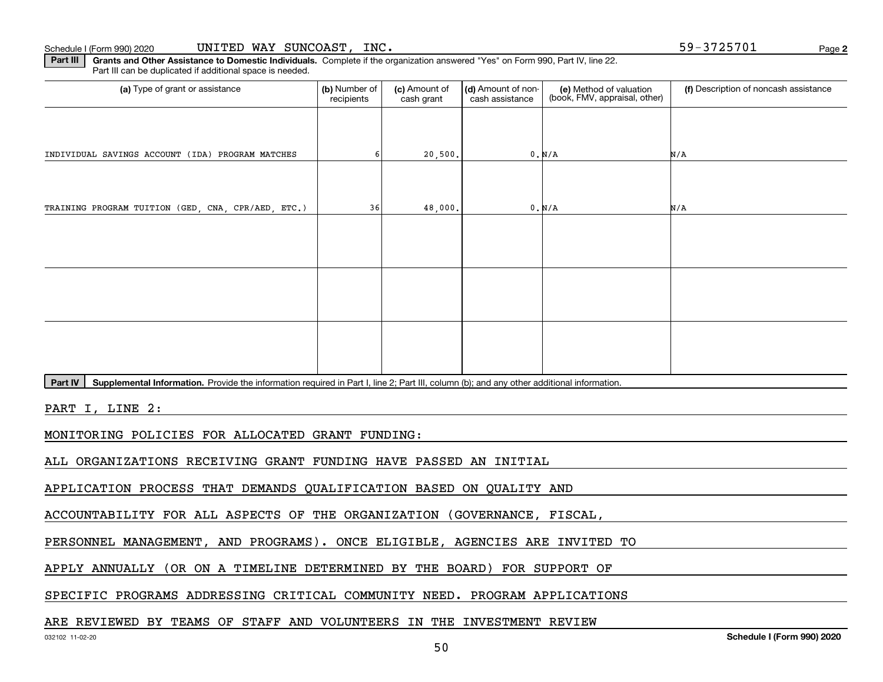Schedule I (Form 990) 2020 UNITED WAY SUNCOAST, INC. 59-3725701

**Part III** **Grants and Other Assistance to Domestic Individuals.** Complete if the organization answered "Yes" on Form 990, Part IV, line 22. Part III can be duplicated if additional space is needed.

| (a) Type of grant or assistance | (b) Number of recipients | (c) Amount of cash grant | (d) Amount of non-cash assistance | (e) Method of valuation (book, FMV, appraisal, other) | (f) Description of noncash assistance |
|---|---|---|---|---|---|
| INDIVIDUAL SAVINGS ACCOUNT (IDA) PROGRAM MATCHES | 6 | 20,500. | 0. | N/A | N/A |
| TRAINING PROGRAM TUITION (GED, CNA, CPR/AED, ETC.) | 36 | 48,000. | 0. | N/A | N/A |
| | | | | | |
| | | | | | |
| | | | | | |

**Part IV** **Supplemental Information.** Provide the information required in Part I, line 2; Part III, column (b); and any other additional information.

PART I, LINE 2:

MONITORING POLICIES FOR ALLOCATED GRANT FUNDING:

ALL ORGANIZATIONS RECEIVING GRANT FUNDING HAVE PASSED AN INITIAL APPLICATION PROCESS THAT DEMANDS QUALIFICATION BASED ON QUALITY AND ACCOUNTABILITY FOR ALL ASPECTS OF THE ORGANIZATION (GOVERNANCE, FISCAL, PERSONNEL MANAGEMENT, AND PROGRAMS). ONCE ELIGIBLE, AGENCIES ARE INVITED TO APPLY ANNUALLY (OR ON A TIMELINE DETERMINED BY THE BOARD) FOR SUPPORT OF SPECIFIC PROGRAMS ADDRESSING CRITICAL COMMUNITY NEED. PROGRAM APPLICATIONS ARE REVIEWED BY TEAMS OF STAFF AND VOLUNTEERS IN THE INVESTMENT REVIEW

032102 11-02-20 **Schedule I (Form 990) 2020**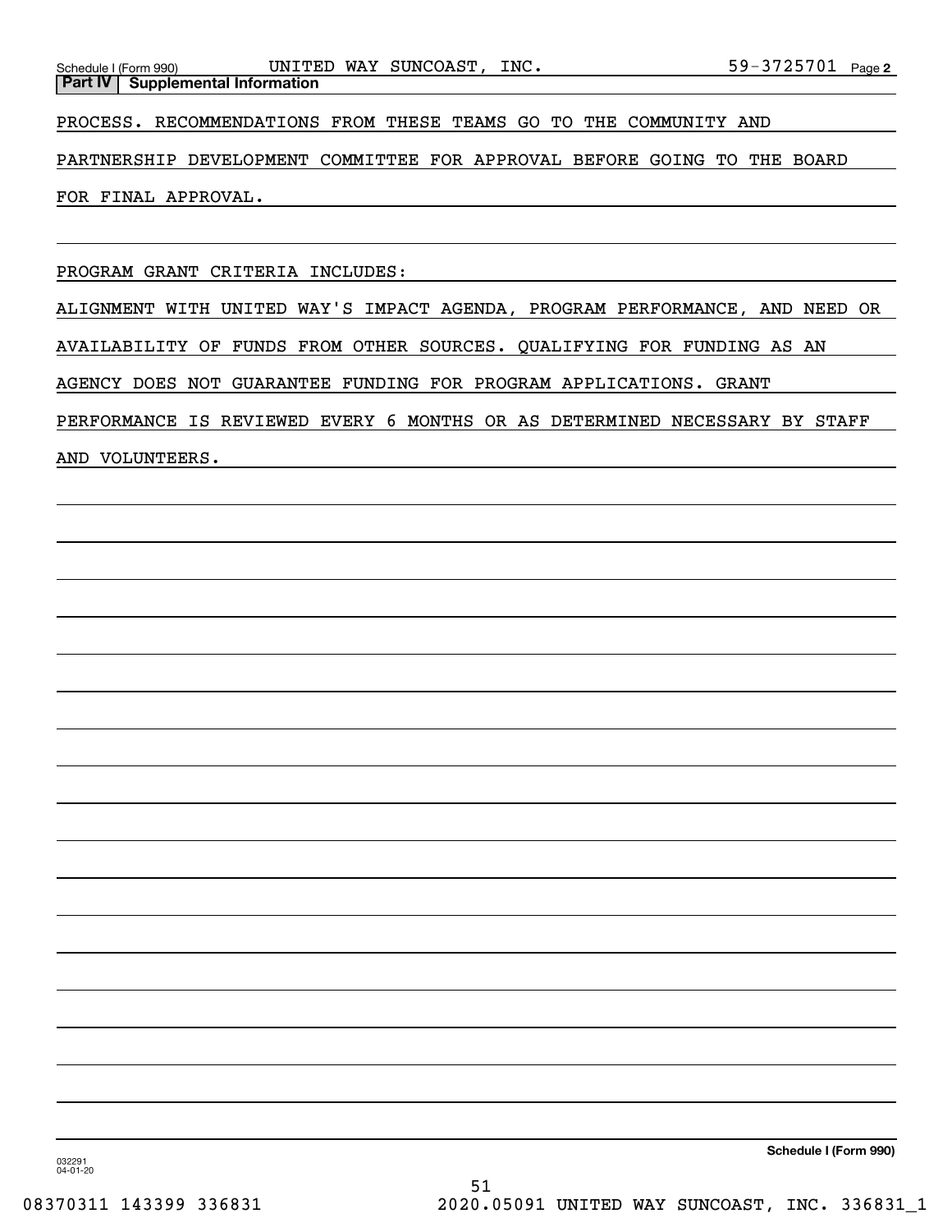Schedule I (Form 990) UNITED WAY SUNCOAST, INC. 59-3725701 Page 2

**Part IV | Supplemental Information**

PROCESS. RECOMMENDATIONS FROM THESE TEAMS GO TO THE COMMUNITY AND PARTNERSHIP DEVELOPMENT COMMITTEE FOR APPROVAL BEFORE GOING TO THE BOARD FOR FINAL APPROVAL.

PROGRAM GRANT CRITERIA INCLUDES:

ALIGNMENT WITH UNITED WAY'S IMPACT AGENDA, PROGRAM PERFORMANCE, AND NEED OR AVAILABILITY OF FUNDS FROM OTHER SOURCES. QUALIFYING FOR FUNDING AS AN AGENCY DOES NOT GUARANTEE FUNDING FOR PROGRAM APPLICATIONS. GRANT PERFORMANCE IS REVIEWED EVERY 6 MONTHS OR AS DETERMINED NECESSARY BY STAFF AND VOLUNTEERS.

**Schedule I (Form 990)**

032291 04-01-20

08370311 143399 336831 2020.05091 UNITED WAY SUNCOAST, INC. 336831_1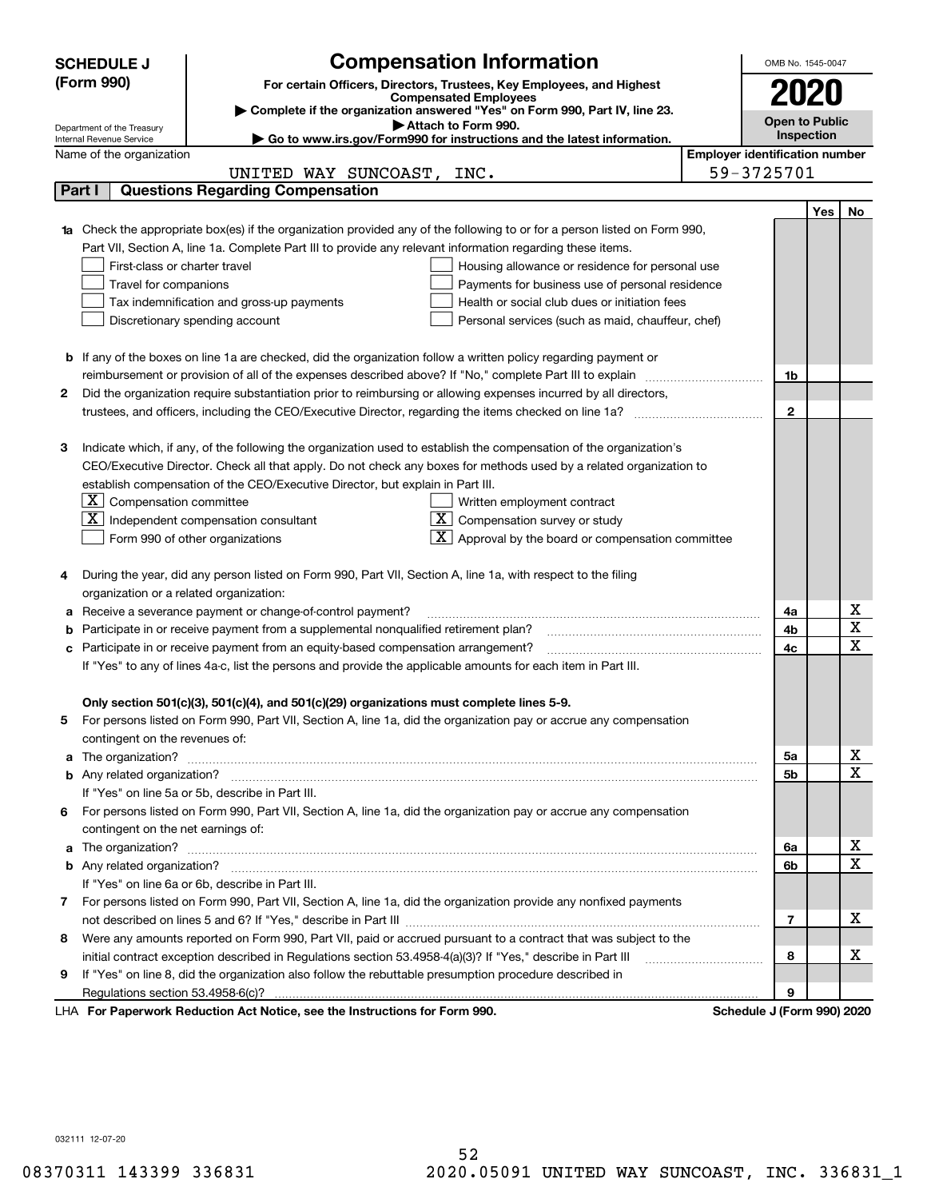**SCHEDULE J (Form 990)**

Department of the Treasury
Internal Revenue Service

# Compensation Information

**For certain Officers, Directors, Trustees, Key Employees, and Highest Compensated Employees**

▶ Complete if the organization answered "Yes" on Form 990, Part IV, line 23.
▶ Attach to Form 990.
▶ Go to www.irs.gov/Form990 for instructions and the latest information.

OMB No. 1545-0047

**2020**

**Open to Public Inspection**

Name of the organization: UNITED WAY SUNCOAST, INC.

Employer identification number: 59-3725701

## Part I Questions Regarding Compensation

| | | | Yes | No |
|---|---|---|---|---|
| **1a** | Check the appropriate box(es) if the organization provided any of the following to or for a person listed on Form 990, Part VII, Section A, line 1a. Complete Part III to provide any relevant information regarding these items.<br>☐ First-class or charter travel ☐ Housing allowance or residence for personal use<br>☐ Travel for companions ☐ Payments for business use of personal residence<br>☐ Tax indemnification and gross-up payments ☐ Health or social club dues or initiation fees<br>☐ Discretionary spending account ☐ Personal services (such as maid, chauffeur, chef) | | | |
| **b** | If any of the boxes on line 1a are checked, did the organization follow a written policy regarding payment or reimbursement or provision of all of the expenses described above? If "No," complete Part III to explain | 1b | | |
| **2** | Did the organization require substantiation prior to reimbursing or allowing expenses incurred by all directors, trustees, and officers, including the CEO/Executive Director, regarding the items checked on line 1a? | 2 | | |
| **3** | Indicate which, if any, of the following the organization used to establish the compensation of the organization's CEO/Executive Director. Check all that apply. Do not check any boxes for methods used by a related organization to establish compensation of the CEO/Executive Director, but explain in Part III.<br>☒ Compensation committee ☐ Written employment contract<br>☒ Independent compensation consultant ☒ Compensation survey or study<br>☐ Form 990 of other organizations ☒ Approval by the board or compensation committee | | | |
| **4** | During the year, did any person listed on Form 990, Part VII, Section A, line 1a, with respect to the filing organization or a related organization: | | | |
| **a** | Receive a severance payment or change-of-control payment? | 4a | | X |
| **b** | Participate in or receive payment from a supplemental nonqualified retirement plan? | 4b | | X |
| **c** | Participate in or receive payment from an equity-based compensation arrangement? | 4c | | X |
| | If "Yes" to any of lines 4a-c, list the persons and provide the applicable amounts for each item in Part III. | | | |
| | **Only section 501(c)(3), 501(c)(4), and 501(c)(29) organizations must complete lines 5-9.** | | | |
| **5** | For persons listed on Form 990, Part VII, Section A, line 1a, did the organization pay or accrue any compensation contingent on the revenues of: | | | |
| **a** | The organization? | 5a | | X |
| **b** | Any related organization? | 5b | | X |
| | If "Yes" on line 5a or 5b, describe in Part III. | | | |
| **6** | For persons listed on Form 990, Part VII, Section A, line 1a, did the organization pay or accrue any compensation contingent on the net earnings of: | | | |
| **a** | The organization? | 6a | | X |
| **b** | Any related organization? | 6b | | X |
| | If "Yes" on line 6a or 6b, describe in Part III. | | | |
| **7** | For persons listed on Form 990, Part VII, Section A, line 1a, did the organization provide any nonfixed payments not described on lines 5 and 6? If "Yes," describe in Part III | 7 | | X |
| **8** | Were any amounts reported on Form 990, Part VII, paid or accrued pursuant to a contract that was subject to the initial contract exception described in Regulations section 53.4958-4(a)(3)? If "Yes," describe in Part III | 8 | | X |
| **9** | If "Yes" on line 8, did the organization also follow the rebuttable presumption procedure described in Regulations section 53.4958-6(c)? | 9 | | |

LHA **For Paperwork Reduction Act Notice, see the Instructions for Form 990.** **Schedule J (Form 990) 2020**

032111 12-07-20

08370311 143399 336831 2020.05091 UNITED WAY SUNCOAST, INC. 336831_1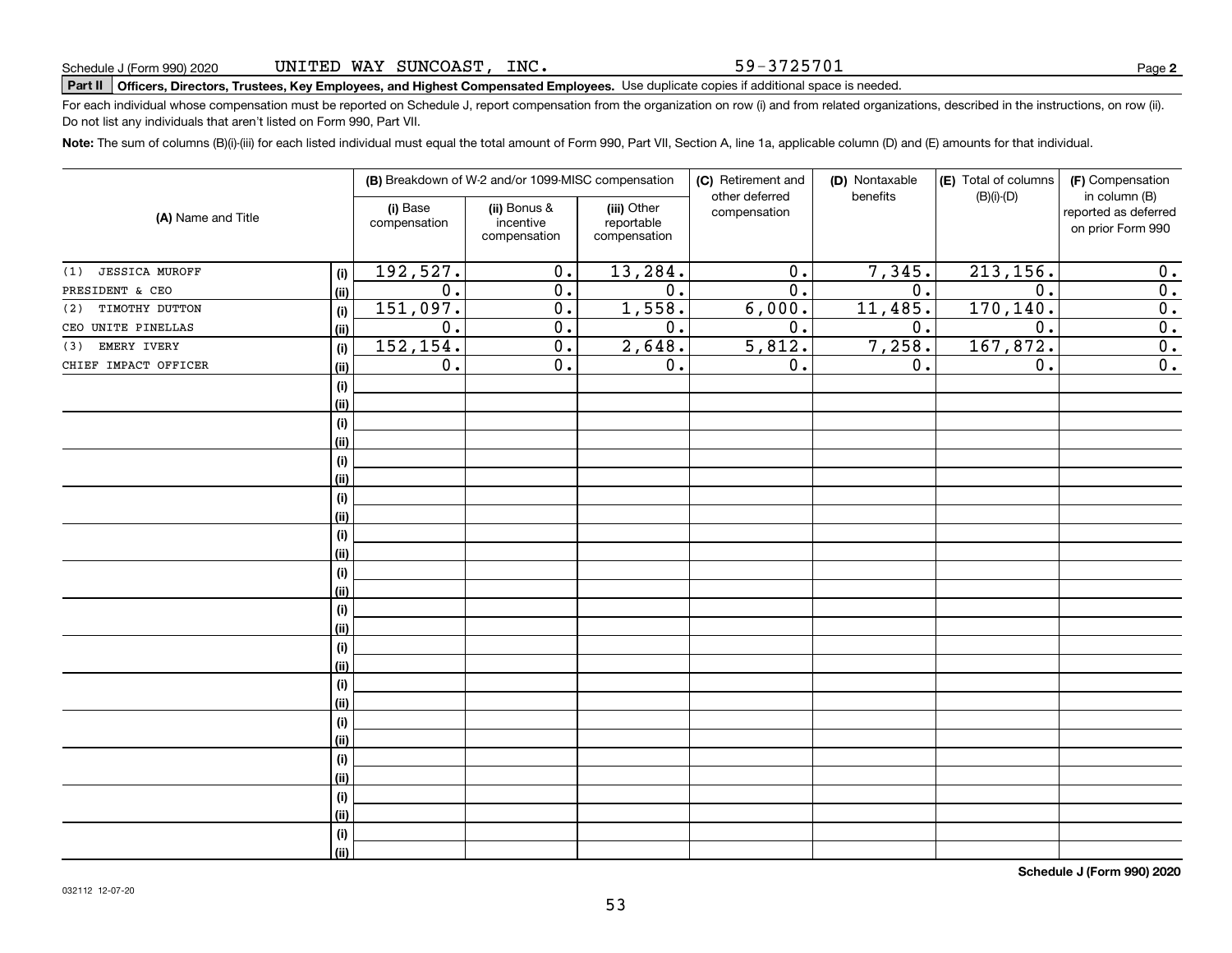Schedule J (Form 990) 2020 UNITED WAY SUNCOAST, INC. 59-3725701

**Part II** **Officers, Directors, Trustees, Key Employees, and Highest Compensated Employees.** Use duplicate copies if additional space is needed.

For each individual whose compensation must be reported on Schedule J, report compensation from the organization on row (i) and from related organizations, described in the instructions, on row (ii). Do not list any individuals that aren't listed on Form 990, Part VII.

**Note:** The sum of columns (B)(i)-(iii) for each listed individual must equal the total amount of Form 990, Part VII, Section A, line 1a, applicable column (D) and (E) amounts for that individual.

| (A) Name and Title | | (B) Breakdown of W-2 and/or 1099-MISC compensation | | | (C) Retirement and other deferred compensation | (D) Nontaxable benefits | (E) Total of columns (B)(i)-(D) | (F) Compensation in column (B) reported as deferred on prior Form 990 |
|---|---|---|---|---|---|---|---|---|
| | | (i) Base compensation | (ii) Bonus & incentive compensation | (iii) Other reportable compensation | | | | |
| (1) JESSICA MUROFF | (i) | 192,527. | 0. | 13,284. | 0. | 7,345. | 213,156. | 0. |
| PRESIDENT & CEO | (ii) | 0. | 0. | 0. | 0. | 0. | 0. | 0. |
| (2) TIMOTHY DUTTON | (i) | 151,097. | 0. | 1,558. | 6,000. | 11,485. | 170,140. | 0. |
| CEO UNITE PINELLAS | (ii) | 0. | 0. | 0. | 0. | 0. | 0. | 0. |
| (3) EMERY IVERY | (i) | 152,154. | 0. | 2,648. | 5,812. | 7,258. | 167,872. | 0. |
| CHIEF IMPACT OFFICER | (ii) | 0. | 0. | 0. | 0. | 0. | 0. | 0. |
| | (i) | | | | | | | |
| | (ii) | | | | | | | |
| | (i) | | | | | | | |
| | (ii) | | | | | | | |
| | (i) | | | | | | | |
| | (ii) | | | | | | | |
| | (i) | | | | | | | |
| | (ii) | | | | | | | |
| | (i) | | | | | | | |
| | (ii) | | | | | | | |
| | (i) | | | | | | | |
| | (ii) | | | | | | | |
| | (i) | | | | | | | |
| | (ii) | | | | | | | |
| | (i) | | | | | | | |
| | (ii) | | | | | | | |
| | (i) | | | | | | | |
| | (ii) | | | | | | | |
| | (i) | | | | | | | |
| | (ii) | | | | | | | |
| | (i) | | | | | | | |
| | (ii) | | | | | | | |
| | (i) | | | | | | | |
| | (ii) | | | | | | | |
| | (i) | | | | | | | |
| | (ii) | | | | | | | |

**Schedule J (Form 990) 2020**

032112 12-07-20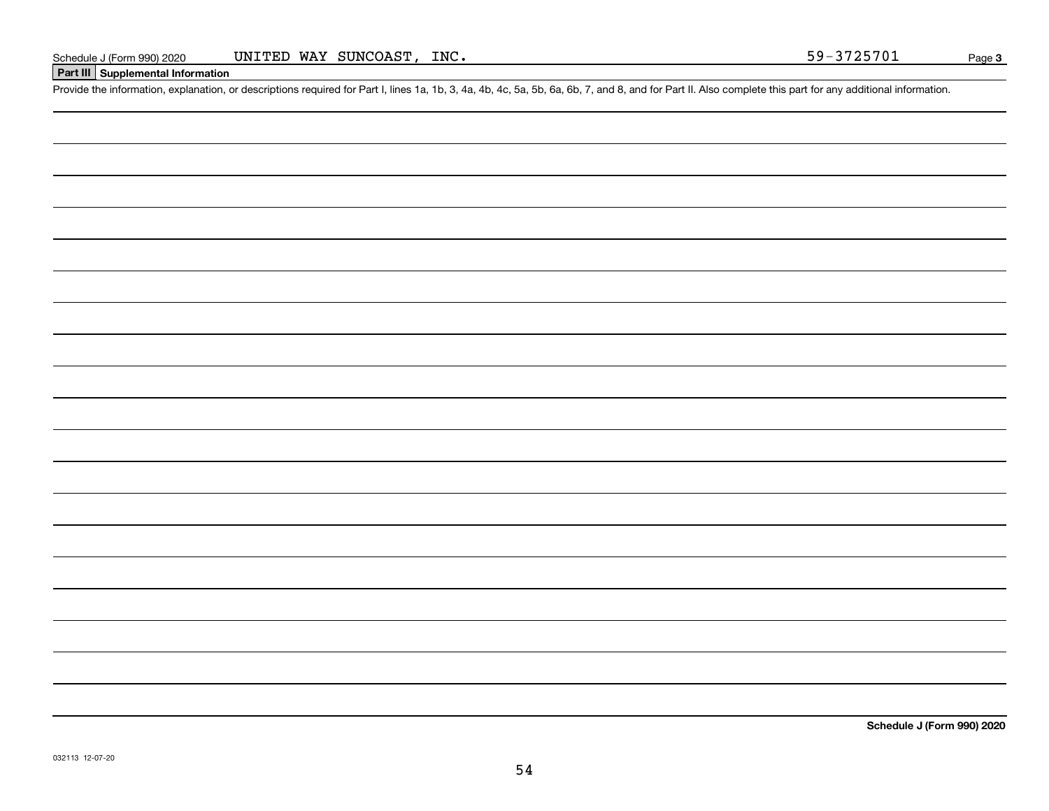Schedule J (Form 990) 2020 UNITED WAY SUNCOAST, INC. 59-3725701

## Part III Supplemental Information

Provide the information, explanation, or descriptions required for Part I, lines 1a, 1b, 3, 4a, 4b, 4c, 5a, 5b, 6a, 6b, 7, and 8, and for Part II. Also complete this part for any additional information.

**Schedule J (Form 990) 2020**

032113 12-07-20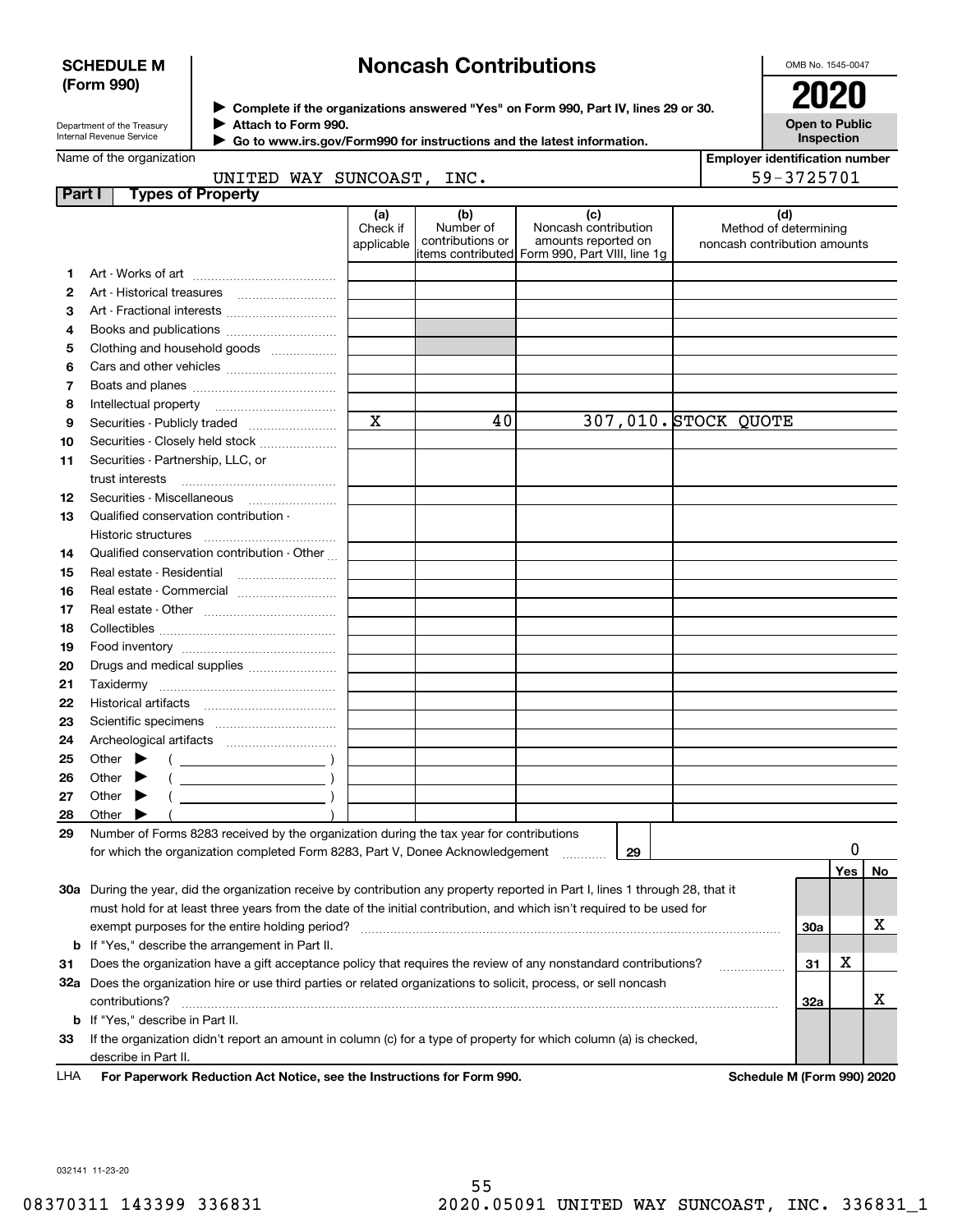**SCHEDULE M (Form 990)**

Department of the Treasury
Internal Revenue Service

# Noncash Contributions

▶ Complete if the organizations answered "Yes" on Form 990, Part IV, lines 29 or 30.
▶ Attach to Form 990.
▶ Go to www.irs.gov/Form990 for instructions and the latest information.

OMB No. 1545-0047

**2020**

**Open to Public Inspection**

Name of the organization: UNITED WAY SUNCOAST, INC.

Employer identification number: 59-3725701

## Part I Types of Property

| | | (a) Check if applicable | (b) Number of contributions or items contributed | (c) Noncash contribution amounts reported on Form 990, Part VIII, line 1g | (d) Method of determining noncash contribution amounts |
|---|---|---|---|---|---|
| 1 | Art - Works of art | | | | |
| 2 | Art - Historical treasures | | | | |
| 3 | Art - Fractional interests | | | | |
| 4 | Books and publications | | | | |
| 5 | Clothing and household goods | | | | |
| 6 | Cars and other vehicles | | | | |
| 7 | Boats and planes | | | | |
| 8 | Intellectual property | | | | |
| 9 | Securities - Publicly traded | X | 40 | 307,010. | STOCK QUOTE |
| 10 | Securities - Closely held stock | | | | |
| 11 | Securities - Partnership, LLC, or trust interests | | | | |
| 12 | Securities - Miscellaneous | | | | |
| 13 | Qualified conservation contribution - Historic structures | | | | |
| 14 | Qualified conservation contribution - Other | | | | |
| 15 | Real estate - Residential | | | | |
| 16 | Real estate - Commercial | | | | |
| 17 | Real estate - Other | | | | |
| 18 | Collectibles | | | | |
| 19 | Food inventory | | | | |
| 20 | Drugs and medical supplies | | | | |
| 21 | Taxidermy | | | | |
| 22 | Historical artifacts | | | | |
| 23 | Scientific specimens | | | | |
| 24 | Archeological artifacts | | | | |
| 25 | Other ▶ ( ) | | | | |
| 26 | Other ▶ ( ) | | | | |
| 27 | Other ▶ ( ) | | | | |
| 28 | Other ▶ ( ) | | | | |

**29** Number of Forms 8283 received by the organization during the tax year for contributions for which the organization completed Form 8283, Part V, Donee Acknowledgement ..... **29** | 0

| | | | Yes | No |
|---|---|---|---|---|
| **30a** | During the year, did the organization receive by contribution any property reported in Part I, lines 1 through 28, that it must hold for at least three years from the date of the initial contribution, and which isn't required to be used for exempt purposes for the entire holding period? | 30a | | X |
| **b** | If "Yes," describe the arrangement in Part II. | | | |
| **31** | Does the organization have a gift acceptance policy that requires the review of any nonstandard contributions? | 31 | X | |
| **32a** | Does the organization hire or use third parties or related organizations to solicit, process, or sell noncash contributions? | 32a | | X |
| **b** | If "Yes," describe in Part II. | | | |
| **33** | If the organization didn't report an amount in column (c) for a type of property for which column (a) is checked, describe in Part II. | | | |

LHA **For Paperwork Reduction Act Notice, see the Instructions for Form 990.** **Schedule M (Form 990) 2020**

032141 11-23-20

08370311 143399 336831 2020.05091 UNITED WAY SUNCOAST, INC. 336831_1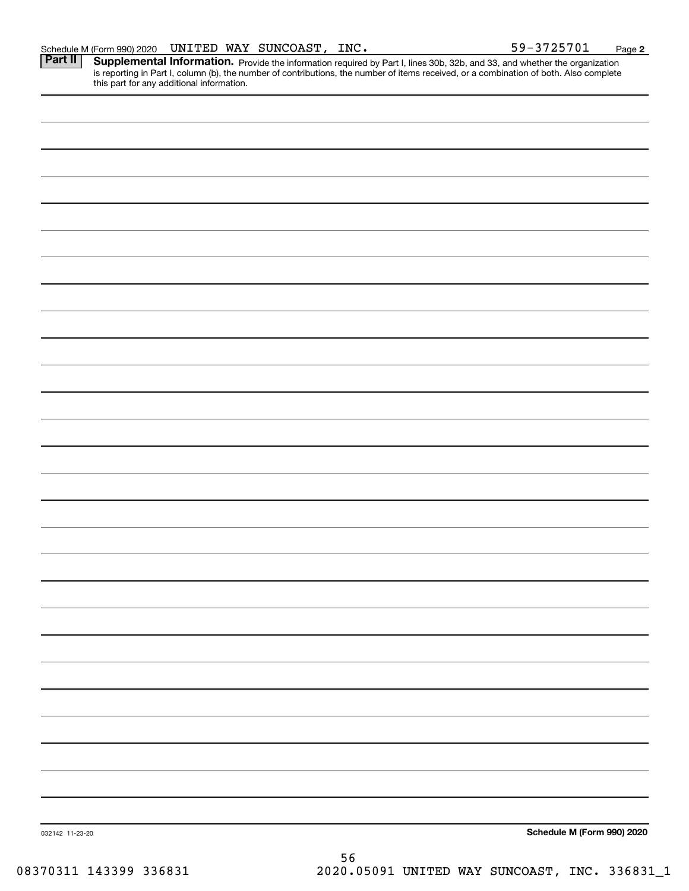Schedule M (Form 990) 2020 UNITED WAY SUNCOAST, INC. 59-3725701

**Part II** **Supplemental Information.** Provide the information required by Part I, lines 30b, 32b, and 33, and whether the organization is reporting in Part I, column (b), the number of contributions, the number of items received, or a combination of both. Also complete this part for any additional information.

032142 11-23-20

**Schedule M (Form 990) 2020**

08370311 143399 336831 2020.05091 UNITED WAY SUNCOAST, INC. 336831_1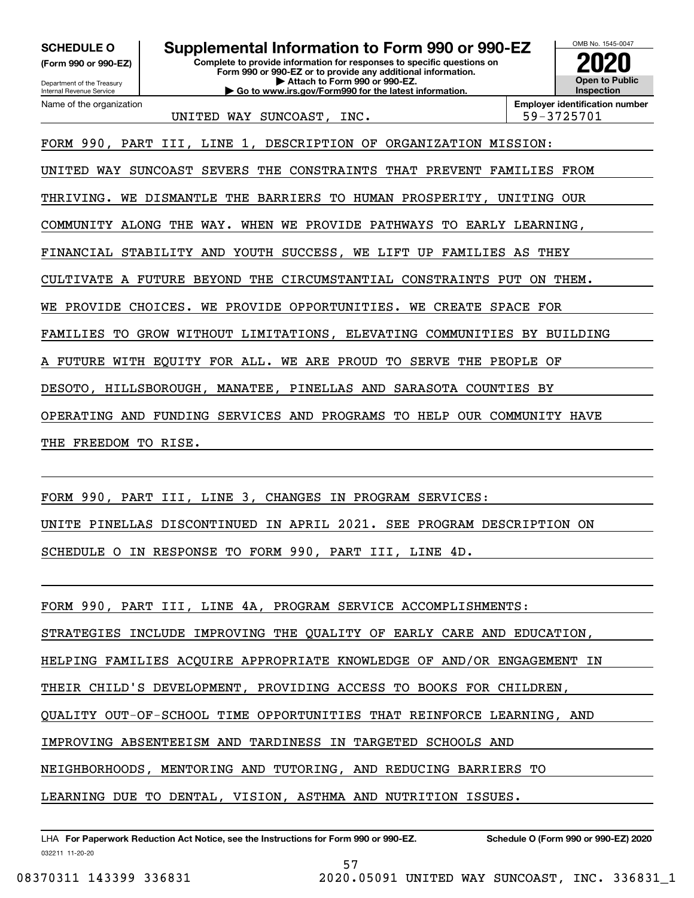**SCHEDULE O (Form 990 or 990-EZ)**

Department of the Treasury
Internal Revenue Service

# Supplemental Information to Form 990 or 990-EZ

**Complete to provide information for responses to specific questions on Form 990 or 990-EZ or to provide any additional information.**
**▶ Attach to Form 990 or 990-EZ.**
**▶ Go to www.irs.gov/Form990 for the latest information.**

OMB No. 1545-0047

**2020**

**Open to Public Inspection**

Name of the organization: UNITED WAY SUNCOAST, INC.

**Employer identification number:** 59-3725701

FORM 990, PART III, LINE 1, DESCRIPTION OF ORGANIZATION MISSION:

UNITED WAY SUNCOAST SEVERS THE CONSTRAINTS THAT PREVENT FAMILIES FROM THRIVING. WE DISMANTLE THE BARRIERS TO HUMAN PROSPERITY, UNITING OUR COMMUNITY ALONG THE WAY. WHEN WE PROVIDE PATHWAYS TO EARLY LEARNING, FINANCIAL STABILITY AND YOUTH SUCCESS, WE LIFT UP FAMILIES AS THEY CULTIVATE A FUTURE BEYOND THE CIRCUMSTANTIAL CONSTRAINTS PUT ON THEM. WE PROVIDE CHOICES. WE PROVIDE OPPORTUNITIES. WE CREATE SPACE FOR FAMILIES TO GROW WITHOUT LIMITATIONS, ELEVATING COMMUNITIES BY BUILDING A FUTURE WITH EQUITY FOR ALL. WE ARE PROUD TO SERVE THE PEOPLE OF DESOTO, HILLSBOROUGH, MANATEE, PINELLAS AND SARASOTA COUNTIES BY OPERATING AND FUNDING SERVICES AND PROGRAMS TO HELP OUR COMMUNITY HAVE THE FREEDOM TO RISE.

FORM 990, PART III, LINE 3, CHANGES IN PROGRAM SERVICES:

UNITE PINELLAS DISCONTINUED IN APRIL 2021. SEE PROGRAM DESCRIPTION ON SCHEDULE O IN RESPONSE TO FORM 990, PART III, LINE 4D.

FORM 990, PART III, LINE 4A, PROGRAM SERVICE ACCOMPLISHMENTS:

STRATEGIES INCLUDE IMPROVING THE QUALITY OF EARLY CARE AND EDUCATION, HELPING FAMILIES ACQUIRE APPROPRIATE KNOWLEDGE OF AND/OR ENGAGEMENT IN THEIR CHILD'S DEVELOPMENT, PROVIDING ACCESS TO BOOKS FOR CHILDREN, QUALITY OUT-OF-SCHOOL TIME OPPORTUNITIES THAT REINFORCE LEARNING, AND IMPROVING ABSENTEEISM AND TARDINESS IN TARGETED SCHOOLS AND NEIGHBORHOODS, MENTORING AND TUTORING, AND REDUCING BARRIERS TO LEARNING DUE TO DENTAL, VISION, ASTHMA AND NUTRITION ISSUES.

LHA **For Paperwork Reduction Act Notice, see the Instructions for Form 990 or 990-EZ.** **Schedule O (Form 990 or 990-EZ) 2020**

032211 11-20-20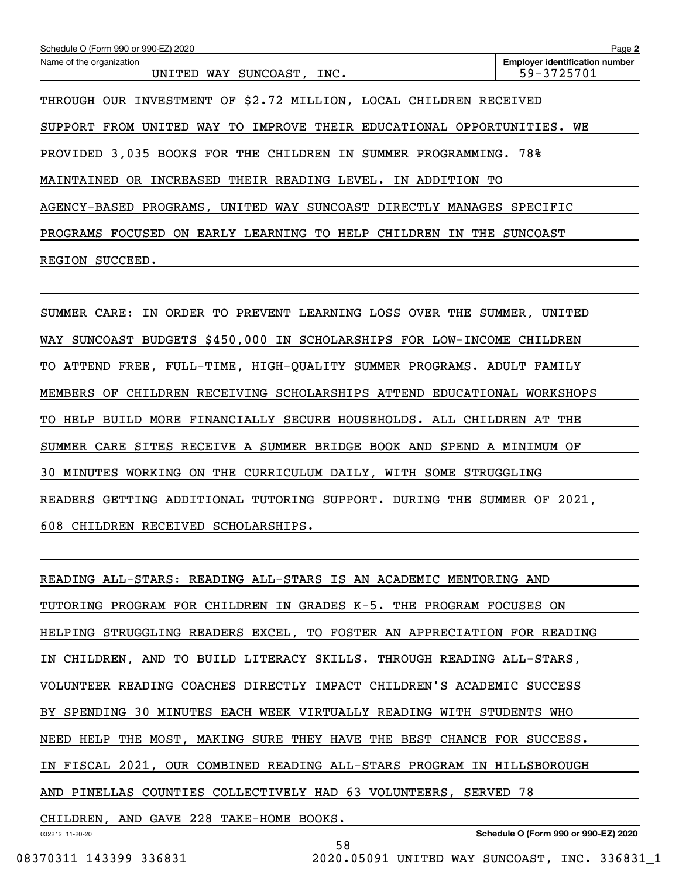Schedule O (Form 990 or 990-EZ) 2020

Name of the organization: UNITED WAY SUNCOAST, INC.

Employer identification number: 59-3725701

THROUGH OUR INVESTMENT OF $2.72 MILLION, LOCAL CHILDREN RECEIVED SUPPORT FROM UNITED WAY TO IMPROVE THEIR EDUCATIONAL OPPORTUNITIES. WE PROVIDED 3,035 BOOKS FOR THE CHILDREN IN SUMMER PROGRAMMING. 78% MAINTAINED OR INCREASED THEIR READING LEVEL. IN ADDITION TO AGENCY-BASED PROGRAMS, UNITED WAY SUNCOAST DIRECTLY MANAGES SPECIFIC PROGRAMS FOCUSED ON EARLY LEARNING TO HELP CHILDREN IN THE SUNCOAST REGION SUCCEED.

SUMMER CARE: IN ORDER TO PREVENT LEARNING LOSS OVER THE SUMMER, UNITED WAY SUNCOAST BUDGETS $450,000 IN SCHOLARSHIPS FOR LOW-INCOME CHILDREN TO ATTEND FREE, FULL-TIME, HIGH-QUALITY SUMMER PROGRAMS. ADULT FAMILY MEMBERS OF CHILDREN RECEIVING SCHOLARSHIPS ATTEND EDUCATIONAL WORKSHOPS TO HELP BUILD MORE FINANCIALLY SECURE HOUSEHOLDS. ALL CHILDREN AT THE SUMMER CARE SITES RECEIVE A SUMMER BRIDGE BOOK AND SPEND A MINIMUM OF 30 MINUTES WORKING ON THE CURRICULUM DAILY, WITH SOME STRUGGLING READERS GETTING ADDITIONAL TUTORING SUPPORT. DURING THE SUMMER OF 2021, 608 CHILDREN RECEIVED SCHOLARSHIPS.

READING ALL-STARS: READING ALL-STARS IS AN ACADEMIC MENTORING AND TUTORING PROGRAM FOR CHILDREN IN GRADES K-5. THE PROGRAM FOCUSES ON HELPING STRUGGLING READERS EXCEL, TO FOSTER AN APPRECIATION FOR READING IN CHILDREN, AND TO BUILD LITERACY SKILLS. THROUGH READING ALL-STARS, VOLUNTEER READING COACHES DIRECTLY IMPACT CHILDREN'S ACADEMIC SUCCESS BY SPENDING 30 MINUTES EACH WEEK VIRTUALLY READING WITH STUDENTS WHO NEED HELP THE MOST, MAKING SURE THEY HAVE THE BEST CHANCE FOR SUCCESS. IN FISCAL 2021, OUR COMBINED READING ALL-STARS PROGRAM IN HILLSBOROUGH AND PINELLAS COUNTIES COLLECTIVELY HAD 63 VOLUNTEERS, SERVED 78 CHILDREN, AND GAVE 228 TAKE-HOME BOOKS.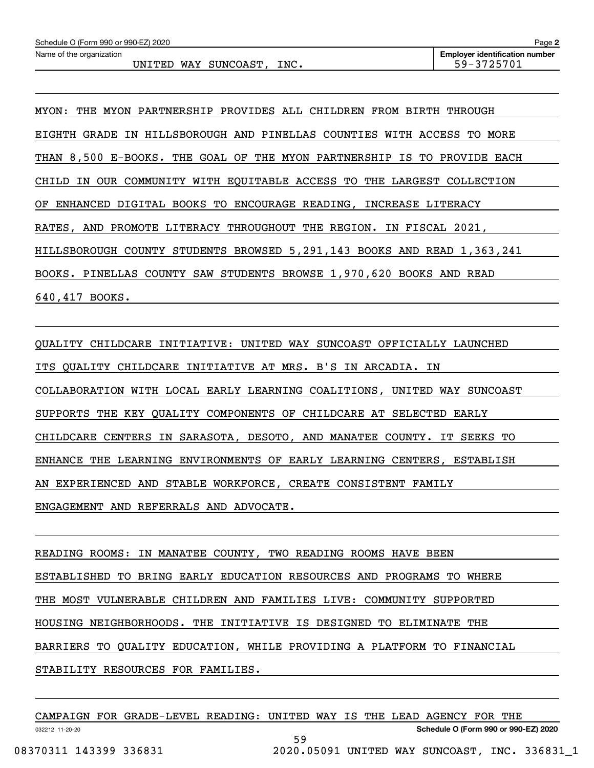Name of the organization: UNITED WAY SUNCOAST, INC.

Employer identification number: 59-3725701

MYON: THE MYON PARTNERSHIP PROVIDES ALL CHILDREN FROM BIRTH THROUGH EIGHTH GRADE IN HILLSBOROUGH AND PINELLAS COUNTIES WITH ACCESS TO MORE THAN 8,500 E-BOOKS. THE GOAL OF THE MYON PARTNERSHIP IS TO PROVIDE EACH CHILD IN OUR COMMUNITY WITH EQUITABLE ACCESS TO THE LARGEST COLLECTION OF ENHANCED DIGITAL BOOKS TO ENCOURAGE READING, INCREASE LITERACY RATES, AND PROMOTE LITERACY THROUGHOUT THE REGION. IN FISCAL 2021, HILLSBOROUGH COUNTY STUDENTS BROWSED 5,291,143 BOOKS AND READ 1,363,241 BOOKS. PINELLAS COUNTY SAW STUDENTS BROWSE 1,970,620 BOOKS AND READ 640,417 BOOKS.

QUALITY CHILDCARE INITIATIVE: UNITED WAY SUNCOAST OFFICIALLY LAUNCHED ITS QUALITY CHILDCARE INITIATIVE AT MRS. B'S IN ARCADIA. IN COLLABORATION WITH LOCAL EARLY LEARNING COALITIONS, UNITED WAY SUNCOAST SUPPORTS THE KEY QUALITY COMPONENTS OF CHILDCARE AT SELECTED EARLY CHILDCARE CENTERS IN SARASOTA, DESOTO, AND MANATEE COUNTY. IT SEEKS TO ENHANCE THE LEARNING ENVIRONMENTS OF EARLY LEARNING CENTERS, ESTABLISH AN EXPERIENCED AND STABLE WORKFORCE, CREATE CONSISTENT FAMILY ENGAGEMENT AND REFERRALS AND ADVOCATE.

READING ROOMS: IN MANATEE COUNTY, TWO READING ROOMS HAVE BEEN ESTABLISHED TO BRING EARLY EDUCATION RESOURCES AND PROGRAMS TO WHERE THE MOST VULNERABLE CHILDREN AND FAMILIES LIVE: COMMUNITY SUPPORTED HOUSING NEIGHBORHOODS. THE INITIATIVE IS DESIGNED TO ELIMINATE THE BARRIERS TO QUALITY EDUCATION, WHILE PROVIDING A PLATFORM TO FINANCIAL STABILITY RESOURCES FOR FAMILIES.

CAMPAIGN FOR GRADE-LEVEL READING: UNITED WAY IS THE LEAD AGENCY FOR THE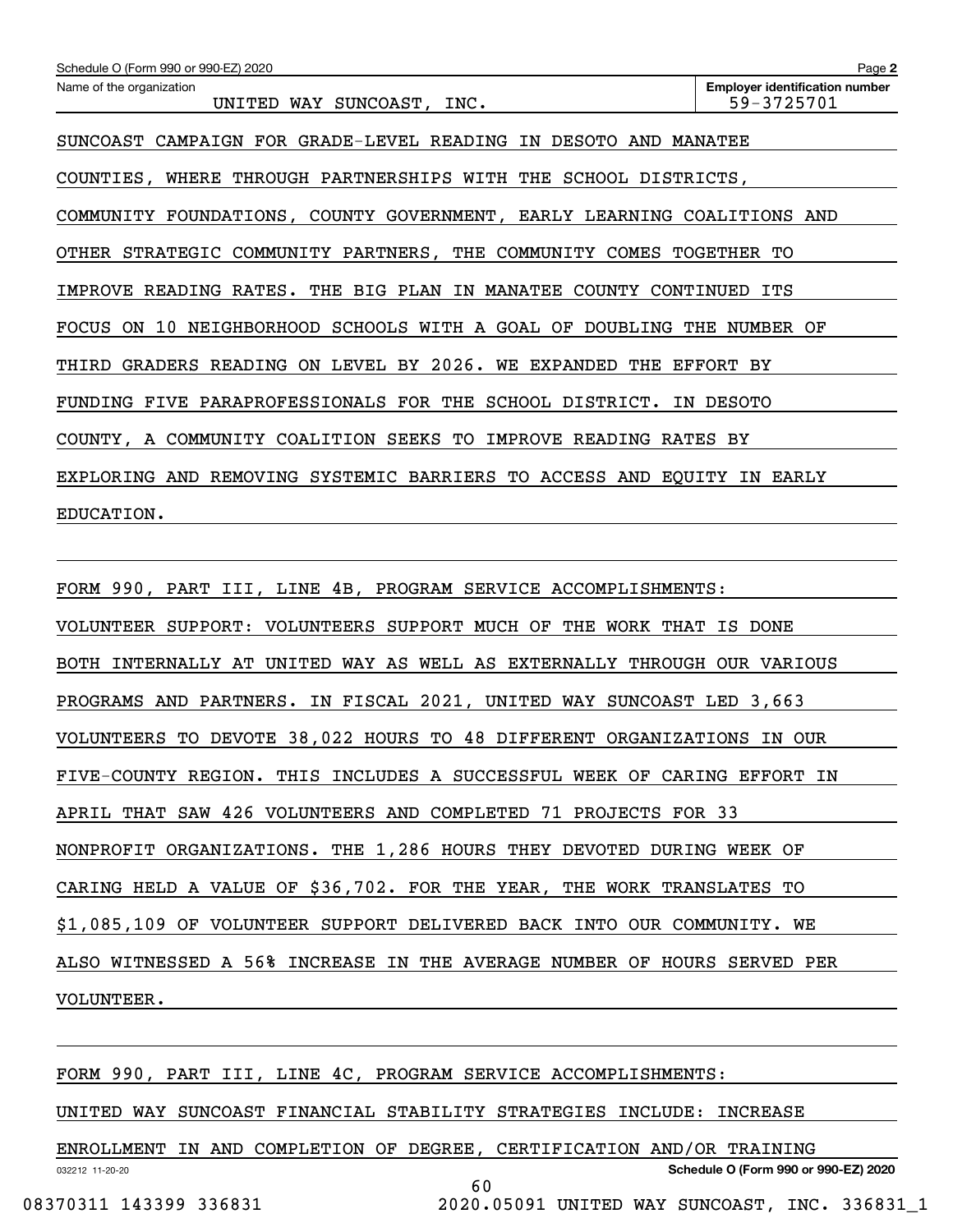Name of the organization: UNITED WAY SUNCOAST, INC.

Employer identification number: 59-3725701

SUNCOAST CAMPAIGN FOR GRADE-LEVEL READING IN DESOTO AND MANATEE COUNTIES, WHERE THROUGH PARTNERSHIPS WITH THE SCHOOL DISTRICTS, COMMUNITY FOUNDATIONS, COUNTY GOVERNMENT, EARLY LEARNING COALITIONS AND OTHER STRATEGIC COMMUNITY PARTNERS, THE COMMUNITY COMES TOGETHER TO IMPROVE READING RATES. THE BIG PLAN IN MANATEE COUNTY CONTINUED ITS FOCUS ON 10 NEIGHBORHOOD SCHOOLS WITH A GOAL OF DOUBLING THE NUMBER OF THIRD GRADERS READING ON LEVEL BY 2026. WE EXPANDED THE EFFORT BY FUNDING FIVE PARAPROFESSIONALS FOR THE SCHOOL DISTRICT. IN DESOTO COUNTY, A COMMUNITY COALITION SEEKS TO IMPROVE READING RATES BY EXPLORING AND REMOVING SYSTEMIC BARRIERS TO ACCESS AND EQUITY IN EARLY EDUCATION.

FORM 990, PART III, LINE 4B, PROGRAM SERVICE ACCOMPLISHMENTS:

VOLUNTEER SUPPORT: VOLUNTEERS SUPPORT MUCH OF THE WORK THAT IS DONE BOTH INTERNALLY AT UNITED WAY AS WELL AS EXTERNALLY THROUGH OUR VARIOUS PROGRAMS AND PARTNERS. IN FISCAL 2021, UNITED WAY SUNCOAST LED 3,663 VOLUNTEERS TO DEVOTE 38,022 HOURS TO 48 DIFFERENT ORGANIZATIONS IN OUR FIVE-COUNTY REGION. THIS INCLUDES A SUCCESSFUL WEEK OF CARING EFFORT IN APRIL THAT SAW 426 VOLUNTEERS AND COMPLETED 71 PROJECTS FOR 33 NONPROFIT ORGANIZATIONS. THE 1,286 HOURS THEY DEVOTED DURING WEEK OF CARING HELD A VALUE OF $36,702. FOR THE YEAR, THE WORK TRANSLATES TO $1,085,109 OF VOLUNTEER SUPPORT DELIVERED BACK INTO OUR COMMUNITY. WE ALSO WITNESSED A 56% INCREASE IN THE AVERAGE NUMBER OF HOURS SERVED PER VOLUNTEER.

FORM 990, PART III, LINE 4C, PROGRAM SERVICE ACCOMPLISHMENTS:

UNITED WAY SUNCOAST FINANCIAL STABILITY STRATEGIES INCLUDE: INCREASE ENROLLMENT IN AND COMPLETION OF DEGREE, CERTIFICATION AND/OR TRAINING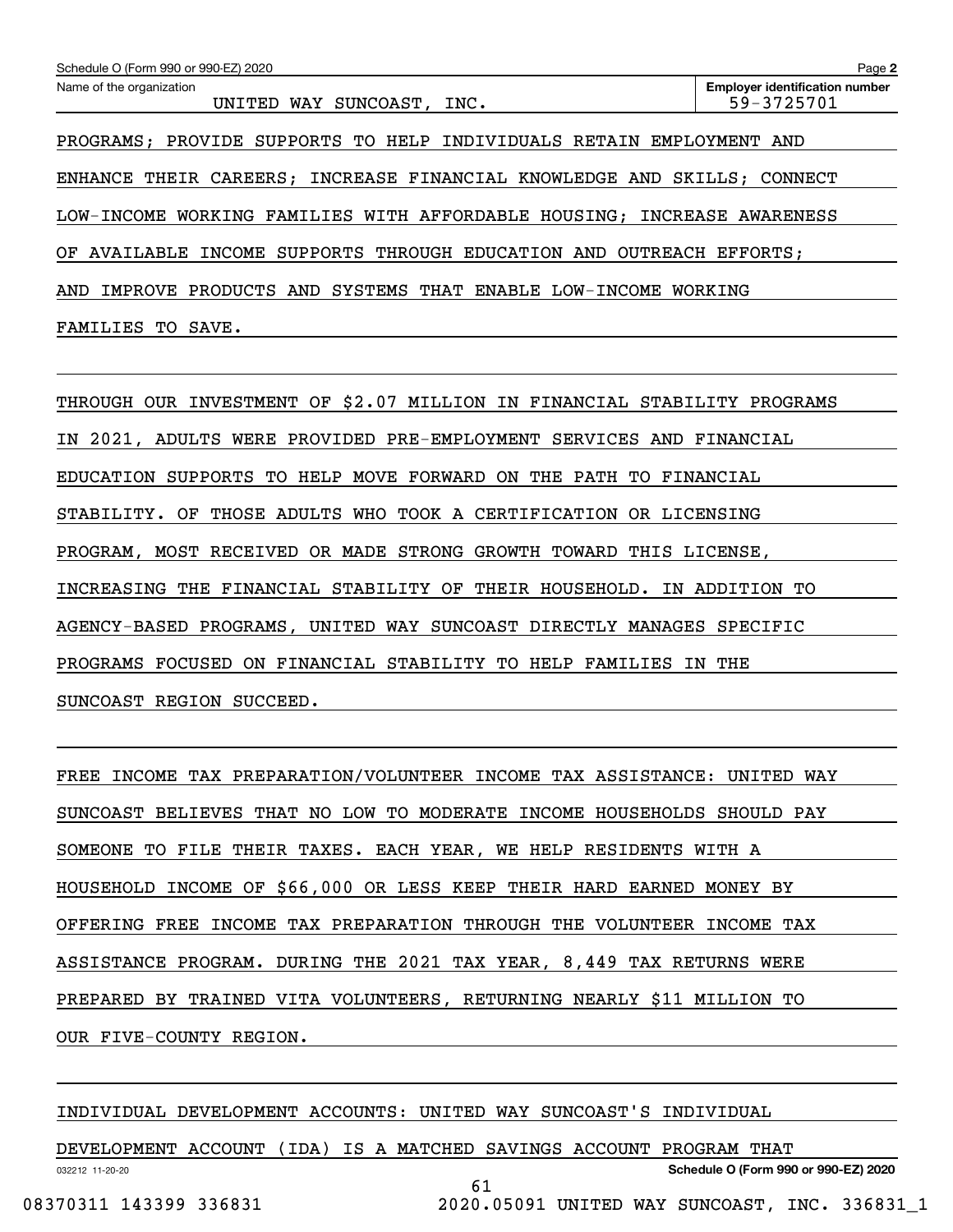Name of the organization: UNITED WAY SUNCOAST, INC.

Employer identification number: 59-3725701

PROGRAMS; PROVIDE SUPPORTS TO HELP INDIVIDUALS RETAIN EMPLOYMENT AND ENHANCE THEIR CAREERS; INCREASE FINANCIAL KNOWLEDGE AND SKILLS; CONNECT LOW-INCOME WORKING FAMILIES WITH AFFORDABLE HOUSING; INCREASE AWARENESS OF AVAILABLE INCOME SUPPORTS THROUGH EDUCATION AND OUTREACH EFFORTS; AND IMPROVE PRODUCTS AND SYSTEMS THAT ENABLE LOW-INCOME WORKING FAMILIES TO SAVE.

THROUGH OUR INVESTMENT OF $2.07 MILLION IN FINANCIAL STABILITY PROGRAMS IN 2021, ADULTS WERE PROVIDED PRE-EMPLOYMENT SERVICES AND FINANCIAL EDUCATION SUPPORTS TO HELP MOVE FORWARD ON THE PATH TO FINANCIAL STABILITY. OF THOSE ADULTS WHO TOOK A CERTIFICATION OR LICENSING PROGRAM, MOST RECEIVED OR MADE STRONG GROWTH TOWARD THIS LICENSE, INCREASING THE FINANCIAL STABILITY OF THEIR HOUSEHOLD. IN ADDITION TO AGENCY-BASED PROGRAMS, UNITED WAY SUNCOAST DIRECTLY MANAGES SPECIFIC PROGRAMS FOCUSED ON FINANCIAL STABILITY TO HELP FAMILIES IN THE SUNCOAST REGION SUCCEED.

FREE INCOME TAX PREPARATION/VOLUNTEER INCOME TAX ASSISTANCE: UNITED WAY SUNCOAST BELIEVES THAT NO LOW TO MODERATE INCOME HOUSEHOLDS SHOULD PAY SOMEONE TO FILE THEIR TAXES. EACH YEAR, WE HELP RESIDENTS WITH A HOUSEHOLD INCOME OF $66,000 OR LESS KEEP THEIR HARD EARNED MONEY BY OFFERING FREE INCOME TAX PREPARATION THROUGH THE VOLUNTEER INCOME TAX ASSISTANCE PROGRAM. DURING THE 2021 TAX YEAR, 8,449 TAX RETURNS WERE PREPARED BY TRAINED VITA VOLUNTEERS, RETURNING NEARLY $11 MILLION TO OUR FIVE-COUNTY REGION.

INDIVIDUAL DEVELOPMENT ACCOUNTS: UNITED WAY SUNCOAST'S INDIVIDUAL DEVELOPMENT ACCOUNT (IDA) IS A MATCHED SAVINGS ACCOUNT PROGRAM THAT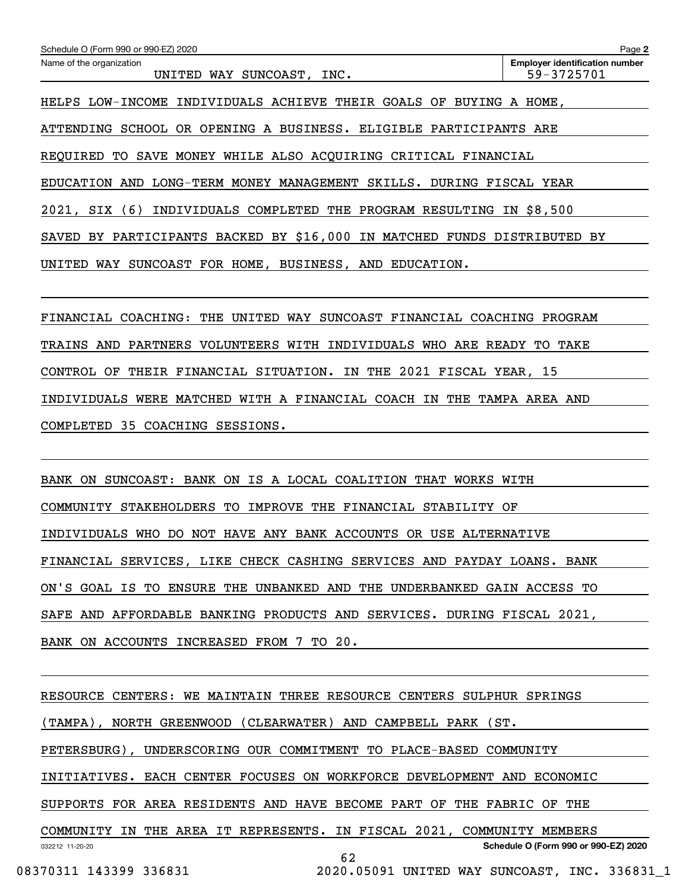Schedule O (Form 990 or 990-EZ) 2020

Name of the organization: UNITED WAY SUNCOAST, INC.

Employer identification number: 59-3725701

HELPS LOW-INCOME INDIVIDUALS ACHIEVE THEIR GOALS OF BUYING A HOME, ATTENDING SCHOOL OR OPENING A BUSINESS. ELIGIBLE PARTICIPANTS ARE REQUIRED TO SAVE MONEY WHILE ALSO ACQUIRING CRITICAL FINANCIAL EDUCATION AND LONG-TERM MONEY MANAGEMENT SKILLS. DURING FISCAL YEAR 2021, SIX (6) INDIVIDUALS COMPLETED THE PROGRAM RESULTING IN $8,500 SAVED BY PARTICIPANTS BACKED BY $16,000 IN MATCHED FUNDS DISTRIBUTED BY UNITED WAY SUNCOAST FOR HOME, BUSINESS, AND EDUCATION.

FINANCIAL COACHING: THE UNITED WAY SUNCOAST FINANCIAL COACHING PROGRAM TRAINS AND PARTNERS VOLUNTEERS WITH INDIVIDUALS WHO ARE READY TO TAKE CONTROL OF THEIR FINANCIAL SITUATION. IN THE 2021 FISCAL YEAR, 15 INDIVIDUALS WERE MATCHED WITH A FINANCIAL COACH IN THE TAMPA AREA AND COMPLETED 35 COACHING SESSIONS.

BANK ON SUNCOAST: BANK ON IS A LOCAL COALITION THAT WORKS WITH COMMUNITY STAKEHOLDERS TO IMPROVE THE FINANCIAL STABILITY OF INDIVIDUALS WHO DO NOT HAVE ANY BANK ACCOUNTS OR USE ALTERNATIVE FINANCIAL SERVICES, LIKE CHECK CASHING SERVICES AND PAYDAY LOANS. BANK ON'S GOAL IS TO ENSURE THE UNBANKED AND THE UNDERBANKED GAIN ACCESS TO SAFE AND AFFORDABLE BANKING PRODUCTS AND SERVICES. DURING FISCAL 2021, BANK ON ACCOUNTS INCREASED FROM 7 TO 20.

RESOURCE CENTERS: WE MAINTAIN THREE RESOURCE CENTERS SULPHUR SPRINGS (TAMPA), NORTH GREENWOOD (CLEARWATER) AND CAMPBELL PARK (ST. PETERSBURG), UNDERSCORING OUR COMMITMENT TO PLACE-BASED COMMUNITY INITIATIVES. EACH CENTER FOCUSES ON WORKFORCE DEVELOPMENT AND ECONOMIC SUPPORTS FOR AREA RESIDENTS AND HAVE BECOME PART OF THE FABRIC OF THE COMMUNITY IN THE AREA IT REPRESENTS. IN FISCAL 2021, COMMUNITY MEMBERS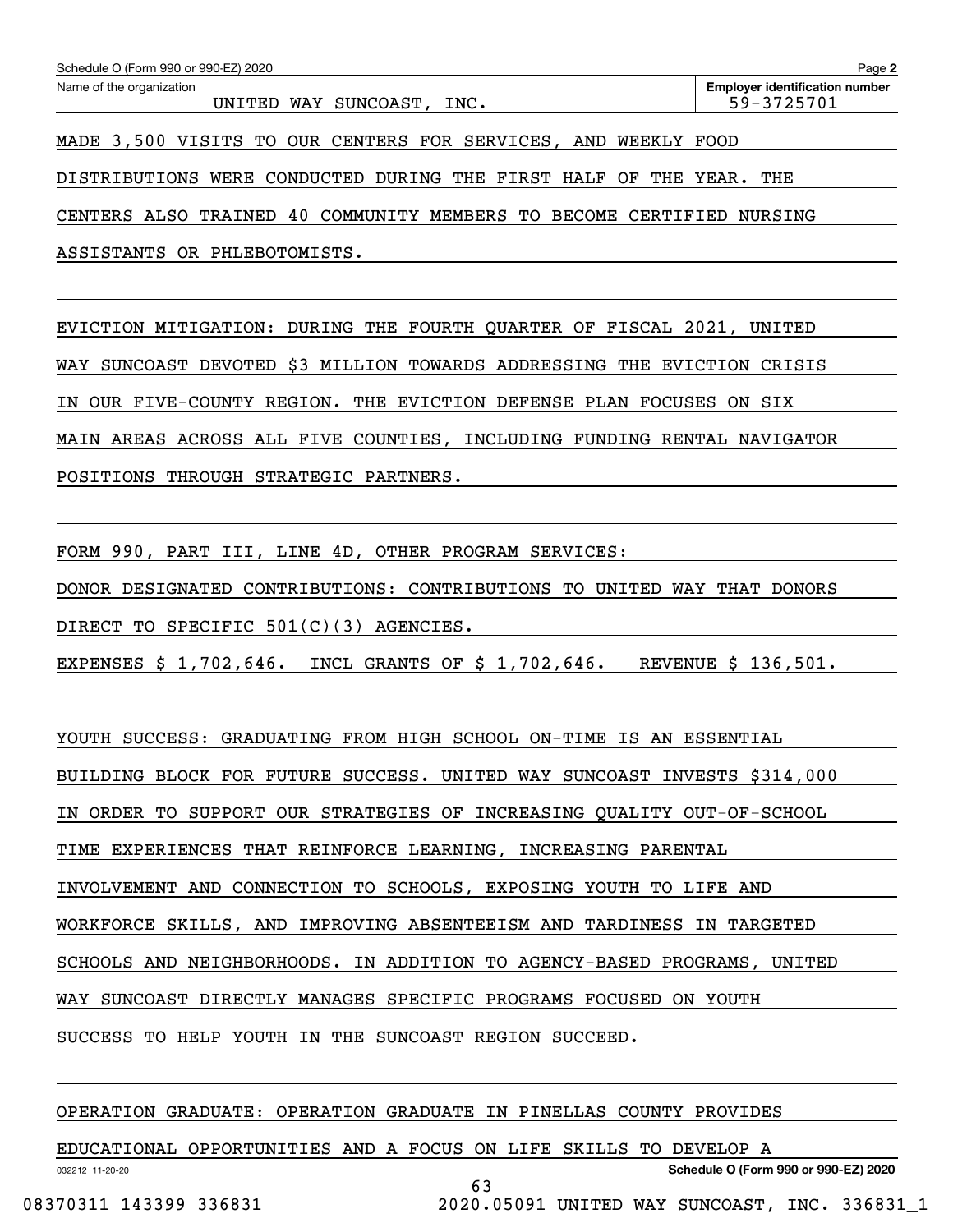Schedule O (Form 990 or 990-EZ) 2020

Name of the organization: UNITED WAY SUNCOAST, INC.

Employer identification number: 59-3725701

MADE 3,500 VISITS TO OUR CENTERS FOR SERVICES, AND WEEKLY FOOD DISTRIBUTIONS WERE CONDUCTED DURING THE FIRST HALF OF THE YEAR. THE CENTERS ALSO TRAINED 40 COMMUNITY MEMBERS TO BECOME CERTIFIED NURSING ASSISTANTS OR PHLEBOTOMISTS.

EVICTION MITIGATION: DURING THE FOURTH QUARTER OF FISCAL 2021, UNITED WAY SUNCOAST DEVOTED $3 MILLION TOWARDS ADDRESSING THE EVICTION CRISIS IN OUR FIVE-COUNTY REGION. THE EVICTION DEFENSE PLAN FOCUSES ON SIX MAIN AREAS ACROSS ALL FIVE COUNTIES, INCLUDING FUNDING RENTAL NAVIGATOR POSITIONS THROUGH STRATEGIC PARTNERS.

FORM 990, PART III, LINE 4D, OTHER PROGRAM SERVICES:

DONOR DESIGNATED CONTRIBUTIONS: CONTRIBUTIONS TO UNITED WAY THAT DONORS DIRECT TO SPECIFIC 501(C)(3) AGENCIES.

EXPENSES $ 1,702,646. INCL GRANTS OF $ 1,702,646. REVENUE $ 136,501.

YOUTH SUCCESS: GRADUATING FROM HIGH SCHOOL ON-TIME IS AN ESSENTIAL BUILDING BLOCK FOR FUTURE SUCCESS. UNITED WAY SUNCOAST INVESTS $314,000 IN ORDER TO SUPPORT OUR STRATEGIES OF INCREASING QUALITY OUT-OF-SCHOOL TIME EXPERIENCES THAT REINFORCE LEARNING, INCREASING PARENTAL INVOLVEMENT AND CONNECTION TO SCHOOLS, EXPOSING YOUTH TO LIFE AND WORKFORCE SKILLS, AND IMPROVING ABSENTEEISM AND TARDINESS IN TARGETED SCHOOLS AND NEIGHBORHOODS. IN ADDITION TO AGENCY-BASED PROGRAMS, UNITED WAY SUNCOAST DIRECTLY MANAGES SPECIFIC PROGRAMS FOCUSED ON YOUTH SUCCESS TO HELP YOUTH IN THE SUNCOAST REGION SUCCEED.

OPERATION GRADUATE: OPERATION GRADUATE IN PINELLAS COUNTY PROVIDES EDUCATIONAL OPPORTUNITIES AND A FOCUS ON LIFE SKILLS TO DEVELOP A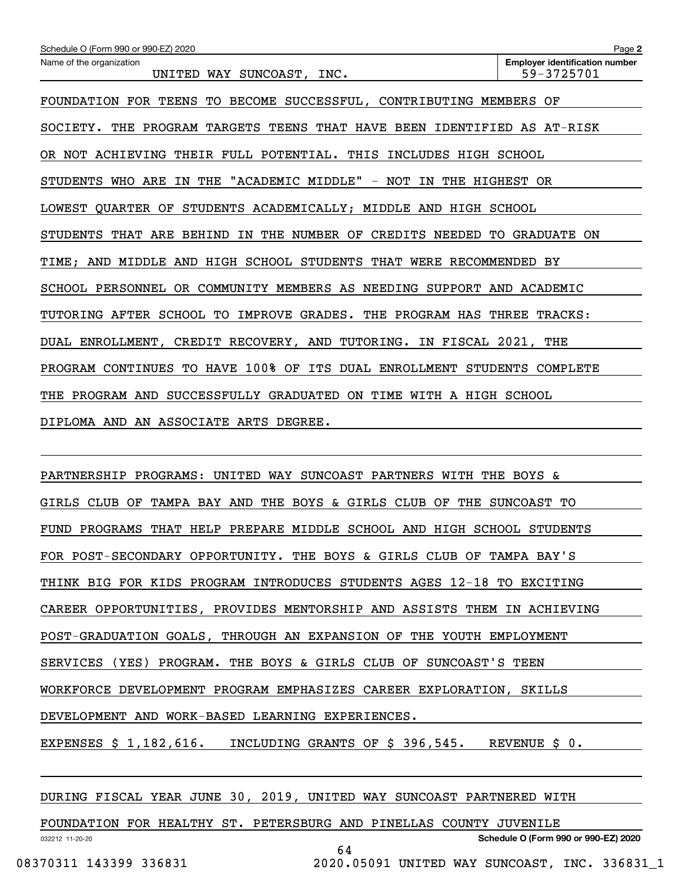Schedule O (Form 990 or 990-EZ) 2020

Name of the organization: UNITED WAY SUNCOAST, INC.

Employer identification number: 59-3725701

FOUNDATION FOR TEENS TO BECOME SUCCESSFUL, CONTRIBUTING MEMBERS OF SOCIETY. THE PROGRAM TARGETS TEENS THAT HAVE BEEN IDENTIFIED AS AT-RISK OR NOT ACHIEVING THEIR FULL POTENTIAL. THIS INCLUDES HIGH SCHOOL STUDENTS WHO ARE IN THE "ACADEMIC MIDDLE" - NOT IN THE HIGHEST OR LOWEST QUARTER OF STUDENTS ACADEMICALLY; MIDDLE AND HIGH SCHOOL STUDENTS THAT ARE BEHIND IN THE NUMBER OF CREDITS NEEDED TO GRADUATE ON TIME; AND MIDDLE AND HIGH SCHOOL STUDENTS THAT WERE RECOMMENDED BY SCHOOL PERSONNEL OR COMMUNITY MEMBERS AS NEEDING SUPPORT AND ACADEMIC TUTORING AFTER SCHOOL TO IMPROVE GRADES. THE PROGRAM HAS THREE TRACKS: DUAL ENROLLMENT, CREDIT RECOVERY, AND TUTORING. IN FISCAL 2021, THE PROGRAM CONTINUES TO HAVE 100% OF ITS DUAL ENROLLMENT STUDENTS COMPLETE THE PROGRAM AND SUCCESSFULLY GRADUATED ON TIME WITH A HIGH SCHOOL DIPLOMA AND AN ASSOCIATE ARTS DEGREE.

PARTNERSHIP PROGRAMS: UNITED WAY SUNCOAST PARTNERS WITH THE BOYS & GIRLS CLUB OF TAMPA BAY AND THE BOYS & GIRLS CLUB OF THE SUNCOAST TO FUND PROGRAMS THAT HELP PREPARE MIDDLE SCHOOL AND HIGH SCHOOL STUDENTS FOR POST-SECONDARY OPPORTUNITY. THE BOYS & GIRLS CLUB OF TAMPA BAY'S THINK BIG FOR KIDS PROGRAM INTRODUCES STUDENTS AGES 12-18 TO EXCITING CAREER OPPORTUNITIES, PROVIDES MENTORSHIP AND ASSISTS THEM IN ACHIEVING POST-GRADUATION GOALS, THROUGH AN EXPANSION OF THE YOUTH EMPLOYMENT SERVICES (YES) PROGRAM. THE BOYS & GIRLS CLUB OF SUNCOAST'S TEEN WORKFORCE DEVELOPMENT PROGRAM EMPHASIZES CAREER EXPLORATION, SKILLS DEVELOPMENT AND WORK-BASED LEARNING EXPERIENCES.

EXPENSES $ 1,182,616. INCLUDING GRANTS OF $ 396,545. REVENUE $ 0.

DURING FISCAL YEAR JUNE 30, 2019, UNITED WAY SUNCOAST PARTNERED WITH FOUNDATION FOR HEALTHY ST. PETERSBURG AND PINELLAS COUNTY JUVENILE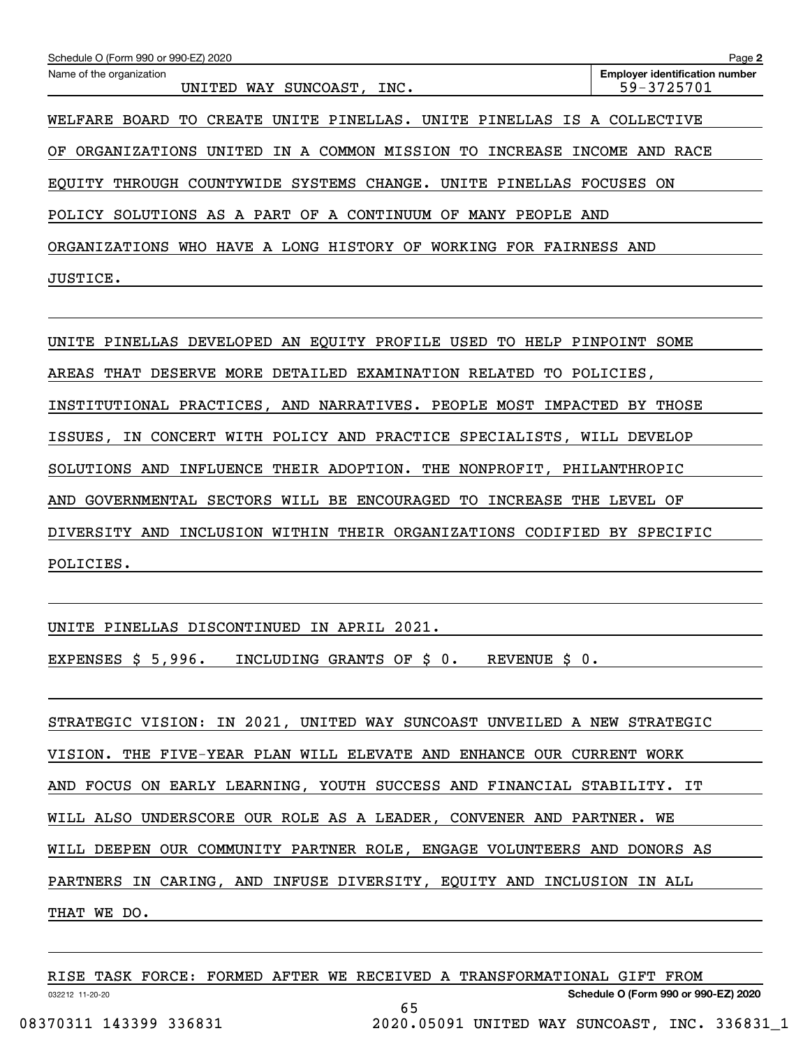Schedule O (Form 990 or 990-EZ) 2020

Name of the organization: UNITED WAY SUNCOAST, INC.

Employer identification number: 59-3725701

WELFARE BOARD TO CREATE UNITE PINELLAS. UNITE PINELLAS IS A COLLECTIVE OF ORGANIZATIONS UNITED IN A COMMON MISSION TO INCREASE INCOME AND RACE EQUITY THROUGH COUNTYWIDE SYSTEMS CHANGE. UNITE PINELLAS FOCUSES ON POLICY SOLUTIONS AS A PART OF A CONTINUUM OF MANY PEOPLE AND ORGANIZATIONS WHO HAVE A LONG HISTORY OF WORKING FOR FAIRNESS AND JUSTICE.

UNITE PINELLAS DEVELOPED AN EQUITY PROFILE USED TO HELP PINPOINT SOME AREAS THAT DESERVE MORE DETAILED EXAMINATION RELATED TO POLICIES, INSTITUTIONAL PRACTICES, AND NARRATIVES. PEOPLE MOST IMPACTED BY THOSE ISSUES, IN CONCERT WITH POLICY AND PRACTICE SPECIALISTS, WILL DEVELOP SOLUTIONS AND INFLUENCE THEIR ADOPTION. THE NONPROFIT, PHILANTHROPIC AND GOVERNMENTAL SECTORS WILL BE ENCOURAGED TO INCREASE THE LEVEL OF DIVERSITY AND INCLUSION WITHIN THEIR ORGANIZATIONS CODIFIED BY SPECIFIC POLICIES.

UNITE PINELLAS DISCONTINUED IN APRIL 2021.

EXPENSES $ 5,996. INCLUDING GRANTS OF $ 0. REVENUE $ 0.

STRATEGIC VISION: IN 2021, UNITED WAY SUNCOAST UNVEILED A NEW STRATEGIC VISION. THE FIVE-YEAR PLAN WILL ELEVATE AND ENHANCE OUR CURRENT WORK AND FOCUS ON EARLY LEARNING, YOUTH SUCCESS AND FINANCIAL STABILITY. IT WILL ALSO UNDERSCORE OUR ROLE AS A LEADER, CONVENER AND PARTNER. WE WILL DEEPEN OUR COMMUNITY PARTNER ROLE, ENGAGE VOLUNTEERS AND DONORS AS PARTNERS IN CARING, AND INFUSE DIVERSITY, EQUITY AND INCLUSION IN ALL THAT WE DO.

RISE TASK FORCE: FORMED AFTER WE RECEIVED A TRANSFORMATIONAL GIFT FROM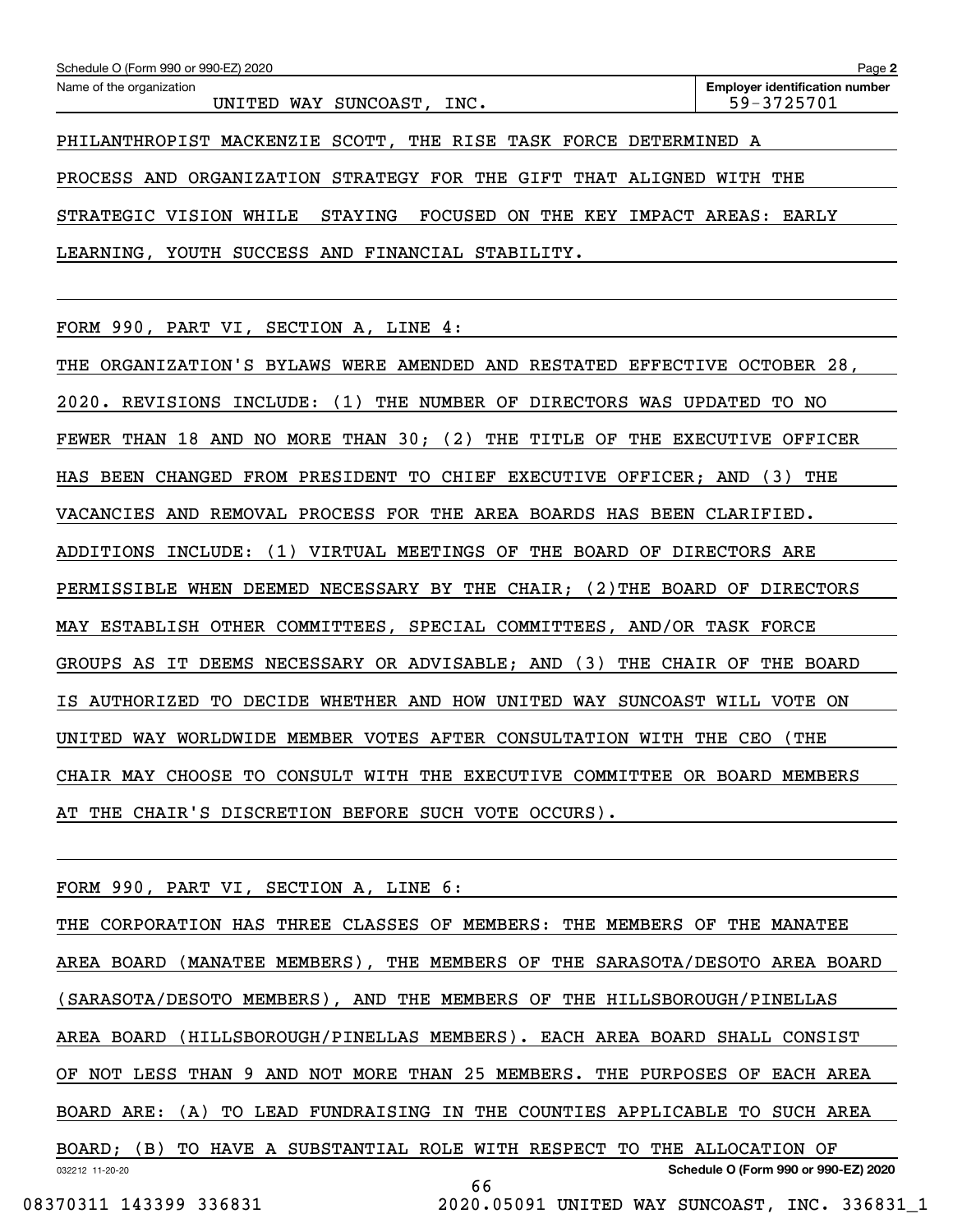Schedule O (Form 990 or 990-EZ) 2020

Name of the organization: UNITED WAY SUNCOAST, INC.

Employer identification number: 59-3725701

PHILANTHROPIST MACKENZIE SCOTT, THE RISE TASK FORCE DETERMINED A PROCESS AND ORGANIZATION STRATEGY FOR THE GIFT THAT ALIGNED WITH THE STRATEGIC VISION WHILE STAYING FOCUSED ON THE KEY IMPACT AREAS: EARLY LEARNING, YOUTH SUCCESS AND FINANCIAL STABILITY.

FORM 990, PART VI, SECTION A, LINE 4:

THE ORGANIZATION'S BYLAWS WERE AMENDED AND RESTATED EFFECTIVE OCTOBER 28, 2020. REVISIONS INCLUDE: (1) THE NUMBER OF DIRECTORS WAS UPDATED TO NO FEWER THAN 18 AND NO MORE THAN 30; (2) THE TITLE OF THE EXECUTIVE OFFICER HAS BEEN CHANGED FROM PRESIDENT TO CHIEF EXECUTIVE OFFICER; AND (3) THE VACANCIES AND REMOVAL PROCESS FOR THE AREA BOARDS HAS BEEN CLARIFIED. ADDITIONS INCLUDE: (1) VIRTUAL MEETINGS OF THE BOARD OF DIRECTORS ARE PERMISSIBLE WHEN DEEMED NECESSARY BY THE CHAIR; (2)THE BOARD OF DIRECTORS MAY ESTABLISH OTHER COMMITTEES, SPECIAL COMMITTEES, AND/OR TASK FORCE GROUPS AS IT DEEMS NECESSARY OR ADVISABLE; AND (3) THE CHAIR OF THE BOARD IS AUTHORIZED TO DECIDE WHETHER AND HOW UNITED WAY SUNCOAST WILL VOTE ON UNITED WAY WORLDWIDE MEMBER VOTES AFTER CONSULTATION WITH THE CEO (THE CHAIR MAY CHOOSE TO CONSULT WITH THE EXECUTIVE COMMITTEE OR BOARD MEMBERS AT THE CHAIR'S DISCRETION BEFORE SUCH VOTE OCCURS).

FORM 990, PART VI, SECTION A, LINE 6:

THE CORPORATION HAS THREE CLASSES OF MEMBERS: THE MEMBERS OF THE MANATEE AREA BOARD (MANATEE MEMBERS), THE MEMBERS OF THE SARASOTA/DESOTO AREA BOARD (SARASOTA/DESOTO MEMBERS), AND THE MEMBERS OF THE HILLSBOROUGH/PINELLAS AREA BOARD (HILLSBOROUGH/PINELLAS MEMBERS). EACH AREA BOARD SHALL CONSIST OF NOT LESS THAN 9 AND NOT MORE THAN 25 MEMBERS. THE PURPOSES OF EACH AREA BOARD ARE: (A) TO LEAD FUNDRAISING IN THE COUNTIES APPLICABLE TO SUCH AREA BOARD; (B) TO HAVE A SUBSTANTIAL ROLE WITH RESPECT TO THE ALLOCATION OF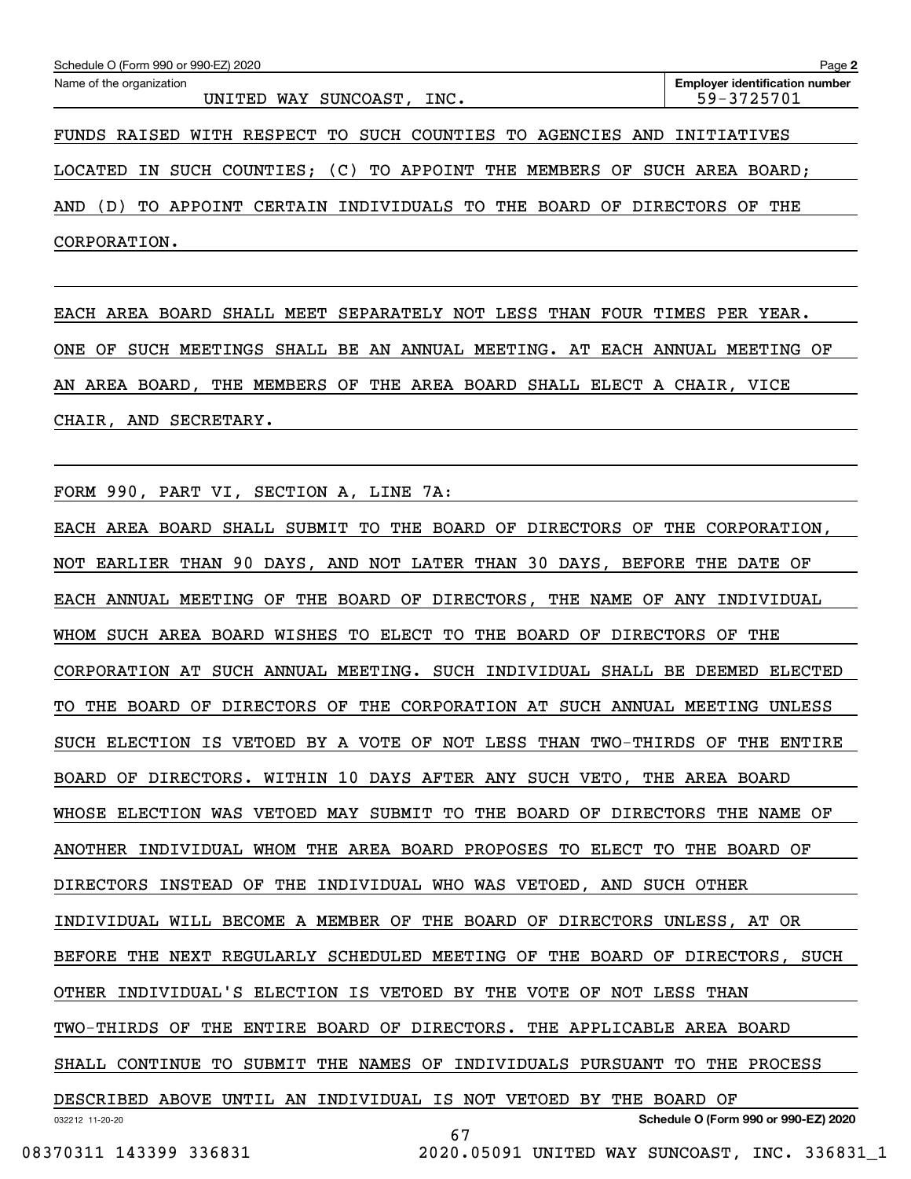Schedule O (Form 990 or 990-EZ) 2020

Name of the organization: UNITED WAY SUNCOAST, INC.

Employer identification number: 59-3725701

FUNDS RAISED WITH RESPECT TO SUCH COUNTIES TO AGENCIES AND INITIATIVES LOCATED IN SUCH COUNTIES; (C) TO APPOINT THE MEMBERS OF SUCH AREA BOARD; AND (D) TO APPOINT CERTAIN INDIVIDUALS TO THE BOARD OF DIRECTORS OF THE CORPORATION.

EACH AREA BOARD SHALL MEET SEPARATELY NOT LESS THAN FOUR TIMES PER YEAR. ONE OF SUCH MEETINGS SHALL BE AN ANNUAL MEETING. AT EACH ANNUAL MEETING OF AN AREA BOARD, THE MEMBERS OF THE AREA BOARD SHALL ELECT A CHAIR, VICE CHAIR, AND SECRETARY.

FORM 990, PART VI, SECTION A, LINE 7A:

EACH AREA BOARD SHALL SUBMIT TO THE BOARD OF DIRECTORS OF THE CORPORATION, NOT EARLIER THAN 90 DAYS, AND NOT LATER THAN 30 DAYS, BEFORE THE DATE OF EACH ANNUAL MEETING OF THE BOARD OF DIRECTORS, THE NAME OF ANY INDIVIDUAL WHOM SUCH AREA BOARD WISHES TO ELECT TO THE BOARD OF DIRECTORS OF THE CORPORATION AT SUCH ANNUAL MEETING. SUCH INDIVIDUAL SHALL BE DEEMED ELECTED TO THE BOARD OF DIRECTORS OF THE CORPORATION AT SUCH ANNUAL MEETING UNLESS SUCH ELECTION IS VETOED BY A VOTE OF NOT LESS THAN TWO-THIRDS OF THE ENTIRE BOARD OF DIRECTORS. WITHIN 10 DAYS AFTER ANY SUCH VETO, THE AREA BOARD WHOSE ELECTION WAS VETOED MAY SUBMIT TO THE BOARD OF DIRECTORS THE NAME OF ANOTHER INDIVIDUAL WHOM THE AREA BOARD PROPOSES TO ELECT TO THE BOARD OF DIRECTORS INSTEAD OF THE INDIVIDUAL WHO WAS VETOED, AND SUCH OTHER INDIVIDUAL WILL BECOME A MEMBER OF THE BOARD OF DIRECTORS UNLESS, AT OR BEFORE THE NEXT REGULARLY SCHEDULED MEETING OF THE BOARD OF DIRECTORS, SUCH OTHER INDIVIDUAL'S ELECTION IS VETOED BY THE VOTE OF NOT LESS THAN TWO-THIRDS OF THE ENTIRE BOARD OF DIRECTORS. THE APPLICABLE AREA BOARD SHALL CONTINUE TO SUBMIT THE NAMES OF INDIVIDUALS PURSUANT TO THE PROCESS DESCRIBED ABOVE UNTIL AN INDIVIDUAL IS NOT VETOED BY THE BOARD OF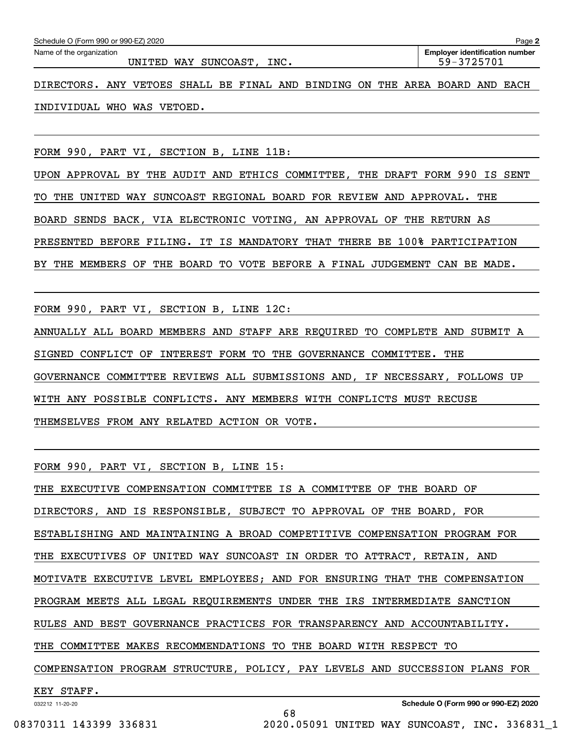Schedule O (Form 990 or 990-EZ) 2020

Name of the organization: UNITED WAY SUNCOAST, INC.

Employer identification number: 59-3725701

DIRECTORS. ANY VETOES SHALL BE FINAL AND BINDING ON THE AREA BOARD AND EACH INDIVIDUAL WHO WAS VETOED.

FORM 990, PART VI, SECTION B, LINE 11B:

UPON APPROVAL BY THE AUDIT AND ETHICS COMMITTEE, THE DRAFT FORM 990 IS SENT TO THE UNITED WAY SUNCOAST REGIONAL BOARD FOR REVIEW AND APPROVAL. THE BOARD SENDS BACK, VIA ELECTRONIC VOTING, AN APPROVAL OF THE RETURN AS PRESENTED BEFORE FILING. IT IS MANDATORY THAT THERE BE 100% PARTICIPATION BY THE MEMBERS OF THE BOARD TO VOTE BEFORE A FINAL JUDGEMENT CAN BE MADE.

FORM 990, PART VI, SECTION B, LINE 12C:

ANNUALLY ALL BOARD MEMBERS AND STAFF ARE REQUIRED TO COMPLETE AND SUBMIT A SIGNED CONFLICT OF INTEREST FORM TO THE GOVERNANCE COMMITTEE. THE GOVERNANCE COMMITTEE REVIEWS ALL SUBMISSIONS AND, IF NECESSARY, FOLLOWS UP WITH ANY POSSIBLE CONFLICTS. ANY MEMBERS WITH CONFLICTS MUST RECUSE THEMSELVES FROM ANY RELATED ACTION OR VOTE.

FORM 990, PART VI, SECTION B, LINE 15:

THE EXECUTIVE COMPENSATION COMMITTEE IS A COMMITTEE OF THE BOARD OF DIRECTORS, AND IS RESPONSIBLE, SUBJECT TO APPROVAL OF THE BOARD, FOR ESTABLISHING AND MAINTAINING A BROAD COMPETITIVE COMPENSATION PROGRAM FOR THE EXECUTIVES OF UNITED WAY SUNCOAST IN ORDER TO ATTRACT, RETAIN, AND MOTIVATE EXECUTIVE LEVEL EMPLOYEES; AND FOR ENSURING THAT THE COMPENSATION PROGRAM MEETS ALL LEGAL REQUIREMENTS UNDER THE IRS INTERMEDIATE SANCTION RULES AND BEST GOVERNANCE PRACTICES FOR TRANSPARENCY AND ACCOUNTABILITY. THE COMMITTEE MAKES RECOMMENDATIONS TO THE BOARD WITH RESPECT TO COMPENSATION PROGRAM STRUCTURE, POLICY, PAY LEVELS AND SUCCESSION PLANS FOR KEY STAFF.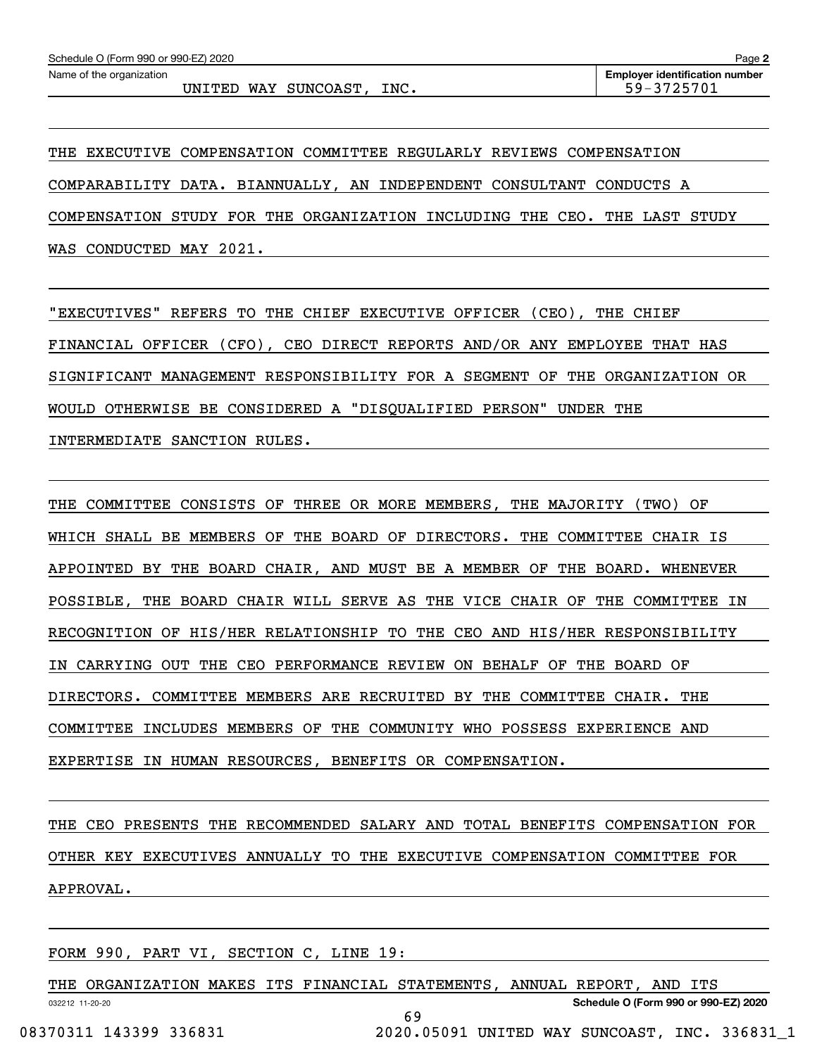Schedule O (Form 990 or 990-EZ) 2020

Name of the organization: UNITED WAY SUNCOAST, INC.

Employer identification number: 59-3725701

THE EXECUTIVE COMPENSATION COMMITTEE REGULARLY REVIEWS COMPENSATION COMPARABILITY DATA. BIANNUALLY, AN INDEPENDENT CONSULTANT CONDUCTS A COMPENSATION STUDY FOR THE ORGANIZATION INCLUDING THE CEO. THE LAST STUDY WAS CONDUCTED MAY 2021.

"EXECUTIVES" REFERS TO THE CHIEF EXECUTIVE OFFICER (CEO), THE CHIEF FINANCIAL OFFICER (CFO), CEO DIRECT REPORTS AND/OR ANY EMPLOYEE THAT HAS SIGNIFICANT MANAGEMENT RESPONSIBILITY FOR A SEGMENT OF THE ORGANIZATION OR WOULD OTHERWISE BE CONSIDERED A "DISQUALIFIED PERSON" UNDER THE INTERMEDIATE SANCTION RULES.

THE COMMITTEE CONSISTS OF THREE OR MORE MEMBERS, THE MAJORITY (TWO) OF WHICH SHALL BE MEMBERS OF THE BOARD OF DIRECTORS. THE COMMITTEE CHAIR IS APPOINTED BY THE BOARD CHAIR, AND MUST BE A MEMBER OF THE BOARD. WHENEVER POSSIBLE, THE BOARD CHAIR WILL SERVE AS THE VICE CHAIR OF THE COMMITTEE IN RECOGNITION OF HIS/HER RELATIONSHIP TO THE CEO AND HIS/HER RESPONSIBILITY IN CARRYING OUT THE CEO PERFORMANCE REVIEW ON BEHALF OF THE BOARD OF DIRECTORS. COMMITTEE MEMBERS ARE RECRUITED BY THE COMMITTEE CHAIR. THE COMMITTEE INCLUDES MEMBERS OF THE COMMUNITY WHO POSSESS EXPERIENCE AND EXPERTISE IN HUMAN RESOURCES, BENEFITS OR COMPENSATION.

THE CEO PRESENTS THE RECOMMENDED SALARY AND TOTAL BENEFITS COMPENSATION FOR OTHER KEY EXECUTIVES ANNUALLY TO THE EXECUTIVE COMPENSATION COMMITTEE FOR APPROVAL.

FORM 990, PART VI, SECTION C, LINE 19:

THE ORGANIZATION MAKES ITS FINANCIAL STATEMENTS, ANNUAL REPORT, AND ITS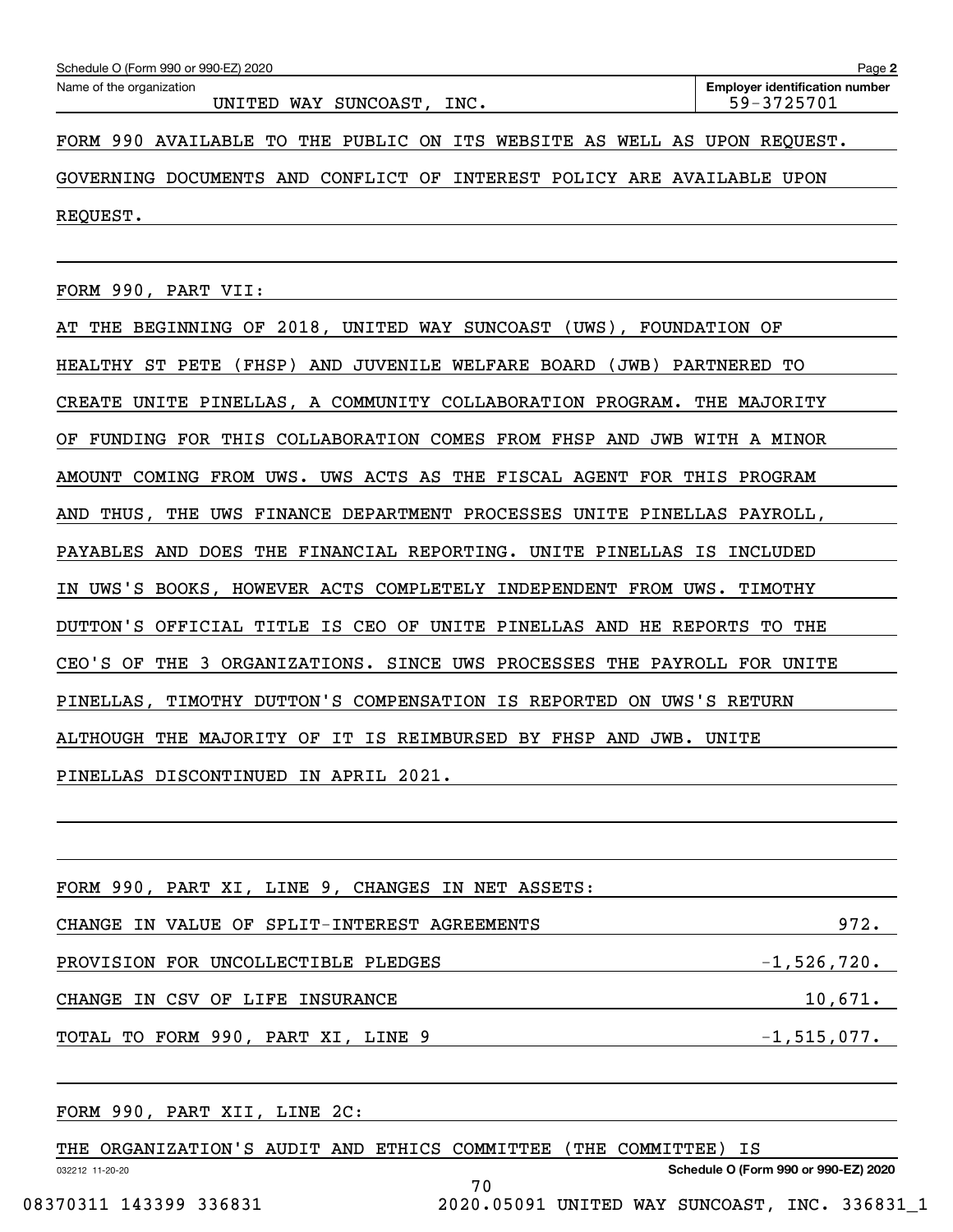Schedule O (Form 990 or 990-EZ) 2020

Name of the organization: UNITED WAY SUNCOAST, INC.

Employer identification number: 59-3725701

FORM 990 AVAILABLE TO THE PUBLIC ON ITS WEBSITE AS WELL AS UPON REQUEST. GOVERNING DOCUMENTS AND CONFLICT OF INTEREST POLICY ARE AVAILABLE UPON REQUEST.

FORM 990, PART VII:

AT THE BEGINNING OF 2018, UNITED WAY SUNCOAST (UWS), FOUNDATION OF HEALTHY ST PETE (FHSP) AND JUVENILE WELFARE BOARD (JWB) PARTNERED TO CREATE UNITE PINELLAS, A COMMUNITY COLLABORATION PROGRAM. THE MAJORITY OF FUNDING FOR THIS COLLABORATION COMES FROM FHSP AND JWB WITH A MINOR AMOUNT COMING FROM UWS. UWS ACTS AS THE FISCAL AGENT FOR THIS PROGRAM AND THUS, THE UWS FINANCE DEPARTMENT PROCESSES UNITE PINELLAS PAYROLL, PAYABLES AND DOES THE FINANCIAL REPORTING. UNITE PINELLAS IS INCLUDED IN UWS'S BOOKS, HOWEVER ACTS COMPLETELY INDEPENDENT FROM UWS. TIMOTHY DUTTON'S OFFICIAL TITLE IS CEO OF UNITE PINELLAS AND HE REPORTS TO THE CEO'S OF THE 3 ORGANIZATIONS. SINCE UWS PROCESSES THE PAYROLL FOR UNITE PINELLAS, TIMOTHY DUTTON'S COMPENSATION IS REPORTED ON UWS'S RETURN ALTHOUGH THE MAJORITY OF IT IS REIMBURSED BY FHSP AND JWB. UNITE PINELLAS DISCONTINUED IN APRIL 2021.

FORM 990, PART XI, LINE 9, CHANGES IN NET ASSETS:

| | |
|---|---|
| CHANGE IN VALUE OF SPLIT-INTEREST AGREEMENTS | 972. |
| PROVISION FOR UNCOLLECTIBLE PLEDGES | -1,526,720. |
| CHANGE IN CSV OF LIFE INSURANCE | 10,671. |
| TOTAL TO FORM 990, PART XI, LINE 9 | -1,515,077. |

FORM 990, PART XII, LINE 2C:

THE ORGANIZATION'S AUDIT AND ETHICS COMMITTEE (THE COMMITTEE) IS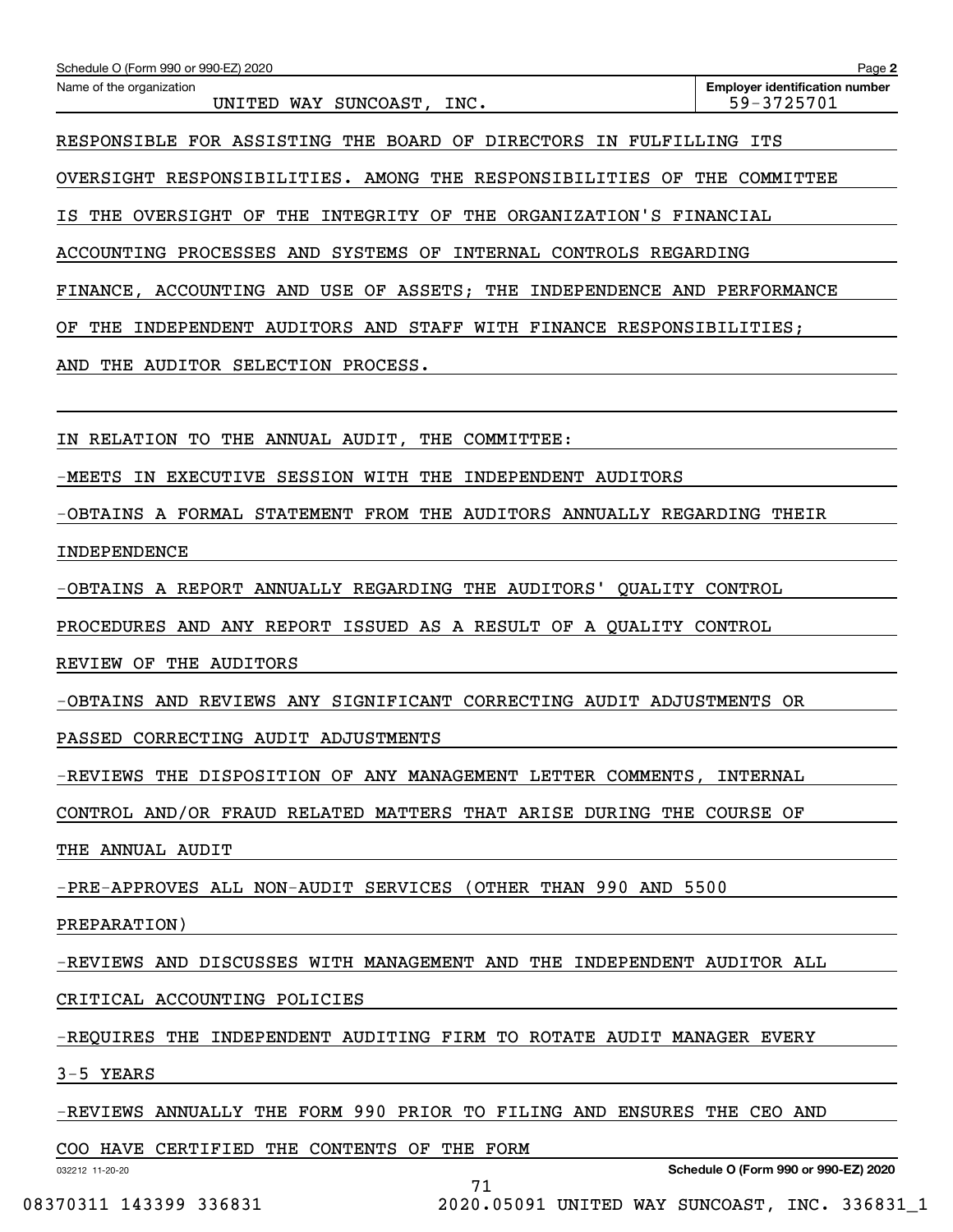Schedule O (Form 990 or 990-EZ) 2020

Name of the organization: UNITED WAY SUNCOAST, INC.

Employer identification number: 59-3725701

RESPONSIBLE FOR ASSISTING THE BOARD OF DIRECTORS IN FULFILLING ITS OVERSIGHT RESPONSIBILITIES. AMONG THE RESPONSIBILITIES OF THE COMMITTEE IS THE OVERSIGHT OF THE INTEGRITY OF THE ORGANIZATION'S FINANCIAL ACCOUNTING PROCESSES AND SYSTEMS OF INTERNAL CONTROLS REGARDING FINANCE, ACCOUNTING AND USE OF ASSETS; THE INDEPENDENCE AND PERFORMANCE OF THE INDEPENDENT AUDITORS AND STAFF WITH FINANCE RESPONSIBILITIES; AND THE AUDITOR SELECTION PROCESS.

IN RELATION TO THE ANNUAL AUDIT, THE COMMITTEE:

-MEETS IN EXECUTIVE SESSION WITH THE INDEPENDENT AUDITORS

-OBTAINS A FORMAL STATEMENT FROM THE AUDITORS ANNUALLY REGARDING THEIR INDEPENDENCE

-OBTAINS A REPORT ANNUALLY REGARDING THE AUDITORS' QUALITY CONTROL PROCEDURES AND ANY REPORT ISSUED AS A RESULT OF A QUALITY CONTROL REVIEW OF THE AUDITORS

-OBTAINS AND REVIEWS ANY SIGNIFICANT CORRECTING AUDIT ADJUSTMENTS OR PASSED CORRECTING AUDIT ADJUSTMENTS

-REVIEWS THE DISPOSITION OF ANY MANAGEMENT LETTER COMMENTS, INTERNAL CONTROL AND/OR FRAUD RELATED MATTERS THAT ARISE DURING THE COURSE OF THE ANNUAL AUDIT

-PRE-APPROVES ALL NON-AUDIT SERVICES (OTHER THAN 990 AND 5500 PREPARATION)

-REVIEWS AND DISCUSSES WITH MANAGEMENT AND THE INDEPENDENT AUDITOR ALL CRITICAL ACCOUNTING POLICIES

-REQUIRES THE INDEPENDENT AUDITING FIRM TO ROTATE AUDIT MANAGER EVERY 3-5 YEARS

-REVIEWS ANNUALLY THE FORM 990 PRIOR TO FILING AND ENSURES THE CEO AND COO HAVE CERTIFIED THE CONTENTS OF THE FORM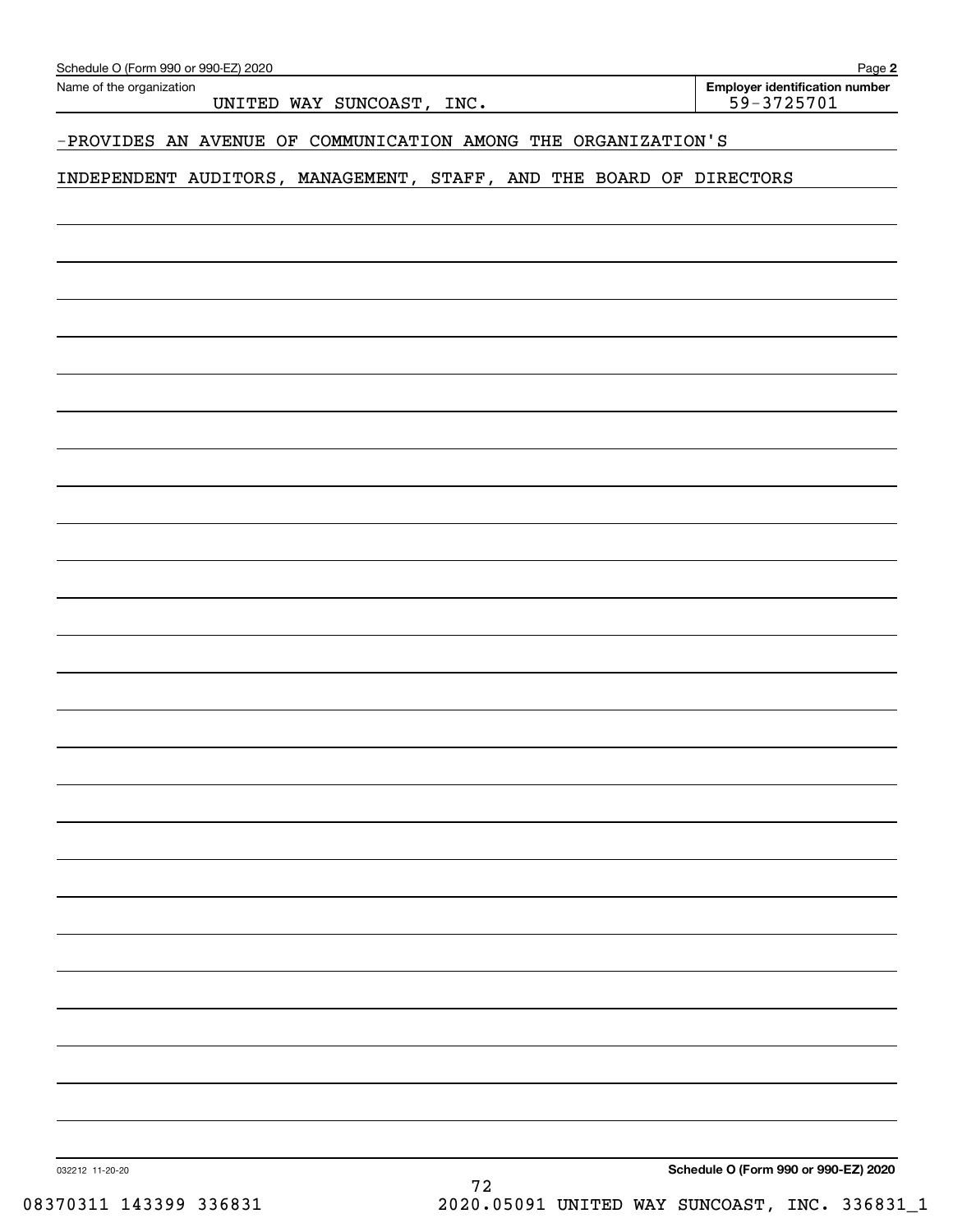Name of the organization: UNITED WAY SUNCOAST, INC.

Employer identification number: 59-3725701

-PROVIDES AN AVENUE OF COMMUNICATION AMONG THE ORGANIZATION'S INDEPENDENT AUDITORS, MANAGEMENT, STAFF, AND THE BOARD OF DIRECTORS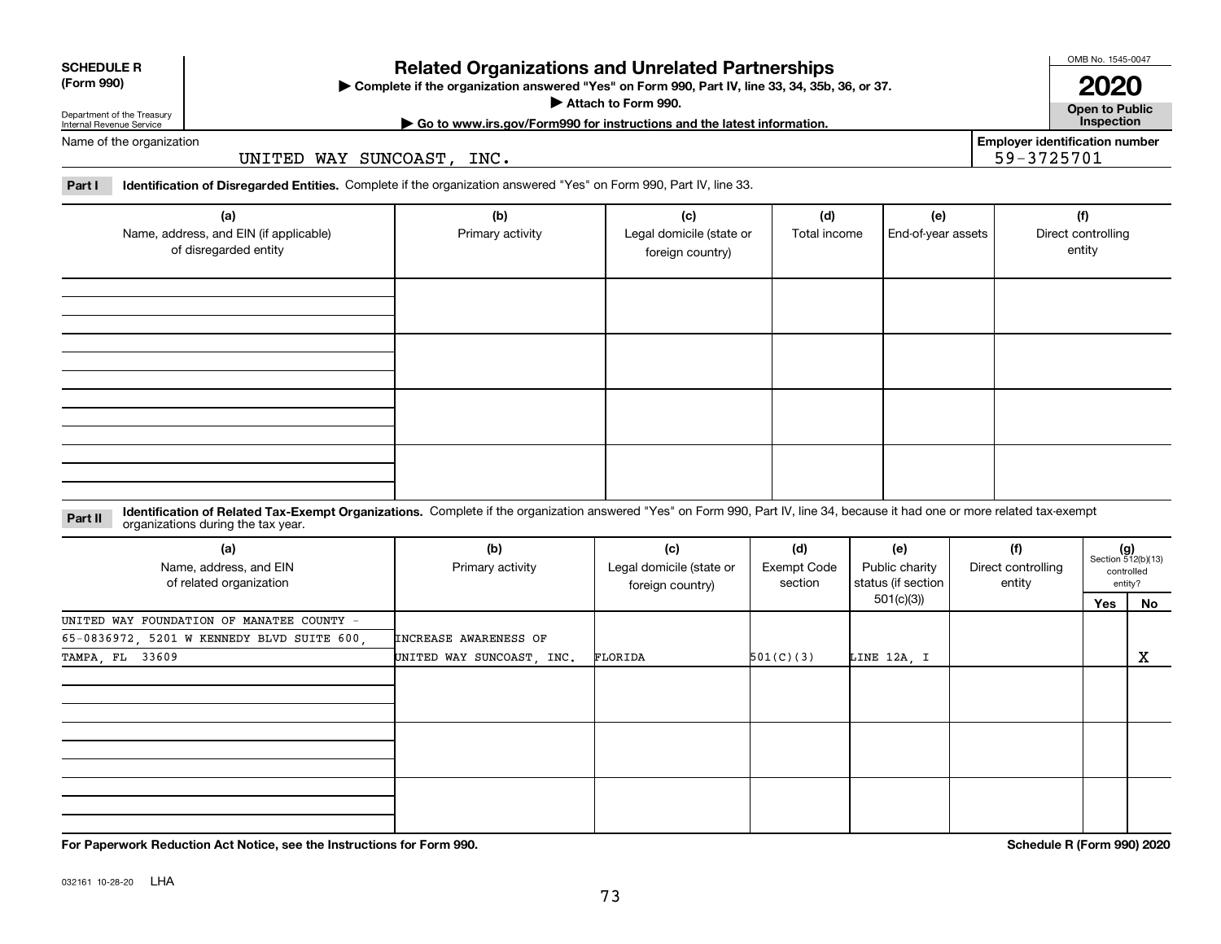**SCHEDULE R (Form 990)**

Department of the Treasury
Internal Revenue Service

# Related Organizations and Unrelated Partnerships

▶ Complete if the organization answered "Yes" on Form 990, Part IV, line 33, 34, 35b, 36, or 37.
▶ Attach to Form 990.
▶ Go to www.irs.gov/Form990 for instructions and the latest information.

OMB No. 1545-0047

**2020**

**Open to Public Inspection**

Name of the organization: UNITED WAY SUNCOAST, INC.

Employer identification number: 59-3725701

**Part I — Identification of Disregarded Entities.** Complete if the organization answered "Yes" on Form 990, Part IV, line 33.

| (a) Name, address, and EIN (if applicable) of disregarded entity | (b) Primary activity | (c) Legal domicile (state or foreign country) | (d) Total income | (e) End-of-year assets | (f) Direct controlling entity |
|---|---|---|---|---|---|
| | | | | | |
| | | | | | |
| | | | | | |
| | | | | | |

**Part II — Identification of Related Tax-Exempt Organizations.** Complete if the organization answered "Yes" on Form 990, Part IV, line 34, because it had one or more related tax-exempt organizations during the tax year.

| (a) Name, address, and EIN of related organization | (b) Primary activity | (c) Legal domicile (state or foreign country) | (d) Exempt Code section | (e) Public charity status (if section 501(c)(3)) | (f) Direct controlling entity | (g) Section 512(b)(13) controlled entity? Yes | No |
|---|---|---|---|---|---|---|---|
| UNITED WAY FOUNDATION OF MANATEE COUNTY - 65-0836972, 5201 W KENNEDY BLVD SUITE 600, TAMPA, FL 33609 | INCREASE AWARENESS OF UNITED WAY SUNCOAST, INC. | FLORIDA | 501(C)(3) | LINE 12A, I | | | X |
| | | | | | | | |
| | | | | | | | |
| | | | | | | | |

**For Paperwork Reduction Act Notice, see the Instructions for Form 990.**

**Schedule R (Form 990) 2020**

032161 10-28-20 LHA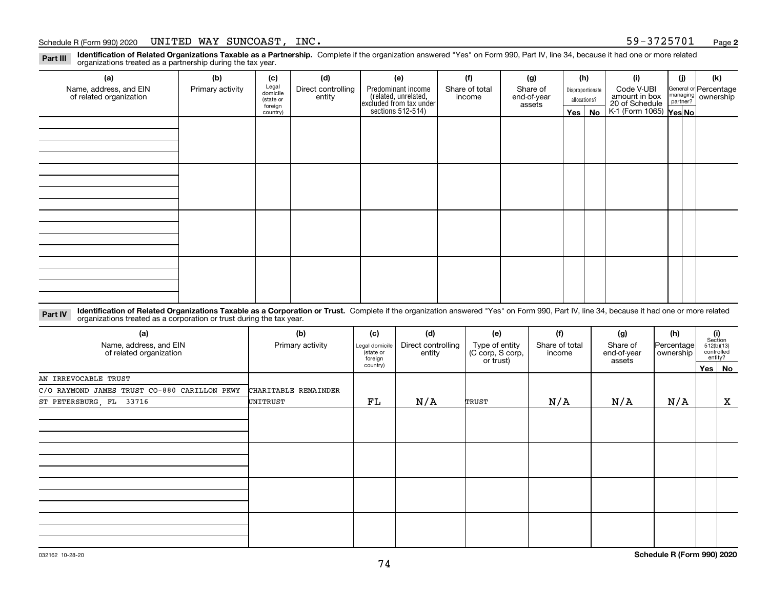Schedule R (Form 990) 2020 UNITED WAY SUNCOAST, INC. 59-3725701

**Part III** **Identification of Related Organizations Taxable as a Partnership.** Complete if the organization answered "Yes" on Form 990, Part IV, line 34, because it had one or more related organizations treated as a partnership during the tax year.

| (a) Name, address, and EIN of related organization | (b) Primary activity | (c) Legal domicile (state or foreign country) | (d) Direct controlling entity | (e) Predominant income (related, unrelated, excluded from tax under sections 512-514) | (f) Share of total income | (g) Share of end-of-year assets | (h) Disproportionate allocations? Yes | No | (i) Code V-UBI amount in box 20 of Schedule K-1 (Form 1065) | (j) General or managing partner? Yes | No | (k) Percentage ownership |
|---|---|---|---|---|---|---|---|---|---|---|---|---|
| | | | | | | | | | | | | |
| | | | | | | | | | | | | |
| | | | | | | | | | | | | |
| | | | | | | | | | | | | |

**Part IV** **Identification of Related Organizations Taxable as a Corporation or Trust.** Complete if the organization answered "Yes" on Form 990, Part IV, line 34, because it had one or more related organizations treated as a corporation or trust during the tax year.

| (a) Name, address, and EIN of related organization | (b) Primary activity | (c) Legal domicile (state or foreign country) | (d) Direct controlling entity | (e) Type of entity (C corp, S corp, or trust) | (f) Share of total income | (g) Share of end-of-year assets | (h) Percentage ownership | (i) Section 512(b)(13) controlled entity? Yes | No |
|---|---|---|---|---|---|---|---|---|---|
| AN IRREVOCABLE TRUST<br>C/O RAYMOND JAMES TRUST CO-880 CARILLON PKWY<br>ST PETERSBURG, FL 33716 | CHARITABLE REMAINDER UNITRUST | FL | N/A | TRUST | N/A | N/A | N/A | | X |
| | | | | | | | | | |
| | | | | | | | | | |
| | | | | | | | | | |
| | | | | | | | | | |

Schedule R (Form 990) 2020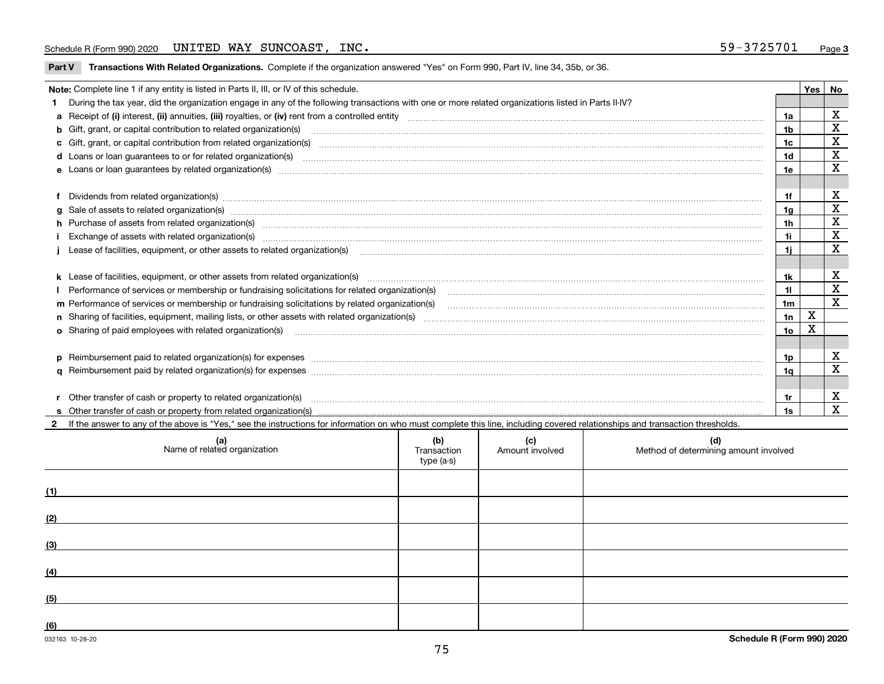Schedule R (Form 990) 2020 UNITED WAY SUNCOAST, INC. 59-3725701 Page **3**

**Part V Transactions With Related Organizations.** Complete if the organization answered "Yes" on Form 990, Part IV, line 34, 35b, or 36.

| **Note:** Complete line 1 if any entity is listed in Parts II, III, or IV of this schedule. | | Yes | No |
|---|---|---|---|
| **1** During the tax year, did the organization engage in any of the following transactions with one or more related organizations listed in Parts II-IV? | | | |
| **a** Receipt of **(i)** interest, **(ii)** annuities, **(iii)** royalties, or **(iv)** rent from a controlled entity | 1a | | X |
| **b** Gift, grant, or capital contribution to related organization(s) | 1b | | X |
| **c** Gift, grant, or capital contribution from related organization(s) | 1c | | X |
| **d** Loans or loan guarantees to or for related organization(s) | 1d | | X |
| **e** Loans or loan guarantees by related organization(s) | 1e | | X |
| **f** Dividends from related organization(s) | 1f | | X |
| **g** Sale of assets to related organization(s) | 1g | | X |
| **h** Purchase of assets from related organization(s) | 1h | | X |
| **i** Exchange of assets with related organization(s) | 1i | | X |
| **j** Lease of facilities, equipment, or other assets to related organization(s) | 1j | | X |
| **k** Lease of facilities, equipment, or other assets from related organization(s) | 1k | | X |
| **l** Performance of services or membership or fundraising solicitations for related organization(s) | 1l | | X |
| **m** Performance of services or membership or fundraising solicitations by related organization(s) | 1m | | X |
| **n** Sharing of facilities, equipment, mailing lists, or other assets with related organization(s) | 1n | X | |
| **o** Sharing of paid employees with related organization(s) | 1o | X | |
| **p** Reimbursement paid to related organization(s) for expenses | 1p | | X |
| **q** Reimbursement paid by related organization(s) for expenses | 1q | | X |
| **r** Other transfer of cash or property to related organization(s) | 1r | | X |
| **s** Other transfer of cash or property from related organization(s) | 1s | | X |

**2** If the answer to any of the above is "Yes," see the instructions for information on who must complete this line, including covered relationships and transaction thresholds.

| (a) Name of related organization | (b) Transaction type (a-s) | (c) Amount involved | (d) Method of determining amount involved |
|---|---|---|---|
| (1) | | | |
| (2) | | | |
| (3) | | | |
| (4) | | | |
| (5) | | | |
| (6) | | | |

032163 10-28-20 **Schedule R (Form 990) 2020**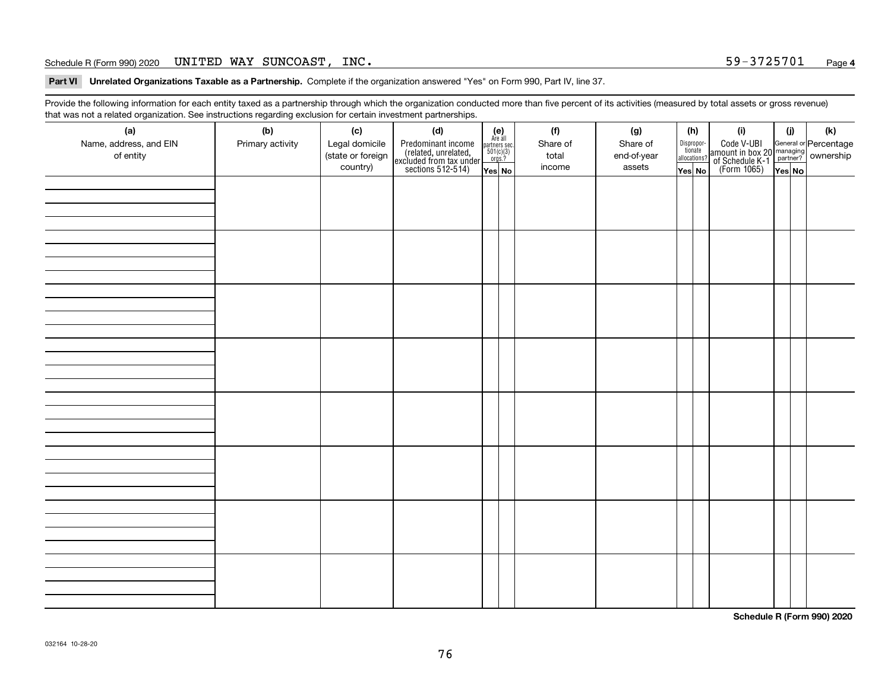Schedule R (Form 990) 2020 UNITED WAY SUNCOAST, INC. 59-3725701

## Part VI Unrelated Organizations Taxable as a Partnership. Complete if the organization answered "Yes" on Form 990, Part IV, line 37.

Provide the following information for each entity taxed as a partnership through which the organization conducted more than five percent of its activities (measured by total assets or gross revenue) that was not a related organization. See instructions regarding exclusion for certain investment partnerships.

| (a) Name, address, and EIN of entity | (b) Primary activity | (c) Legal domicile (state or foreign country) | (d) Predominant income (related, unrelated, excluded from tax under sections 512-514) | (e) Are all partners sec. 501(c)(3) orgs.? Yes | No | (f) Share of total income | (g) Share of end-of-year assets | (h) Disproportionate allocations? Yes | No | (i) Code V-UBI amount in box 20 of Schedule K-1 (Form 1065) | (j) General or managing partner? Yes | No | (k) Percentage ownership |
|---|---|---|---|---|---|---|---|---|---|---|---|---|---|
| | | | | | | | | | | | | | |
| | | | | | | | | | | | | | |
| | | | | | | | | | | | | | |
| | | | | | | | | | | | | | |
| | | | | | | | | | | | | | |
| | | | | | | | | | | | | | |
| | | | | | | | | | | | | | |
| | | | | | | | | | | | | | |

Schedule R (Form 990) 2020

032164 10-28-20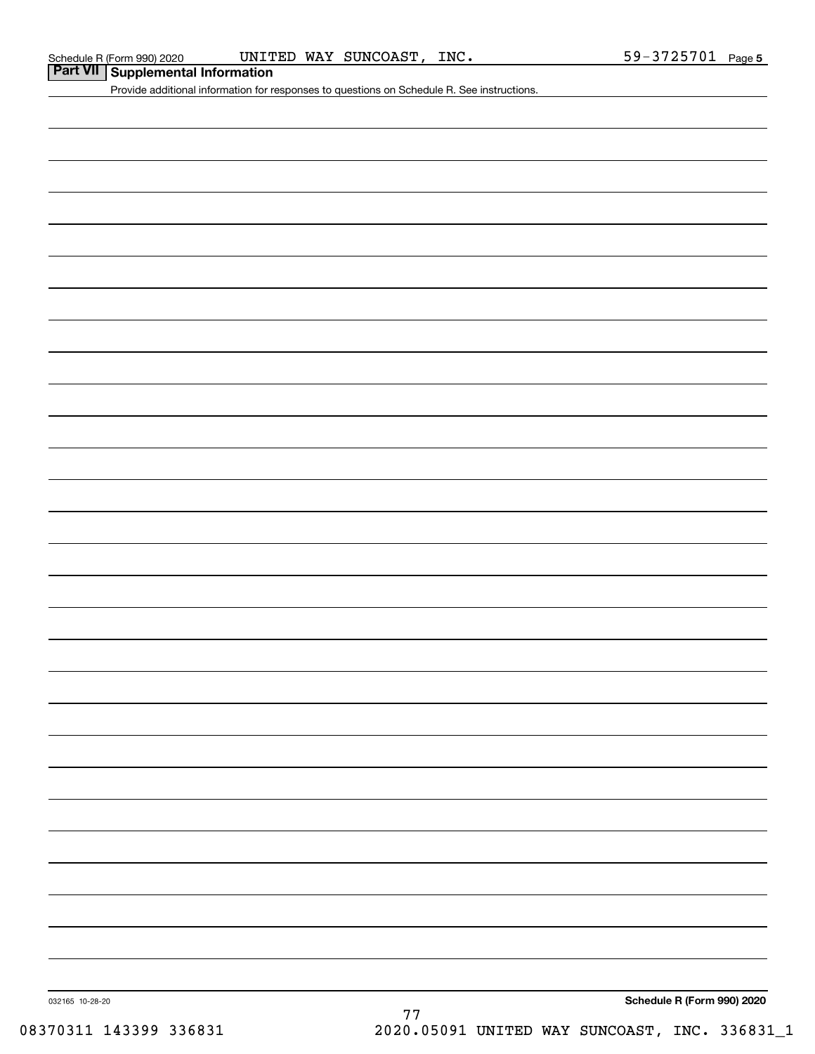## Part VII Supplemental Information

Provide additional information for responses to questions on Schedule R. See instructions.